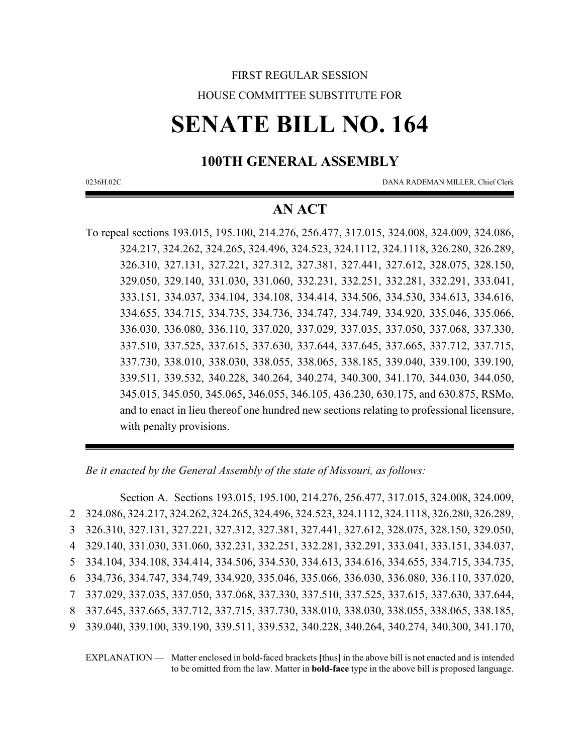FIRST REGULAR SESSION

HOUSE COMMITTEE SUBSTITUTE FOR

# SENATE BILL NO. 164

## 100TH GENERAL ASSEMBLY

0236H.02C DANA RADEMAN MILLER, Chief Clerk

## AN ACT

To repeal sections 193.015, 195.100, 214.276, 256.477, 317.015, 324.008, 324.009, 324.086, 324.217, 324.262, 324.265, 324.496, 324.523, 324.1112, 324.1118, 326.280, 326.289, 326.310, 327.131, 327.221, 327.312, 327.381, 327.441, 327.612, 328.075, 328.150, 329.050, 329.140, 331.030, 331.060, 332.231, 332.251, 332.281, 332.291, 333.041, 333.151, 334.037, 334.104, 334.108, 334.414, 334.506, 334.530, 334.613, 334.616, 334.655, 334.715, 334.735, 334.736, 334.747, 334.749, 334.920, 335.046, 335.066, 336.030, 336.080, 336.110, 337.020, 337.029, 337.035, 337.050, 337.068, 337.330, 337.510, 337.525, 337.615, 337.630, 337.644, 337.645, 337.665, 337.712, 337.715, 337.730, 338.010, 338.030, 338.055, 338.065, 338.185, 339.040, 339.100, 339.190, 339.511, 339.532, 340.228, 340.264, 340.274, 340.300, 341.170, 344.030, 344.050, 345.015, 345.050, 345.065, 346.055, 346.105, 436.230, 630.175, and 630.875, RSMo, and to enact in lieu thereof one hundred new sections relating to professional licensure, with penalty provisions.

*Be it enacted by the General Assembly of the state of Missouri, as follows:*

Section A. Sections 193.015, 195.100, 214.276, 256.477, 317.015, 324.008, 324.009,
2 324.086, 324.217, 324.262, 324.265, 324.496, 324.523, 324.1112, 324.1118, 326.280, 326.289,
3 326.310, 327.131, 327.221, 327.312, 327.381, 327.441, 327.612, 328.075, 328.150, 329.050,
4 329.140, 331.030, 331.060, 332.231, 332.251, 332.281, 332.291, 333.041, 333.151, 334.037,
5 334.104, 334.108, 334.414, 334.506, 334.530, 334.613, 334.616, 334.655, 334.715, 334.735,
6 334.736, 334.747, 334.749, 334.920, 335.046, 335.066, 336.030, 336.080, 336.110, 337.020,
7 337.029, 337.035, 337.050, 337.068, 337.330, 337.510, 337.525, 337.615, 337.630, 337.644,
8 337.645, 337.665, 337.712, 337.715, 337.730, 338.010, 338.030, 338.055, 338.065, 338.185,
9 339.040, 339.100, 339.190, 339.511, 339.532, 340.228, 340.264, 340.274, 340.300, 341.170,

EXPLANATION — Matter enclosed in bold-faced brackets **[**thus**]** in the above bill is not enacted and is intended to be omitted from the law. Matter in **bold-face** type in the above bill is proposed language.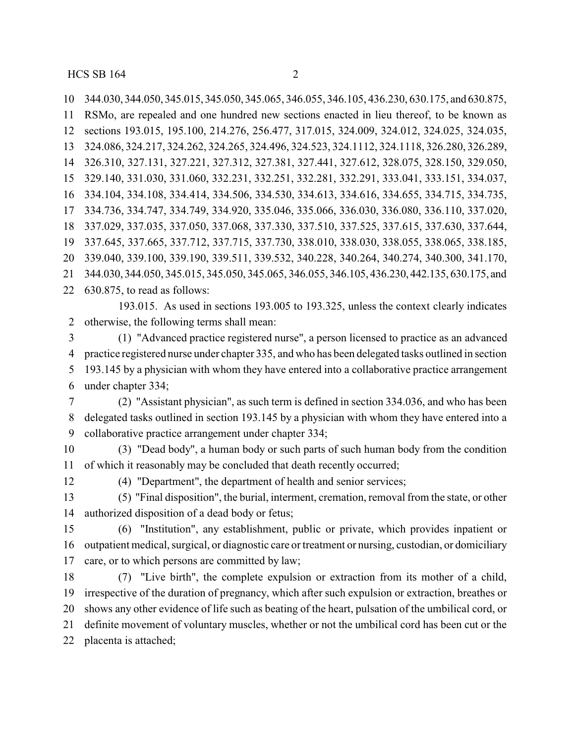344.030, 344.050, 345.015, 345.050, 345.065, 346.055, 346.105, 436.230, 630.175, and 630.875, RSMo, are repealed and one hundred new sections enacted in lieu thereof, to be known as sections 193.015, 195.100, 214.276, 256.477, 317.015, 324.009, 324.012, 324.025, 324.035, 324.086, 324.217, 324.262, 324.265, 324.496, 324.523, 324.1112, 324.1118, 326.280, 326.289, 326.310, 327.131, 327.221, 327.312, 327.381, 327.441, 327.612, 328.075, 328.150, 329.050, 329.140, 331.030, 331.060, 332.231, 332.251, 332.281, 332.291, 333.041, 333.151, 334.037, 334.104, 334.108, 334.414, 334.506, 334.530, 334.613, 334.616, 334.655, 334.715, 334.735, 334.736, 334.747, 334.749, 334.920, 335.046, 335.066, 336.030, 336.080, 336.110, 337.020, 337.029, 337.035, 337.050, 337.068, 337.330, 337.510, 337.525, 337.615, 337.630, 337.644, 337.645, 337.665, 337.712, 337.715, 337.730, 338.010, 338.030, 338.055, 338.065, 338.185, 339.040, 339.100, 339.190, 339.511, 339.532, 340.228, 340.264, 340.274, 340.300, 341.170, 344.030, 344.050, 345.015, 345.050, 345.065, 346.055, 346.105, 436.230, 442.135, 630.175, and 630.875, to read as follows:

193.015. As used in sections 193.005 to 193.325, unless the context clearly indicates otherwise, the following terms shall mean:

(1) "Advanced practice registered nurse", a person licensed to practice as an advanced practice registered nurse under chapter 335, and who has been delegated tasks outlined in section 193.145 by a physician with whom they have entered into a collaborative practice arrangement under chapter 334;

(2) "Assistant physician", as such term is defined in section 334.036, and who has been delegated tasks outlined in section 193.145 by a physician with whom they have entered into a collaborative practice arrangement under chapter 334;

(3) "Dead body", a human body or such parts of such human body from the condition of which it reasonably may be concluded that death recently occurred;

(4) "Department", the department of health and senior services;

(5) "Final disposition", the burial, interment, cremation, removal from the state, or other authorized disposition of a dead body or fetus;

(6) "Institution", any establishment, public or private, which provides inpatient or outpatient medical, surgical, or diagnostic care or treatment or nursing, custodian, or domiciliary care, or to which persons are committed by law;

(7) "Live birth", the complete expulsion or extraction from its mother of a child, irrespective of the duration of pregnancy, which after such expulsion or extraction, breathes or shows any other evidence of life such as beating of the heart, pulsation of the umbilical cord, or definite movement of voluntary muscles, whether or not the umbilical cord has been cut or the placenta is attached;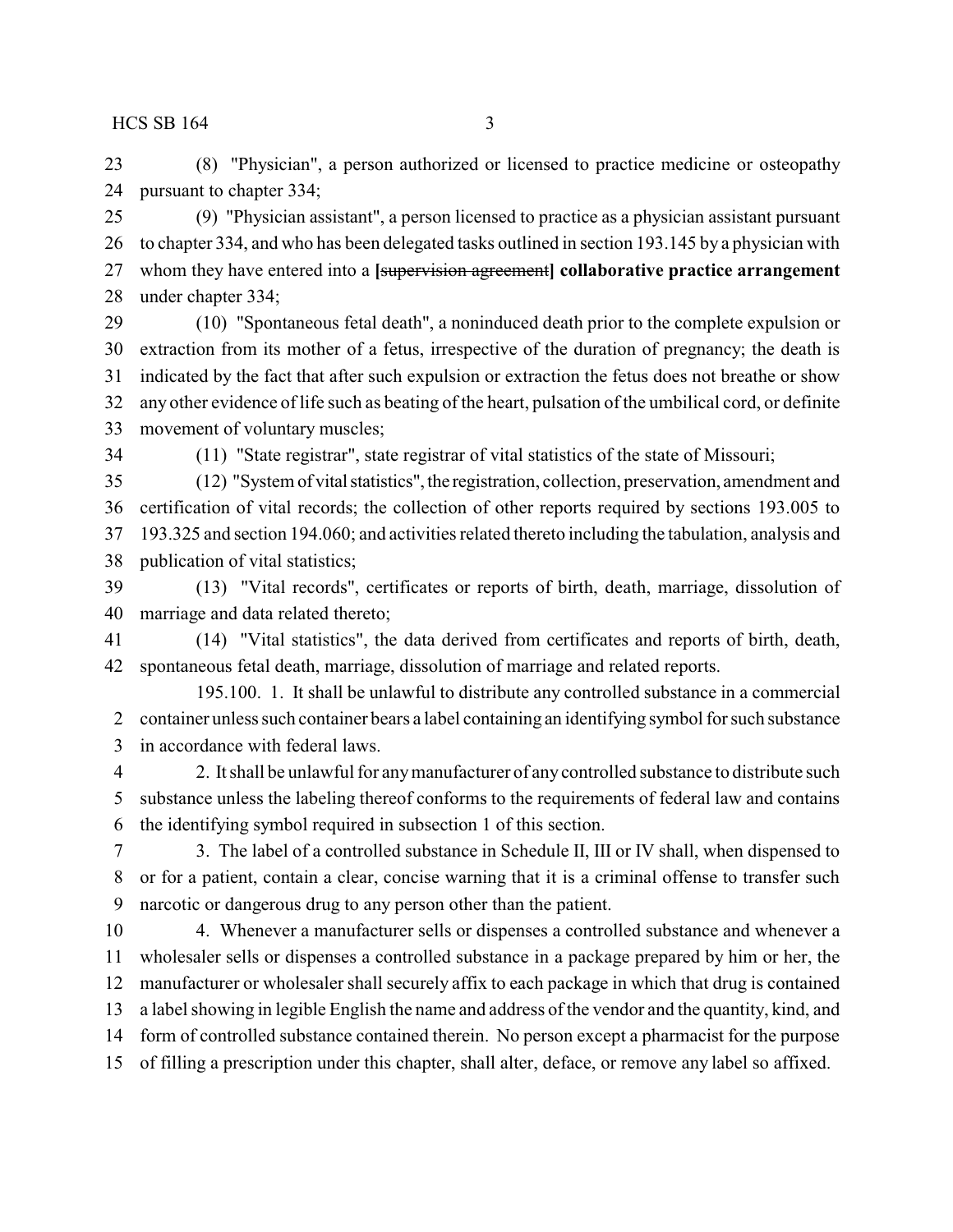(8) "Physician", a person authorized or licensed to practice medicine or osteopathy pursuant to chapter 334;

(9) "Physician assistant", a person licensed to practice as a physician assistant pursuant to chapter 334, and who has been delegated tasks outlined in section 193.145 by a physician with whom they have entered into a [~~supervision agreement~~] **collaborative practice arrangement** under chapter 334;

(10) "Spontaneous fetal death", a noninduced death prior to the complete expulsion or extraction from its mother of a fetus, irrespective of the duration of pregnancy; the death is indicated by the fact that after such expulsion or extraction the fetus does not breathe or show any other evidence of life such as beating of the heart, pulsation of the umbilical cord, or definite movement of voluntary muscles;

(11) "State registrar", state registrar of vital statistics of the state of Missouri;

(12) "System of vital statistics", the registration, collection, preservation, amendment and certification of vital records; the collection of other reports required by sections 193.005 to 193.325 and section 194.060; and activities related thereto including the tabulation, analysis and publication of vital statistics;

(13) "Vital records", certificates or reports of birth, death, marriage, dissolution of marriage and data related thereto;

(14) "Vital statistics", the data derived from certificates and reports of birth, death, spontaneous fetal death, marriage, dissolution of marriage and related reports.

195.100. 1. It shall be unlawful to distribute any controlled substance in a commercial container unless such container bears a label containing an identifying symbol for such substance in accordance with federal laws.

2. It shall be unlawful for any manufacturer of any controlled substance to distribute such substance unless the labeling thereof conforms to the requirements of federal law and contains the identifying symbol required in subsection 1 of this section.

3. The label of a controlled substance in Schedule II, III or IV shall, when dispensed to or for a patient, contain a clear, concise warning that it is a criminal offense to transfer such narcotic or dangerous drug to any person other than the patient.

4. Whenever a manufacturer sells or dispenses a controlled substance and whenever a wholesaler sells or dispenses a controlled substance in a package prepared by him or her, the manufacturer or wholesaler shall securely affix to each package in which that drug is contained a label showing in legible English the name and address of the vendor and the quantity, kind, and form of controlled substance contained therein. No person except a pharmacist for the purpose of filling a prescription under this chapter, shall alter, deface, or remove any label so affixed.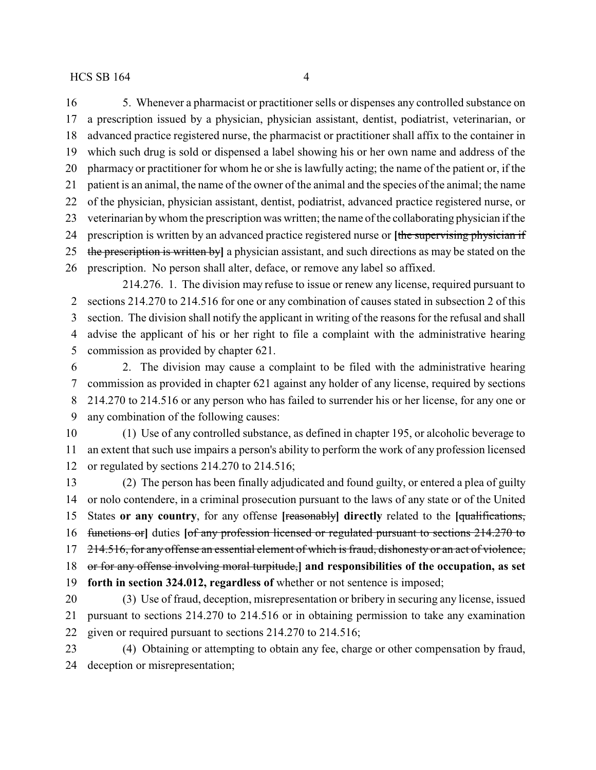16 5. Whenever a pharmacist or practitioner sells or dispenses any controlled substance on
17 a prescription issued by a physician, physician assistant, dentist, podiatrist, veterinarian, or
18 advanced practice registered nurse, the pharmacist or practitioner shall affix to the container in
19 which such drug is sold or dispensed a label showing his or her own name and address of the
20 pharmacy or practitioner for whom he or she is lawfully acting; the name of the patient or, if the
21 patient is an animal, the name of the owner of the animal and the species of the animal; the name
22 of the physician, physician assistant, dentist, podiatrist, advanced practice registered nurse, or
23 veterinarian by whom the prescription was written; the name of the collaborating physician if the
24 prescription is written by an advanced practice registered nurse or [~~the supervising physician if~~
25 ~~the prescription is written by~~] a physician assistant, and such directions as may be stated on the
26 prescription. No person shall alter, deface, or remove any label so affixed.

214.276. 1. The division may refuse to issue or renew any license, required pursuant to
2 sections 214.270 to 214.516 for one or any combination of causes stated in subsection 2 of this
3 section. The division shall notify the applicant in writing of the reasons for the refusal and shall
4 advise the applicant of his or her right to file a complaint with the administrative hearing
5 commission as provided by chapter 621.

6 2. The division may cause a complaint to be filed with the administrative hearing
7 commission as provided in chapter 621 against any holder of any license, required by sections
8 214.270 to 214.516 or any person who has failed to surrender his or her license, for any one or
9 any combination of the following causes:

10 (1) Use of any controlled substance, as defined in chapter 195, or alcoholic beverage to
11 an extent that such use impairs a person's ability to perform the work of any profession licensed
12 or regulated by sections 214.270 to 214.516;

13 (2) The person has been finally adjudicated and found guilty, or entered a plea of guilty
14 or nolo contendere, in a criminal prosecution pursuant to the laws of any state or of the United
15 States **or any country**, for any offense [~~reasonably~~] **directly** related to the [~~qualifications,~~
16 ~~functions or~~] duties [~~of any profession licensed or regulated pursuant to sections 214.270 to~~
17 ~~214.516, for any offense an essential element of which is fraud, dishonesty or an act of violence,~~
18 ~~or for any offense involving moral turpitude,~~] **and responsibilities of the occupation, as set**
19 **forth in section 324.012, regardless of** whether or not sentence is imposed;

20 (3) Use of fraud, deception, misrepresentation or bribery in securing any license, issued
21 pursuant to sections 214.270 to 214.516 or in obtaining permission to take any examination
22 given or required pursuant to sections 214.270 to 214.516;

23 (4) Obtaining or attempting to obtain any fee, charge or other compensation by fraud,
24 deception or misrepresentation;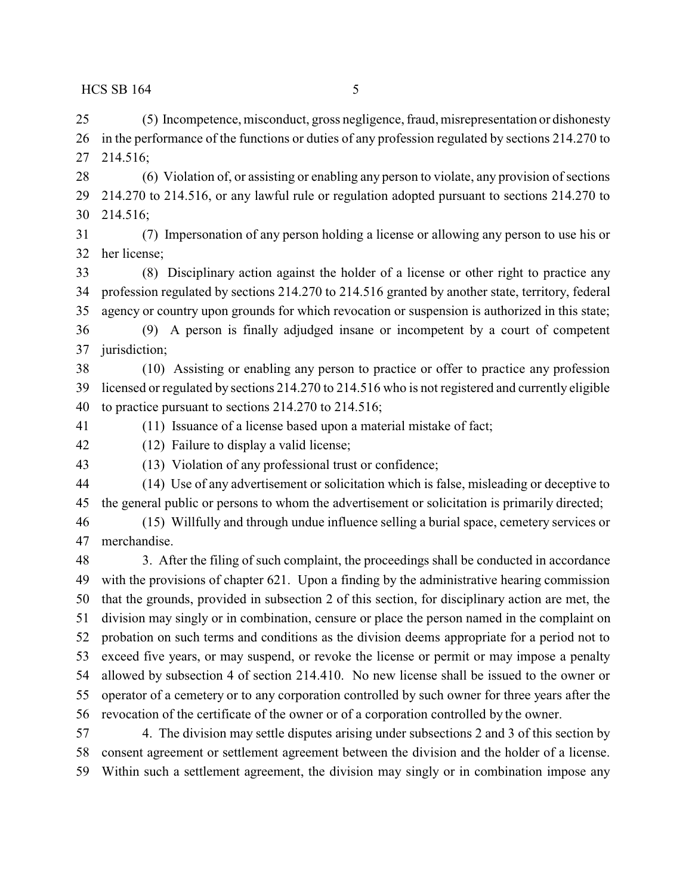(5) Incompetence, misconduct, gross negligence, fraud, misrepresentation or dishonesty in the performance of the functions or duties of any profession regulated by sections 214.270 to 214.516;

(6) Violation of, or assisting or enabling any person to violate, any provision of sections 214.270 to 214.516, or any lawful rule or regulation adopted pursuant to sections 214.270 to 214.516;

(7) Impersonation of any person holding a license or allowing any person to use his or her license;

(8) Disciplinary action against the holder of a license or other right to practice any profession regulated by sections 214.270 to 214.516 granted by another state, territory, federal agency or country upon grounds for which revocation or suspension is authorized in this state;

(9) A person is finally adjudged insane or incompetent by a court of competent jurisdiction;

(10) Assisting or enabling any person to practice or offer to practice any profession licensed or regulated by sections 214.270 to 214.516 who is not registered and currently eligible to practice pursuant to sections 214.270 to 214.516;

(11) Issuance of a license based upon a material mistake of fact;

(12) Failure to display a valid license;

(13) Violation of any professional trust or confidence;

(14) Use of any advertisement or solicitation which is false, misleading or deceptive to the general public or persons to whom the advertisement or solicitation is primarily directed;

(15) Willfully and through undue influence selling a burial space, cemetery services or merchandise.

3. After the filing of such complaint, the proceedings shall be conducted in accordance with the provisions of chapter 621. Upon a finding by the administrative hearing commission that the grounds, provided in subsection 2 of this section, for disciplinary action are met, the division may singly or in combination, censure or place the person named in the complaint on probation on such terms and conditions as the division deems appropriate for a period not to exceed five years, or may suspend, or revoke the license or permit or may impose a penalty allowed by subsection 4 of section 214.410. No new license shall be issued to the owner or operator of a cemetery or to any corporation controlled by such owner for three years after the revocation of the certificate of the owner or of a corporation controlled by the owner.

4. The division may settle disputes arising under subsections 2 and 3 of this section by consent agreement or settlement agreement between the division and the holder of a license. Within such a settlement agreement, the division may singly or in combination impose any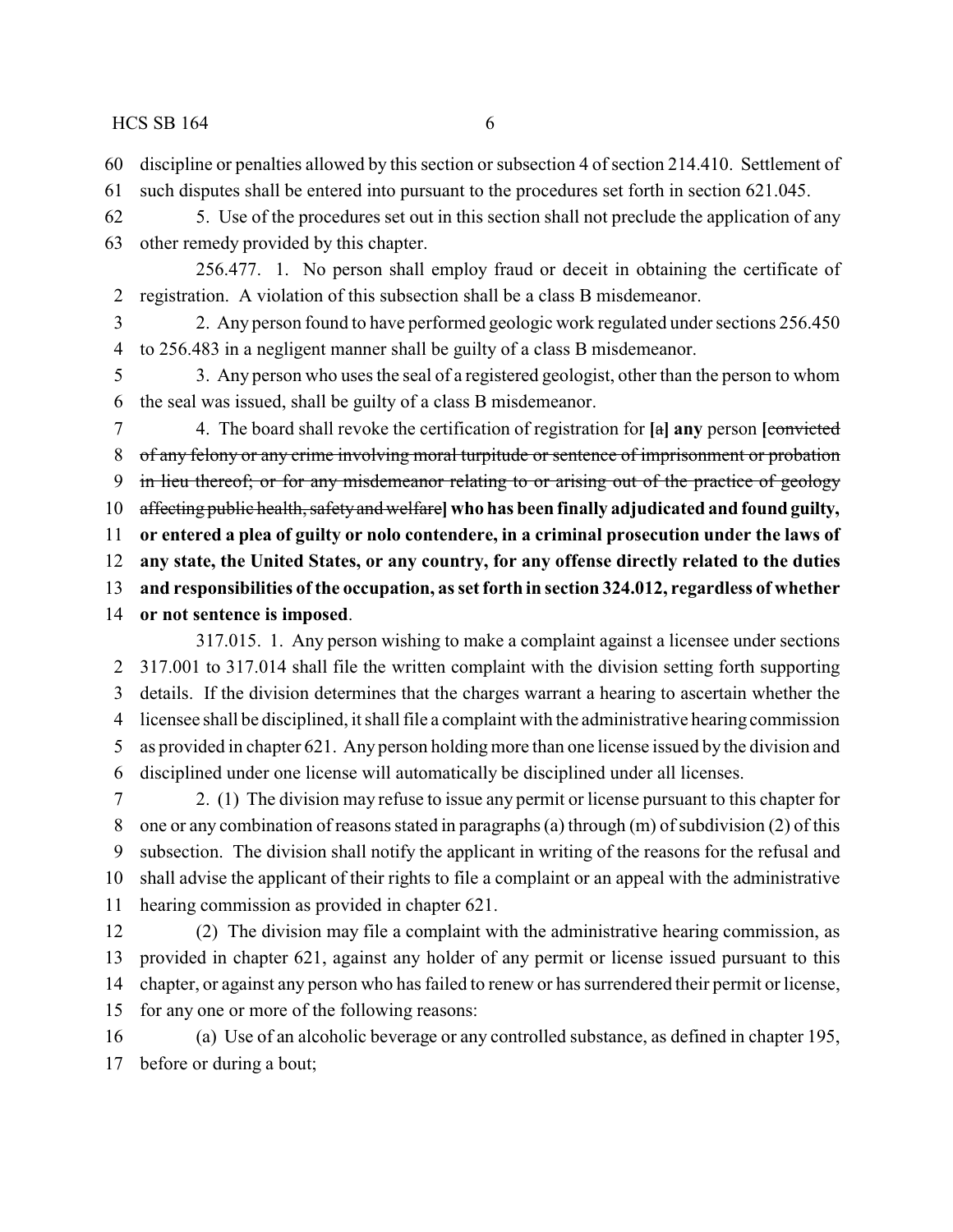60 discipline or penalties allowed by this section or subsection 4 of section 214.410. Settlement of
61 such disputes shall be entered into pursuant to the procedures set forth in section 621.045.

62 5. Use of the procedures set out in this section shall not preclude the application of any
63 other remedy provided by this chapter.

256.477. 1. No person shall employ fraud or deceit in obtaining the certificate of
2 registration. A violation of this subsection shall be a class B misdemeanor.

3 2. Any person found to have performed geologic work regulated under sections 256.450
4 to 256.483 in a negligent manner shall be guilty of a class B misdemeanor.

5 3. Any person who uses the seal of a registered geologist, other than the person to whom
6 the seal was issued, shall be guilty of a class B misdemeanor.

7 4. The board shall revoke the certification of registration for **[**~~a~~**] any** person **[**~~convicted~~
8 ~~of any felony or any crime involving moral turpitude or sentence of imprisonment or probation~~
9 ~~in lieu thereof; or for any misdemeanor relating to or arising out of the practice of geology~~
10 ~~affecting public health, safety and welfare~~**] who has been finally adjudicated and found guilty,**
11 **or entered a plea of guilty or nolo contendere, in a criminal prosecution under the laws of**
12 **any state, the United States, or any country, for any offense directly related to the duties**
13 **and responsibilities of the occupation, as set forth in section 324.012, regardless of whether**
14 **or not sentence is imposed**.

317.015. 1. Any person wishing to make a complaint against a licensee under sections
2 317.001 to 317.014 shall file the written complaint with the division setting forth supporting
3 details. If the division determines that the charges warrant a hearing to ascertain whether the
4 licensee shall be disciplined, it shall file a complaint with the administrative hearing commission
5 as provided in chapter 621. Any person holding more than one license issued by the division and
6 disciplined under one license will automatically be disciplined under all licenses.

7 2. (1) The division may refuse to issue any permit or license pursuant to this chapter for
8 one or any combination of reasons stated in paragraphs (a) through (m) of subdivision (2) of this
9 subsection. The division shall notify the applicant in writing of the reasons for the refusal and
10 shall advise the applicant of their rights to file a complaint or an appeal with the administrative
11 hearing commission as provided in chapter 621.

12 (2) The division may file a complaint with the administrative hearing commission, as
13 provided in chapter 621, against any holder of any permit or license issued pursuant to this
14 chapter, or against any person who has failed to renew or has surrendered their permit or license,
15 for any one or more of the following reasons:

16 (a) Use of an alcoholic beverage or any controlled substance, as defined in chapter 195,
17 before or during a bout;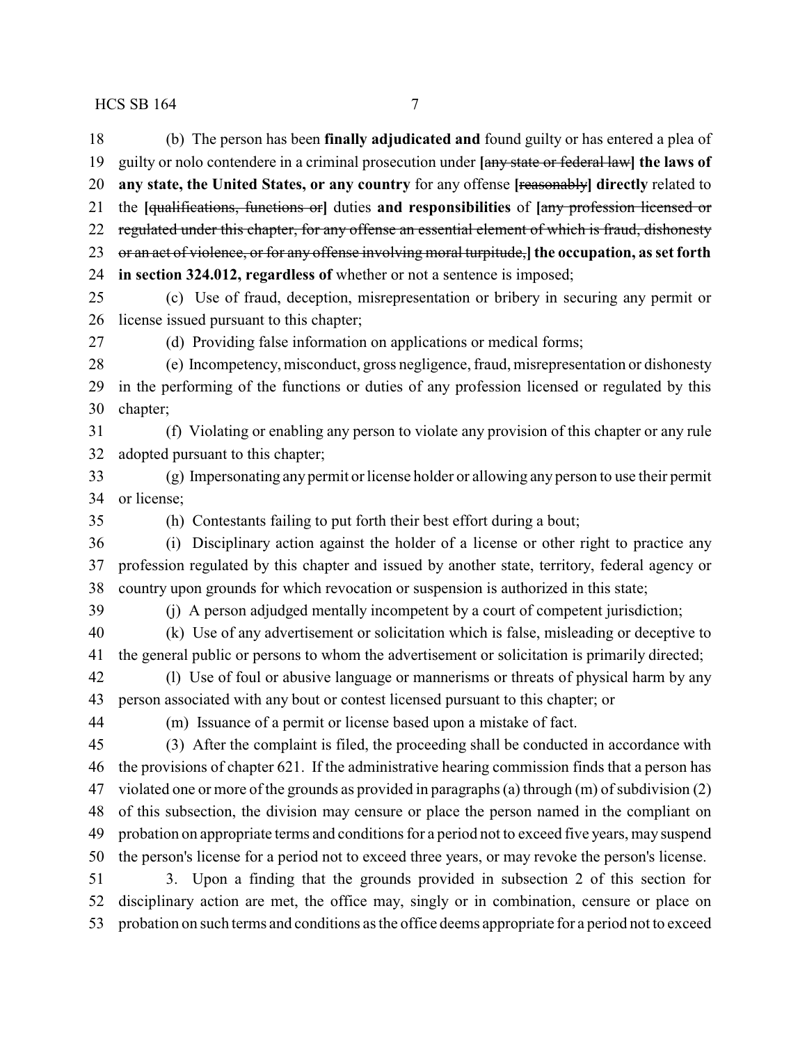(b) The person has been **finally adjudicated and** found guilty or has entered a plea of guilty or nolo contendere in a criminal prosecution under **[**~~any state or federal law~~**] the laws of any state, the United States, or any country** for any offense **[**~~reasonably~~**] directly** related to the **[**~~qualifications, functions or~~**]** duties **and responsibilities** of **[**~~any profession licensed or regulated under this chapter, for any offense an essential element of which is fraud, dishonesty or an act of violence, or for any offense involving moral turpitude,~~**] the occupation, as set forth in section 324.012, regardless of** whether or not a sentence is imposed;

(c) Use of fraud, deception, misrepresentation or bribery in securing any permit or license issued pursuant to this chapter;

(d) Providing false information on applications or medical forms;

(e) Incompetency, misconduct, gross negligence, fraud, misrepresentation or dishonesty in the performing of the functions or duties of any profession licensed or regulated by this chapter;

(f) Violating or enabling any person to violate any provision of this chapter or any rule adopted pursuant to this chapter;

(g) Impersonating any permit or license holder or allowing any person to use their permit or license;

(h) Contestants failing to put forth their best effort during a bout;

(i) Disciplinary action against the holder of a license or other right to practice any profession regulated by this chapter and issued by another state, territory, federal agency or country upon grounds for which revocation or suspension is authorized in this state;

(j) A person adjudged mentally incompetent by a court of competent jurisdiction;

(k) Use of any advertisement or solicitation which is false, misleading or deceptive to the general public or persons to whom the advertisement or solicitation is primarily directed;

(l) Use of foul or abusive language or mannerisms or threats of physical harm by any person associated with any bout or contest licensed pursuant to this chapter; or

(m) Issuance of a permit or license based upon a mistake of fact.

(3) After the complaint is filed, the proceeding shall be conducted in accordance with the provisions of chapter 621. If the administrative hearing commission finds that a person has violated one or more of the grounds as provided in paragraphs (a) through (m) of subdivision (2) of this subsection, the division may censure or place the person named in the compliant on probation on appropriate terms and conditions for a period not to exceed five years, may suspend the person's license for a period not to exceed three years, or may revoke the person's license.

3. Upon a finding that the grounds provided in subsection 2 of this section for disciplinary action are met, the office may, singly or in combination, censure or place on probation on such terms and conditions as the office deems appropriate for a period not to exceed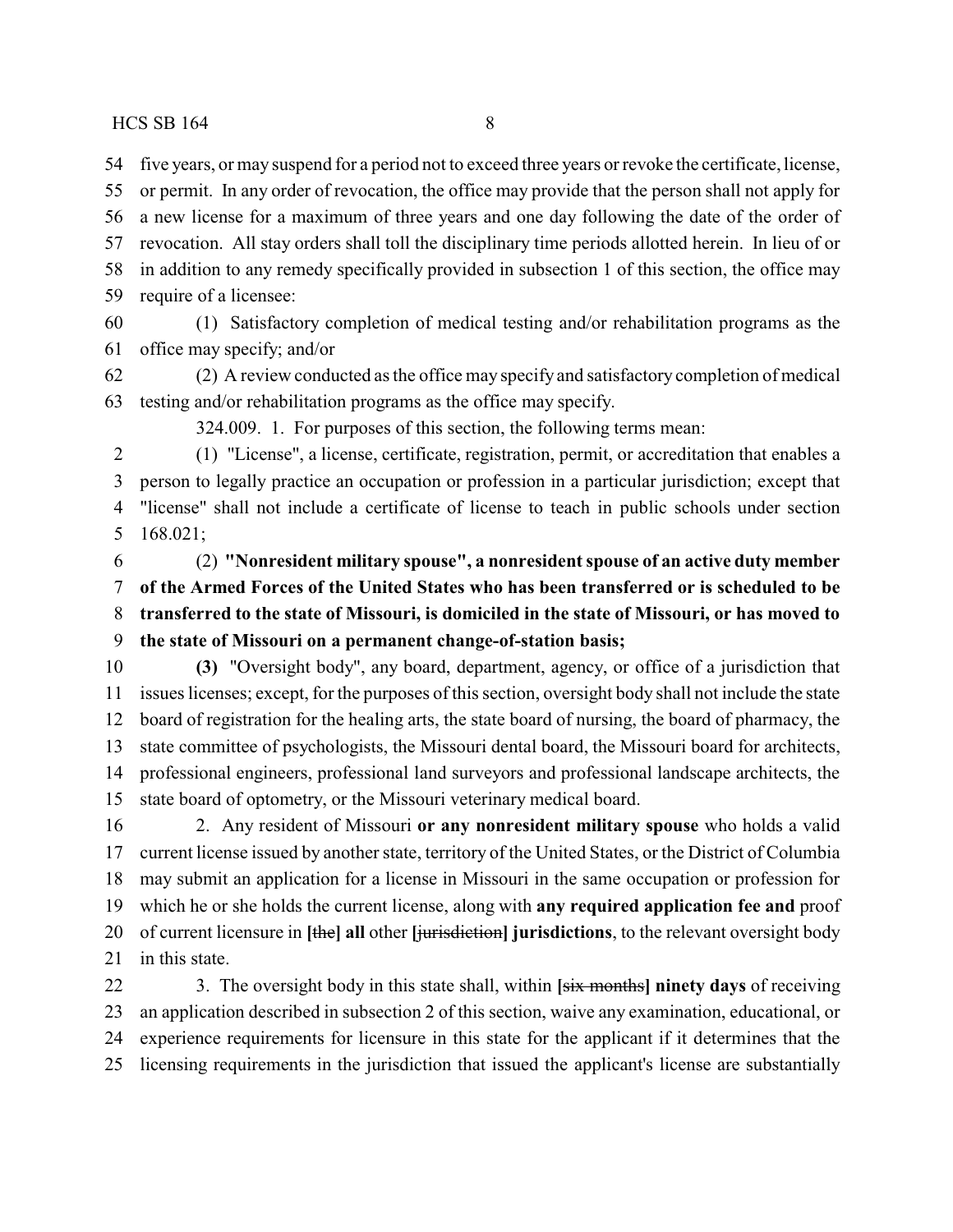five years, or may suspend for a period not to exceed three years or revoke the certificate, license, or permit. In any order of revocation, the office may provide that the person shall not apply for a new license for a maximum of three years and one day following the date of the order of revocation. All stay orders shall toll the disciplinary time periods allotted herein. In lieu of or in addition to any remedy specifically provided in subsection 1 of this section, the office may require of a licensee:

(1) Satisfactory completion of medical testing and/or rehabilitation programs as the office may specify; and/or

(2) A review conducted as the office may specify and satisfactory completion of medical testing and/or rehabilitation programs as the office may specify.

324.009. 1. For purposes of this section, the following terms mean:

(1) "License", a license, certificate, registration, permit, or accreditation that enables a person to legally practice an occupation or profession in a particular jurisdiction; except that "license" shall not include a certificate of license to teach in public schools under section 168.021;

(2) **"Nonresident military spouse", a nonresident spouse of an active duty member of the Armed Forces of the United States who has been transferred or is scheduled to be transferred to the state of Missouri, is domiciled in the state of Missouri, or has moved to the state of Missouri on a permanent change-of-station basis;**

**(3)** "Oversight body", any board, department, agency, or office of a jurisdiction that issues licenses; except, for the purposes of this section, oversight body shall not include the state board of registration for the healing arts, the state board of nursing, the board of pharmacy, the state committee of psychologists, the Missouri dental board, the Missouri board for architects, professional engineers, professional land surveyors and professional landscape architects, the state board of optometry, or the Missouri veterinary medical board.

2. Any resident of Missouri **or any nonresident military spouse** who holds a valid current license issued by another state, territory of the United States, or the District of Columbia may submit an application for a license in Missouri in the same occupation or profession for which he or she holds the current license, along with **any required application fee and** proof of current licensure in **[**~~the~~**] all** other **[**~~jurisdiction~~**] jurisdictions**, to the relevant oversight body in this state.

3. The oversight body in this state shall, within **[**~~six months~~**] ninety days** of receiving an application described in subsection 2 of this section, waive any examination, educational, or experience requirements for licensure in this state for the applicant if it determines that the licensing requirements in the jurisdiction that issued the applicant's license are substantially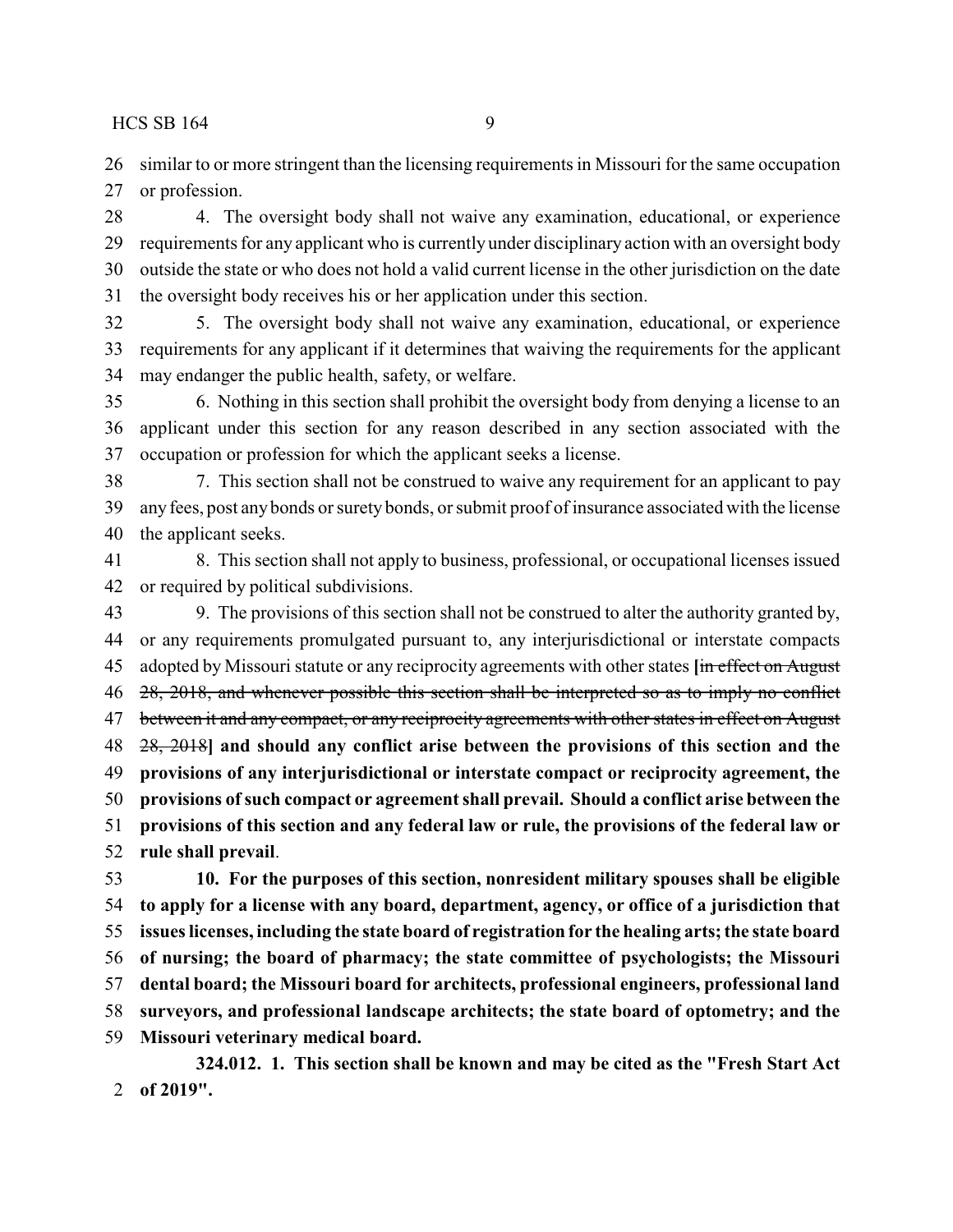similar to or more stringent than the licensing requirements in Missouri for the same occupation or profession.

4. The oversight body shall not waive any examination, educational, or experience requirements for any applicant who is currently under disciplinary action with an oversight body outside the state or who does not hold a valid current license in the other jurisdiction on the date the oversight body receives his or her application under this section.

5. The oversight body shall not waive any examination, educational, or experience requirements for any applicant if it determines that waiving the requirements for the applicant may endanger the public health, safety, or welfare.

6. Nothing in this section shall prohibit the oversight body from denying a license to an applicant under this section for any reason described in any section associated with the occupation or profession for which the applicant seeks a license.

7. This section shall not be construed to waive any requirement for an applicant to pay any fees, post any bonds or surety bonds, or submit proof of insurance associated with the license the applicant seeks.

8. This section shall not apply to business, professional, or occupational licenses issued or required by political subdivisions.

9. The provisions of this section shall not be construed to alter the authority granted by, or any requirements promulgated pursuant to, any interjurisdictional or interstate compacts adopted by Missouri statute or any reciprocity agreements with other states **[**~~in effect on August 28, 2018, and whenever possible this section shall be interpreted so as to imply no conflict between it and any compact, or any reciprocity agreements with other states in effect on August 28, 2018~~**] and should any conflict arise between the provisions of this section and the provisions of any interjurisdictional or interstate compact or reciprocity agreement, the provisions of such compact or agreement shall prevail. Should a conflict arise between the provisions of this section and any federal law or rule, the provisions of the federal law or rule shall prevail**.

**10. For the purposes of this section, nonresident military spouses shall be eligible to apply for a license with any board, department, agency, or office of a jurisdiction that issues licenses, including the state board of registration for the healing arts; the state board of nursing; the board of pharmacy; the state committee of psychologists; the Missouri dental board; the Missouri board for architects, professional engineers, professional land surveyors, and professional landscape architects; the state board of optometry; and the Missouri veterinary medical board.**

**324.012. 1. This section shall be known and may be cited as the "Fresh Start Act of 2019".**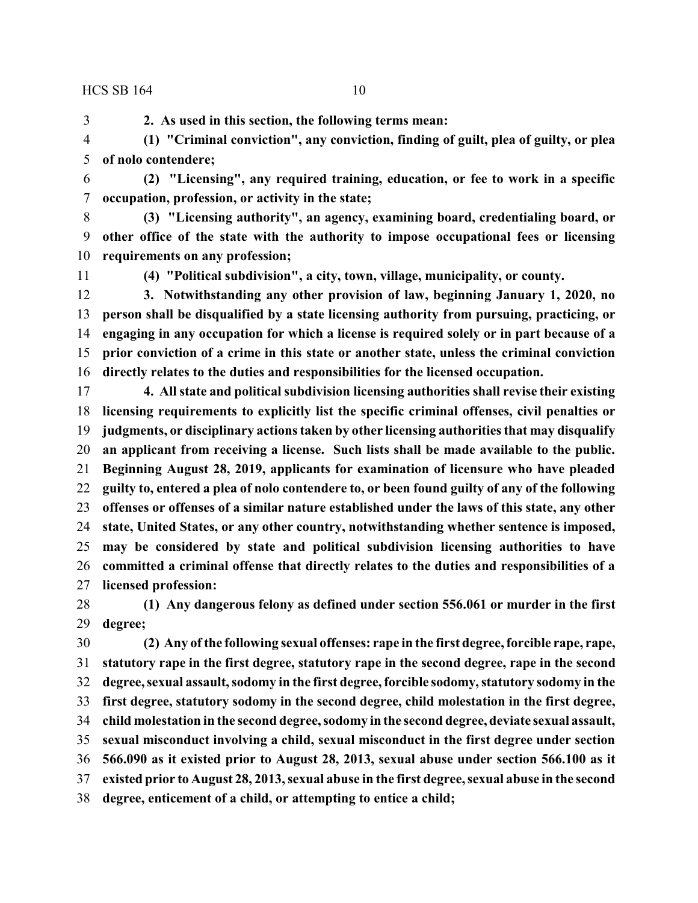**2. As used in this section, the following terms mean:**

**(1) "Criminal conviction", any conviction, finding of guilt, plea of guilty, or plea of nolo contendere;**

**(2) "Licensing", any required training, education, or fee to work in a specific occupation, profession, or activity in the state;**

**(3) "Licensing authority", an agency, examining board, credentialing board, or other office of the state with the authority to impose occupational fees or licensing requirements on any profession;**

**(4) "Political subdivision", a city, town, village, municipality, or county.**

**3. Notwithstanding any other provision of law, beginning January 1, 2020, no person shall be disqualified by a state licensing authority from pursuing, practicing, or engaging in any occupation for which a license is required solely or in part because of a prior conviction of a crime in this state or another state, unless the criminal conviction directly relates to the duties and responsibilities for the licensed occupation.**

**4. All state and political subdivision licensing authorities shall revise their existing licensing requirements to explicitly list the specific criminal offenses, civil penalties or judgments, or disciplinary actions taken by other licensing authorities that may disqualify an applicant from receiving a license. Such lists shall be made available to the public. Beginning August 28, 2019, applicants for examination of licensure who have pleaded guilty to, entered a plea of nolo contendere to, or been found guilty of any of the following offenses or offenses of a similar nature established under the laws of this state, any other state, United States, or any other country, notwithstanding whether sentence is imposed, may be considered by state and political subdivision licensing authorities to have committed a criminal offense that directly relates to the duties and responsibilities of a licensed profession:**

**(1) Any dangerous felony as defined under section 556.061 or murder in the first degree;**

**(2) Any of the following sexual offenses: rape in the first degree, forcible rape, rape, statutory rape in the first degree, statutory rape in the second degree, rape in the second degree, sexual assault, sodomy in the first degree, forcible sodomy, statutory sodomy in the first degree, statutory sodomy in the second degree, child molestation in the first degree, child molestation in the second degree, sodomy in the second degree, deviate sexual assault, sexual misconduct involving a child, sexual misconduct in the first degree under section 566.090 as it existed prior to August 28, 2013, sexual abuse under section 566.100 as it existed prior to August 28, 2013, sexual abuse in the first degree, sexual abuse in the second degree, enticement of a child, or attempting to entice a child;**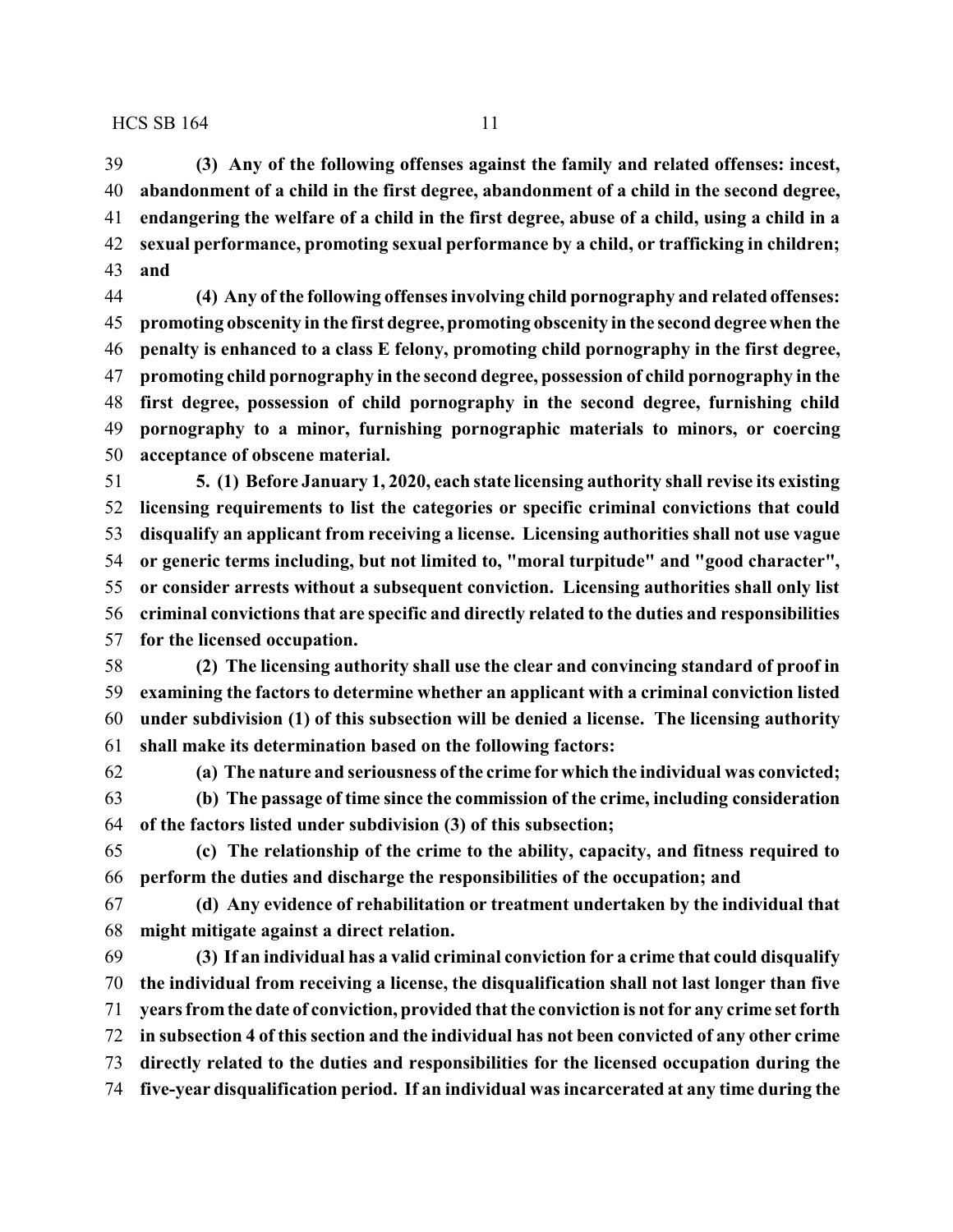**(3) Any of the following offenses against the family and related offenses: incest, abandonment of a child in the first degree, abandonment of a child in the second degree, endangering the welfare of a child in the first degree, abuse of a child, using a child in a sexual performance, promoting sexual performance by a child, or trafficking in children; and**

**(4) Any of the following offenses involving child pornography and related offenses: promoting obscenity in the first degree, promoting obscenity in the second degree when the penalty is enhanced to a class E felony, promoting child pornography in the first degree, promoting child pornography in the second degree, possession of child pornography in the first degree, possession of child pornography in the second degree, furnishing child pornography to a minor, furnishing pornographic materials to minors, or coercing acceptance of obscene material.**

**5. (1) Before January 1, 2020, each state licensing authority shall revise its existing licensing requirements to list the categories or specific criminal convictions that could disqualify an applicant from receiving a license. Licensing authorities shall not use vague or generic terms including, but not limited to, "moral turpitude" and "good character", or consider arrests without a subsequent conviction. Licensing authorities shall only list criminal convictions that are specific and directly related to the duties and responsibilities for the licensed occupation.**

**(2) The licensing authority shall use the clear and convincing standard of proof in examining the factors to determine whether an applicant with a criminal conviction listed under subdivision (1) of this subsection will be denied a license. The licensing authority shall make its determination based on the following factors:**

**(a) The nature and seriousness of the crime for which the individual was convicted;**

**(b) The passage of time since the commission of the crime, including consideration of the factors listed under subdivision (3) of this subsection;**

**(c) The relationship of the crime to the ability, capacity, and fitness required to perform the duties and discharge the responsibilities of the occupation; and**

**(d) Any evidence of rehabilitation or treatment undertaken by the individual that might mitigate against a direct relation.**

**(3) If an individual has a valid criminal conviction for a crime that could disqualify the individual from receiving a license, the disqualification shall not last longer than five years from the date of conviction, provided that the conviction is not for any crime set forth in subsection 4 of this section and the individual has not been convicted of any other crime directly related to the duties and responsibilities for the licensed occupation during the five-year disqualification period. If an individual was incarcerated at any time during the**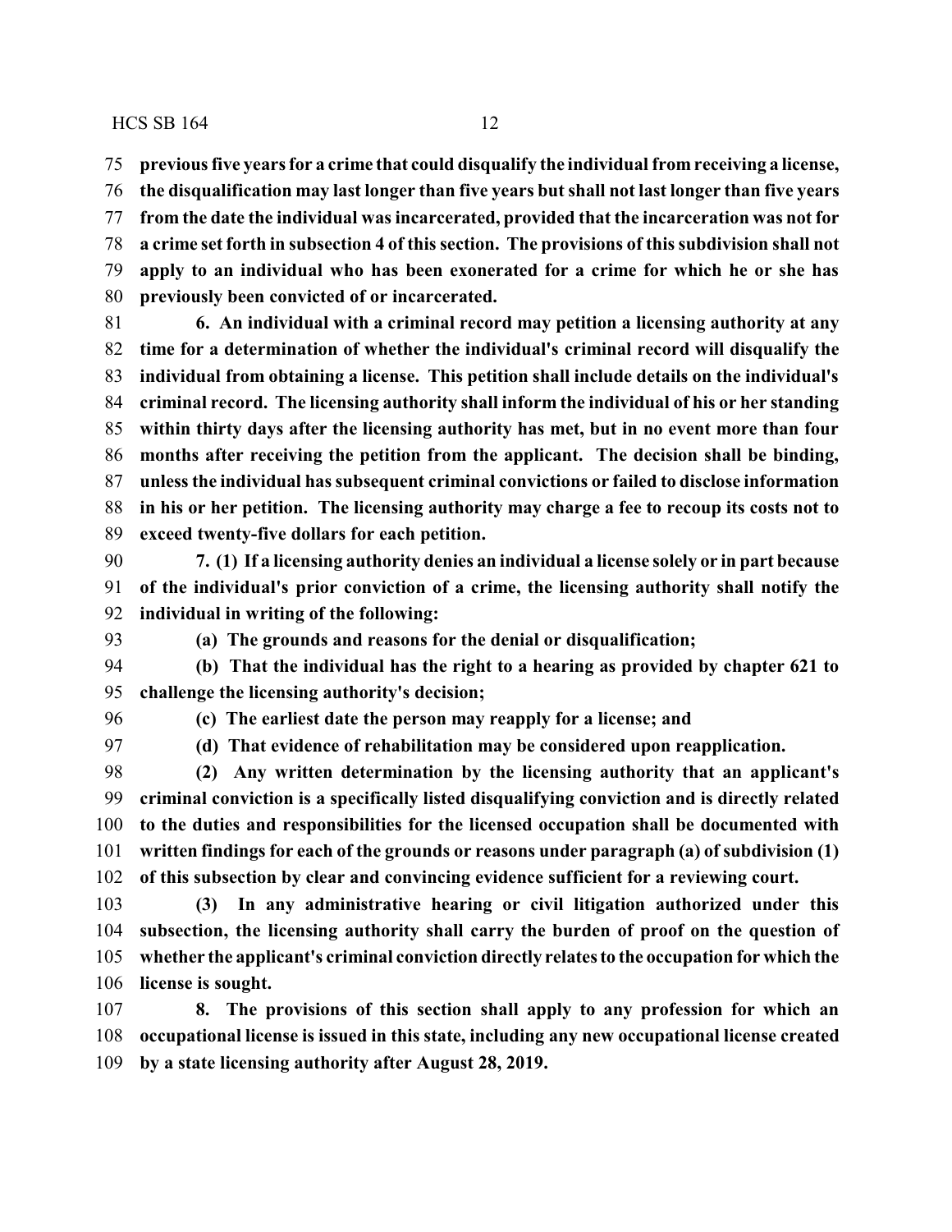**previous five years for a crime that could disqualify the individual from receiving a license, the disqualification may last longer than five years but shall not last longer than five years from the date the individual was incarcerated, provided that the incarceration was not for a crime set forth in subsection 4 of this section. The provisions of this subdivision shall not apply to an individual who has been exonerated for a crime for which he or she has previously been convicted of or incarcerated.**

**6. An individual with a criminal record may petition a licensing authority at any time for a determination of whether the individual's criminal record will disqualify the individual from obtaining a license. This petition shall include details on the individual's criminal record. The licensing authority shall inform the individual of his or her standing within thirty days after the licensing authority has met, but in no event more than four months after receiving the petition from the applicant. The decision shall be binding, unless the individual has subsequent criminal convictions or failed to disclose information in his or her petition. The licensing authority may charge a fee to recoup its costs not to exceed twenty-five dollars for each petition.**

**7. (1) If a licensing authority denies an individual a license solely or in part because of the individual's prior conviction of a crime, the licensing authority shall notify the individual in writing of the following:**

**(a) The grounds and reasons for the denial or disqualification;**

**(b) That the individual has the right to a hearing as provided by chapter 621 to challenge the licensing authority's decision;**

**(c) The earliest date the person may reapply for a license; and**

**(d) That evidence of rehabilitation may be considered upon reapplication.**

**(2) Any written determination by the licensing authority that an applicant's criminal conviction is a specifically listed disqualifying conviction and is directly related to the duties and responsibilities for the licensed occupation shall be documented with written findings for each of the grounds or reasons under paragraph (a) of subdivision (1) of this subsection by clear and convincing evidence sufficient for a reviewing court.**

**(3) In any administrative hearing or civil litigation authorized under this subsection, the licensing authority shall carry the burden of proof on the question of whether the applicant's criminal conviction directly relates to the occupation for which the license is sought.**

**8. The provisions of this section shall apply to any profession for which an occupational license is issued in this state, including any new occupational license created by a state licensing authority after August 28, 2019.**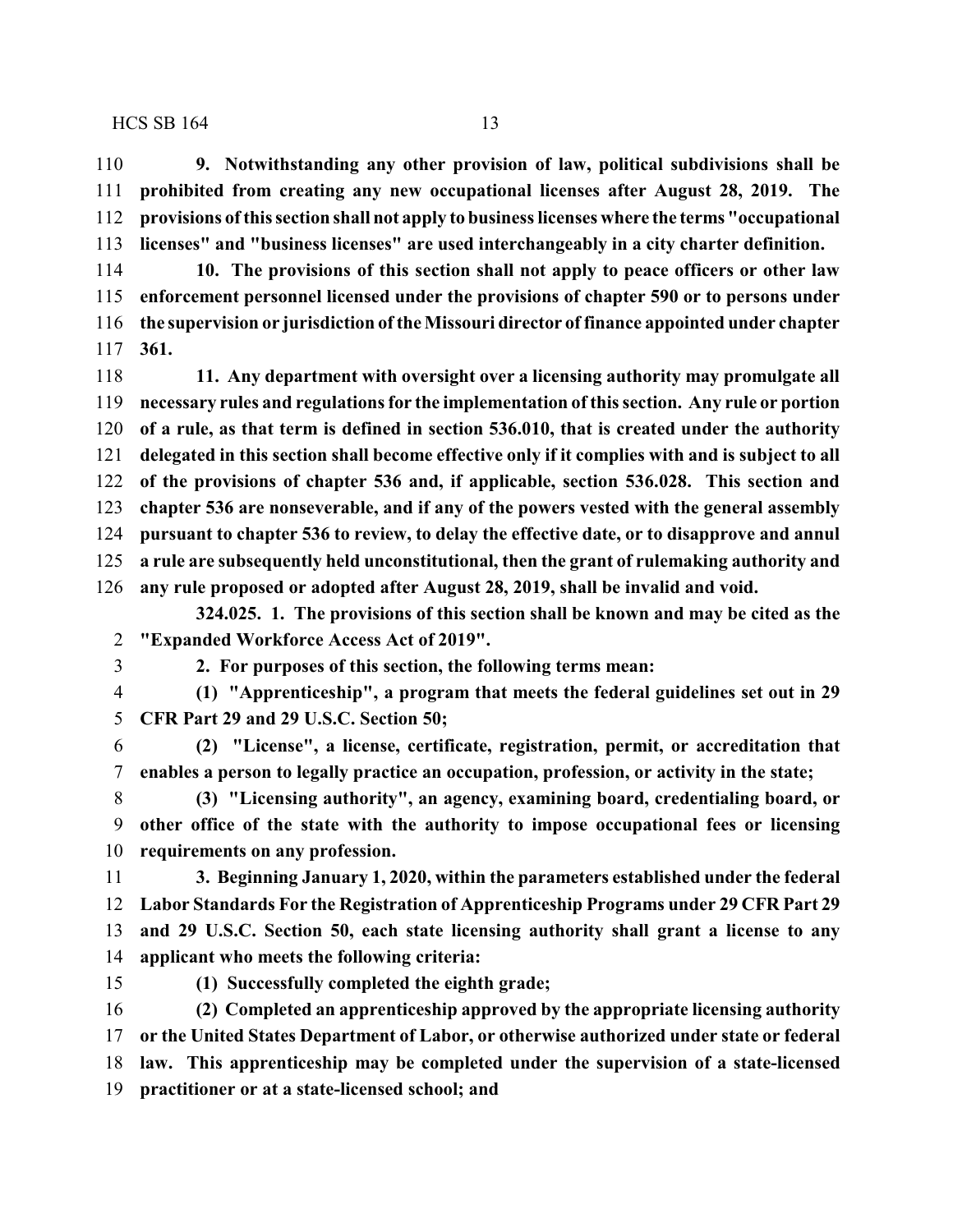**9. Notwithstanding any other provision of law, political subdivisions shall be prohibited from creating any new occupational licenses after August 28, 2019. The provisions of this section shall not apply to business licenses where the terms "occupational licenses" and "business licenses" are used interchangeably in a city charter definition.**

**10. The provisions of this section shall not apply to peace officers or other law enforcement personnel licensed under the provisions of chapter 590 or to persons under the supervision or jurisdiction of the Missouri director of finance appointed under chapter 361.**

**11. Any department with oversight over a licensing authority may promulgate all necessary rules and regulations for the implementation of this section. Any rule or portion of a rule, as that term is defined in section 536.010, that is created under the authority delegated in this section shall become effective only if it complies with and is subject to all of the provisions of chapter 536 and, if applicable, section 536.028. This section and chapter 536 are nonseverable, and if any of the powers vested with the general assembly pursuant to chapter 536 to review, to delay the effective date, or to disapprove and annul a rule are subsequently held unconstitutional, then the grant of rulemaking authority and any rule proposed or adopted after August 28, 2019, shall be invalid and void.**

**324.025. 1. The provisions of this section shall be known and may be cited as the "Expanded Workforce Access Act of 2019".**

**2. For purposes of this section, the following terms mean:**

**(1) "Apprenticeship", a program that meets the federal guidelines set out in 29 CFR Part 29 and 29 U.S.C. Section 50;**

**(2) "License", a license, certificate, registration, permit, or accreditation that enables a person to legally practice an occupation, profession, or activity in the state;**

**(3) "Licensing authority", an agency, examining board, credentialing board, or other office of the state with the authority to impose occupational fees or licensing requirements on any profession.**

**3. Beginning January 1, 2020, within the parameters established under the federal Labor Standards For the Registration of Apprenticeship Programs under 29 CFR Part 29 and 29 U.S.C. Section 50, each state licensing authority shall grant a license to any applicant who meets the following criteria:**

**(1) Successfully completed the eighth grade;**

**(2) Completed an apprenticeship approved by the appropriate licensing authority or the United States Department of Labor, or otherwise authorized under state or federal law. This apprenticeship may be completed under the supervision of a state-licensed practitioner or at a state-licensed school; and**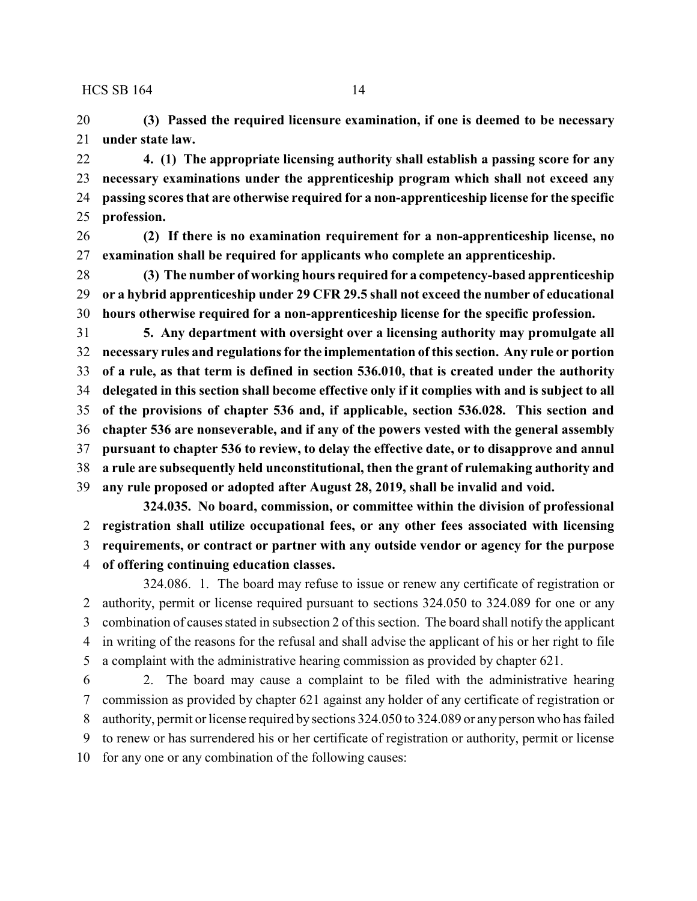**(3) Passed the required licensure examination, if one is deemed to be necessary under state law.**

**4. (1) The appropriate licensing authority shall establish a passing score for any necessary examinations under the apprenticeship program which shall not exceed any passing scores that are otherwise required for a non-apprenticeship license for the specific profession.**

**(2) If there is no examination requirement for a non-apprenticeship license, no examination shall be required for applicants who complete an apprenticeship.**

**(3) The number of working hours required for a competency-based apprenticeship or a hybrid apprenticeship under 29 CFR 29.5 shall not exceed the number of educational hours otherwise required for a non-apprenticeship license for the specific profession.**

**5. Any department with oversight over a licensing authority may promulgate all necessary rules and regulations for the implementation of this section. Any rule or portion of a rule, as that term is defined in section 536.010, that is created under the authority delegated in this section shall become effective only if it complies with and is subject to all of the provisions of chapter 536 and, if applicable, section 536.028. This section and chapter 536 are nonseverable, and if any of the powers vested with the general assembly pursuant to chapter 536 to review, to delay the effective date, or to disapprove and annul a rule are subsequently held unconstitutional, then the grant of rulemaking authority and any rule proposed or adopted after August 28, 2019, shall be invalid and void.**

**324.035. No board, commission, or committee within the division of professional registration shall utilize occupational fees, or any other fees associated with licensing requirements, or contract or partner with any outside vendor or agency for the purpose of offering continuing education classes.**

324.086. 1. The board may refuse to issue or renew any certificate of registration or authority, permit or license required pursuant to sections 324.050 to 324.089 for one or any combination of causes stated in subsection 2 of this section. The board shall notify the applicant in writing of the reasons for the refusal and shall advise the applicant of his or her right to file a complaint with the administrative hearing commission as provided by chapter 621.

2. The board may cause a complaint to be filed with the administrative hearing commission as provided by chapter 621 against any holder of any certificate of registration or authority, permit or license required by sections 324.050 to 324.089 or any person who has failed to renew or has surrendered his or her certificate of registration or authority, permit or license for any one or any combination of the following causes: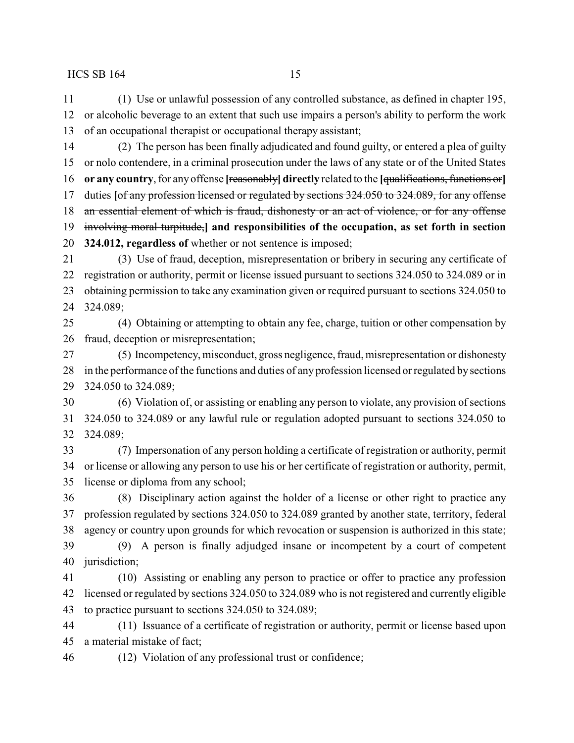(1) Use or unlawful possession of any controlled substance, as defined in chapter 195, or alcoholic beverage to an extent that such use impairs a person's ability to perform the work of an occupational therapist or occupational therapy assistant;

(2) The person has been finally adjudicated and found guilty, or entered a plea of guilty or nolo contendere, in a criminal prosecution under the laws of any state or of the United States **or any country**, for any offense **[**~~reasonably~~**] directly** related to the **[**~~qualifications, functions or~~**]** duties **[**~~of any profession licensed or regulated by sections 324.050 to 324.089, for any offense an essential element of which is fraud, dishonesty or an act of violence, or for any offense involving moral turpitude,~~**] and responsibilities of the occupation, as set forth in section 324.012, regardless of** whether or not sentence is imposed;

(3) Use of fraud, deception, misrepresentation or bribery in securing any certificate of registration or authority, permit or license issued pursuant to sections 324.050 to 324.089 or in obtaining permission to take any examination given or required pursuant to sections 324.050 to 324.089;

(4) Obtaining or attempting to obtain any fee, charge, tuition or other compensation by fraud, deception or misrepresentation;

(5) Incompetency, misconduct, gross negligence, fraud, misrepresentation or dishonesty in the performance of the functions and duties of any profession licensed or regulated by sections 324.050 to 324.089;

(6) Violation of, or assisting or enabling any person to violate, any provision of sections 324.050 to 324.089 or any lawful rule or regulation adopted pursuant to sections 324.050 to 324.089;

(7) Impersonation of any person holding a certificate of registration or authority, permit or license or allowing any person to use his or her certificate of registration or authority, permit, license or diploma from any school;

(8) Disciplinary action against the holder of a license or other right to practice any profession regulated by sections 324.050 to 324.089 granted by another state, territory, federal agency or country upon grounds for which revocation or suspension is authorized in this state;

(9) A person is finally adjudged insane or incompetent by a court of competent jurisdiction;

(10) Assisting or enabling any person to practice or offer to practice any profession licensed or regulated by sections 324.050 to 324.089 who is not registered and currently eligible to practice pursuant to sections 324.050 to 324.089;

(11) Issuance of a certificate of registration or authority, permit or license based upon a material mistake of fact;

(12) Violation of any professional trust or confidence;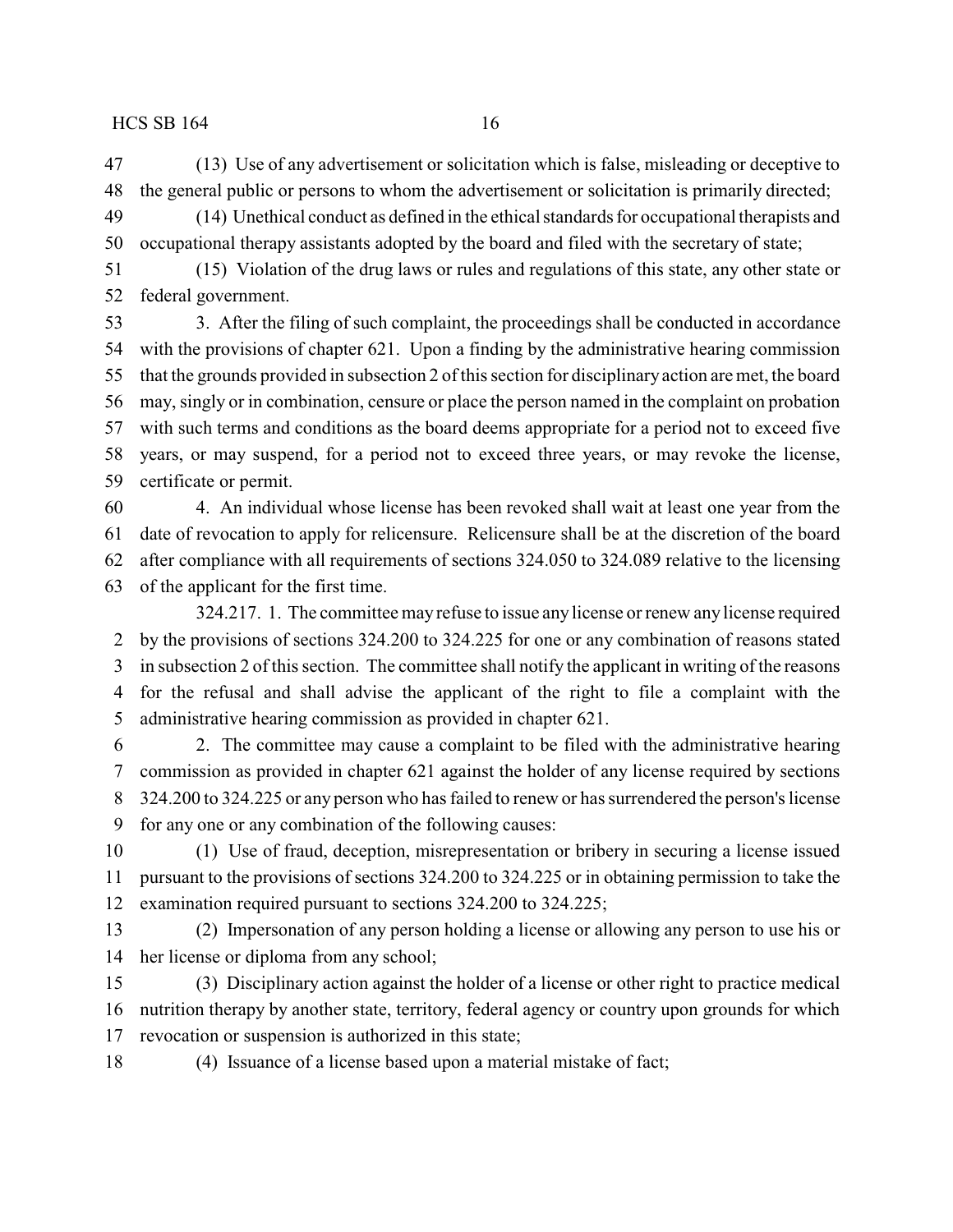(13) Use of any advertisement or solicitation which is false, misleading or deceptive to the general public or persons to whom the advertisement or solicitation is primarily directed;

(14) Unethical conduct as defined in the ethical standards for occupational therapists and occupational therapy assistants adopted by the board and filed with the secretary of state;

(15) Violation of the drug laws or rules and regulations of this state, any other state or federal government.

3. After the filing of such complaint, the proceedings shall be conducted in accordance with the provisions of chapter 621. Upon a finding by the administrative hearing commission that the grounds provided in subsection 2 of this section for disciplinary action are met, the board may, singly or in combination, censure or place the person named in the complaint on probation with such terms and conditions as the board deems appropriate for a period not to exceed five years, or may suspend, for a period not to exceed three years, or may revoke the license, certificate or permit.

4. An individual whose license has been revoked shall wait at least one year from the date of revocation to apply for relicensure. Relicensure shall be at the discretion of the board after compliance with all requirements of sections 324.050 to 324.089 relative to the licensing of the applicant for the first time.

324.217. 1. The committee may refuse to issue any license or renew any license required by the provisions of sections 324.200 to 324.225 for one or any combination of reasons stated in subsection 2 of this section. The committee shall notify the applicant in writing of the reasons for the refusal and shall advise the applicant of the right to file a complaint with the administrative hearing commission as provided in chapter 621.

2. The committee may cause a complaint to be filed with the administrative hearing commission as provided in chapter 621 against the holder of any license required by sections 324.200 to 324.225 or any person who has failed to renew or has surrendered the person's license for any one or any combination of the following causes:

(1) Use of fraud, deception, misrepresentation or bribery in securing a license issued pursuant to the provisions of sections 324.200 to 324.225 or in obtaining permission to take the examination required pursuant to sections 324.200 to 324.225;

(2) Impersonation of any person holding a license or allowing any person to use his or her license or diploma from any school;

(3) Disciplinary action against the holder of a license or other right to practice medical nutrition therapy by another state, territory, federal agency or country upon grounds for which revocation or suspension is authorized in this state;

(4) Issuance of a license based upon a material mistake of fact;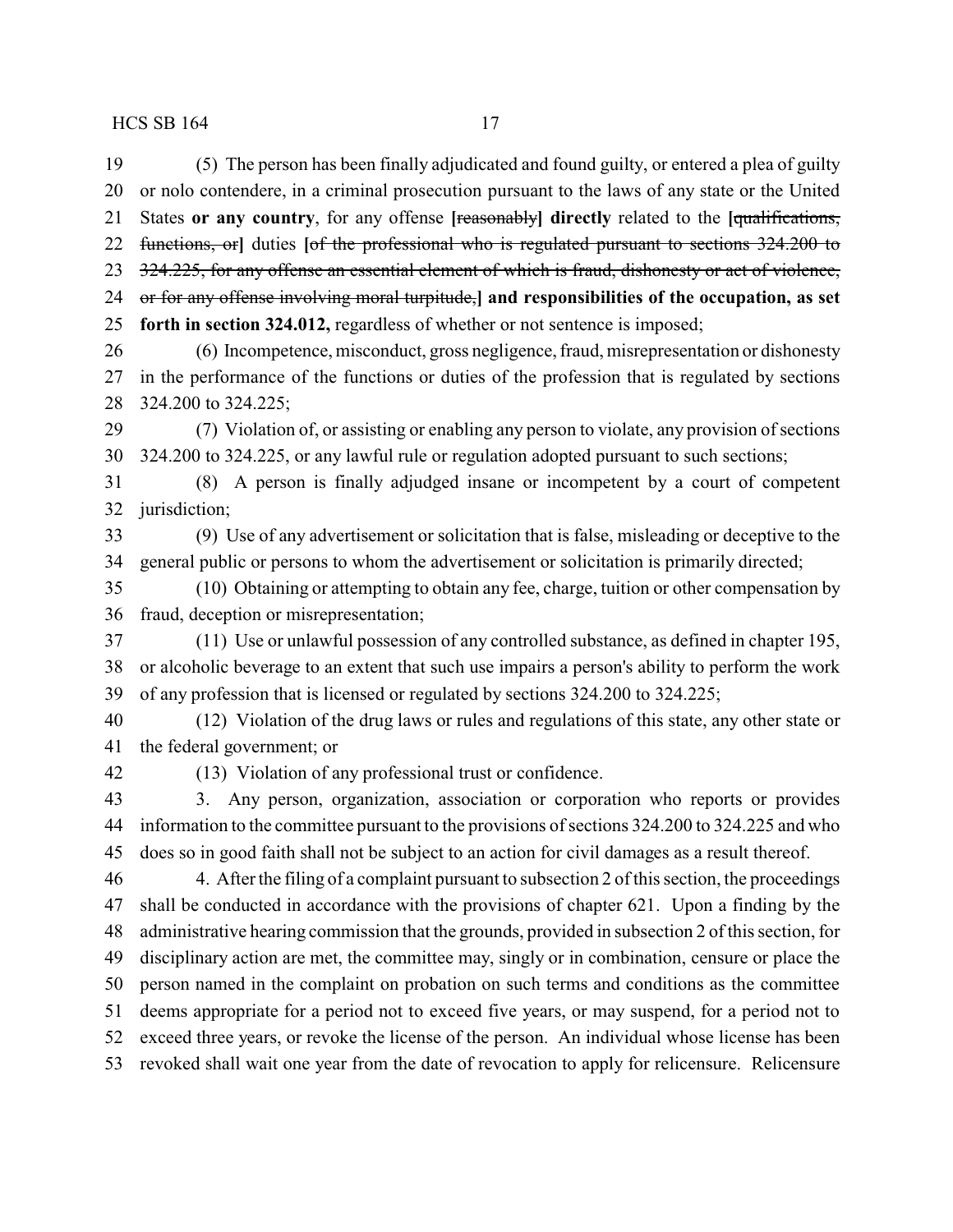(5) The person has been finally adjudicated and found guilty, or entered a plea of guilty or nolo contendere, in a criminal prosecution pursuant to the laws of any state or the United States **or any country**, for any offense [~~reasonably~~] **directly** related to the [~~qualifications, functions, or~~] duties [~~of the professional who is regulated pursuant to sections 324.200 to 324.225, for any offense an essential element of which is fraud, dishonesty or act of violence, or for any offense involving moral turpitude,~~] **and responsibilities of the occupation, as set forth in section 324.012,** regardless of whether or not sentence is imposed;

(6) Incompetence, misconduct, gross negligence, fraud, misrepresentation or dishonesty in the performance of the functions or duties of the profession that is regulated by sections 324.200 to 324.225;

(7) Violation of, or assisting or enabling any person to violate, any provision of sections 324.200 to 324.225, or any lawful rule or regulation adopted pursuant to such sections;

(8) A person is finally adjudged insane or incompetent by a court of competent jurisdiction;

(9) Use of any advertisement or solicitation that is false, misleading or deceptive to the general public or persons to whom the advertisement or solicitation is primarily directed;

(10) Obtaining or attempting to obtain any fee, charge, tuition or other compensation by fraud, deception or misrepresentation;

(11) Use or unlawful possession of any controlled substance, as defined in chapter 195, or alcoholic beverage to an extent that such use impairs a person's ability to perform the work of any profession that is licensed or regulated by sections 324.200 to 324.225;

(12) Violation of the drug laws or rules and regulations of this state, any other state or the federal government; or

(13) Violation of any professional trust or confidence.

3. Any person, organization, association or corporation who reports or provides information to the committee pursuant to the provisions of sections 324.200 to 324.225 and who does so in good faith shall not be subject to an action for civil damages as a result thereof.

4. After the filing of a complaint pursuant to subsection 2 of this section, the proceedings shall be conducted in accordance with the provisions of chapter 621. Upon a finding by the administrative hearing commission that the grounds, provided in subsection 2 of this section, for disciplinary action are met, the committee may, singly or in combination, censure or place the person named in the complaint on probation on such terms and conditions as the committee deems appropriate for a period not to exceed five years, or may suspend, for a period not to exceed three years, or revoke the license of the person. An individual whose license has been revoked shall wait one year from the date of revocation to apply for relicensure. Relicensure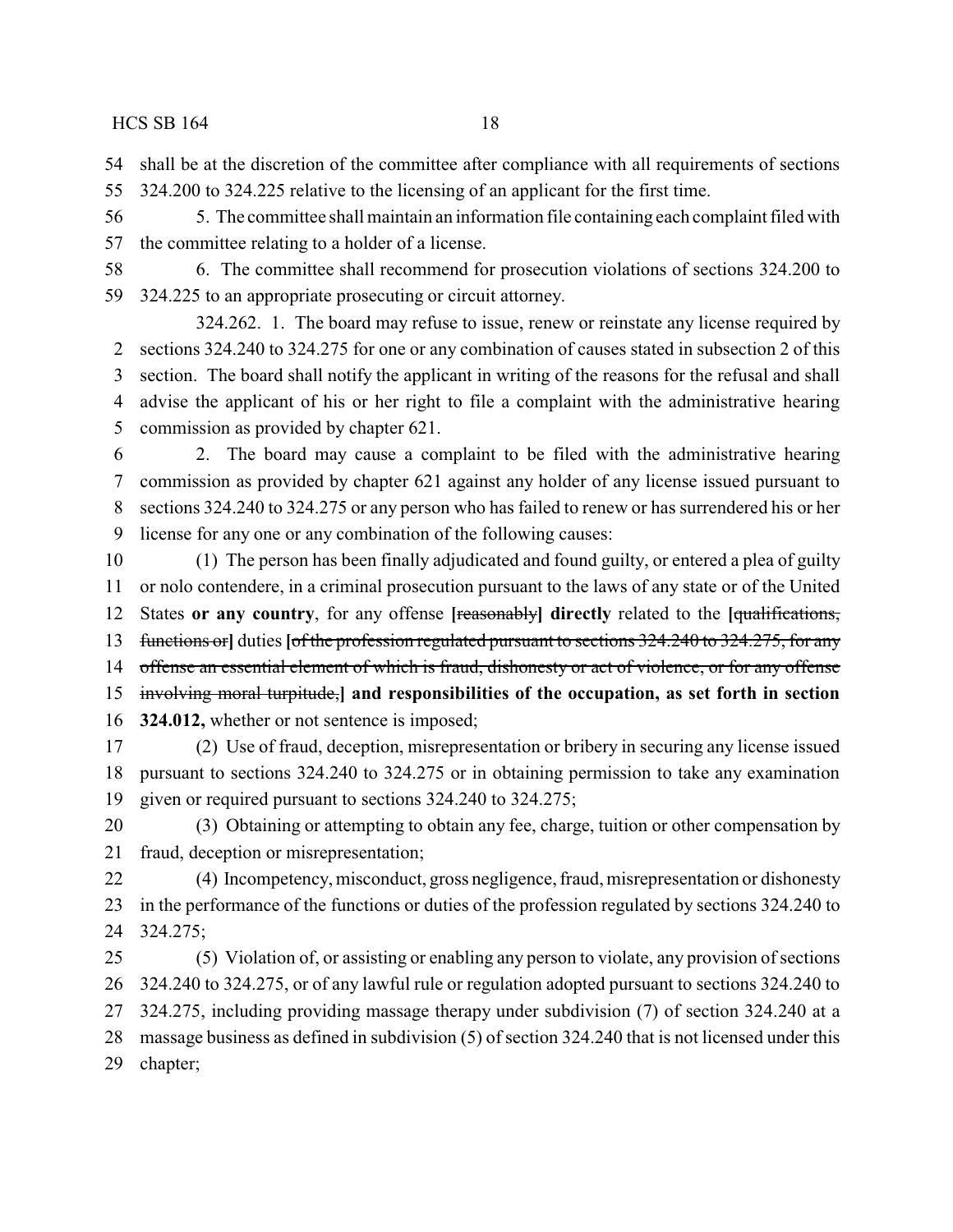shall be at the discretion of the committee after compliance with all requirements of sections 324.200 to 324.225 relative to the licensing of an applicant for the first time.

5. The committee shall maintain an information file containing each complaint filed with the committee relating to a holder of a license.

6. The committee shall recommend for prosecution violations of sections 324.200 to 324.225 to an appropriate prosecuting or circuit attorney.

324.262. 1. The board may refuse to issue, renew or reinstate any license required by sections 324.240 to 324.275 for one or any combination of causes stated in subsection 2 of this section. The board shall notify the applicant in writing of the reasons for the refusal and shall advise the applicant of his or her right to file a complaint with the administrative hearing commission as provided by chapter 621.

2. The board may cause a complaint to be filed with the administrative hearing commission as provided by chapter 621 against any holder of any license issued pursuant to sections 324.240 to 324.275 or any person who has failed to renew or has surrendered his or her license for any one or any combination of the following causes:

(1) The person has been finally adjudicated and found guilty, or entered a plea of guilty or nolo contendere, in a criminal prosecution pursuant to the laws of any state or of the United States **or any country**, for any offense **[**~~reasonably~~**] directly** related to the **[**~~qualifications, functions or~~**]** duties **[**~~of the profession regulated pursuant to sections 324.240 to 324.275, for any offense an essential element of which is fraud, dishonesty or act of violence, or for any offense involving moral turpitude,~~**] and responsibilities of the occupation, as set forth in section 324.012,** whether or not sentence is imposed;

(2) Use of fraud, deception, misrepresentation or bribery in securing any license issued pursuant to sections 324.240 to 324.275 or in obtaining permission to take any examination given or required pursuant to sections 324.240 to 324.275;

(3) Obtaining or attempting to obtain any fee, charge, tuition or other compensation by fraud, deception or misrepresentation;

(4) Incompetency, misconduct, gross negligence, fraud, misrepresentation or dishonesty in the performance of the functions or duties of the profession regulated by sections 324.240 to 324.275;

(5) Violation of, or assisting or enabling any person to violate, any provision of sections 324.240 to 324.275, or of any lawful rule or regulation adopted pursuant to sections 324.240 to 324.275, including providing massage therapy under subdivision (7) of section 324.240 at a massage business as defined in subdivision (5) of section 324.240 that is not licensed under this chapter;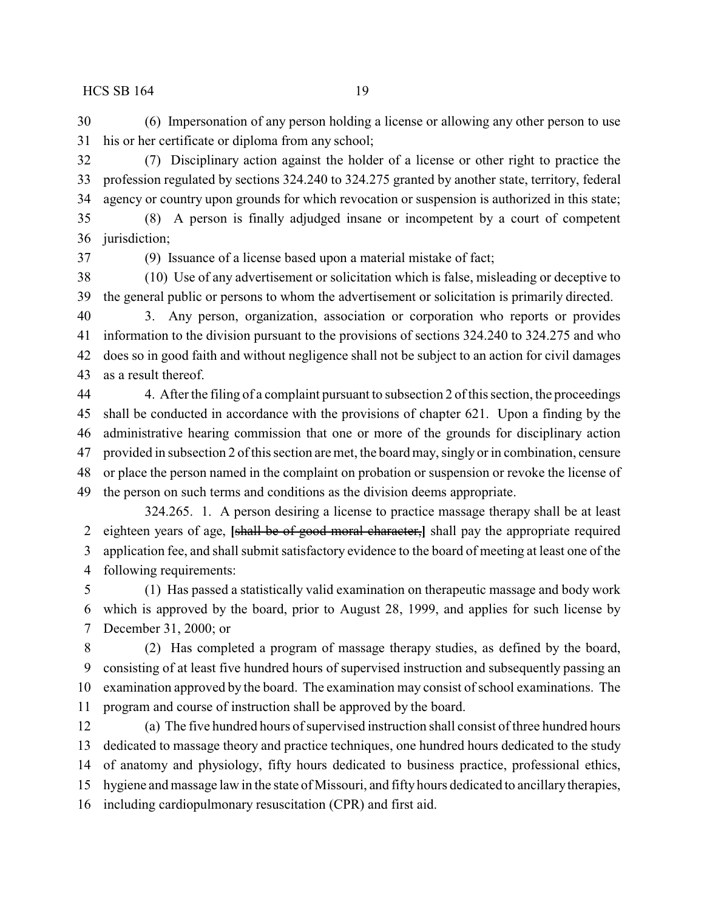(6) Impersonation of any person holding a license or allowing any other person to use his or her certificate or diploma from any school;

(7) Disciplinary action against the holder of a license or other right to practice the profession regulated by sections 324.240 to 324.275 granted by another state, territory, federal agency or country upon grounds for which revocation or suspension is authorized in this state;

(8) A person is finally adjudged insane or incompetent by a court of competent jurisdiction;

(9) Issuance of a license based upon a material mistake of fact;

(10) Use of any advertisement or solicitation which is false, misleading or deceptive to the general public or persons to whom the advertisement or solicitation is primarily directed.

3. Any person, organization, association or corporation who reports or provides information to the division pursuant to the provisions of sections 324.240 to 324.275 and who does so in good faith and without negligence shall not be subject to an action for civil damages as a result thereof.

4. After the filing of a complaint pursuant to subsection 2 of this section, the proceedings shall be conducted in accordance with the provisions of chapter 621. Upon a finding by the administrative hearing commission that one or more of the grounds for disciplinary action provided in subsection 2 of this section are met, the board may, singly or in combination, censure or place the person named in the complaint on probation or suspension or revoke the license of the person on such terms and conditions as the division deems appropriate.

324.265. 1. A person desiring a license to practice massage therapy shall be at least eighteen years of age, **[**~~shall be of good moral character,~~**]** shall pay the appropriate required application fee, and shall submit satisfactory evidence to the board of meeting at least one of the following requirements:

(1) Has passed a statistically valid examination on therapeutic massage and body work which is approved by the board, prior to August 28, 1999, and applies for such license by December 31, 2000; or

(2) Has completed a program of massage therapy studies, as defined by the board, consisting of at least five hundred hours of supervised instruction and subsequently passing an examination approved by the board. The examination may consist of school examinations. The program and course of instruction shall be approved by the board.

(a) The five hundred hours of supervised instruction shall consist of three hundred hours dedicated to massage theory and practice techniques, one hundred hours dedicated to the study of anatomy and physiology, fifty hours dedicated to business practice, professional ethics, hygiene and massage law in the state of Missouri, and fifty hours dedicated to ancillary therapies, including cardiopulmonary resuscitation (CPR) and first aid.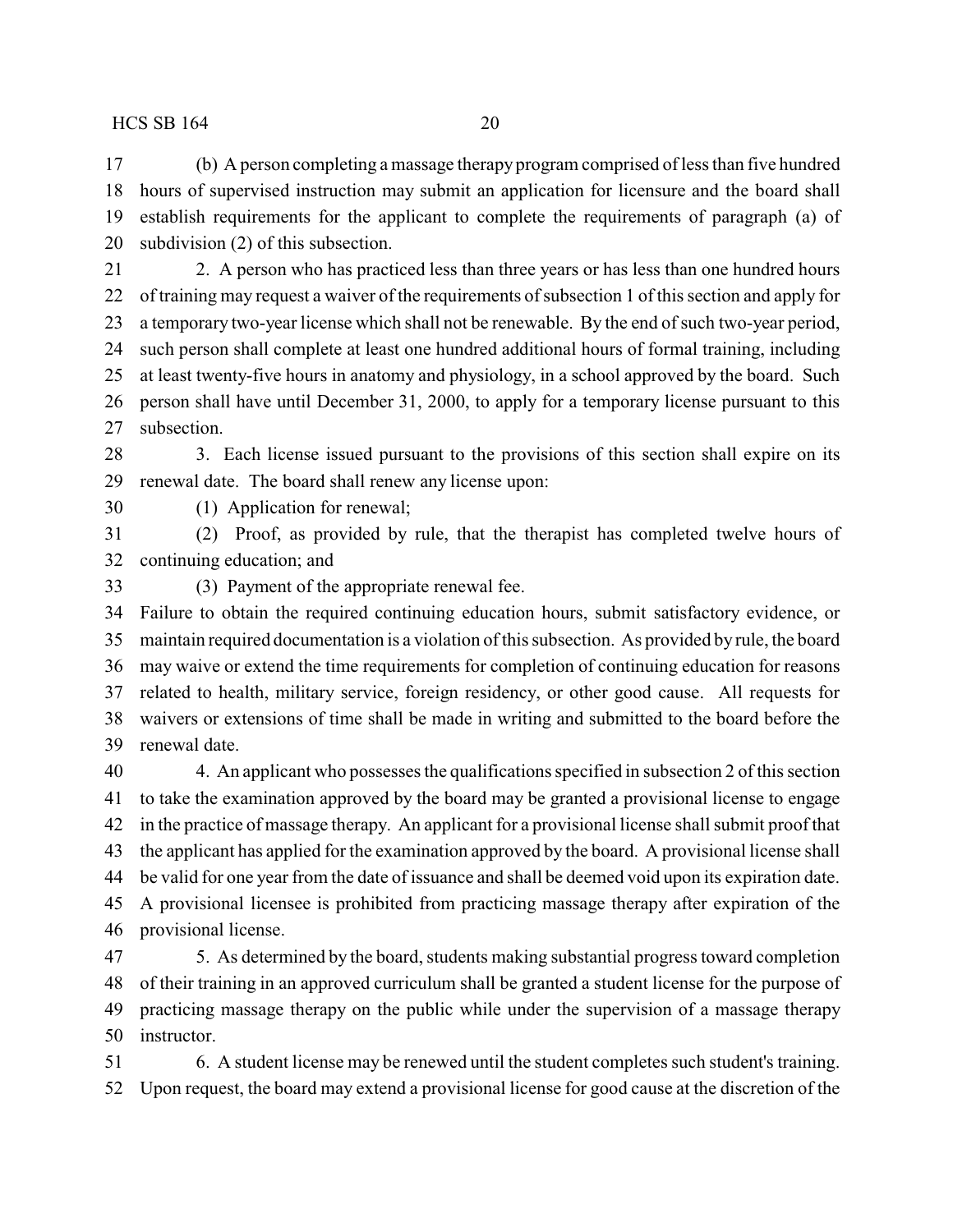(b) A person completing a massage therapy program comprised of less than five hundred hours of supervised instruction may submit an application for licensure and the board shall establish requirements for the applicant to complete the requirements of paragraph (a) of subdivision (2) of this subsection.

2. A person who has practiced less than three years or has less than one hundred hours of training may request a waiver of the requirements of subsection 1 of this section and apply for a temporary two-year license which shall not be renewable. By the end of such two-year period, such person shall complete at least one hundred additional hours of formal training, including at least twenty-five hours in anatomy and physiology, in a school approved by the board. Such person shall have until December 31, 2000, to apply for a temporary license pursuant to this subsection.

3. Each license issued pursuant to the provisions of this section shall expire on its renewal date. The board shall renew any license upon:

(1) Application for renewal;

(2) Proof, as provided by rule, that the therapist has completed twelve hours of continuing education; and

(3) Payment of the appropriate renewal fee.

Failure to obtain the required continuing education hours, submit satisfactory evidence, or maintain required documentation is a violation of this subsection. As provided by rule, the board may waive or extend the time requirements for completion of continuing education for reasons related to health, military service, foreign residency, or other good cause. All requests for waivers or extensions of time shall be made in writing and submitted to the board before the renewal date.

4. An applicant who possesses the qualifications specified in subsection 2 of this section to take the examination approved by the board may be granted a provisional license to engage in the practice of massage therapy. An applicant for a provisional license shall submit proof that the applicant has applied for the examination approved by the board. A provisional license shall be valid for one year from the date of issuance and shall be deemed void upon its expiration date. A provisional licensee is prohibited from practicing massage therapy after expiration of the provisional license.

5. As determined by the board, students making substantial progress toward completion of their training in an approved curriculum shall be granted a student license for the purpose of practicing massage therapy on the public while under the supervision of a massage therapy instructor.

6. A student license may be renewed until the student completes such student's training. Upon request, the board may extend a provisional license for good cause at the discretion of the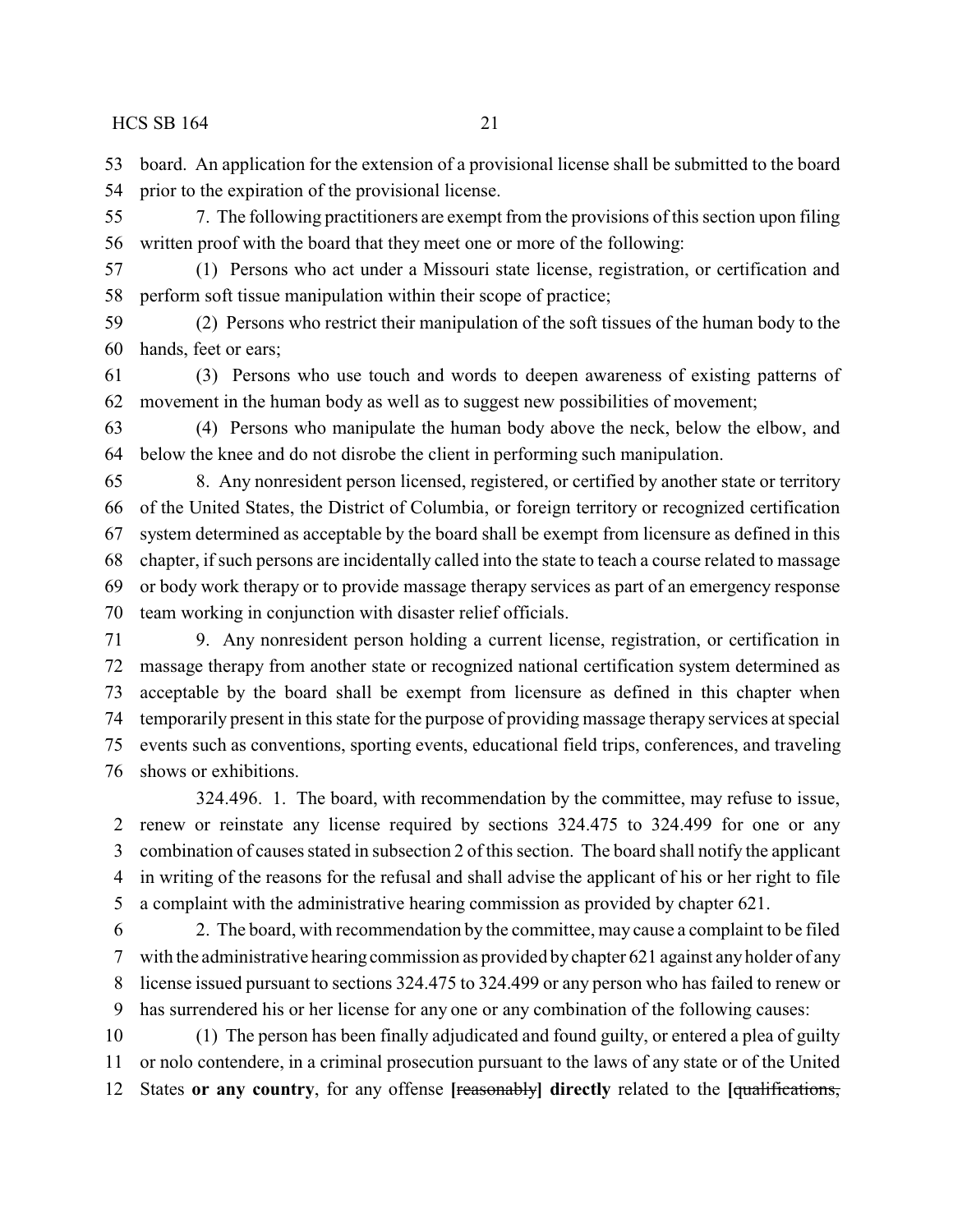board. An application for the extension of a provisional license shall be submitted to the board prior to the expiration of the provisional license.

7. The following practitioners are exempt from the provisions of this section upon filing written proof with the board that they meet one or more of the following:

(1) Persons who act under a Missouri state license, registration, or certification and perform soft tissue manipulation within their scope of practice;

(2) Persons who restrict their manipulation of the soft tissues of the human body to the hands, feet or ears;

(3) Persons who use touch and words to deepen awareness of existing patterns of movement in the human body as well as to suggest new possibilities of movement;

(4) Persons who manipulate the human body above the neck, below the elbow, and below the knee and do not disrobe the client in performing such manipulation.

8. Any nonresident person licensed, registered, or certified by another state or territory of the United States, the District of Columbia, or foreign territory or recognized certification system determined as acceptable by the board shall be exempt from licensure as defined in this chapter, if such persons are incidentally called into the state to teach a course related to massage or body work therapy or to provide massage therapy services as part of an emergency response team working in conjunction with disaster relief officials.

9. Any nonresident person holding a current license, registration, or certification in massage therapy from another state or recognized national certification system determined as acceptable by the board shall be exempt from licensure as defined in this chapter when temporarily present in this state for the purpose of providing massage therapy services at special events such as conventions, sporting events, educational field trips, conferences, and traveling shows or exhibitions.

324.496. 1. The board, with recommendation by the committee, may refuse to issue, renew or reinstate any license required by sections 324.475 to 324.499 for one or any combination of causes stated in subsection 2 of this section. The board shall notify the applicant in writing of the reasons for the refusal and shall advise the applicant of his or her right to file a complaint with the administrative hearing commission as provided by chapter 621.

2. The board, with recommendation by the committee, may cause a complaint to be filed with the administrative hearing commission as provided by chapter 621 against any holder of any license issued pursuant to sections 324.475 to 324.499 or any person who has failed to renew or has surrendered his or her license for any one or any combination of the following causes:

(1) The person has been finally adjudicated and found guilty, or entered a plea of guilty or nolo contendere, in a criminal prosecution pursuant to the laws of any state or of the United States **or any country**, for any offense **[**~~reasonably~~**] directly** related to the **[**~~qualifications,~~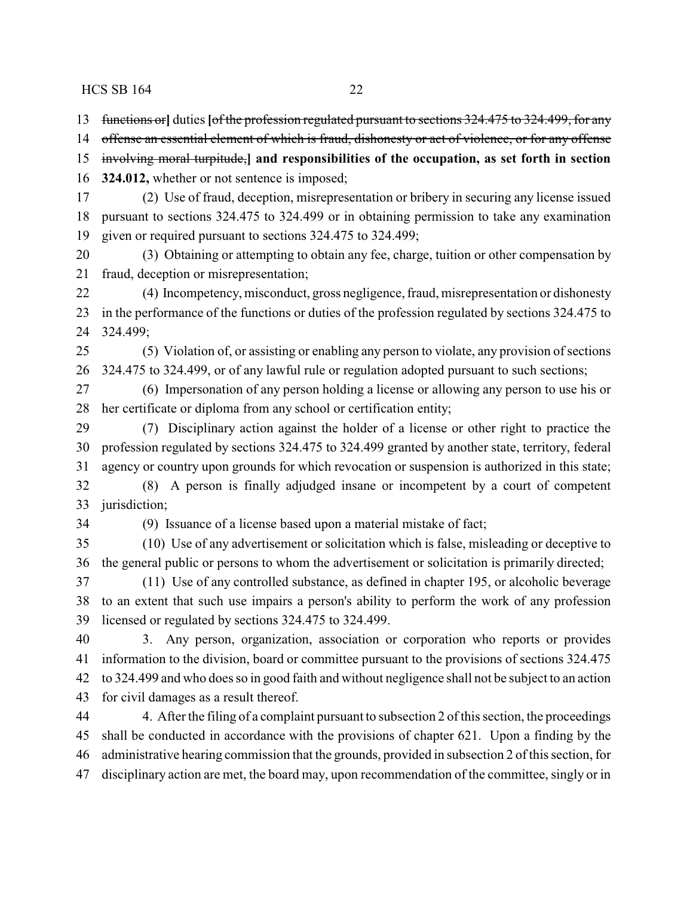functions or] duties [of the profession regulated pursuant to sections 324.475 to 324.499, for any offense an essential element of which is fraud, dishonesty or act of violence, or for any offense involving moral turpitude,] **and responsibilities of the occupation, as set forth in section 324.012,** whether or not sentence is imposed;

(2) Use of fraud, deception, misrepresentation or bribery in securing any license issued pursuant to sections 324.475 to 324.499 or in obtaining permission to take any examination given or required pursuant to sections 324.475 to 324.499;

(3) Obtaining or attempting to obtain any fee, charge, tuition or other compensation by fraud, deception or misrepresentation;

(4) Incompetency, misconduct, gross negligence, fraud, misrepresentation or dishonesty in the performance of the functions or duties of the profession regulated by sections 324.475 to 324.499;

(5) Violation of, or assisting or enabling any person to violate, any provision of sections 324.475 to 324.499, or of any lawful rule or regulation adopted pursuant to such sections;

(6) Impersonation of any person holding a license or allowing any person to use his or her certificate or diploma from any school or certification entity;

(7) Disciplinary action against the holder of a license or other right to practice the profession regulated by sections 324.475 to 324.499 granted by another state, territory, federal agency or country upon grounds for which revocation or suspension is authorized in this state;

(8) A person is finally adjudged insane or incompetent by a court of competent jurisdiction;

(9) Issuance of a license based upon a material mistake of fact;

(10) Use of any advertisement or solicitation which is false, misleading or deceptive to the general public or persons to whom the advertisement or solicitation is primarily directed;

(11) Use of any controlled substance, as defined in chapter 195, or alcoholic beverage to an extent that such use impairs a person's ability to perform the work of any profession licensed or regulated by sections 324.475 to 324.499.

3. Any person, organization, association or corporation who reports or provides information to the division, board or committee pursuant to the provisions of sections 324.475 to 324.499 and who does so in good faith and without negligence shall not be subject to an action for civil damages as a result thereof.

4. After the filing of a complaint pursuant to subsection 2 of this section, the proceedings shall be conducted in accordance with the provisions of chapter 621. Upon a finding by the administrative hearing commission that the grounds, provided in subsection 2 of this section, for disciplinary action are met, the board may, upon recommendation of the committee, singly or in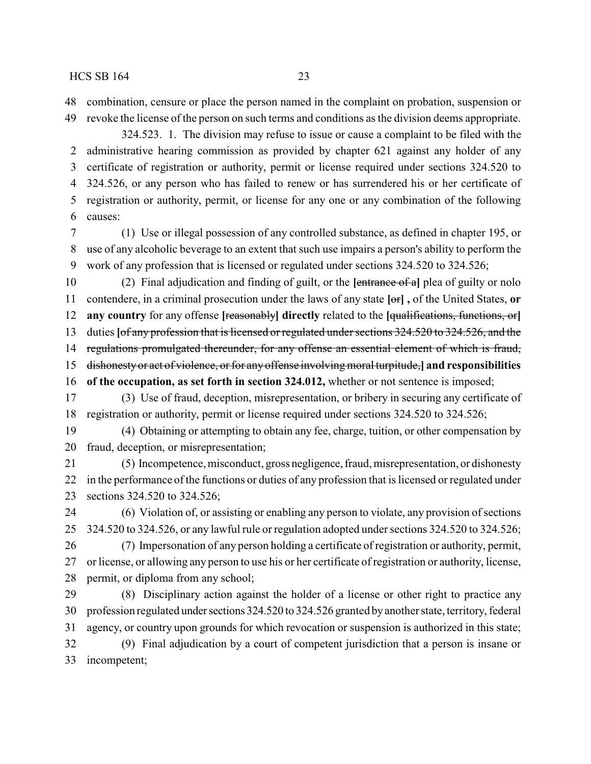combination, censure or place the person named in the complaint on probation, suspension or revoke the license of the person on such terms and conditions as the division deems appropriate.

324.523. 1. The division may refuse to issue or cause a complaint to be filed with the administrative hearing commission as provided by chapter 621 against any holder of any certificate of registration or authority, permit or license required under sections 324.520 to 324.526, or any person who has failed to renew or has surrendered his or her certificate of registration or authority, permit, or license for any one or any combination of the following causes:

(1) Use or illegal possession of any controlled substance, as defined in chapter 195, or use of any alcoholic beverage to an extent that such use impairs a person's ability to perform the work of any profession that is licensed or regulated under sections 324.520 to 324.526;

(2) Final adjudication and finding of guilt, or the **[**~~entrance of a~~**]** plea of guilty or nolo contendere, in a criminal prosecution under the laws of any state **[**~~or~~**] ,** of the United States, **or any country** for any offense **[**~~reasonably~~**] directly** related to the **[**~~qualifications, functions, or~~**]** duties **[**~~of any profession that is licensed or regulated under sections 324.520 to 324.526, and the regulations promulgated thereunder, for any offense an essential element of which is fraud, dishonesty or act of violence, or for any offense involving moral turpitude,~~**] and responsibilities of the occupation, as set forth in section 324.012,** whether or not sentence is imposed;

(3) Use of fraud, deception, misrepresentation, or bribery in securing any certificate of registration or authority, permit or license required under sections 324.520 to 324.526;

(4) Obtaining or attempting to obtain any fee, charge, tuition, or other compensation by fraud, deception, or misrepresentation;

(5) Incompetence, misconduct, gross negligence, fraud, misrepresentation, or dishonesty in the performance of the functions or duties of any profession that is licensed or regulated under sections 324.520 to 324.526;

(6) Violation of, or assisting or enabling any person to violate, any provision of sections 324.520 to 324.526, or any lawful rule or regulation adopted under sections 324.520 to 324.526;

(7) Impersonation of any person holding a certificate of registration or authority, permit, or license, or allowing any person to use his or her certificate of registration or authority, license, permit, or diploma from any school;

(8) Disciplinary action against the holder of a license or other right to practice any profession regulated under sections 324.520 to 324.526 granted by another state, territory, federal agency, or country upon grounds for which revocation or suspension is authorized in this state;

(9) Final adjudication by a court of competent jurisdiction that a person is insane or incompetent;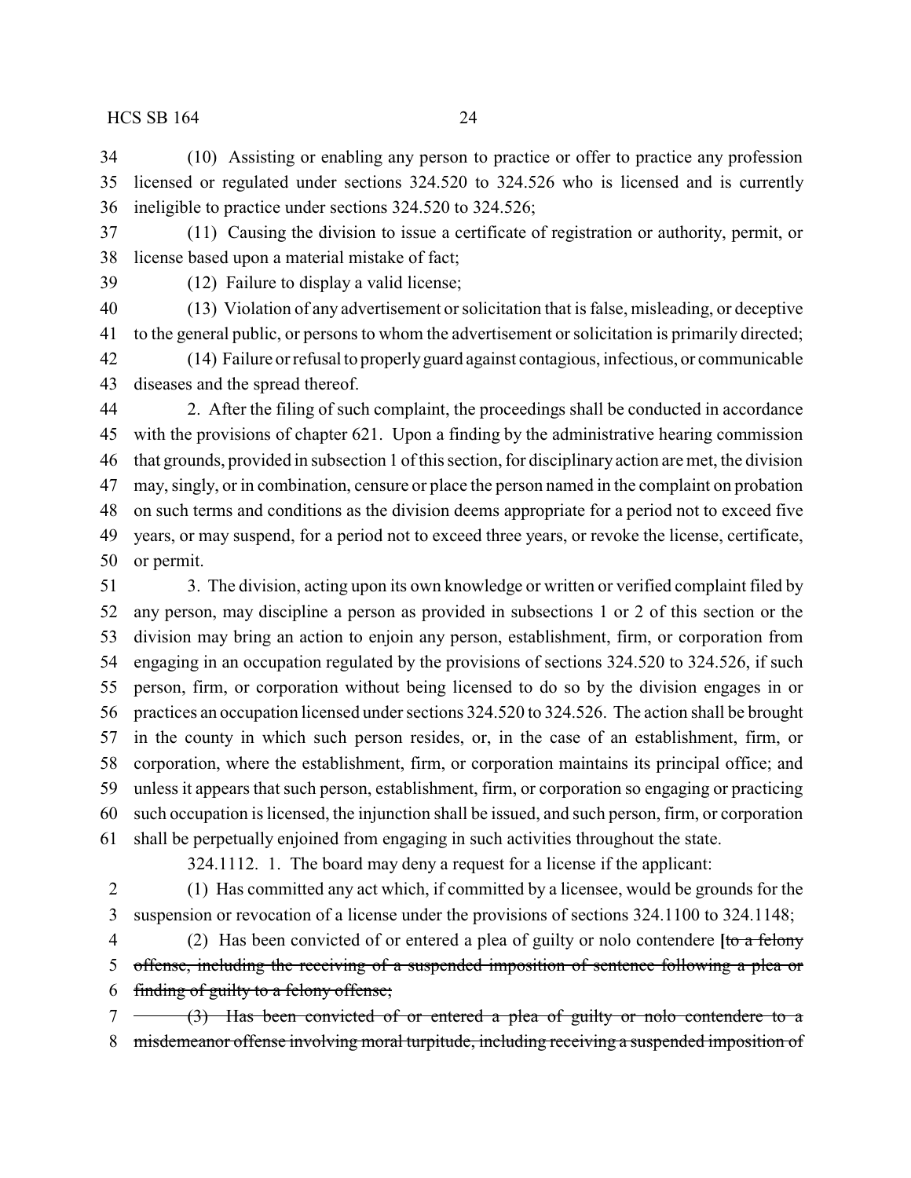(10) Assisting or enabling any person to practice or offer to practice any profession licensed or regulated under sections 324.520 to 324.526 who is licensed and is currently ineligible to practice under sections 324.520 to 324.526;

(11) Causing the division to issue a certificate of registration or authority, permit, or license based upon a material mistake of fact;

(12) Failure to display a valid license;

(13) Violation of any advertisement or solicitation that is false, misleading, or deceptive to the general public, or persons to whom the advertisement or solicitation is primarily directed;

(14) Failure or refusal to properly guard against contagious, infectious, or communicable diseases and the spread thereof.

2. After the filing of such complaint, the proceedings shall be conducted in accordance with the provisions of chapter 621. Upon a finding by the administrative hearing commission that grounds, provided in subsection 1 of this section, for disciplinary action are met, the division may, singly, or in combination, censure or place the person named in the complaint on probation on such terms and conditions as the division deems appropriate for a period not to exceed five years, or may suspend, for a period not to exceed three years, or revoke the license, certificate, or permit.

3. The division, acting upon its own knowledge or written or verified complaint filed by any person, may discipline a person as provided in subsections 1 or 2 of this section or the division may bring an action to enjoin any person, establishment, firm, or corporation from engaging in an occupation regulated by the provisions of sections 324.520 to 324.526, if such person, firm, or corporation without being licensed to do so by the division engages in or practices an occupation licensed under sections 324.520 to 324.526. The action shall be brought in the county in which such person resides, or, in the case of an establishment, firm, or corporation, where the establishment, firm, or corporation maintains its principal office; and unless it appears that such person, establishment, firm, or corporation so engaging or practicing such occupation is licensed, the injunction shall be issued, and such person, firm, or corporation shall be perpetually enjoined from engaging in such activities throughout the state.

324.1112. 1. The board may deny a request for a license if the applicant:

(1) Has committed any act which, if committed by a licensee, would be grounds for the suspension or revocation of a license under the provisions of sections 324.1100 to 324.1148;

(2) Has been convicted of or entered a plea of guilty or nolo contendere **[**~~to a felony offense, including the receiving of a suspended imposition of sentence following a plea or finding of guilty to a felony offense;~~

~~(3) Has been convicted of or entered a plea of guilty or nolo contendere to a misdemeanor offense involving moral turpitude, including receiving a suspended imposition of~~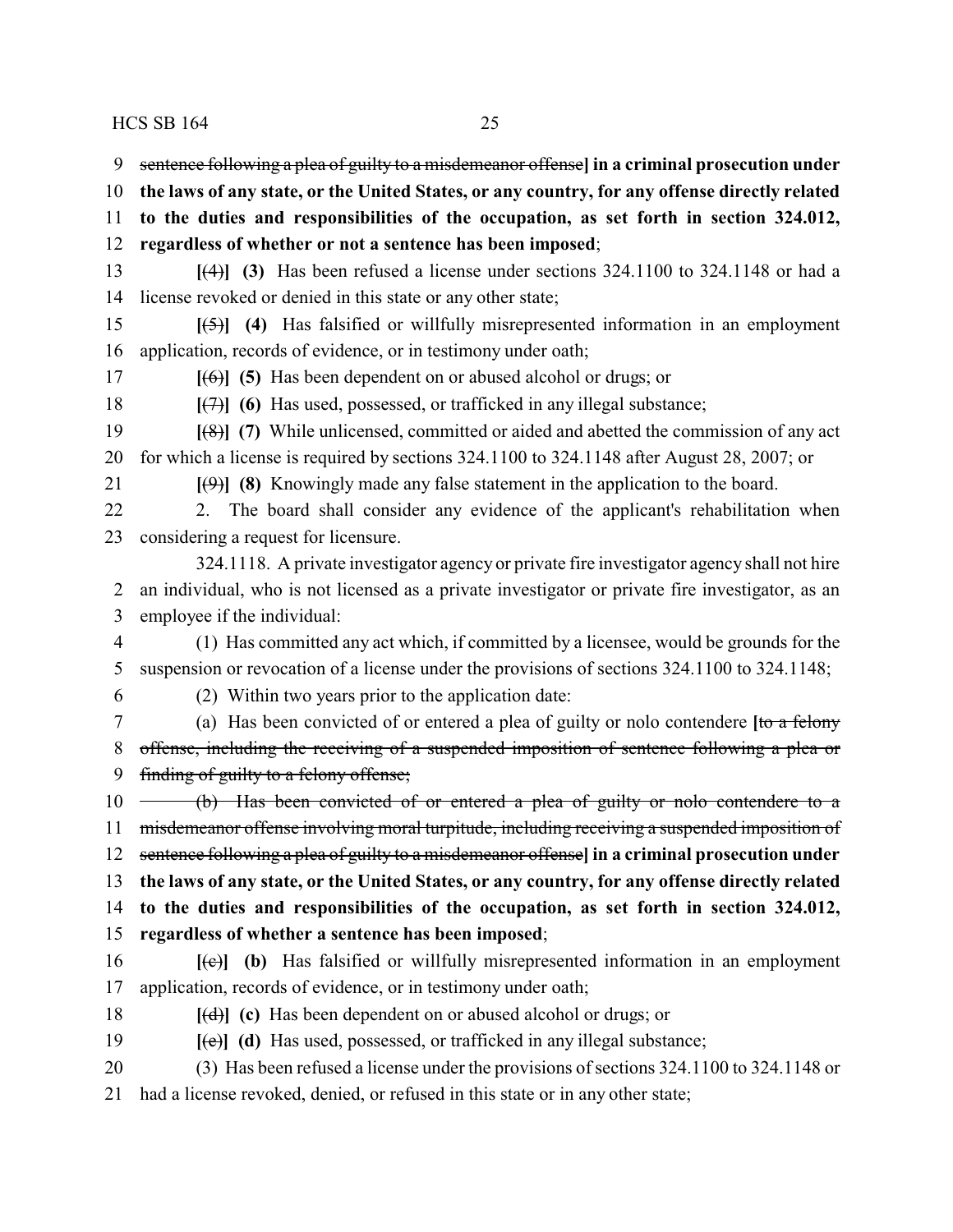sentence following a plea of guilty to a misdemeanor offense] **in a criminal prosecution under the laws of any state, or the United States, or any country, for any offense directly related to the duties and responsibilities of the occupation, as set forth in section 324.012, regardless of whether or not a sentence has been imposed**;

**[**(4)**]** **(3)** Has been refused a license under sections 324.1100 to 324.1148 or had a license revoked or denied in this state or any other state;

**[**(5)**]** **(4)** Has falsified or willfully misrepresented information in an employment application, records of evidence, or in testimony under oath;

**[**(6)**]** **(5)** Has been dependent on or abused alcohol or drugs; or

**[**(7)**]** **(6)** Has used, possessed, or trafficked in any illegal substance;

**[**(8)**]** **(7)** While unlicensed, committed or aided and abetted the commission of any act for which a license is required by sections 324.1100 to 324.1148 after August 28, 2007; or

**[**(9)**]** **(8)** Knowingly made any false statement in the application to the board.

2. The board shall consider any evidence of the applicant's rehabilitation when considering a request for licensure.

324.1118. A private investigator agency or private fire investigator agency shall not hire an individual, who is not licensed as a private investigator or private fire investigator, as an employee if the individual:

(1) Has committed any act which, if committed by a licensee, would be grounds for the suspension or revocation of a license under the provisions of sections 324.1100 to 324.1148;

(2) Within two years prior to the application date:

(a) Has been convicted of or entered a plea of guilty or nolo contendere **[**to a felony offense, including the receiving of a suspended imposition of sentence following a plea or finding of guilty to a felony offense;

(b) Has been convicted of or entered a plea of guilty or nolo contendere to a misdemeanor offense involving moral turpitude, including receiving a suspended imposition of sentence following a plea of guilty to a misdemeanor offense**]** **in a criminal prosecution under the laws of any state, or the United States, or any country, for any offense directly related to the duties and responsibilities of the occupation, as set forth in section 324.012, regardless of whether a sentence has been imposed**;

**[**(c)**]** **(b)** Has falsified or willfully misrepresented information in an employment application, records of evidence, or in testimony under oath;

**[**(d)**]** **(c)** Has been dependent on or abused alcohol or drugs; or

**[**(e)**]** **(d)** Has used, possessed, or trafficked in any illegal substance;

(3) Has been refused a license under the provisions of sections 324.1100 to 324.1148 or had a license revoked, denied, or refused in this state or in any other state;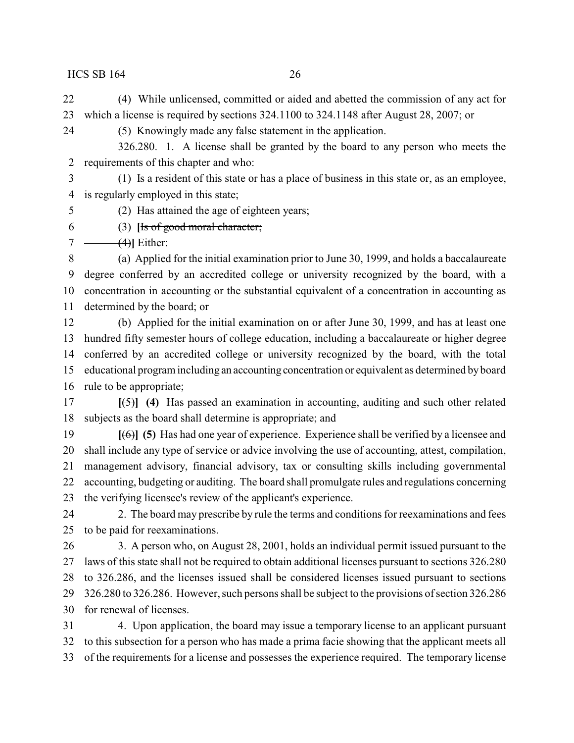(4) While unlicensed, committed or aided and abetted the commission of any act for which a license is required by sections 324.1100 to 324.1148 after August 28, 2007; or

(5) Knowingly made any false statement in the application.

326.280. 1. A license shall be granted by the board to any person who meets the requirements of this chapter and who:

(1) Is a resident of this state or has a place of business in this state or, as an employee, is regularly employed in this state;

(2) Has attained the age of eighteen years;

(3) **[**~~Is of good moral character;~~

~~(4)~~**]** Either:

(a) Applied for the initial examination prior to June 30, 1999, and holds a baccalaureate degree conferred by an accredited college or university recognized by the board, with a concentration in accounting or the substantial equivalent of a concentration in accounting as determined by the board; or

(b) Applied for the initial examination on or after June 30, 1999, and has at least one hundred fifty semester hours of college education, including a baccalaureate or higher degree conferred by an accredited college or university recognized by the board, with the total educational program including an accounting concentration or equivalent as determined by board rule to be appropriate;

**[**~~(5)~~**]** **(4)** Has passed an examination in accounting, auditing and such other related subjects as the board shall determine is appropriate; and

**[**~~(6)~~**]** **(5)** Has had one year of experience. Experience shall be verified by a licensee and shall include any type of service or advice involving the use of accounting, attest, compilation, management advisory, financial advisory, tax or consulting skills including governmental accounting, budgeting or auditing. The board shall promulgate rules and regulations concerning the verifying licensee's review of the applicant's experience.

2. The board may prescribe by rule the terms and conditions for reexaminations and fees to be paid for reexaminations.

3. A person who, on August 28, 2001, holds an individual permit issued pursuant to the laws of this state shall not be required to obtain additional licenses pursuant to sections 326.280 to 326.286, and the licenses issued shall be considered licenses issued pursuant to sections 326.280 to 326.286. However, such persons shall be subject to the provisions of section 326.286 for renewal of licenses.

4. Upon application, the board may issue a temporary license to an applicant pursuant to this subsection for a person who has made a prima facie showing that the applicant meets all of the requirements for a license and possesses the experience required. The temporary license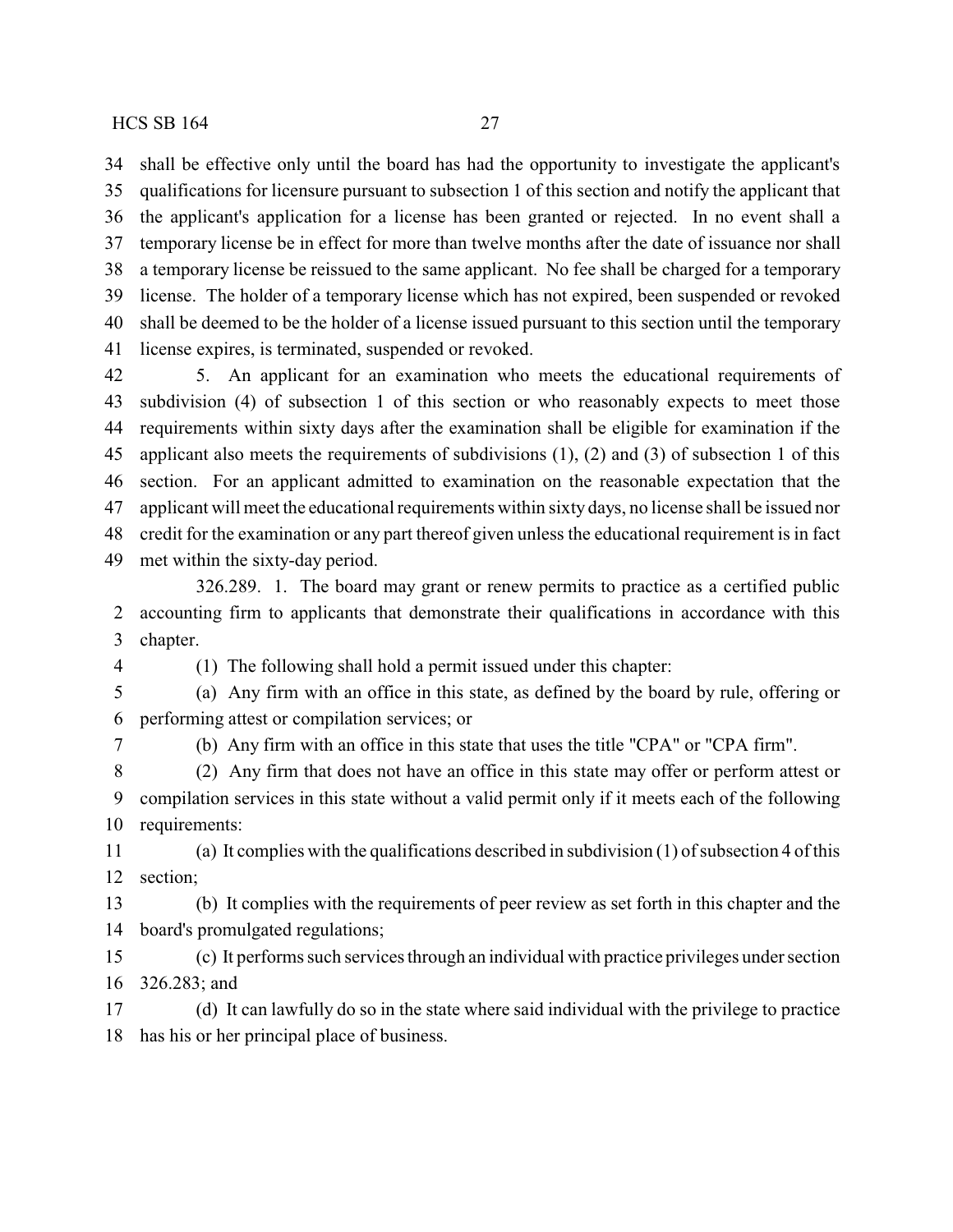shall be effective only until the board has had the opportunity to investigate the applicant's qualifications for licensure pursuant to subsection 1 of this section and notify the applicant that the applicant's application for a license has been granted or rejected. In no event shall a temporary license be in effect for more than twelve months after the date of issuance nor shall a temporary license be reissued to the same applicant. No fee shall be charged for a temporary license. The holder of a temporary license which has not expired, been suspended or revoked shall be deemed to be the holder of a license issued pursuant to this section until the temporary license expires, is terminated, suspended or revoked.

5. An applicant for an examination who meets the educational requirements of subdivision (4) of subsection 1 of this section or who reasonably expects to meet those requirements within sixty days after the examination shall be eligible for examination if the applicant also meets the requirements of subdivisions (1), (2) and (3) of subsection 1 of this section. For an applicant admitted to examination on the reasonable expectation that the applicant will meet the educational requirements within sixty days, no license shall be issued nor credit for the examination or any part thereof given unless the educational requirement is in fact met within the sixty-day period.

326.289. 1. The board may grant or renew permits to practice as a certified public accounting firm to applicants that demonstrate their qualifications in accordance with this chapter.

(1) The following shall hold a permit issued under this chapter:

(a) Any firm with an office in this state, as defined by the board by rule, offering or performing attest or compilation services; or

(b) Any firm with an office in this state that uses the title "CPA" or "CPA firm".

(2) Any firm that does not have an office in this state may offer or perform attest or compilation services in this state without a valid permit only if it meets each of the following requirements:

(a) It complies with the qualifications described in subdivision (1) of subsection 4 of this section;

(b) It complies with the requirements of peer review as set forth in this chapter and the board's promulgated regulations;

(c) It performs such services through an individual with practice privileges under section 326.283; and

(d) It can lawfully do so in the state where said individual with the privilege to practice has his or her principal place of business.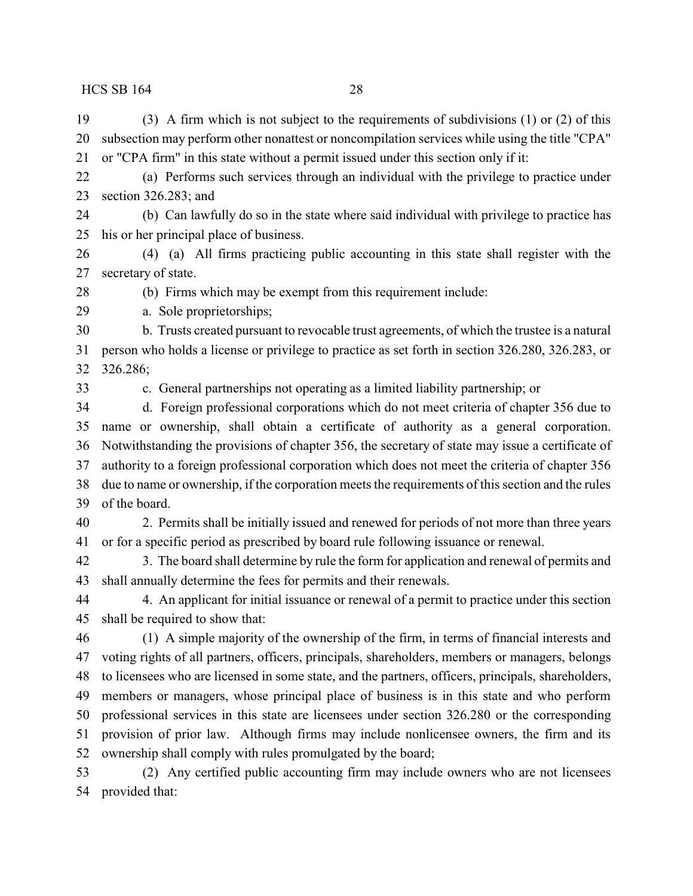(3) A firm which is not subject to the requirements of subdivisions (1) or (2) of this subsection may perform other nonattest or noncompilation services while using the title "CPA" or "CPA firm" in this state without a permit issued under this section only if it:

(a) Performs such services through an individual with the privilege to practice under section 326.283; and

(b) Can lawfully do so in the state where said individual with privilege to practice has his or her principal place of business.

(4) (a) All firms practicing public accounting in this state shall register with the secretary of state.

(b) Firms which may be exempt from this requirement include:

a. Sole proprietorships;

b. Trusts created pursuant to revocable trust agreements, of which the trustee is a natural person who holds a license or privilege to practice as set forth in section 326.280, 326.283, or 326.286;

c. General partnerships not operating as a limited liability partnership; or

d. Foreign professional corporations which do not meet criteria of chapter 356 due to name or ownership, shall obtain a certificate of authority as a general corporation. Notwithstanding the provisions of chapter 356, the secretary of state may issue a certificate of authority to a foreign professional corporation which does not meet the criteria of chapter 356 due to name or ownership, if the corporation meets the requirements of this section and the rules of the board.

2. Permits shall be initially issued and renewed for periods of not more than three years or for a specific period as prescribed by board rule following issuance or renewal.

3. The board shall determine by rule the form for application and renewal of permits and shall annually determine the fees for permits and their renewals.

4. An applicant for initial issuance or renewal of a permit to practice under this section shall be required to show that:

(1) A simple majority of the ownership of the firm, in terms of financial interests and voting rights of all partners, officers, principals, shareholders, members or managers, belongs to licensees who are licensed in some state, and the partners, officers, principals, shareholders, members or managers, whose principal place of business is in this state and who perform professional services in this state are licensees under section 326.280 or the corresponding provision of prior law. Although firms may include nonlicensee owners, the firm and its ownership shall comply with rules promulgated by the board;

(2) Any certified public accounting firm may include owners who are not licensees provided that: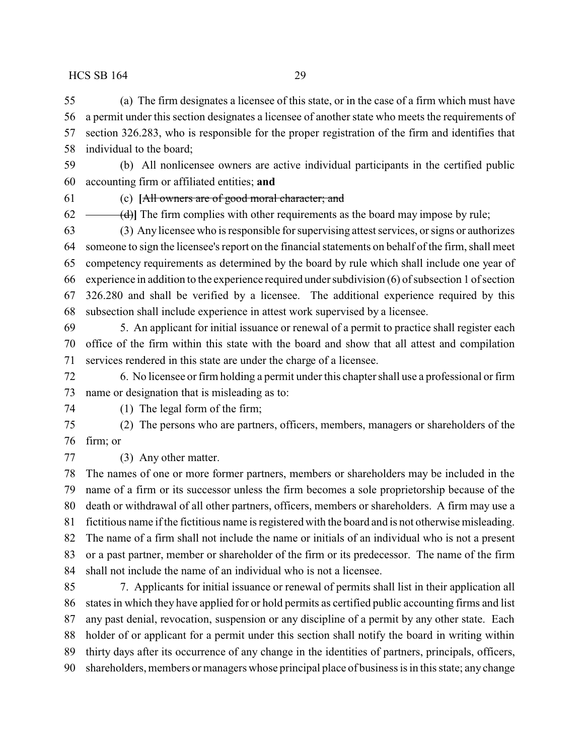(a) The firm designates a licensee of this state, or in the case of a firm which must have a permit under this section designates a licensee of another state who meets the requirements of section 326.283, who is responsible for the proper registration of the firm and identifies that individual to the board;

(b) All nonlicensee owners are active individual participants in the certified public accounting firm or affiliated entities; **and**

(c) **[**~~All owners are of good moral character; and~~

~~(d)~~**]** The firm complies with other requirements as the board may impose by rule;

(3) Any licensee who is responsible for supervising attest services, or signs or authorizes someone to sign the licensee's report on the financial statements on behalf of the firm, shall meet competency requirements as determined by the board by rule which shall include one year of experience in addition to the experience required under subdivision (6) of subsection 1 of section 326.280 and shall be verified by a licensee. The additional experience required by this subsection shall include experience in attest work supervised by a licensee.

5. An applicant for initial issuance or renewal of a permit to practice shall register each office of the firm within this state with the board and show that all attest and compilation services rendered in this state are under the charge of a licensee.

6. No licensee or firm holding a permit under this chapter shall use a professional or firm name or designation that is misleading as to:

(1) The legal form of the firm;

(2) The persons who are partners, officers, members, managers or shareholders of the firm; or

(3) Any other matter.

The names of one or more former partners, members or shareholders may be included in the name of a firm or its successor unless the firm becomes a sole proprietorship because of the death or withdrawal of all other partners, officers, members or shareholders. A firm may use a fictitious name if the fictitious name is registered with the board and is not otherwise misleading. The name of a firm shall not include the name or initials of an individual who is not a present or a past partner, member or shareholder of the firm or its predecessor. The name of the firm shall not include the name of an individual who is not a licensee.

7. Applicants for initial issuance or renewal of permits shall list in their application all states in which they have applied for or hold permits as certified public accounting firms and list any past denial, revocation, suspension or any discipline of a permit by any other state. Each holder of or applicant for a permit under this section shall notify the board in writing within thirty days after its occurrence of any change in the identities of partners, principals, officers, shareholders, members or managers whose principal place of business is in this state; any change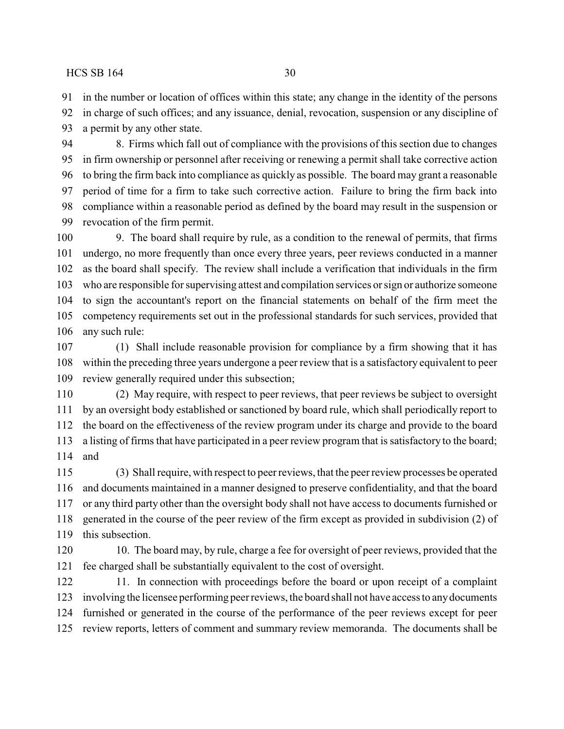in the number or location of offices within this state; any change in the identity of the persons in charge of such offices; and any issuance, denial, revocation, suspension or any discipline of a permit by any other state.

8. Firms which fall out of compliance with the provisions of this section due to changes in firm ownership or personnel after receiving or renewing a permit shall take corrective action to bring the firm back into compliance as quickly as possible. The board may grant a reasonable period of time for a firm to take such corrective action. Failure to bring the firm back into compliance within a reasonable period as defined by the board may result in the suspension or revocation of the firm permit.

9. The board shall require by rule, as a condition to the renewal of permits, that firms undergo, no more frequently than once every three years, peer reviews conducted in a manner as the board shall specify. The review shall include a verification that individuals in the firm who are responsible for supervising attest and compilation services or sign or authorize someone to sign the accountant's report on the financial statements on behalf of the firm meet the competency requirements set out in the professional standards for such services, provided that any such rule:

(1) Shall include reasonable provision for compliance by a firm showing that it has within the preceding three years undergone a peer review that is a satisfactory equivalent to peer review generally required under this subsection;

(2) May require, with respect to peer reviews, that peer reviews be subject to oversight by an oversight body established or sanctioned by board rule, which shall periodically report to the board on the effectiveness of the review program under its charge and provide to the board a listing of firms that have participated in a peer review program that is satisfactory to the board; and

(3) Shall require, with respect to peer reviews, that the peer review processes be operated and documents maintained in a manner designed to preserve confidentiality, and that the board or any third party other than the oversight body shall not have access to documents furnished or generated in the course of the peer review of the firm except as provided in subdivision (2) of this subsection.

10. The board may, by rule, charge a fee for oversight of peer reviews, provided that the fee charged shall be substantially equivalent to the cost of oversight.

11. In connection with proceedings before the board or upon receipt of a complaint involving the licensee performing peer reviews, the board shall not have access to any documents furnished or generated in the course of the performance of the peer reviews except for peer review reports, letters of comment and summary review memoranda. The documents shall be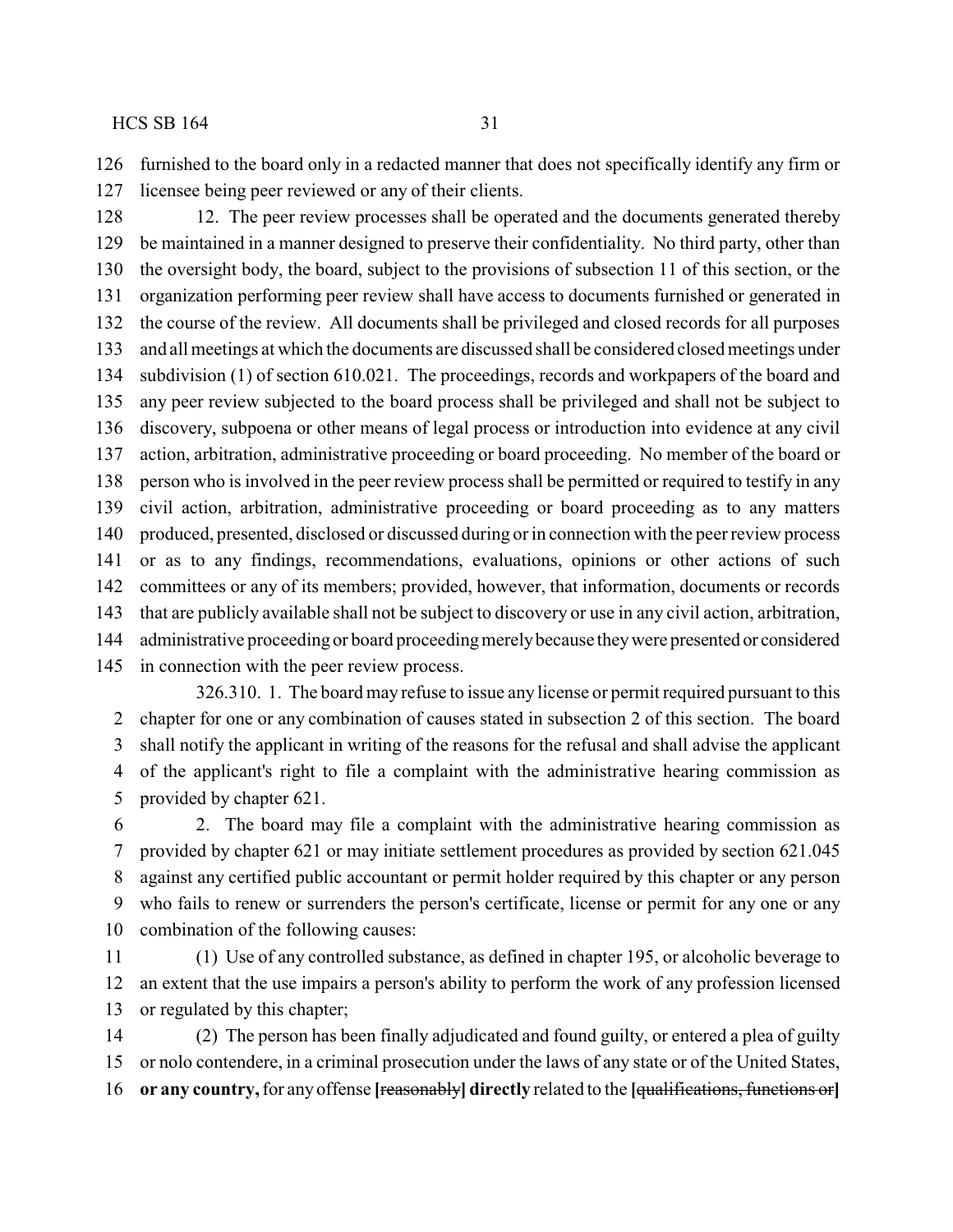furnished to the board only in a redacted manner that does not specifically identify any firm or licensee being peer reviewed or any of their clients.

12. The peer review processes shall be operated and the documents generated thereby be maintained in a manner designed to preserve their confidentiality. No third party, other than the oversight body, the board, subject to the provisions of subsection 11 of this section, or the organization performing peer review shall have access to documents furnished or generated in the course of the review. All documents shall be privileged and closed records for all purposes and all meetings at which the documents are discussed shall be considered closed meetings under subdivision (1) of section 610.021. The proceedings, records and workpapers of the board and any peer review subjected to the board process shall be privileged and shall not be subject to discovery, subpoena or other means of legal process or introduction into evidence at any civil action, arbitration, administrative proceeding or board proceeding. No member of the board or person who is involved in the peer review process shall be permitted or required to testify in any civil action, arbitration, administrative proceeding or board proceeding as to any matters produced, presented, disclosed or discussed during or in connection with the peer review process or as to any findings, recommendations, evaluations, opinions or other actions of such committees or any of its members; provided, however, that information, documents or records that are publicly available shall not be subject to discovery or use in any civil action, arbitration, administrative proceeding or board proceeding merely because they were presented or considered in connection with the peer review process.

326.310. 1. The board may refuse to issue any license or permit required pursuant to this chapter for one or any combination of causes stated in subsection 2 of this section. The board shall notify the applicant in writing of the reasons for the refusal and shall advise the applicant of the applicant's right to file a complaint with the administrative hearing commission as provided by chapter 621.

2. The board may file a complaint with the administrative hearing commission as provided by chapter 621 or may initiate settlement procedures as provided by section 621.045 against any certified public accountant or permit holder required by this chapter or any person who fails to renew or surrenders the person's certificate, license or permit for any one or any combination of the following causes:

(1) Use of any controlled substance, as defined in chapter 195, or alcoholic beverage to an extent that the use impairs a person's ability to perform the work of any profession licensed or regulated by this chapter;

(2) The person has been finally adjudicated and found guilty, or entered a plea of guilty or nolo contendere, in a criminal prosecution under the laws of any state or of the United States, **or any country,** for any offense **[**~~reasonably~~**] directly** related to the **[**~~qualifications, functions or~~**]**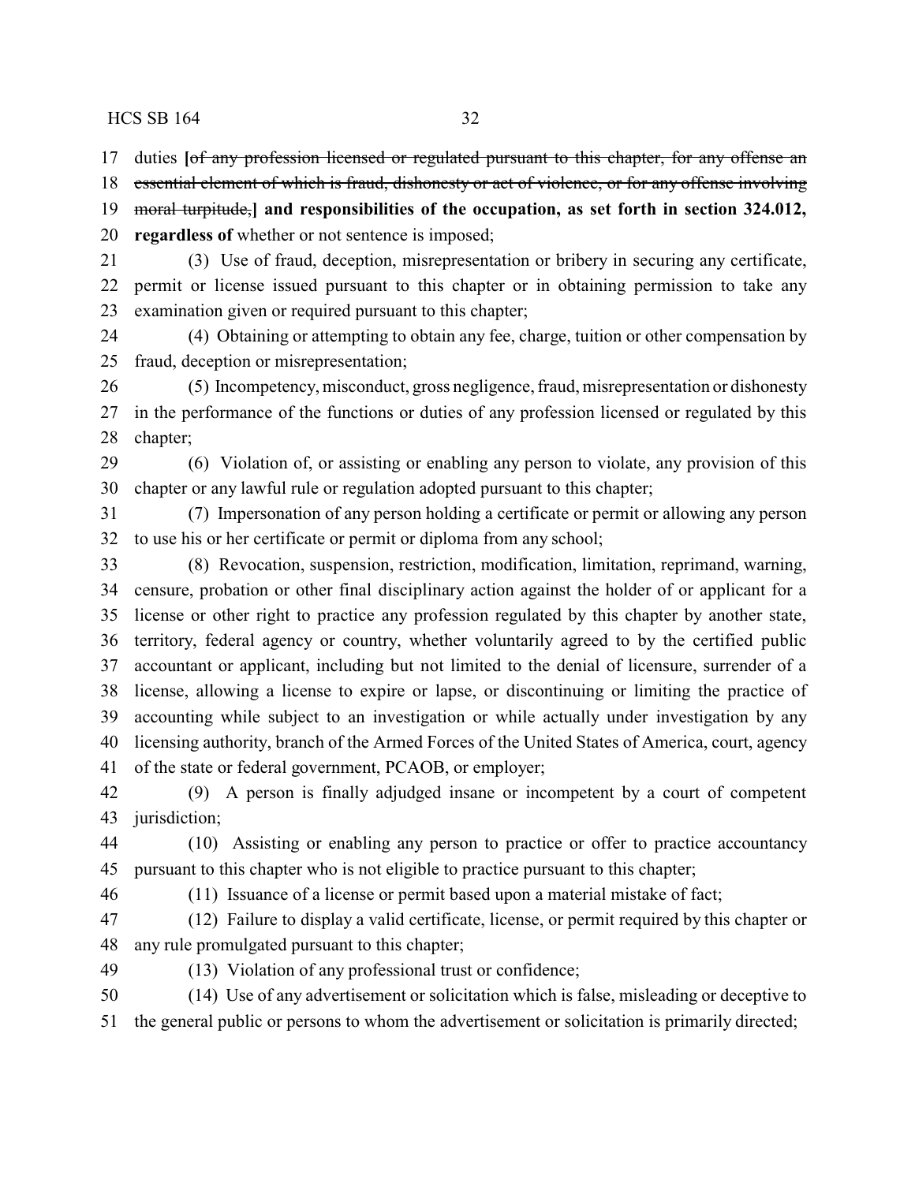duties [~~of any profession licensed or regulated pursuant to this chapter, for any offense an essential element of which is fraud, dishonesty or act of violence, or for any offense involving moral turpitude,~~] **and responsibilities of the occupation, as set forth in section 324.012, regardless of** whether or not sentence is imposed;

(3) Use of fraud, deception, misrepresentation or bribery in securing any certificate, permit or license issued pursuant to this chapter or in obtaining permission to take any examination given or required pursuant to this chapter;

(4) Obtaining or attempting to obtain any fee, charge, tuition or other compensation by fraud, deception or misrepresentation;

(5) Incompetency, misconduct, gross negligence, fraud, misrepresentation or dishonesty in the performance of the functions or duties of any profession licensed or regulated by this chapter;

(6) Violation of, or assisting or enabling any person to violate, any provision of this chapter or any lawful rule or regulation adopted pursuant to this chapter;

(7) Impersonation of any person holding a certificate or permit or allowing any person to use his or her certificate or permit or diploma from any school;

(8) Revocation, suspension, restriction, modification, limitation, reprimand, warning, censure, probation or other final disciplinary action against the holder of or applicant for a license or other right to practice any profession regulated by this chapter by another state, territory, federal agency or country, whether voluntarily agreed to by the certified public accountant or applicant, including but not limited to the denial of licensure, surrender of a license, allowing a license to expire or lapse, or discontinuing or limiting the practice of accounting while subject to an investigation or while actually under investigation by any licensing authority, branch of the Armed Forces of the United States of America, court, agency of the state or federal government, PCAOB, or employer;

(9) A person is finally adjudged insane or incompetent by a court of competent jurisdiction;

(10) Assisting or enabling any person to practice or offer to practice accountancy pursuant to this chapter who is not eligible to practice pursuant to this chapter;

(11) Issuance of a license or permit based upon a material mistake of fact;

(12) Failure to display a valid certificate, license, or permit required by this chapter or any rule promulgated pursuant to this chapter;

(13) Violation of any professional trust or confidence;

(14) Use of any advertisement or solicitation which is false, misleading or deceptive to the general public or persons to whom the advertisement or solicitation is primarily directed;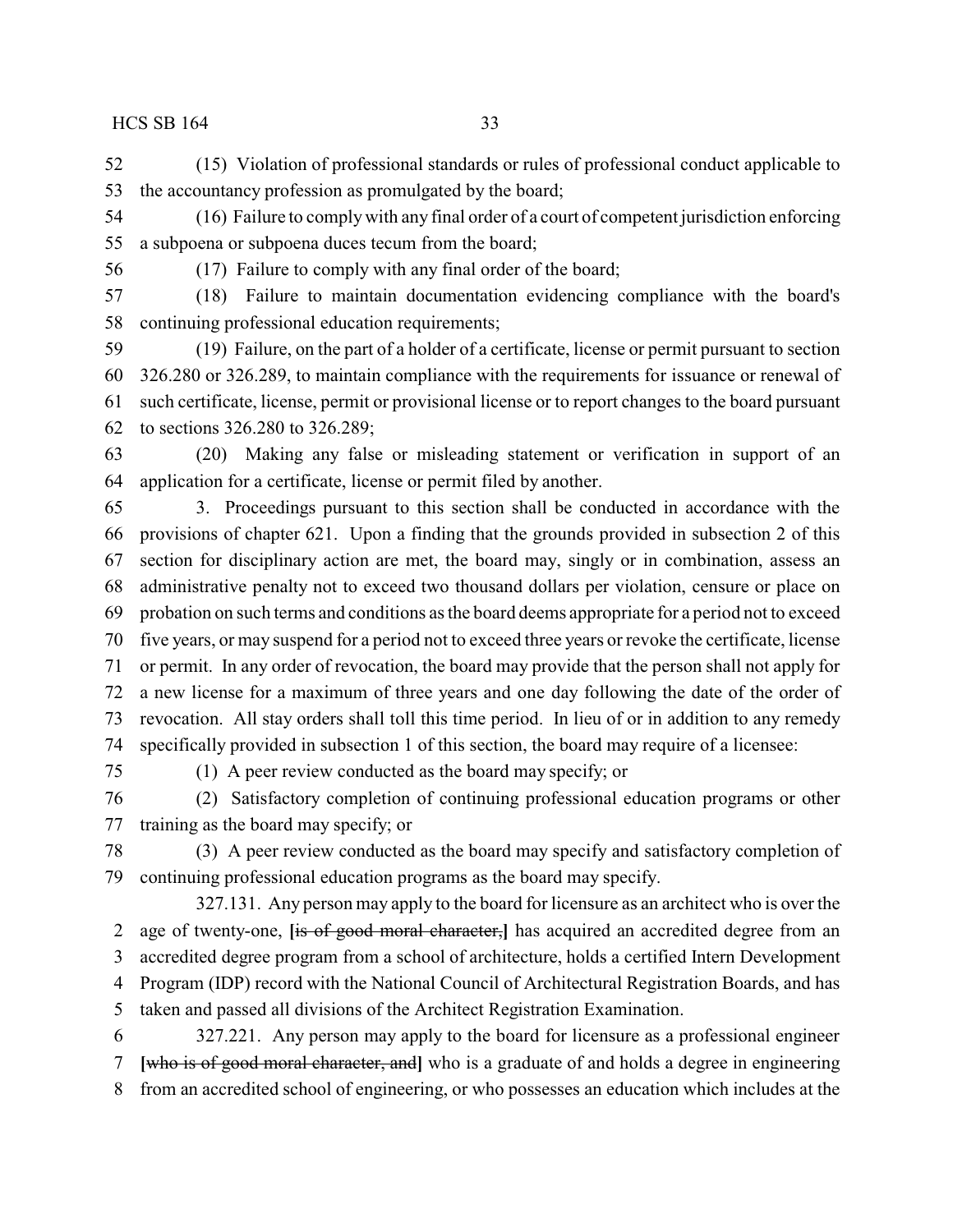(15) Violation of professional standards or rules of professional conduct applicable to the accountancy profession as promulgated by the board;

(16) Failure to comply with any final order of a court of competent jurisdiction enforcing a subpoena or subpoena duces tecum from the board;

(17) Failure to comply with any final order of the board;

(18) Failure to maintain documentation evidencing compliance with the board's continuing professional education requirements;

(19) Failure, on the part of a holder of a certificate, license or permit pursuant to section 326.280 or 326.289, to maintain compliance with the requirements for issuance or renewal of such certificate, license, permit or provisional license or to report changes to the board pursuant to sections 326.280 to 326.289;

(20) Making any false or misleading statement or verification in support of an application for a certificate, license or permit filed by another.

3. Proceedings pursuant to this section shall be conducted in accordance with the provisions of chapter 621. Upon a finding that the grounds provided in subsection 2 of this section for disciplinary action are met, the board may, singly or in combination, assess an administrative penalty not to exceed two thousand dollars per violation, censure or place on probation on such terms and conditions as the board deems appropriate for a period not to exceed five years, or may suspend for a period not to exceed three years or revoke the certificate, license or permit. In any order of revocation, the board may provide that the person shall not apply for a new license for a maximum of three years and one day following the date of the order of revocation. All stay orders shall toll this time period. In lieu of or in addition to any remedy specifically provided in subsection 1 of this section, the board may require of a licensee:

(1) A peer review conducted as the board may specify; or

(2) Satisfactory completion of continuing professional education programs or other training as the board may specify; or

(3) A peer review conducted as the board may specify and satisfactory completion of continuing professional education programs as the board may specify.

327.131. Any person may apply to the board for licensure as an architect who is over the age of twenty-one, **[**~~is of good moral character,~~**]** has acquired an accredited degree from an accredited degree program from a school of architecture, holds a certified Intern Development Program (IDP) record with the National Council of Architectural Registration Boards, and has taken and passed all divisions of the Architect Registration Examination.

327.221. Any person may apply to the board for licensure as a professional engineer **[**~~who is of good moral character, and~~**]** who is a graduate of and holds a degree in engineering from an accredited school of engineering, or who possesses an education which includes at the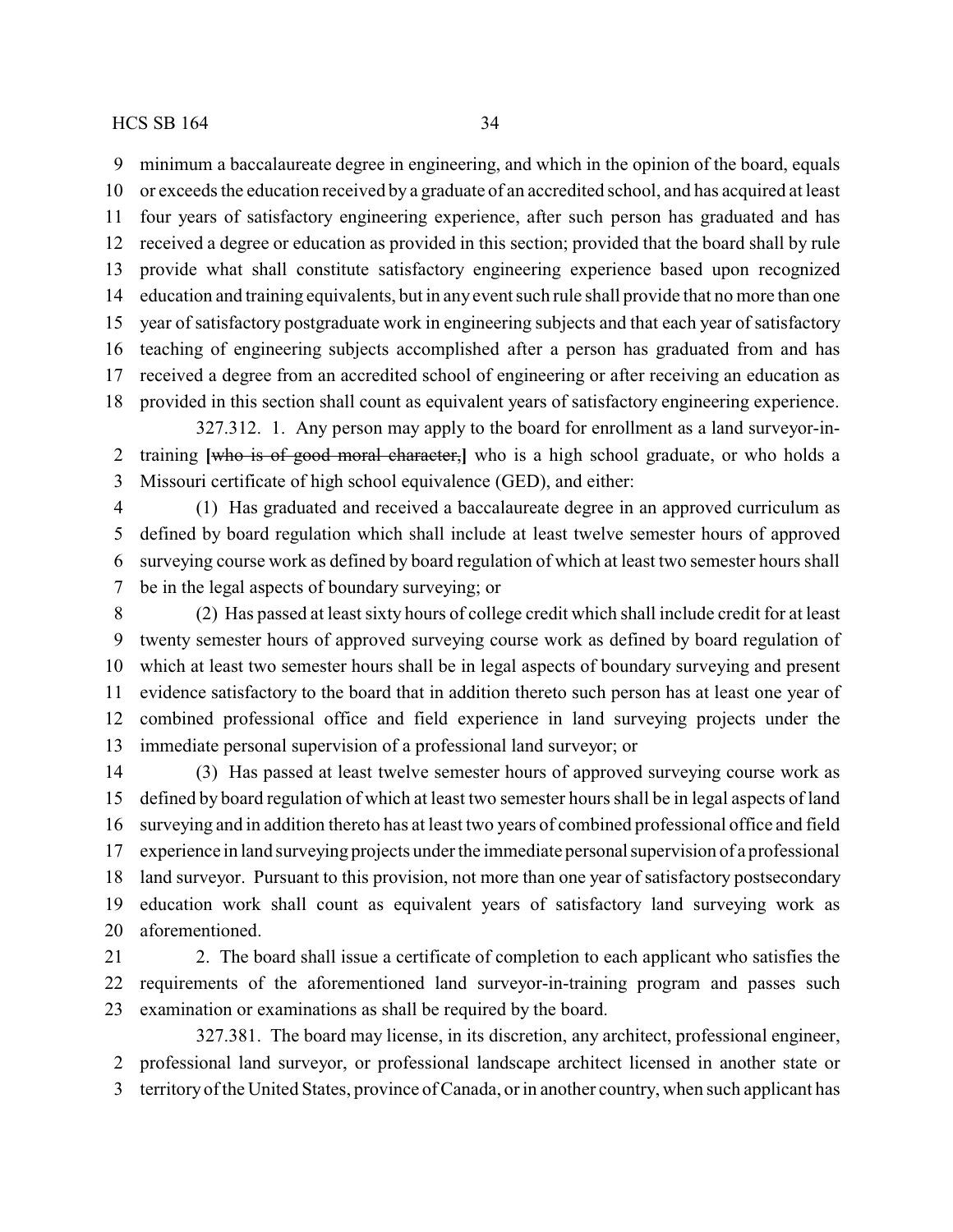minimum a baccalaureate degree in engineering, and which in the opinion of the board, equals or exceeds the education received by a graduate of an accredited school, and has acquired at least four years of satisfactory engineering experience, after such person has graduated and has received a degree or education as provided in this section; provided that the board shall by rule provide what shall constitute satisfactory engineering experience based upon recognized education and training equivalents, but in any event such rule shall provide that no more than one year of satisfactory postgraduate work in engineering subjects and that each year of satisfactory teaching of engineering subjects accomplished after a person has graduated from and has received a degree from an accredited school of engineering or after receiving an education as provided in this section shall count as equivalent years of satisfactory engineering experience.

327.312. 1. Any person may apply to the board for enrollment as a land surveyor-in-training **[**~~who is of good moral character,~~**]** who is a high school graduate, or who holds a Missouri certificate of high school equivalence (GED), and either:

(1) Has graduated and received a baccalaureate degree in an approved curriculum as defined by board regulation which shall include at least twelve semester hours of approved surveying course work as defined by board regulation of which at least two semester hours shall be in the legal aspects of boundary surveying; or

(2) Has passed at least sixty hours of college credit which shall include credit for at least twenty semester hours of approved surveying course work as defined by board regulation of which at least two semester hours shall be in legal aspects of boundary surveying and present evidence satisfactory to the board that in addition thereto such person has at least one year of combined professional office and field experience in land surveying projects under the immediate personal supervision of a professional land surveyor; or

(3) Has passed at least twelve semester hours of approved surveying course work as defined by board regulation of which at least two semester hours shall be in legal aspects of land surveying and in addition thereto has at least two years of combined professional office and field experience in land surveying projects under the immediate personal supervision of a professional land surveyor. Pursuant to this provision, not more than one year of satisfactory postsecondary education work shall count as equivalent years of satisfactory land surveying work as aforementioned.

2. The board shall issue a certificate of completion to each applicant who satisfies the requirements of the aforementioned land surveyor-in-training program and passes such examination or examinations as shall be required by the board.

327.381. The board may license, in its discretion, any architect, professional engineer, professional land surveyor, or professional landscape architect licensed in another state or territory of the United States, province of Canada, or in another country, when such applicant has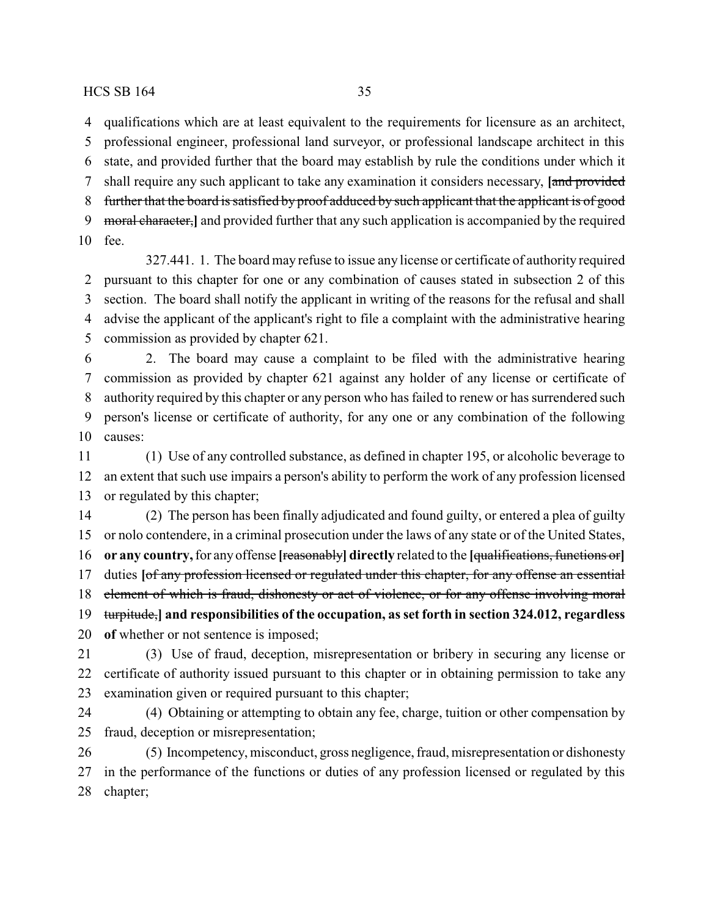qualifications which are at least equivalent to the requirements for licensure as an architect, professional engineer, professional land surveyor, or professional landscape architect in this state, and provided further that the board may establish by rule the conditions under which it shall require any such applicant to take any examination it considers necessary, [~~and provided further that the board is satisfied by proof adduced by such applicant that the applicant is of good moral character,~~] and provided further that any such application is accompanied by the required fee.

327.441. 1. The board may refuse to issue any license or certificate of authority required pursuant to this chapter for one or any combination of causes stated in subsection 2 of this section. The board shall notify the applicant in writing of the reasons for the refusal and shall advise the applicant of the applicant's right to file a complaint with the administrative hearing commission as provided by chapter 621.

2. The board may cause a complaint to be filed with the administrative hearing commission as provided by chapter 621 against any holder of any license or certificate of authority required by this chapter or any person who has failed to renew or has surrendered such person's license or certificate of authority, for any one or any combination of the following causes:

(1) Use of any controlled substance, as defined in chapter 195, or alcoholic beverage to an extent that such use impairs a person's ability to perform the work of any profession licensed or regulated by this chapter;

(2) The person has been finally adjudicated and found guilty, or entered a plea of guilty or nolo contendere, in a criminal prosecution under the laws of any state or of the United States, **or any country,** for any offense [~~reasonably~~] **directly** related to the [~~qualifications, functions or~~] duties [~~of any profession licensed or regulated under this chapter, for any offense an essential element of which is fraud, dishonesty or act of violence, or for any offense involving moral turpitude,~~] **and responsibilities of the occupation, as set forth in section 324.012, regardless of** whether or not sentence is imposed;

(3) Use of fraud, deception, misrepresentation or bribery in securing any license or certificate of authority issued pursuant to this chapter or in obtaining permission to take any examination given or required pursuant to this chapter;

(4) Obtaining or attempting to obtain any fee, charge, tuition or other compensation by fraud, deception or misrepresentation;

(5) Incompetency, misconduct, gross negligence, fraud, misrepresentation or dishonesty in the performance of the functions or duties of any profession licensed or regulated by this chapter;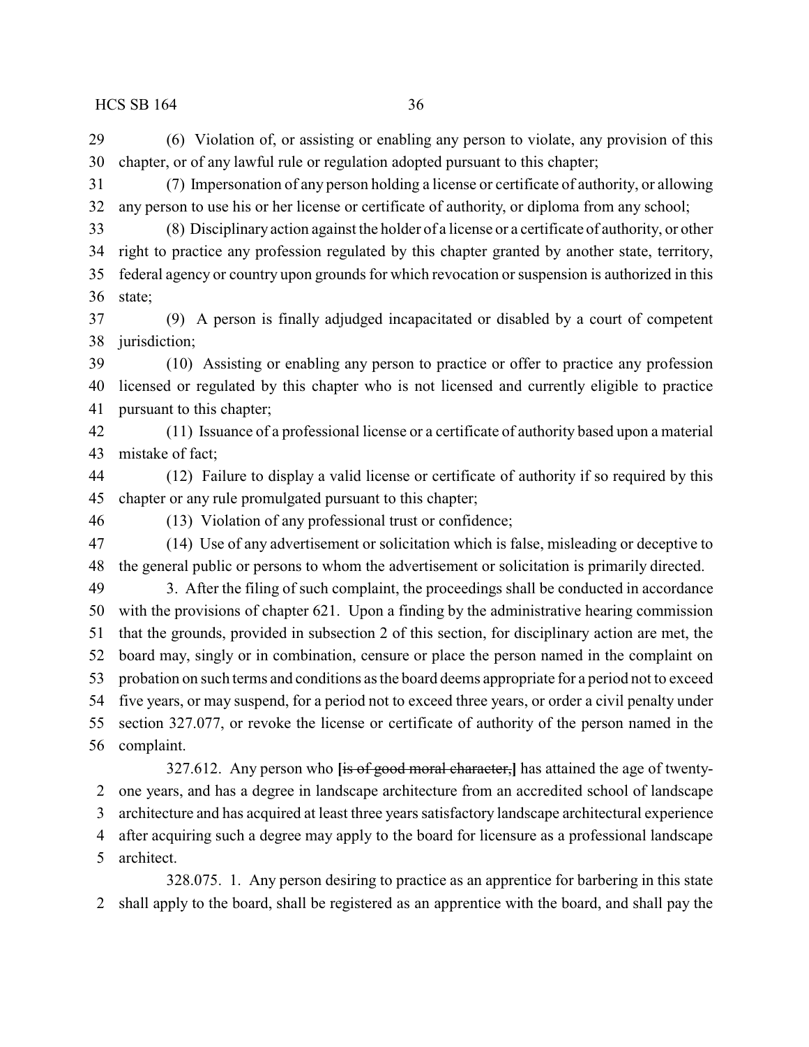(6) Violation of, or assisting or enabling any person to violate, any provision of this chapter, or of any lawful rule or regulation adopted pursuant to this chapter;

(7) Impersonation of any person holding a license or certificate of authority, or allowing any person to use his or her license or certificate of authority, or diploma from any school;

(8) Disciplinary action against the holder of a license or a certificate of authority, or other right to practice any profession regulated by this chapter granted by another state, territory, federal agency or country upon grounds for which revocation or suspension is authorized in this state;

(9) A person is finally adjudged incapacitated or disabled by a court of competent jurisdiction;

(10) Assisting or enabling any person to practice or offer to practice any profession licensed or regulated by this chapter who is not licensed and currently eligible to practice pursuant to this chapter;

(11) Issuance of a professional license or a certificate of authority based upon a material mistake of fact;

(12) Failure to display a valid license or certificate of authority if so required by this chapter or any rule promulgated pursuant to this chapter;

(13) Violation of any professional trust or confidence;

(14) Use of any advertisement or solicitation which is false, misleading or deceptive to the general public or persons to whom the advertisement or solicitation is primarily directed.

3. After the filing of such complaint, the proceedings shall be conducted in accordance with the provisions of chapter 621. Upon a finding by the administrative hearing commission that the grounds, provided in subsection 2 of this section, for disciplinary action are met, the board may, singly or in combination, censure or place the person named in the complaint on probation on such terms and conditions as the board deems appropriate for a period not to exceed five years, or may suspend, for a period not to exceed three years, or order a civil penalty under section 327.077, or revoke the license or certificate of authority of the person named in the complaint.

327.612. Any person who **[**~~is of good moral character,~~**]** has attained the age of twenty-one years, and has a degree in landscape architecture from an accredited school of landscape architecture and has acquired at least three years satisfactory landscape architectural experience after acquiring such a degree may apply to the board for licensure as a professional landscape architect.

328.075. 1. Any person desiring to practice as an apprentice for barbering in this state shall apply to the board, shall be registered as an apprentice with the board, and shall pay the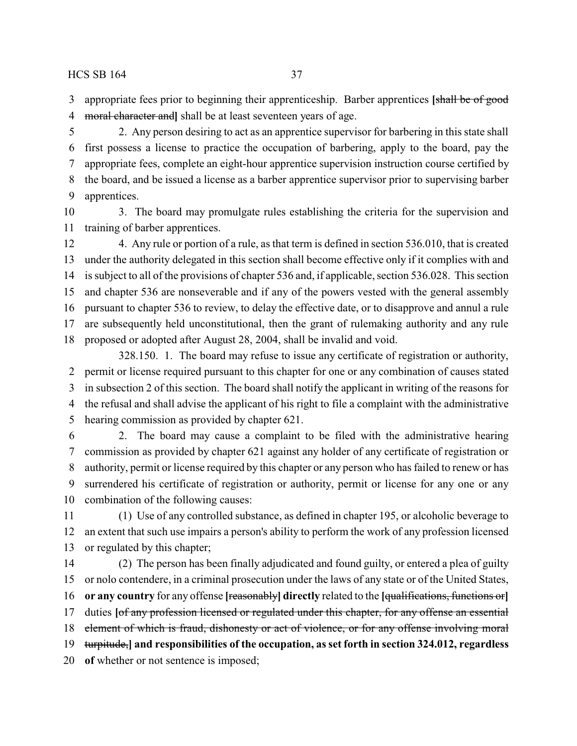appropriate fees prior to beginning their apprenticeship. Barber apprentices **[**~~shall be of good moral character and~~**]** shall be at least seventeen years of age.

2. Any person desiring to act as an apprentice supervisor for barbering in this state shall first possess a license to practice the occupation of barbering, apply to the board, pay the appropriate fees, complete an eight-hour apprentice supervision instruction course certified by the board, and be issued a license as a barber apprentice supervisor prior to supervising barber apprentices.

3. The board may promulgate rules establishing the criteria for the supervision and training of barber apprentices.

4. Any rule or portion of a rule, as that term is defined in section 536.010, that is created under the authority delegated in this section shall become effective only if it complies with and is subject to all of the provisions of chapter 536 and, if applicable, section 536.028. This section and chapter 536 are nonseverable and if any of the powers vested with the general assembly pursuant to chapter 536 to review, to delay the effective date, or to disapprove and annul a rule are subsequently held unconstitutional, then the grant of rulemaking authority and any rule proposed or adopted after August 28, 2004, shall be invalid and void.

328.150. 1. The board may refuse to issue any certificate of registration or authority, permit or license required pursuant to this chapter for one or any combination of causes stated in subsection 2 of this section. The board shall notify the applicant in writing of the reasons for the refusal and shall advise the applicant of his right to file a complaint with the administrative hearing commission as provided by chapter 621.

2. The board may cause a complaint to be filed with the administrative hearing commission as provided by chapter 621 against any holder of any certificate of registration or authority, permit or license required by this chapter or any person who has failed to renew or has surrendered his certificate of registration or authority, permit or license for any one or any combination of the following causes:

(1) Use of any controlled substance, as defined in chapter 195, or alcoholic beverage to an extent that such use impairs a person's ability to perform the work of any profession licensed or regulated by this chapter;

(2) The person has been finally adjudicated and found guilty, or entered a plea of guilty or nolo contendere, in a criminal prosecution under the laws of any state or of the United States, **or any country** for any offense **[**~~reasonably~~**] directly** related to the **[**~~qualifications, functions or~~**]** duties **[**~~of any profession licensed or regulated under this chapter, for any offense an essential element of which is fraud, dishonesty or act of violence, or for any offense involving moral turpitude,~~**] and responsibilities of the occupation, as set forth in section 324.012, regardless of** whether or not sentence is imposed;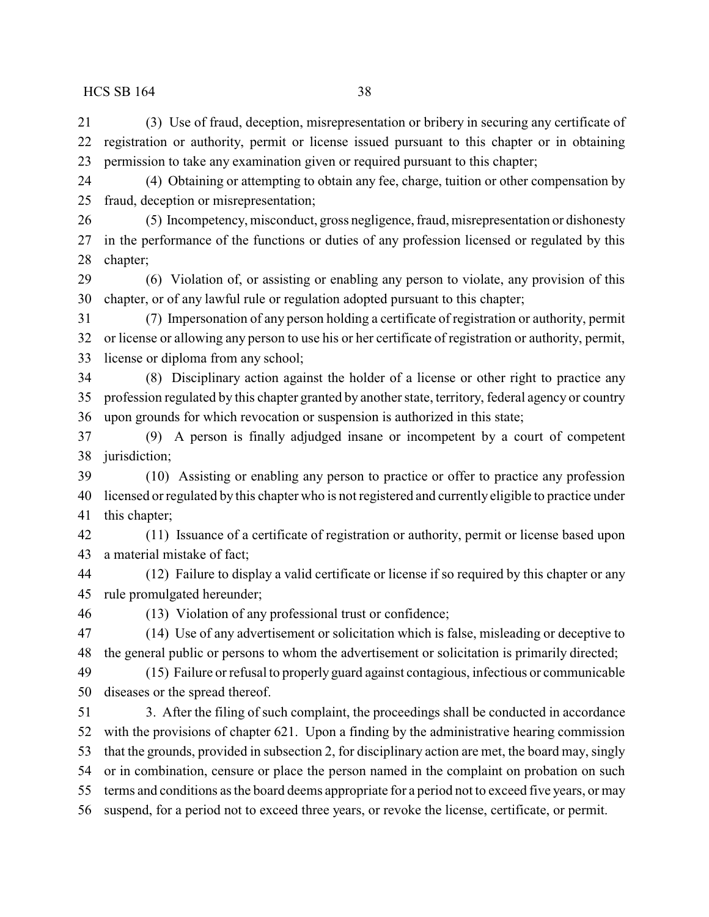(3) Use of fraud, deception, misrepresentation or bribery in securing any certificate of registration or authority, permit or license issued pursuant to this chapter or in obtaining permission to take any examination given or required pursuant to this chapter;

(4) Obtaining or attempting to obtain any fee, charge, tuition or other compensation by fraud, deception or misrepresentation;

(5) Incompetency, misconduct, gross negligence, fraud, misrepresentation or dishonesty in the performance of the functions or duties of any profession licensed or regulated by this chapter;

(6) Violation of, or assisting or enabling any person to violate, any provision of this chapter, or of any lawful rule or regulation adopted pursuant to this chapter;

(7) Impersonation of any person holding a certificate of registration or authority, permit or license or allowing any person to use his or her certificate of registration or authority, permit, license or diploma from any school;

(8) Disciplinary action against the holder of a license or other right to practice any profession regulated by this chapter granted by another state, territory, federal agency or country upon grounds for which revocation or suspension is authorized in this state;

(9) A person is finally adjudged insane or incompetent by a court of competent jurisdiction;

(10) Assisting or enabling any person to practice or offer to practice any profession licensed or regulated by this chapter who is not registered and currently eligible to practice under this chapter;

(11) Issuance of a certificate of registration or authority, permit or license based upon a material mistake of fact;

(12) Failure to display a valid certificate or license if so required by this chapter or any rule promulgated hereunder;

(13) Violation of any professional trust or confidence;

(14) Use of any advertisement or solicitation which is false, misleading or deceptive to the general public or persons to whom the advertisement or solicitation is primarily directed;

(15) Failure or refusal to properly guard against contagious, infectious or communicable diseases or the spread thereof.

3. After the filing of such complaint, the proceedings shall be conducted in accordance with the provisions of chapter 621. Upon a finding by the administrative hearing commission that the grounds, provided in subsection 2, for disciplinary action are met, the board may, singly or in combination, censure or place the person named in the complaint on probation on such terms and conditions as the board deems appropriate for a period not to exceed five years, or may suspend, for a period not to exceed three years, or revoke the license, certificate, or permit.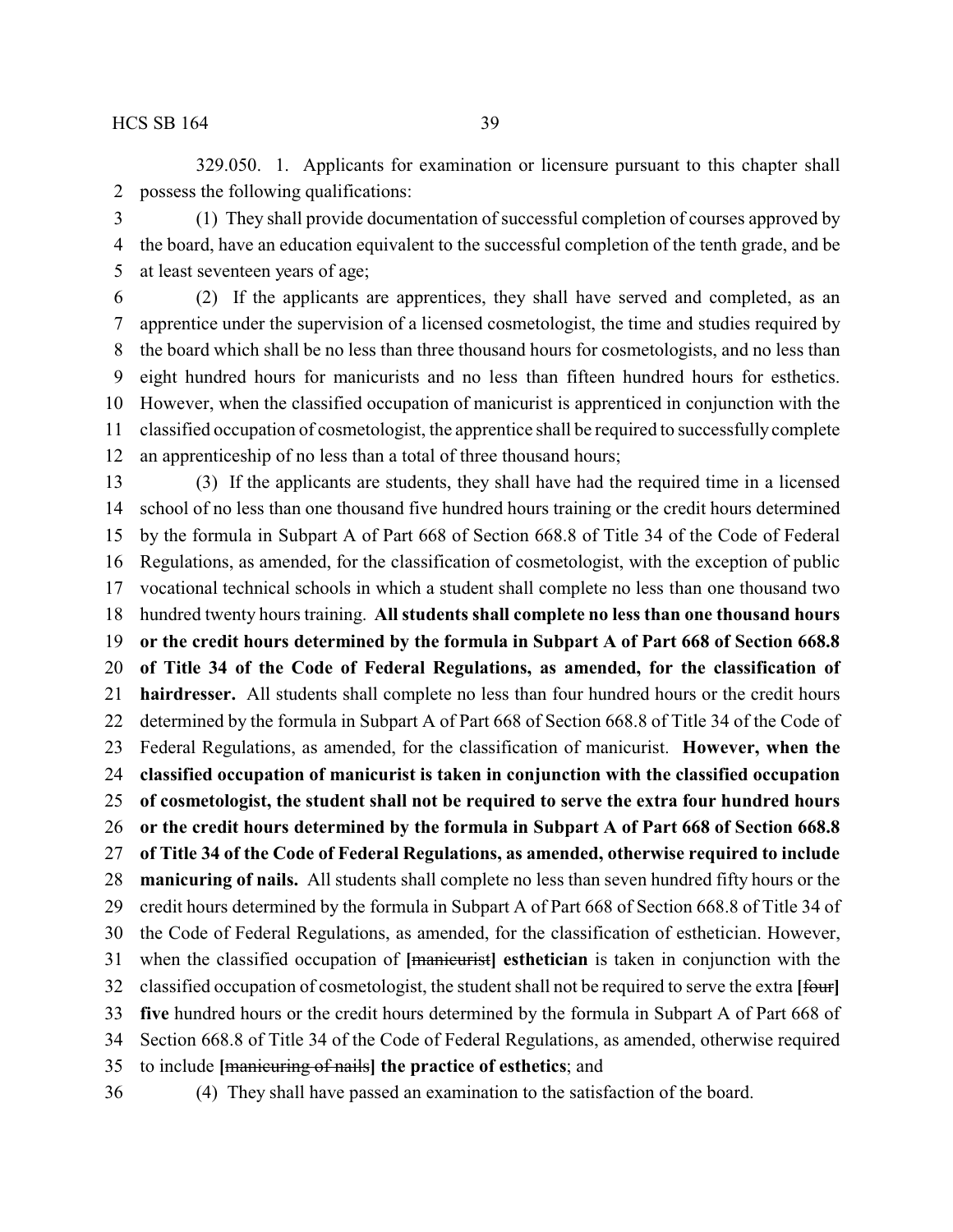329.050. 1. Applicants for examination or licensure pursuant to this chapter shall possess the following qualifications:

(1) They shall provide documentation of successful completion of courses approved by the board, have an education equivalent to the successful completion of the tenth grade, and be at least seventeen years of age;

(2) If the applicants are apprentices, they shall have served and completed, as an apprentice under the supervision of a licensed cosmetologist, the time and studies required by the board which shall be no less than three thousand hours for cosmetologists, and no less than eight hundred hours for manicurists and no less than fifteen hundred hours for esthetics. However, when the classified occupation of manicurist is apprenticed in conjunction with the classified occupation of cosmetologist, the apprentice shall be required to successfully complete an apprenticeship of no less than a total of three thousand hours;

(3) If the applicants are students, they shall have had the required time in a licensed school of no less than one thousand five hundred hours training or the credit hours determined by the formula in Subpart A of Part 668 of Section 668.8 of Title 34 of the Code of Federal Regulations, as amended, for the classification of cosmetologist, with the exception of public vocational technical schools in which a student shall complete no less than one thousand two hundred twenty hours training. **All students shall complete no less than one thousand hours or the credit hours determined by the formula in Subpart A of Part 668 of Section 668.8 of Title 34 of the Code of Federal Regulations, as amended, for the classification of hairdresser.** All students shall complete no less than four hundred hours or the credit hours determined by the formula in Subpart A of Part 668 of Section 668.8 of Title 34 of the Code of Federal Regulations, as amended, for the classification of manicurist. **However, when the classified occupation of manicurist is taken in conjunction with the classified occupation of cosmetologist, the student shall not be required to serve the extra four hundred hours or the credit hours determined by the formula in Subpart A of Part 668 of Section 668.8 of Title 34 of the Code of Federal Regulations, as amended, otherwise required to include manicuring of nails.** All students shall complete no less than seven hundred fifty hours or the credit hours determined by the formula in Subpart A of Part 668 of Section 668.8 of Title 34 of the Code of Federal Regulations, as amended, for the classification of esthetician. However, when the classified occupation of **[**~~manicurist~~**] esthetician** is taken in conjunction with the classified occupation of cosmetologist, the student shall not be required to serve the extra **[**~~four~~**] five** hundred hours or the credit hours determined by the formula in Subpart A of Part 668 of Section 668.8 of Title 34 of the Code of Federal Regulations, as amended, otherwise required to include **[**~~manicuring of nails~~**] the practice of esthetics**; and

(4) They shall have passed an examination to the satisfaction of the board.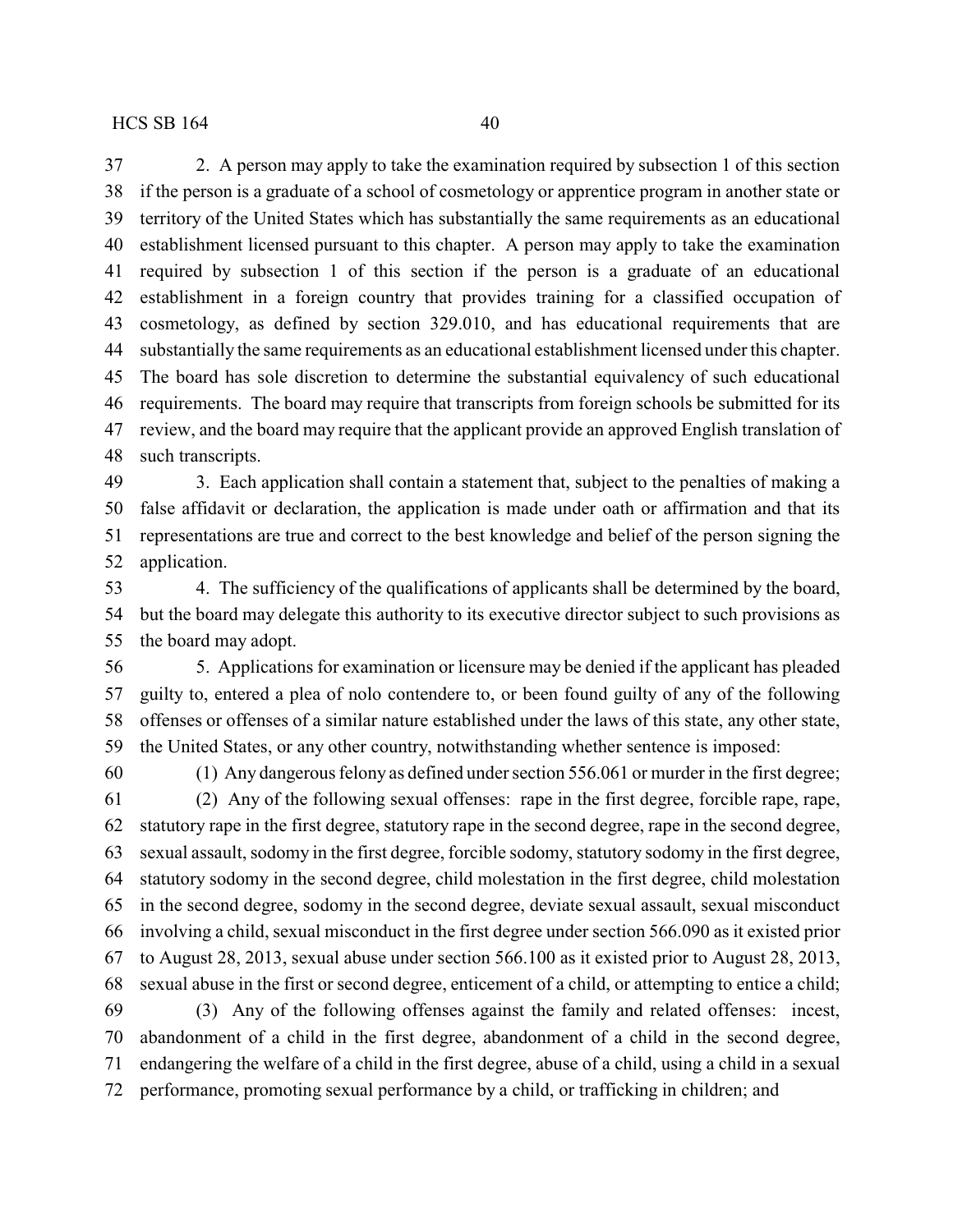2. A person may apply to take the examination required by subsection 1 of this section if the person is a graduate of a school of cosmetology or apprentice program in another state or territory of the United States which has substantially the same requirements as an educational establishment licensed pursuant to this chapter. A person may apply to take the examination required by subsection 1 of this section if the person is a graduate of an educational establishment in a foreign country that provides training for a classified occupation of cosmetology, as defined by section 329.010, and has educational requirements that are substantially the same requirements as an educational establishment licensed under this chapter. The board has sole discretion to determine the substantial equivalency of such educational requirements. The board may require that transcripts from foreign schools be submitted for its review, and the board may require that the applicant provide an approved English translation of such transcripts.

3. Each application shall contain a statement that, subject to the penalties of making a false affidavit or declaration, the application is made under oath or affirmation and that its representations are true and correct to the best knowledge and belief of the person signing the application.

4. The sufficiency of the qualifications of applicants shall be determined by the board, but the board may delegate this authority to its executive director subject to such provisions as the board may adopt.

5. Applications for examination or licensure may be denied if the applicant has pleaded guilty to, entered a plea of nolo contendere to, or been found guilty of any of the following offenses or offenses of a similar nature established under the laws of this state, any other state, the United States, or any other country, notwithstanding whether sentence is imposed:

(1) Any dangerous felony as defined under section 556.061 or murder in the first degree;

(2) Any of the following sexual offenses: rape in the first degree, forcible rape, rape, statutory rape in the first degree, statutory rape in the second degree, rape in the second degree, sexual assault, sodomy in the first degree, forcible sodomy, statutory sodomy in the first degree, statutory sodomy in the second degree, child molestation in the first degree, child molestation in the second degree, sodomy in the second degree, deviate sexual assault, sexual misconduct involving a child, sexual misconduct in the first degree under section 566.090 as it existed prior to August 28, 2013, sexual abuse under section 566.100 as it existed prior to August 28, 2013, sexual abuse in the first or second degree, enticement of a child, or attempting to entice a child;

(3) Any of the following offenses against the family and related offenses: incest, abandonment of a child in the first degree, abandonment of a child in the second degree, endangering the welfare of a child in the first degree, abuse of a child, using a child in a sexual performance, promoting sexual performance by a child, or trafficking in children; and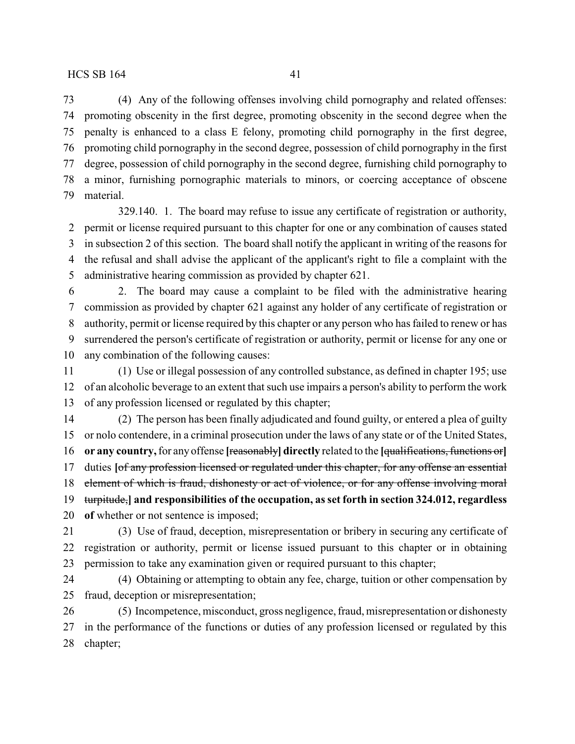(4) Any of the following offenses involving child pornography and related offenses: promoting obscenity in the first degree, promoting obscenity in the second degree when the penalty is enhanced to a class E felony, promoting child pornography in the first degree, promoting child pornography in the second degree, possession of child pornography in the first degree, possession of child pornography in the second degree, furnishing child pornography to a minor, furnishing pornographic materials to minors, or coercing acceptance of obscene material.

329.140. 1. The board may refuse to issue any certificate of registration or authority, permit or license required pursuant to this chapter for one or any combination of causes stated in subsection 2 of this section. The board shall notify the applicant in writing of the reasons for the refusal and shall advise the applicant of the applicant's right to file a complaint with the administrative hearing commission as provided by chapter 621.

2. The board may cause a complaint to be filed with the administrative hearing commission as provided by chapter 621 against any holder of any certificate of registration or authority, permit or license required by this chapter or any person who has failed to renew or has surrendered the person's certificate of registration or authority, permit or license for any one or any combination of the following causes:

(1) Use or illegal possession of any controlled substance, as defined in chapter 195; use of an alcoholic beverage to an extent that such use impairs a person's ability to perform the work of any profession licensed or regulated by this chapter;

(2) The person has been finally adjudicated and found guilty, or entered a plea of guilty or nolo contendere, in a criminal prosecution under the laws of any state or of the United States, **or any country,** for any offense **[**~~reasonably~~**] directly** related to the **[**~~qualifications, functions or~~**]** duties **[**~~of any profession licensed or regulated under this chapter, for any offense an essential element of which is fraud, dishonesty or act of violence, or for any offense involving moral turpitude,~~**] and responsibilities of the occupation, as set forth in section 324.012, regardless of** whether or not sentence is imposed;

(3) Use of fraud, deception, misrepresentation or bribery in securing any certificate of registration or authority, permit or license issued pursuant to this chapter or in obtaining permission to take any examination given or required pursuant to this chapter;

(4) Obtaining or attempting to obtain any fee, charge, tuition or other compensation by fraud, deception or misrepresentation;

(5) Incompetence, misconduct, gross negligence, fraud, misrepresentation or dishonesty in the performance of the functions or duties of any profession licensed or regulated by this chapter;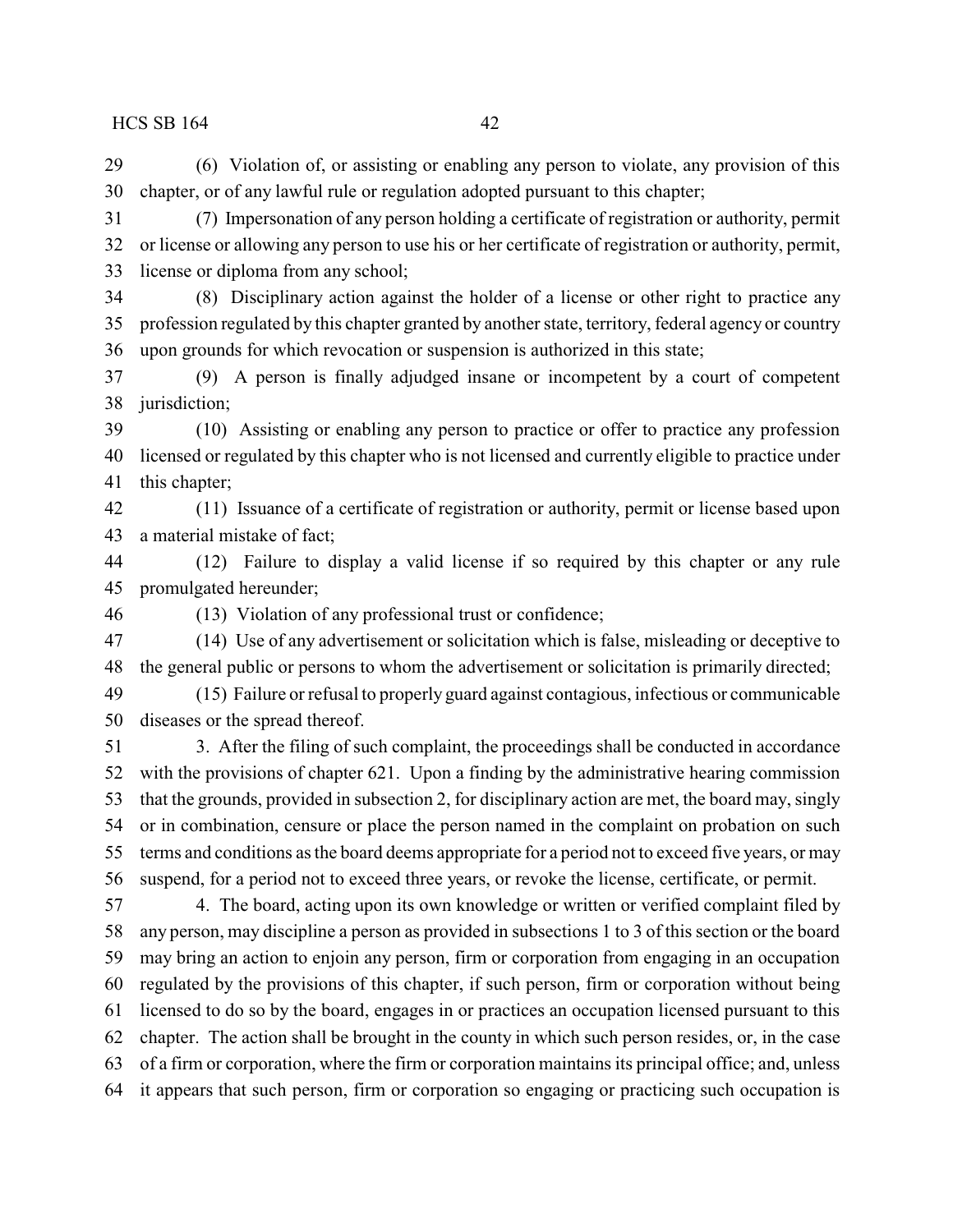(6) Violation of, or assisting or enabling any person to violate, any provision of this chapter, or of any lawful rule or regulation adopted pursuant to this chapter;

(7) Impersonation of any person holding a certificate of registration or authority, permit or license or allowing any person to use his or her certificate of registration or authority, permit, license or diploma from any school;

(8) Disciplinary action against the holder of a license or other right to practice any profession regulated by this chapter granted by another state, territory, federal agency or country upon grounds for which revocation or suspension is authorized in this state;

(9) A person is finally adjudged insane or incompetent by a court of competent jurisdiction;

(10) Assisting or enabling any person to practice or offer to practice any profession licensed or regulated by this chapter who is not licensed and currently eligible to practice under this chapter;

(11) Issuance of a certificate of registration or authority, permit or license based upon a material mistake of fact;

(12) Failure to display a valid license if so required by this chapter or any rule promulgated hereunder;

(13) Violation of any professional trust or confidence;

(14) Use of any advertisement or solicitation which is false, misleading or deceptive to the general public or persons to whom the advertisement or solicitation is primarily directed;

(15) Failure or refusal to properly guard against contagious, infectious or communicable diseases or the spread thereof.

3. After the filing of such complaint, the proceedings shall be conducted in accordance with the provisions of chapter 621. Upon a finding by the administrative hearing commission that the grounds, provided in subsection 2, for disciplinary action are met, the board may, singly or in combination, censure or place the person named in the complaint on probation on such terms and conditions as the board deems appropriate for a period not to exceed five years, or may suspend, for a period not to exceed three years, or revoke the license, certificate, or permit.

4. The board, acting upon its own knowledge or written or verified complaint filed by any person, may discipline a person as provided in subsections 1 to 3 of this section or the board may bring an action to enjoin any person, firm or corporation from engaging in an occupation regulated by the provisions of this chapter, if such person, firm or corporation without being licensed to do so by the board, engages in or practices an occupation licensed pursuant to this chapter. The action shall be brought in the county in which such person resides, or, in the case of a firm or corporation, where the firm or corporation maintains its principal office; and, unless it appears that such person, firm or corporation so engaging or practicing such occupation is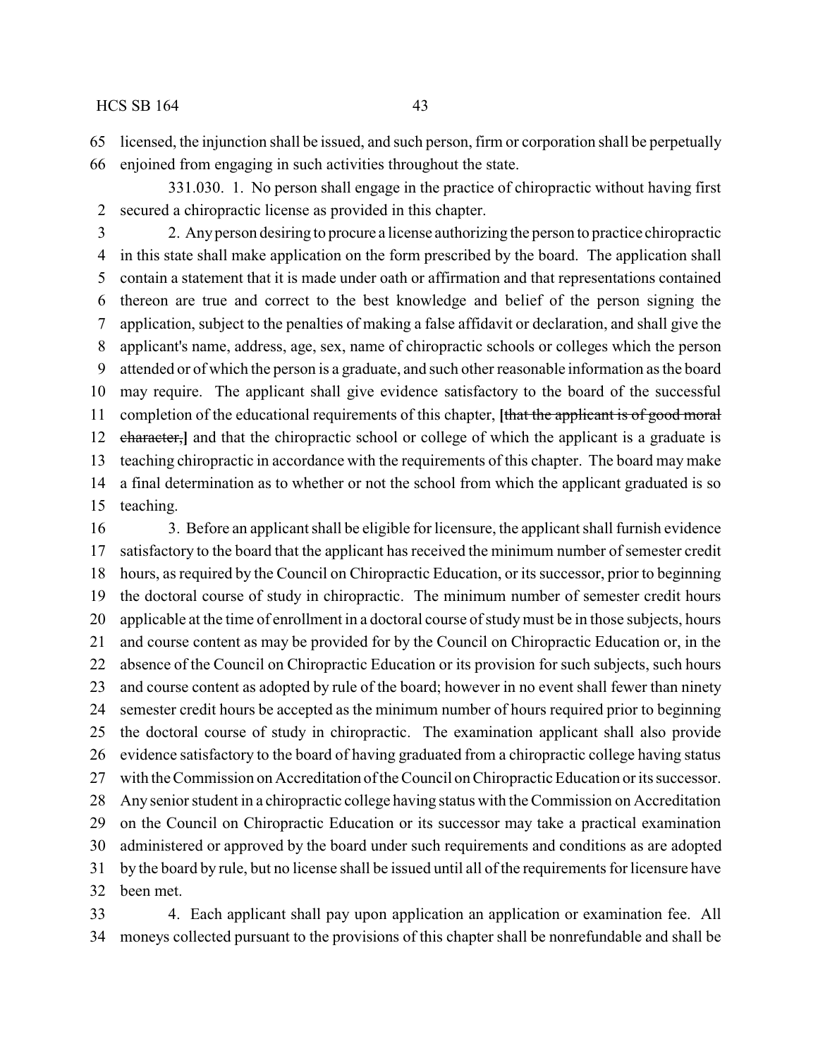licensed, the injunction shall be issued, and such person, firm or corporation shall be perpetually enjoined from engaging in such activities throughout the state.

331.030. 1. No person shall engage in the practice of chiropractic without having first secured a chiropractic license as provided in this chapter.

2. Any person desiring to procure a license authorizing the person to practice chiropractic in this state shall make application on the form prescribed by the board. The application shall contain a statement that it is made under oath or affirmation and that representations contained thereon are true and correct to the best knowledge and belief of the person signing the application, subject to the penalties of making a false affidavit or declaration, and shall give the applicant's name, address, age, sex, name of chiropractic schools or colleges which the person attended or of which the person is a graduate, and such other reasonable information as the board may require. The applicant shall give evidence satisfactory to the board of the successful completion of the educational requirements of this chapter, **[**~~that the applicant is of good moral character,~~**]** and that the chiropractic school or college of which the applicant is a graduate is teaching chiropractic in accordance with the requirements of this chapter. The board may make a final determination as to whether or not the school from which the applicant graduated is so teaching.

3. Before an applicant shall be eligible for licensure, the applicant shall furnish evidence satisfactory to the board that the applicant has received the minimum number of semester credit hours, as required by the Council on Chiropractic Education, or its successor, prior to beginning the doctoral course of study in chiropractic. The minimum number of semester credit hours applicable at the time of enrollment in a doctoral course of study must be in those subjects, hours and course content as may be provided for by the Council on Chiropractic Education or, in the absence of the Council on Chiropractic Education or its provision for such subjects, such hours and course content as adopted by rule of the board; however in no event shall fewer than ninety semester credit hours be accepted as the minimum number of hours required prior to beginning the doctoral course of study in chiropractic. The examination applicant shall also provide evidence satisfactory to the board of having graduated from a chiropractic college having status with the Commission on Accreditation of the Council on Chiropractic Education or its successor. Any senior student in a chiropractic college having status with the Commission on Accreditation on the Council on Chiropractic Education or its successor may take a practical examination administered or approved by the board under such requirements and conditions as are adopted by the board by rule, but no license shall be issued until all of the requirements for licensure have been met.

4. Each applicant shall pay upon application an application or examination fee. All moneys collected pursuant to the provisions of this chapter shall be nonrefundable and shall be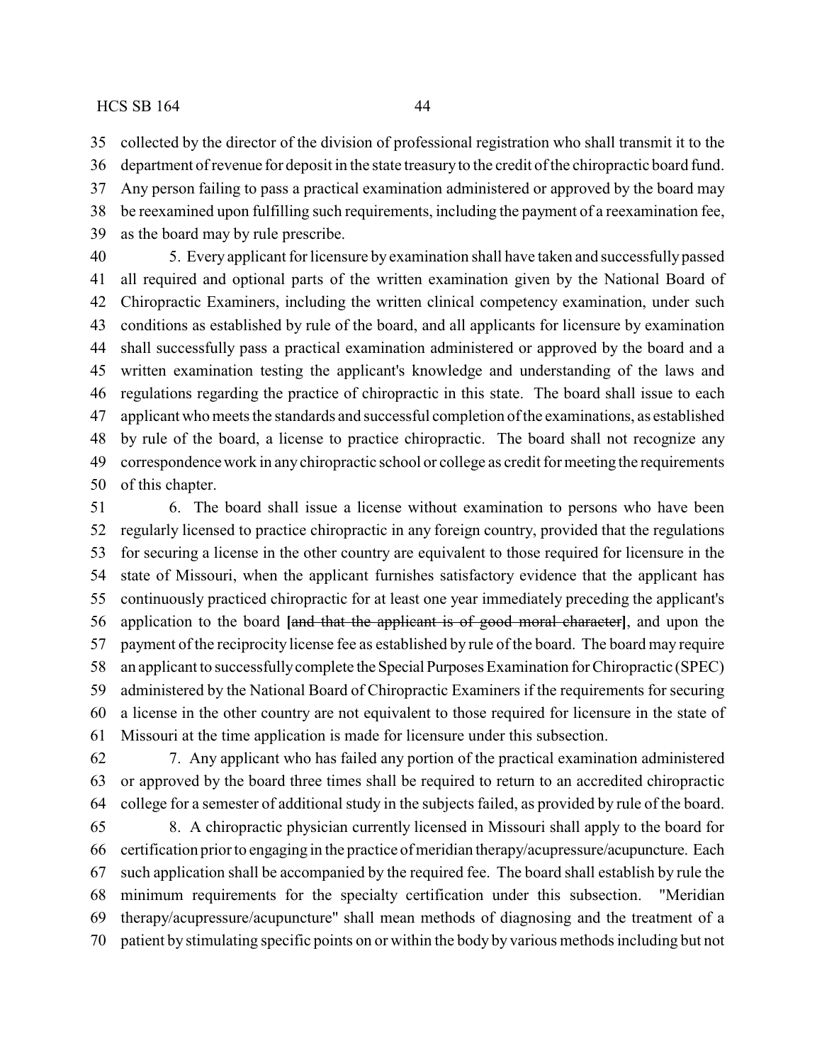collected by the director of the division of professional registration who shall transmit it to the department of revenue for deposit in the state treasury to the credit of the chiropractic board fund. Any person failing to pass a practical examination administered or approved by the board may be reexamined upon fulfilling such requirements, including the payment of a reexamination fee, as the board may by rule prescribe.

5. Every applicant for licensure by examination shall have taken and successfully passed all required and optional parts of the written examination given by the National Board of Chiropractic Examiners, including the written clinical competency examination, under such conditions as established by rule of the board, and all applicants for licensure by examination shall successfully pass a practical examination administered or approved by the board and a written examination testing the applicant's knowledge and understanding of the laws and regulations regarding the practice of chiropractic in this state. The board shall issue to each applicant who meets the standards and successful completion of the examinations, as established by rule of the board, a license to practice chiropractic. The board shall not recognize any correspondence work in any chiropractic school or college as credit for meeting the requirements of this chapter.

6. The board shall issue a license without examination to persons who have been regularly licensed to practice chiropractic in any foreign country, provided that the regulations for securing a license in the other country are equivalent to those required for licensure in the state of Missouri, when the applicant furnishes satisfactory evidence that the applicant has continuously practiced chiropractic for at least one year immediately preceding the applicant's application to the board **[**~~and that the applicant is of good moral character~~**]**, and upon the payment of the reciprocity license fee as established by rule of the board. The board may require an applicant to successfully complete the Special Purposes Examination for Chiropractic (SPEC) administered by the National Board of Chiropractic Examiners if the requirements for securing a license in the other country are not equivalent to those required for licensure in the state of Missouri at the time application is made for licensure under this subsection.

7. Any applicant who has failed any portion of the practical examination administered or approved by the board three times shall be required to return to an accredited chiropractic college for a semester of additional study in the subjects failed, as provided by rule of the board.

8. A chiropractic physician currently licensed in Missouri shall apply to the board for certification prior to engaging in the practice of meridian therapy/acupressure/acupuncture. Each such application shall be accompanied by the required fee. The board shall establish by rule the minimum requirements for the specialty certification under this subsection. "Meridian therapy/acupressure/acupuncture" shall mean methods of diagnosing and the treatment of a patient by stimulating specific points on or within the body by various methods including but not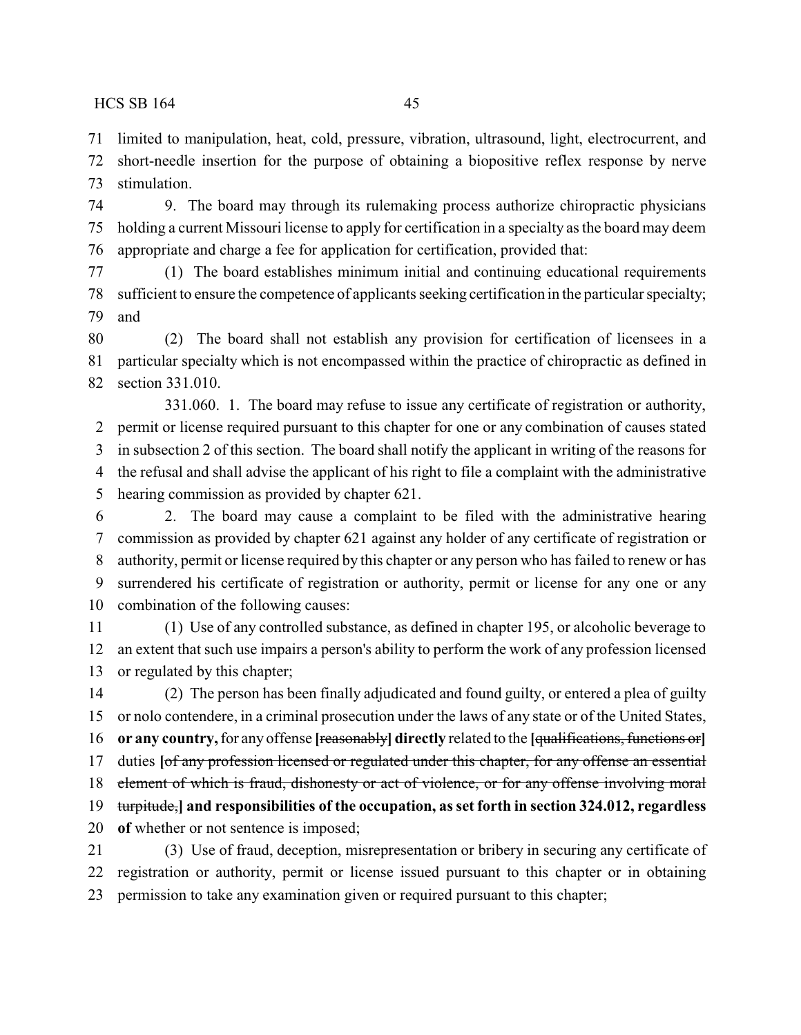limited to manipulation, heat, cold, pressure, vibration, ultrasound, light, electrocurrent, and short-needle insertion for the purpose of obtaining a biopositive reflex response by nerve stimulation.

9. The board may through its rulemaking process authorize chiropractic physicians holding a current Missouri license to apply for certification in a specialty as the board may deem appropriate and charge a fee for application for certification, provided that:

(1) The board establishes minimum initial and continuing educational requirements sufficient to ensure the competence of applicants seeking certification in the particular specialty; and

(2) The board shall not establish any provision for certification of licensees in a particular specialty which is not encompassed within the practice of chiropractic as defined in section 331.010.

331.060. 1. The board may refuse to issue any certificate of registration or authority, permit or license required pursuant to this chapter for one or any combination of causes stated in subsection 2 of this section. The board shall notify the applicant in writing of the reasons for the refusal and shall advise the applicant of his right to file a complaint with the administrative hearing commission as provided by chapter 621.

2. The board may cause a complaint to be filed with the administrative hearing commission as provided by chapter 621 against any holder of any certificate of registration or authority, permit or license required by this chapter or any person who has failed to renew or has surrendered his certificate of registration or authority, permit or license for any one or any combination of the following causes:

(1) Use of any controlled substance, as defined in chapter 195, or alcoholic beverage to an extent that such use impairs a person's ability to perform the work of any profession licensed or regulated by this chapter;

(2) The person has been finally adjudicated and found guilty, or entered a plea of guilty or nolo contendere, in a criminal prosecution under the laws of any state or of the United States, **or any country,** for any offense **[**~~reasonably~~**] directly** related to the **[**~~qualifications, functions or~~**]** duties **[**~~of any profession licensed or regulated under this chapter, for any offense an essential element of which is fraud, dishonesty or act of violence, or for any offense involving moral turpitude,~~**] and responsibilities of the occupation, as set forth in section 324.012, regardless of** whether or not sentence is imposed;

(3) Use of fraud, deception, misrepresentation or bribery in securing any certificate of registration or authority, permit or license issued pursuant to this chapter or in obtaining permission to take any examination given or required pursuant to this chapter;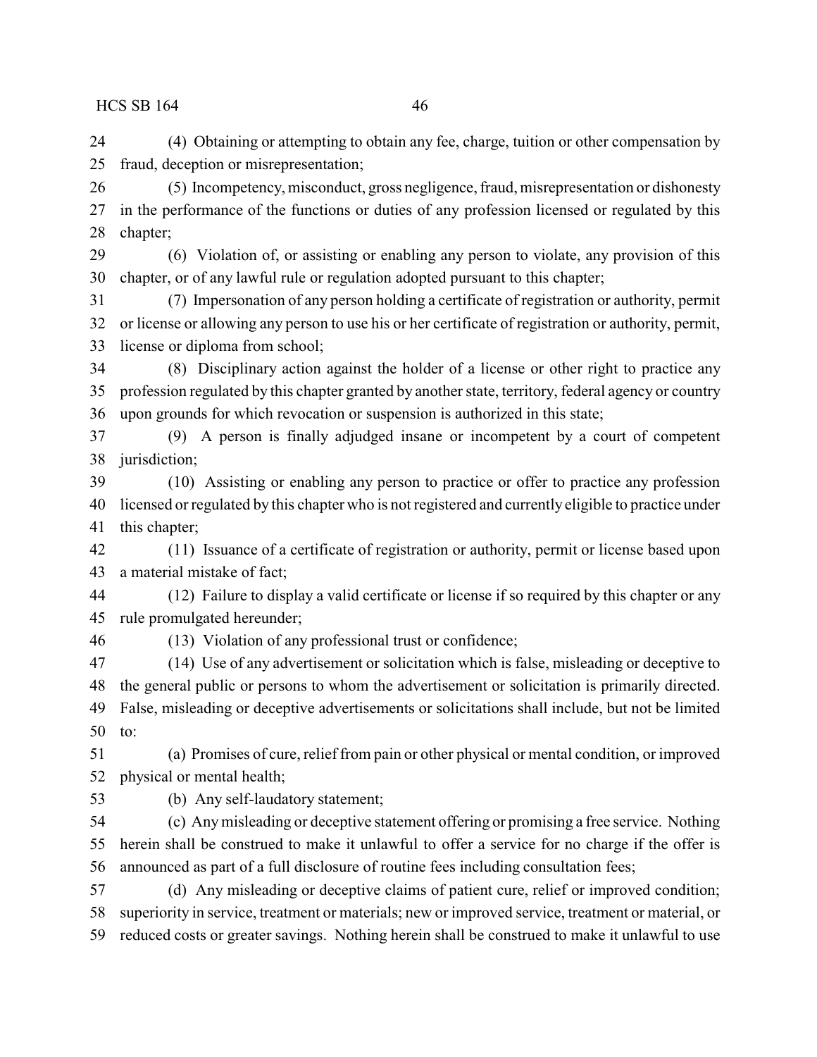(4) Obtaining or attempting to obtain any fee, charge, tuition or other compensation by fraud, deception or misrepresentation;

(5) Incompetency, misconduct, gross negligence, fraud, misrepresentation or dishonesty in the performance of the functions or duties of any profession licensed or regulated by this chapter;

(6) Violation of, or assisting or enabling any person to violate, any provision of this chapter, or of any lawful rule or regulation adopted pursuant to this chapter;

(7) Impersonation of any person holding a certificate of registration or authority, permit or license or allowing any person to use his or her certificate of registration or authority, permit, license or diploma from school;

(8) Disciplinary action against the holder of a license or other right to practice any profession regulated by this chapter granted by another state, territory, federal agency or country upon grounds for which revocation or suspension is authorized in this state;

(9) A person is finally adjudged insane or incompetent by a court of competent jurisdiction;

(10) Assisting or enabling any person to practice or offer to practice any profession licensed or regulated by this chapter who is not registered and currently eligible to practice under this chapter;

(11) Issuance of a certificate of registration or authority, permit or license based upon a material mistake of fact;

(12) Failure to display a valid certificate or license if so required by this chapter or any rule promulgated hereunder;

(13) Violation of any professional trust or confidence;

(14) Use of any advertisement or solicitation which is false, misleading or deceptive to the general public or persons to whom the advertisement or solicitation is primarily directed. False, misleading or deceptive advertisements or solicitations shall include, but not be limited to:

(a) Promises of cure, relief from pain or other physical or mental condition, or improved physical or mental health;

(b) Any self-laudatory statement;

(c) Any misleading or deceptive statement offering or promising a free service. Nothing herein shall be construed to make it unlawful to offer a service for no charge if the offer is announced as part of a full disclosure of routine fees including consultation fees;

(d) Any misleading or deceptive claims of patient cure, relief or improved condition; superiority in service, treatment or materials; new or improved service, treatment or material, or reduced costs or greater savings. Nothing herein shall be construed to make it unlawful to use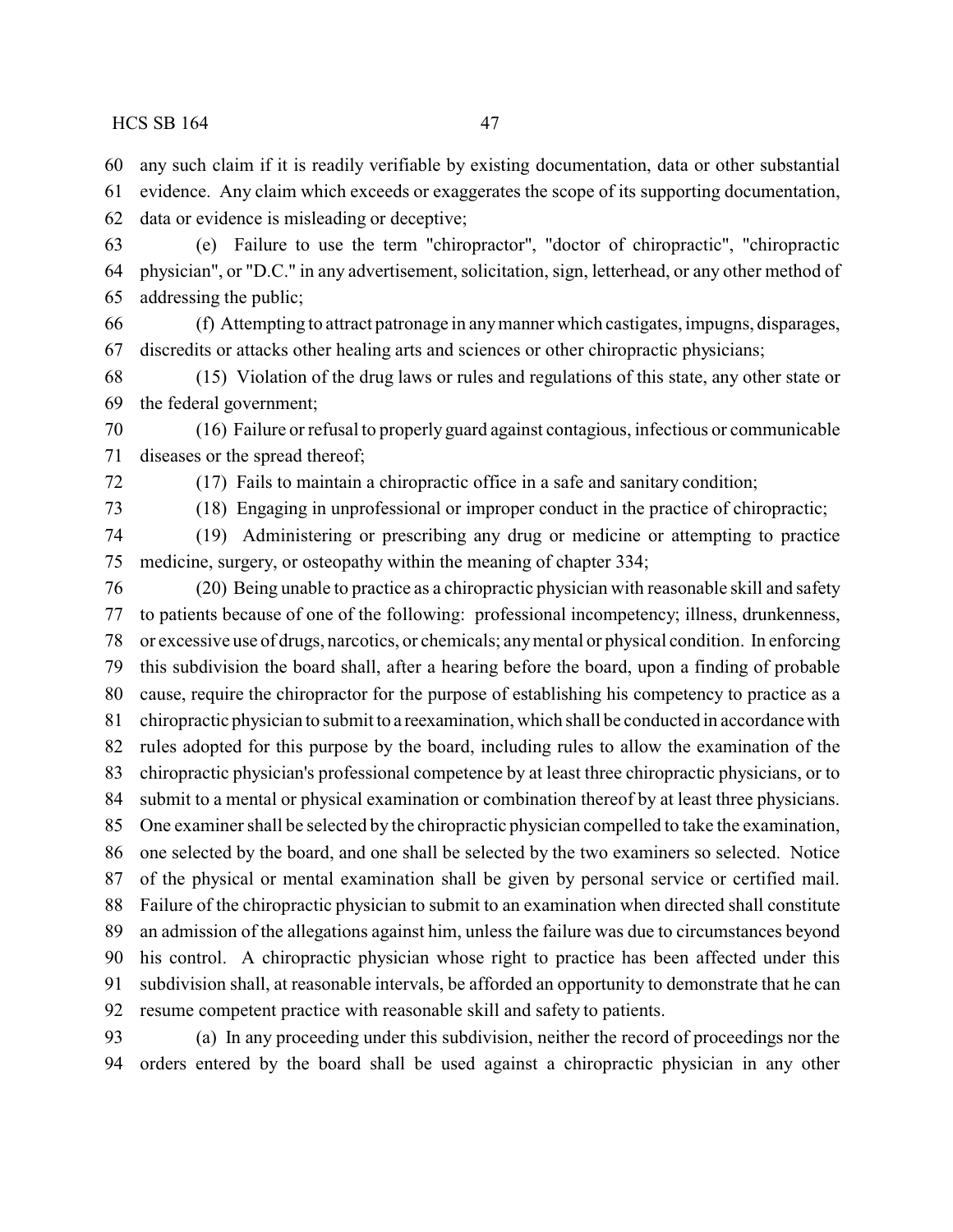any such claim if it is readily verifiable by existing documentation, data or other substantial evidence. Any claim which exceeds or exaggerates the scope of its supporting documentation, data or evidence is misleading or deceptive;

(e) Failure to use the term "chiropractor", "doctor of chiropractic", "chiropractic physician", or "D.C." in any advertisement, solicitation, sign, letterhead, or any other method of addressing the public;

(f) Attempting to attract patronage in any manner which castigates, impugns, disparages, discredits or attacks other healing arts and sciences or other chiropractic physicians;

(15) Violation of the drug laws or rules and regulations of this state, any other state or the federal government;

(16) Failure or refusal to properly guard against contagious, infectious or communicable diseases or the spread thereof;

(17) Fails to maintain a chiropractic office in a safe and sanitary condition;

(18) Engaging in unprofessional or improper conduct in the practice of chiropractic;

(19) Administering or prescribing any drug or medicine or attempting to practice medicine, surgery, or osteopathy within the meaning of chapter 334;

(20) Being unable to practice as a chiropractic physician with reasonable skill and safety to patients because of one of the following: professional incompetency; illness, drunkenness, or excessive use of drugs, narcotics, or chemicals; any mental or physical condition. In enforcing this subdivision the board shall, after a hearing before the board, upon a finding of probable cause, require the chiropractor for the purpose of establishing his competency to practice as a chiropractic physician to submit to a reexamination, which shall be conducted in accordance with rules adopted for this purpose by the board, including rules to allow the examination of the chiropractic physician's professional competence by at least three chiropractic physicians, or to submit to a mental or physical examination or combination thereof by at least three physicians. One examiner shall be selected by the chiropractic physician compelled to take the examination, one selected by the board, and one shall be selected by the two examiners so selected. Notice of the physical or mental examination shall be given by personal service or certified mail. Failure of the chiropractic physician to submit to an examination when directed shall constitute an admission of the allegations against him, unless the failure was due to circumstances beyond his control. A chiropractic physician whose right to practice has been affected under this subdivision shall, at reasonable intervals, be afforded an opportunity to demonstrate that he can resume competent practice with reasonable skill and safety to patients.

(a) In any proceeding under this subdivision, neither the record of proceedings nor the orders entered by the board shall be used against a chiropractic physician in any other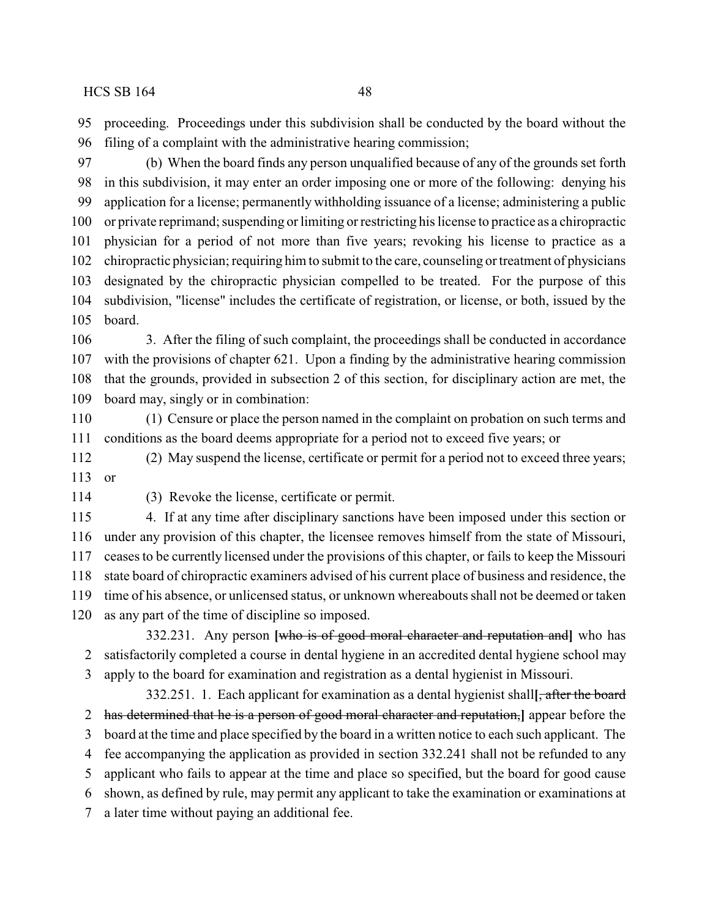proceeding. Proceedings under this subdivision shall be conducted by the board without the filing of a complaint with the administrative hearing commission;

(b) When the board finds any person unqualified because of any of the grounds set forth in this subdivision, it may enter an order imposing one or more of the following: denying his application for a license; permanently withholding issuance of a license; administering a public or private reprimand; suspending or limiting or restricting his license to practice as a chiropractic physician for a period of not more than five years; revoking his license to practice as a chiropractic physician; requiring him to submit to the care, counseling or treatment of physicians designated by the chiropractic physician compelled to be treated. For the purpose of this subdivision, "license" includes the certificate of registration, or license, or both, issued by the board.

3. After the filing of such complaint, the proceedings shall be conducted in accordance with the provisions of chapter 621. Upon a finding by the administrative hearing commission that the grounds, provided in subsection 2 of this section, for disciplinary action are met, the board may, singly or in combination:

(1) Censure or place the person named in the complaint on probation on such terms and conditions as the board deems appropriate for a period not to exceed five years; or

(2) May suspend the license, certificate or permit for a period not to exceed three years; or

(3) Revoke the license, certificate or permit.

4. If at any time after disciplinary sanctions have been imposed under this section or under any provision of this chapter, the licensee removes himself from the state of Missouri, ceases to be currently licensed under the provisions of this chapter, or fails to keep the Missouri state board of chiropractic examiners advised of his current place of business and residence, the time of his absence, or unlicensed status, or unknown whereabouts shall not be deemed or taken as any part of the time of discipline so imposed.

332.231. Any person **[**~~who is of good moral character and reputation and~~**]** who has satisfactorily completed a course in dental hygiene in an accredited dental hygiene school may apply to the board for examination and registration as a dental hygienist in Missouri.

332.251. 1. Each applicant for examination as a dental hygienist shall**[**~~, after the board has determined that he is a person of good moral character and reputation,~~**]** appear before the board at the time and place specified by the board in a written notice to each such applicant. The fee accompanying the application as provided in section 332.241 shall not be refunded to any applicant who fails to appear at the time and place so specified, but the board for good cause shown, as defined by rule, may permit any applicant to take the examination or examinations at a later time without paying an additional fee.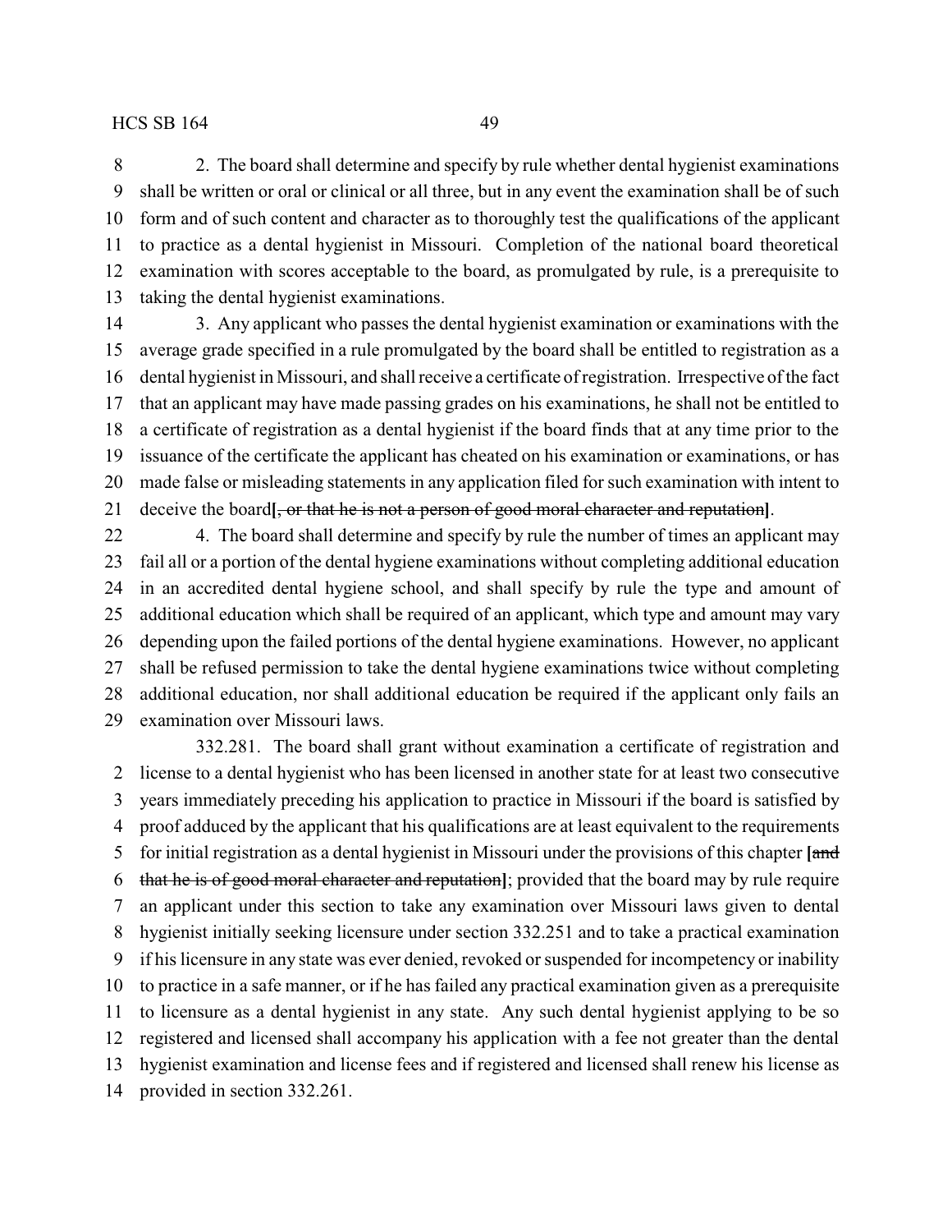2. The board shall determine and specify by rule whether dental hygienist examinations shall be written or oral or clinical or all three, but in any event the examination shall be of such form and of such content and character as to thoroughly test the qualifications of the applicant to practice as a dental hygienist in Missouri. Completion of the national board theoretical examination with scores acceptable to the board, as promulgated by rule, is a prerequisite to taking the dental hygienist examinations.

3. Any applicant who passes the dental hygienist examination or examinations with the average grade specified in a rule promulgated by the board shall be entitled to registration as a dental hygienist in Missouri, and shall receive a certificate of registration. Irrespective of the fact that an applicant may have made passing grades on his examinations, he shall not be entitled to a certificate of registration as a dental hygienist if the board finds that at any time prior to the issuance of the certificate the applicant has cheated on his examination or examinations, or has made false or misleading statements in any application filed for such examination with intent to deceive the board**[**~~, or that he is not a person of good moral character and reputation~~**]**.

4. The board shall determine and specify by rule the number of times an applicant may fail all or a portion of the dental hygiene examinations without completing additional education in an accredited dental hygiene school, and shall specify by rule the type and amount of additional education which shall be required of an applicant, which type and amount may vary depending upon the failed portions of the dental hygiene examinations. However, no applicant shall be refused permission to take the dental hygiene examinations twice without completing additional education, nor shall additional education be required if the applicant only fails an examination over Missouri laws.

332.281. The board shall grant without examination a certificate of registration and license to a dental hygienist who has been licensed in another state for at least two consecutive years immediately preceding his application to practice in Missouri if the board is satisfied by proof adduced by the applicant that his qualifications are at least equivalent to the requirements for initial registration as a dental hygienist in Missouri under the provisions of this chapter **[**~~and that he is of good moral character and reputation~~**]**; provided that the board may by rule require an applicant under this section to take any examination over Missouri laws given to dental hygienist initially seeking licensure under section 332.251 and to take a practical examination if his licensure in any state was ever denied, revoked or suspended for incompetency or inability to practice in a safe manner, or if he has failed any practical examination given as a prerequisite to licensure as a dental hygienist in any state. Any such dental hygienist applying to be so registered and licensed shall accompany his application with a fee not greater than the dental hygienist examination and license fees and if registered and licensed shall renew his license as provided in section 332.261.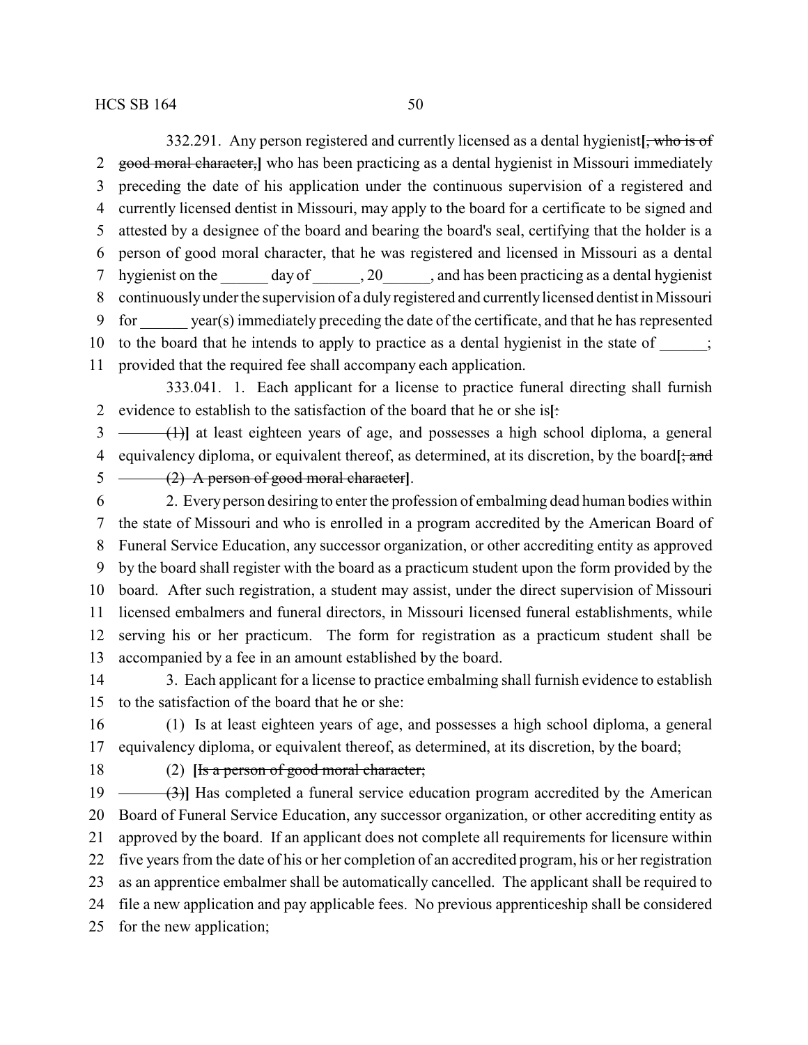332.291. Any person registered and currently licensed as a dental hygienist[~~, who is of good moral character,~~] who has been practicing as a dental hygienist in Missouri immediately preceding the date of his application under the continuous supervision of a registered and currently licensed dentist in Missouri, may apply to the board for a certificate to be signed and attested by a designee of the board and bearing the board's seal, certifying that the holder is a person of good moral character, that he was registered and licensed in Missouri as a dental hygienist on the ______ day of ______, 20______, and has been practicing as a dental hygienist continuously under the supervision of a duly registered and currently licensed dentist in Missouri for ______ year(s) immediately preceding the date of the certificate, and that he has represented to the board that he intends to apply to practice as a dental hygienist in the state of ______; provided that the required fee shall accompany each application.

333.041. 1. Each applicant for a license to practice funeral directing shall furnish evidence to establish to the satisfaction of the board that he or she is[~~:~~

~~(1)~~] at least eighteen years of age, and possesses a high school diploma, a general equivalency diploma, or equivalent thereof, as determined, at its discretion, by the board[~~; and~~

~~(2) A person of good moral character~~].

2. Every person desiring to enter the profession of embalming dead human bodies within the state of Missouri and who is enrolled in a program accredited by the American Board of Funeral Service Education, any successor organization, or other accrediting entity as approved by the board shall register with the board as a practicum student upon the form provided by the board. After such registration, a student may assist, under the direct supervision of Missouri licensed embalmers and funeral directors, in Missouri licensed funeral establishments, while serving his or her practicum. The form for registration as a practicum student shall be accompanied by a fee in an amount established by the board.

3. Each applicant for a license to practice embalming shall furnish evidence to establish to the satisfaction of the board that he or she:

(1) Is at least eighteen years of age, and possesses a high school diploma, a general equivalency diploma, or equivalent thereof, as determined, at its discretion, by the board;

(2) [~~Is a person of good moral character;~~

~~(3)~~] Has completed a funeral service education program accredited by the American Board of Funeral Service Education, any successor organization, or other accrediting entity as approved by the board. If an applicant does not complete all requirements for licensure within five years from the date of his or her completion of an accredited program, his or her registration as an apprentice embalmer shall be automatically cancelled. The applicant shall be required to file a new application and pay applicable fees. No previous apprenticeship shall be considered for the new application;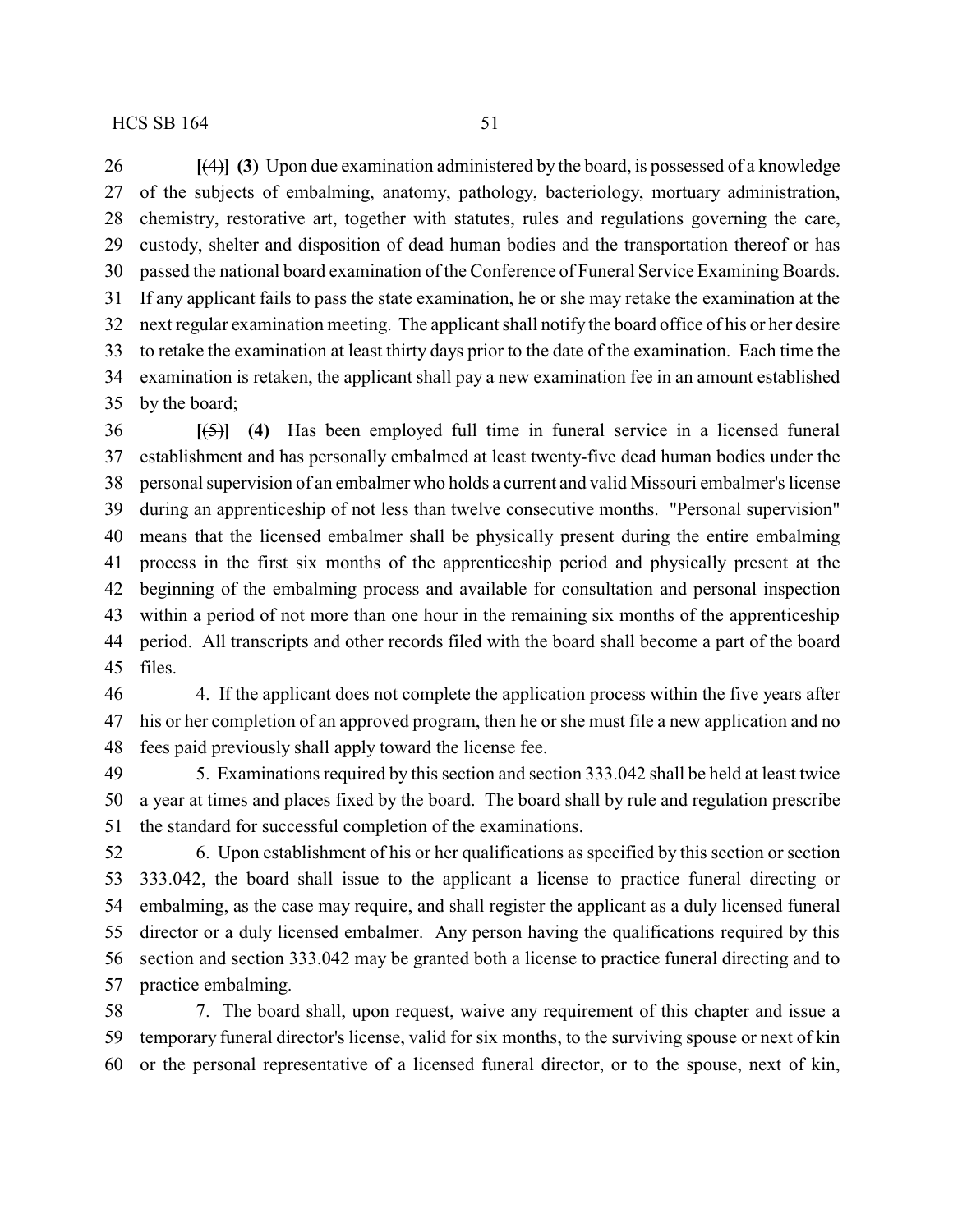[(4)] **(3)** Upon due examination administered by the board, is possessed of a knowledge of the subjects of embalming, anatomy, pathology, bacteriology, mortuary administration, chemistry, restorative art, together with statutes, rules and regulations governing the care, custody, shelter and disposition of dead human bodies and the transportation thereof or has passed the national board examination of the Conference of Funeral Service Examining Boards. If any applicant fails to pass the state examination, he or she may retake the examination at the next regular examination meeting. The applicant shall notify the board office of his or her desire to retake the examination at least thirty days prior to the date of the examination. Each time the examination is retaken, the applicant shall pay a new examination fee in an amount established by the board;

[(5)] **(4)** Has been employed full time in funeral service in a licensed funeral establishment and has personally embalmed at least twenty-five dead human bodies under the personal supervision of an embalmer who holds a current and valid Missouri embalmer's license during an apprenticeship of not less than twelve consecutive months. "Personal supervision" means that the licensed embalmer shall be physically present during the entire embalming process in the first six months of the apprenticeship period and physically present at the beginning of the embalming process and available for consultation and personal inspection within a period of not more than one hour in the remaining six months of the apprenticeship period. All transcripts and other records filed with the board shall become a part of the board files.

4. If the applicant does not complete the application process within the five years after his or her completion of an approved program, then he or she must file a new application and no fees paid previously shall apply toward the license fee.

5. Examinations required by this section and section 333.042 shall be held at least twice a year at times and places fixed by the board. The board shall by rule and regulation prescribe the standard for successful completion of the examinations.

6. Upon establishment of his or her qualifications as specified by this section or section 333.042, the board shall issue to the applicant a license to practice funeral directing or embalming, as the case may require, and shall register the applicant as a duly licensed funeral director or a duly licensed embalmer. Any person having the qualifications required by this section and section 333.042 may be granted both a license to practice funeral directing and to practice embalming.

7. The board shall, upon request, waive any requirement of this chapter and issue a temporary funeral director's license, valid for six months, to the surviving spouse or next of kin or the personal representative of a licensed funeral director, or to the spouse, next of kin,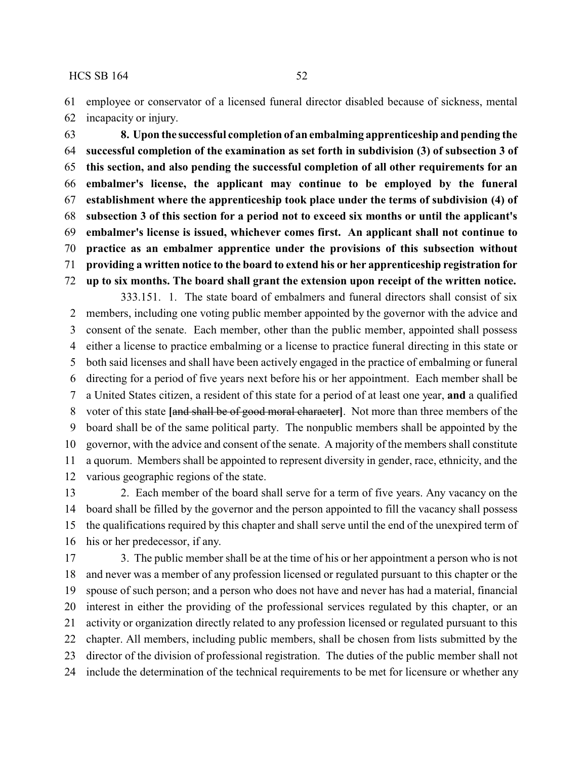employee or conservator of a licensed funeral director disabled because of sickness, mental incapacity or injury.

**8. Upon the successful completion of an embalming apprenticeship and pending the successful completion of the examination as set forth in subdivision (3) of subsection 3 of this section, and also pending the successful completion of all other requirements for an embalmer's license, the applicant may continue to be employed by the funeral establishment where the apprenticeship took place under the terms of subdivision (4) of subsection 3 of this section for a period not to exceed six months or until the applicant's embalmer's license is issued, whichever comes first. An applicant shall not continue to practice as an embalmer apprentice under the provisions of this subsection without providing a written notice to the board to extend his or her apprenticeship registration for up to six months. The board shall grant the extension upon receipt of the written notice.**

333.151. 1. The state board of embalmers and funeral directors shall consist of six members, including one voting public member appointed by the governor with the advice and consent of the senate. Each member, other than the public member, appointed shall possess either a license to practice embalming or a license to practice funeral directing in this state or both said licenses and shall have been actively engaged in the practice of embalming or funeral directing for a period of five years next before his or her appointment. Each member shall be a United States citizen, a resident of this state for a period of at least one year, **and** a qualified voter of this state **[**~~and shall be of good moral character~~**]**. Not more than three members of the board shall be of the same political party. The nonpublic members shall be appointed by the governor, with the advice and consent of the senate. A majority of the members shall constitute a quorum. Members shall be appointed to represent diversity in gender, race, ethnicity, and the various geographic regions of the state.

2. Each member of the board shall serve for a term of five years. Any vacancy on the board shall be filled by the governor and the person appointed to fill the vacancy shall possess the qualifications required by this chapter and shall serve until the end of the unexpired term of his or her predecessor, if any.

3. The public member shall be at the time of his or her appointment a person who is not and never was a member of any profession licensed or regulated pursuant to this chapter or the spouse of such person; and a person who does not have and never has had a material, financial interest in either the providing of the professional services regulated by this chapter, or an activity or organization directly related to any profession licensed or regulated pursuant to this chapter. All members, including public members, shall be chosen from lists submitted by the director of the division of professional registration. The duties of the public member shall not include the determination of the technical requirements to be met for licensure or whether any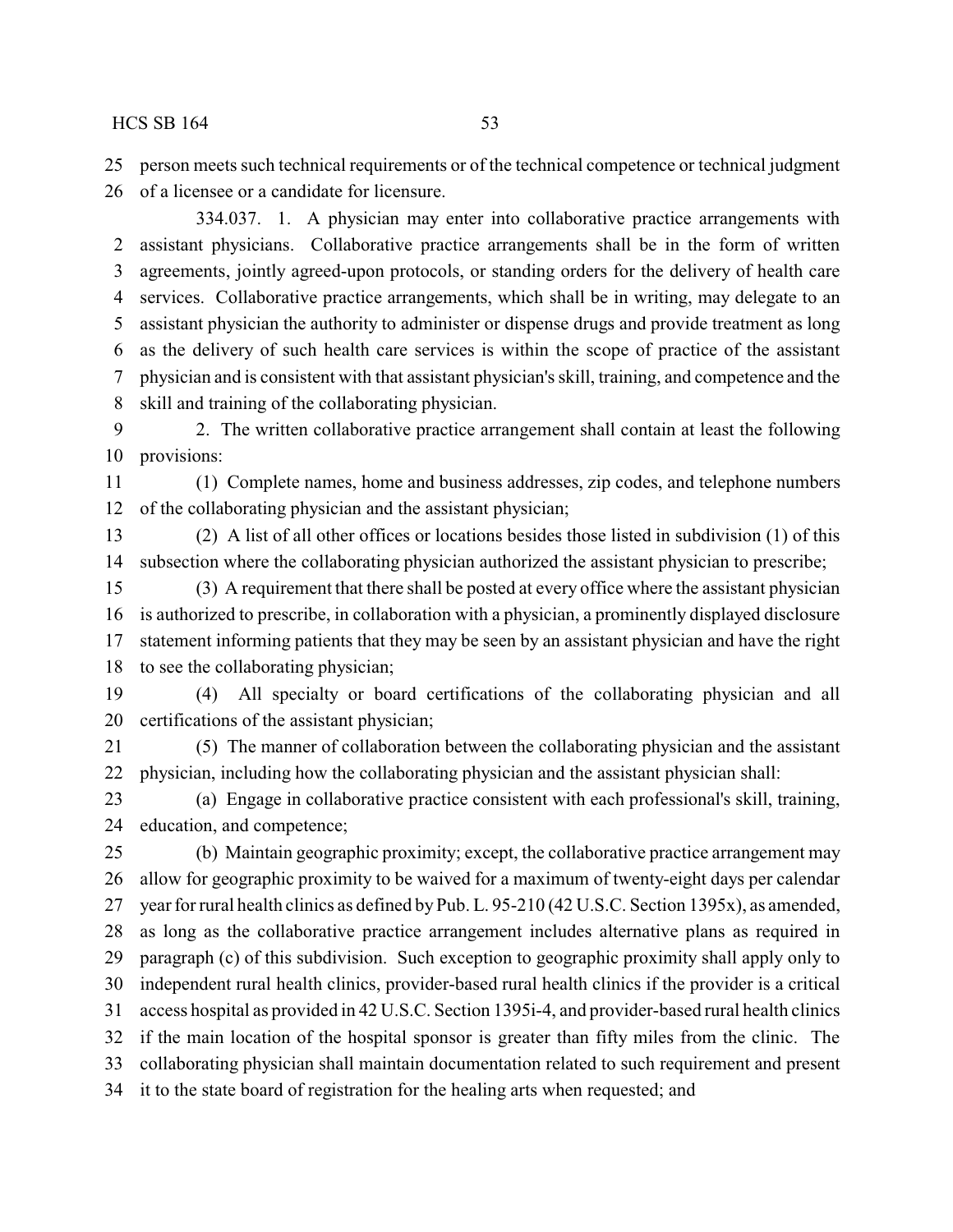person meets such technical requirements or of the technical competence or technical judgment of a licensee or a candidate for licensure.

334.037. 1. A physician may enter into collaborative practice arrangements with assistant physicians. Collaborative practice arrangements shall be in the form of written agreements, jointly agreed-upon protocols, or standing orders for the delivery of health care services. Collaborative practice arrangements, which shall be in writing, may delegate to an assistant physician the authority to administer or dispense drugs and provide treatment as long as the delivery of such health care services is within the scope of practice of the assistant physician and is consistent with that assistant physician's skill, training, and competence and the skill and training of the collaborating physician.

2. The written collaborative practice arrangement shall contain at least the following provisions:

(1) Complete names, home and business addresses, zip codes, and telephone numbers of the collaborating physician and the assistant physician;

(2) A list of all other offices or locations besides those listed in subdivision (1) of this subsection where the collaborating physician authorized the assistant physician to prescribe;

(3) A requirement that there shall be posted at every office where the assistant physician is authorized to prescribe, in collaboration with a physician, a prominently displayed disclosure statement informing patients that they may be seen by an assistant physician and have the right to see the collaborating physician;

(4) All specialty or board certifications of the collaborating physician and all certifications of the assistant physician;

(5) The manner of collaboration between the collaborating physician and the assistant physician, including how the collaborating physician and the assistant physician shall:

(a) Engage in collaborative practice consistent with each professional's skill, training, education, and competence;

(b) Maintain geographic proximity; except, the collaborative practice arrangement may allow for geographic proximity to be waived for a maximum of twenty-eight days per calendar year for rural health clinics as defined by Pub. L. 95-210 (42 U.S.C. Section 1395x), as amended, as long as the collaborative practice arrangement includes alternative plans as required in paragraph (c) of this subdivision. Such exception to geographic proximity shall apply only to independent rural health clinics, provider-based rural health clinics if the provider is a critical access hospital as provided in 42 U.S.C. Section 1395i-4, and provider-based rural health clinics if the main location of the hospital sponsor is greater than fifty miles from the clinic. The collaborating physician shall maintain documentation related to such requirement and present it to the state board of registration for the healing arts when requested; and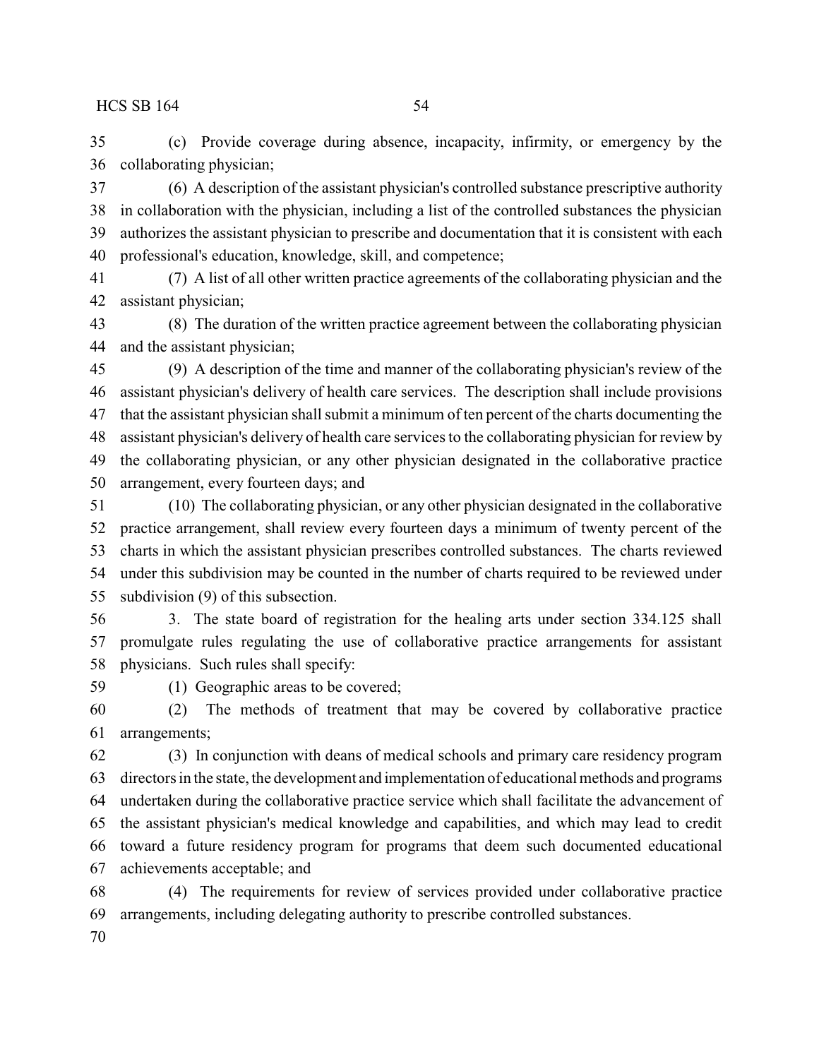(c) Provide coverage during absence, incapacity, infirmity, or emergency by the collaborating physician;

(6) A description of the assistant physician's controlled substance prescriptive authority in collaboration with the physician, including a list of the controlled substances the physician authorizes the assistant physician to prescribe and documentation that it is consistent with each professional's education, knowledge, skill, and competence;

(7) A list of all other written practice agreements of the collaborating physician and the assistant physician;

(8) The duration of the written practice agreement between the collaborating physician and the assistant physician;

(9) A description of the time and manner of the collaborating physician's review of the assistant physician's delivery of health care services. The description shall include provisions that the assistant physician shall submit a minimum of ten percent of the charts documenting the assistant physician's delivery of health care services to the collaborating physician for review by the collaborating physician, or any other physician designated in the collaborative practice arrangement, every fourteen days; and

(10) The collaborating physician, or any other physician designated in the collaborative practice arrangement, shall review every fourteen days a minimum of twenty percent of the charts in which the assistant physician prescribes controlled substances. The charts reviewed under this subdivision may be counted in the number of charts required to be reviewed under subdivision (9) of this subsection.

3. The state board of registration for the healing arts under section 334.125 shall promulgate rules regulating the use of collaborative practice arrangements for assistant physicians. Such rules shall specify:

(1) Geographic areas to be covered;

(2) The methods of treatment that may be covered by collaborative practice arrangements;

(3) In conjunction with deans of medical schools and primary care residency program directors in the state, the development and implementation of educational methods and programs undertaken during the collaborative practice service which shall facilitate the advancement of the assistant physician's medical knowledge and capabilities, and which may lead to credit toward a future residency program for programs that deem such documented educational achievements acceptable; and

(4) The requirements for review of services provided under collaborative practice arrangements, including delegating authority to prescribe controlled substances.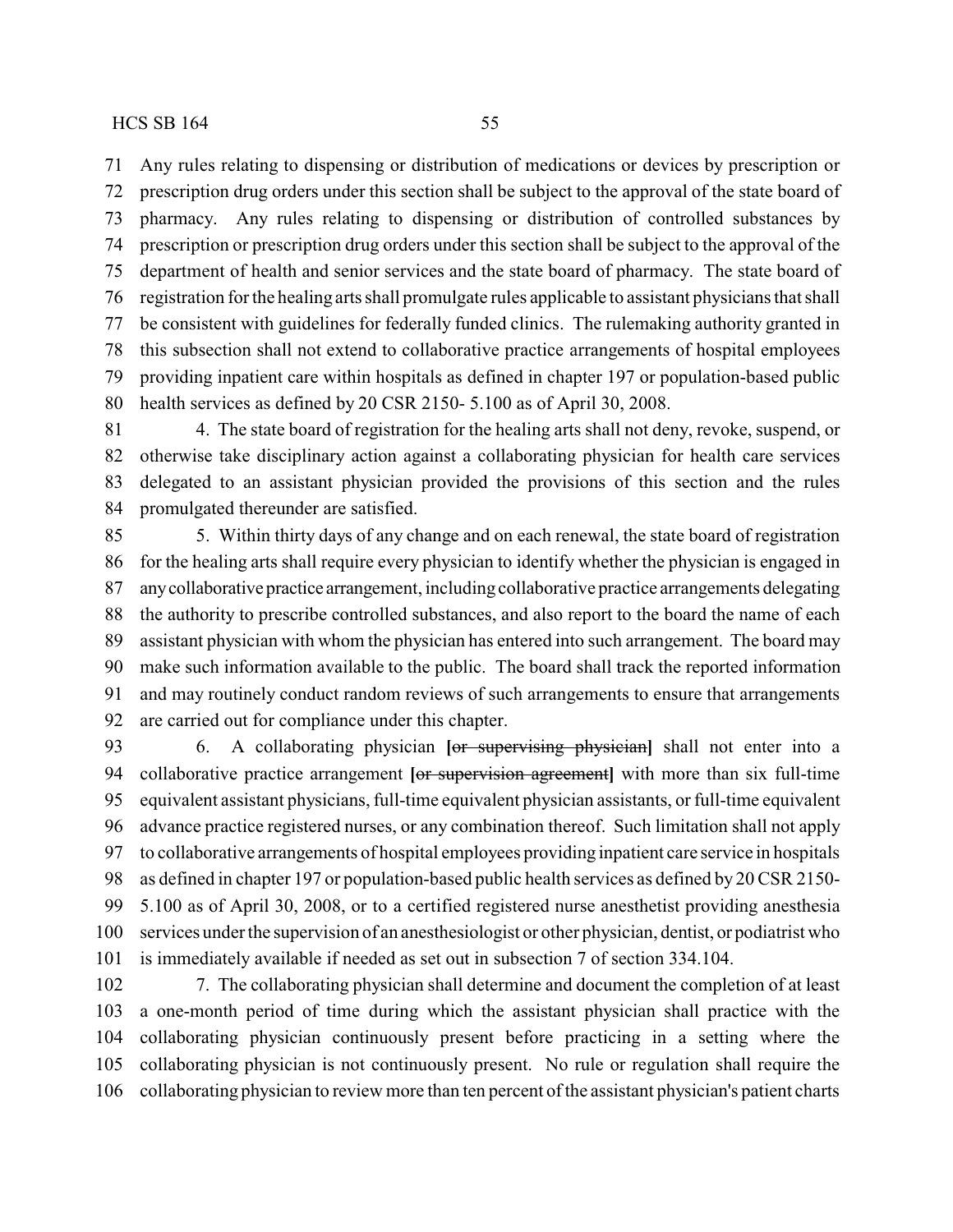Any rules relating to dispensing or distribution of medications or devices by prescription or prescription drug orders under this section shall be subject to the approval of the state board of pharmacy. Any rules relating to dispensing or distribution of controlled substances by prescription or prescription drug orders under this section shall be subject to the approval of the department of health and senior services and the state board of pharmacy. The state board of registration for the healing arts shall promulgate rules applicable to assistant physicians that shall be consistent with guidelines for federally funded clinics. The rulemaking authority granted in this subsection shall not extend to collaborative practice arrangements of hospital employees providing inpatient care within hospitals as defined in chapter 197 or population-based public health services as defined by 20 CSR 2150- 5.100 as of April 30, 2008.

4. The state board of registration for the healing arts shall not deny, revoke, suspend, or otherwise take disciplinary action against a collaborating physician for health care services delegated to an assistant physician provided the provisions of this section and the rules promulgated thereunder are satisfied.

5. Within thirty days of any change and on each renewal, the state board of registration for the healing arts shall require every physician to identify whether the physician is engaged in any collaborative practice arrangement, including collaborative practice arrangements delegating the authority to prescribe controlled substances, and also report to the board the name of each assistant physician with whom the physician has entered into such arrangement. The board may make such information available to the public. The board shall track the reported information and may routinely conduct random reviews of such arrangements to ensure that arrangements are carried out for compliance under this chapter.

6. A collaborating physician **[~~or supervising physician~~]** shall not enter into a collaborative practice arrangement **[~~or supervision agreement~~]** with more than six full-time equivalent assistant physicians, full-time equivalent physician assistants, or full-time equivalent advance practice registered nurses, or any combination thereof. Such limitation shall not apply to collaborative arrangements of hospital employees providing inpatient care service in hospitals as defined in chapter 197 or population-based public health services as defined by 20 CSR 2150- 5.100 as of April 30, 2008, or to a certified registered nurse anesthetist providing anesthesia services under the supervision of an anesthesiologist or other physician, dentist, or podiatrist who is immediately available if needed as set out in subsection 7 of section 334.104.

7. The collaborating physician shall determine and document the completion of at least a one-month period of time during which the assistant physician shall practice with the collaborating physician continuously present before practicing in a setting where the collaborating physician is not continuously present. No rule or regulation shall require the collaborating physician to review more than ten percent of the assistant physician's patient charts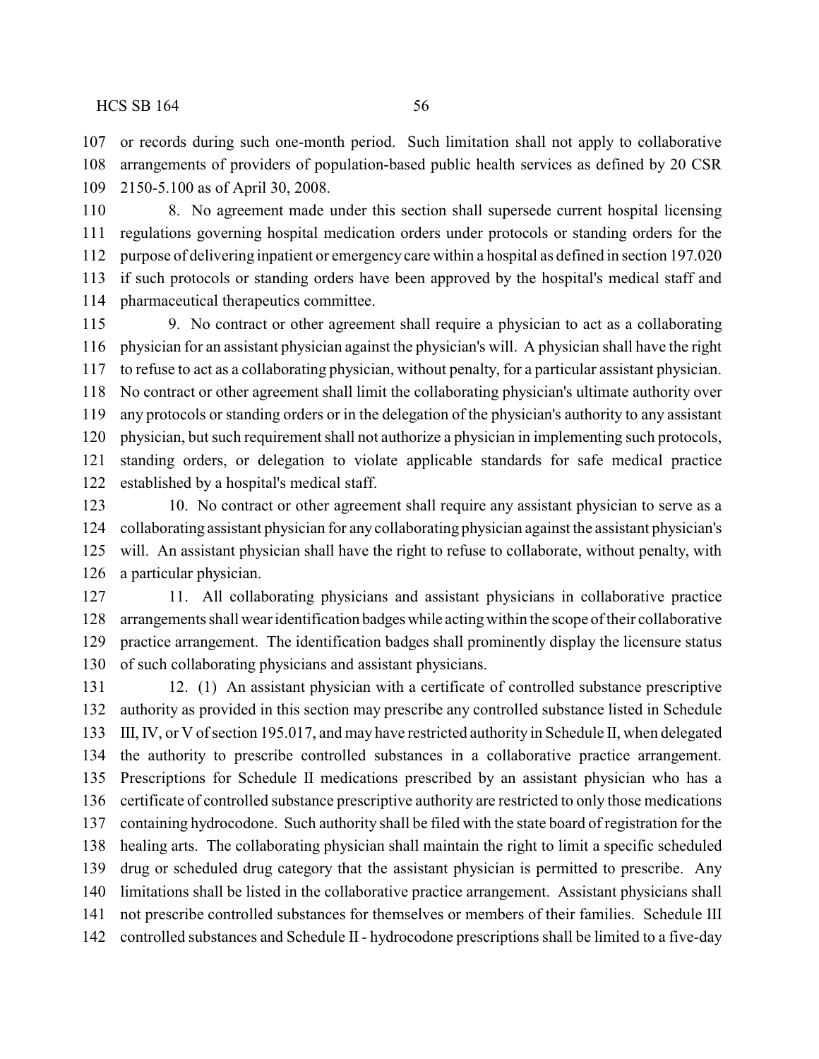or records during such one-month period. Such limitation shall not apply to collaborative arrangements of providers of population-based public health services as defined by 20 CSR 2150-5.100 as of April 30, 2008.

8. No agreement made under this section shall supersede current hospital licensing regulations governing hospital medication orders under protocols or standing orders for the purpose of delivering inpatient or emergency care within a hospital as defined in section 197.020 if such protocols or standing orders have been approved by the hospital's medical staff and pharmaceutical therapeutics committee.

9. No contract or other agreement shall require a physician to act as a collaborating physician for an assistant physician against the physician's will. A physician shall have the right to refuse to act as a collaborating physician, without penalty, for a particular assistant physician. No contract or other agreement shall limit the collaborating physician's ultimate authority over any protocols or standing orders or in the delegation of the physician's authority to any assistant physician, but such requirement shall not authorize a physician in implementing such protocols, standing orders, or delegation to violate applicable standards for safe medical practice established by a hospital's medical staff.

10. No contract or other agreement shall require any assistant physician to serve as a collaborating assistant physician for any collaborating physician against the assistant physician's will. An assistant physician shall have the right to refuse to collaborate, without penalty, with a particular physician.

11. All collaborating physicians and assistant physicians in collaborative practice arrangements shall wear identification badges while acting within the scope of their collaborative practice arrangement. The identification badges shall prominently display the licensure status of such collaborating physicians and assistant physicians.

12. (1) An assistant physician with a certificate of controlled substance prescriptive authority as provided in this section may prescribe any controlled substance listed in Schedule III, IV, or V of section 195.017, and may have restricted authority in Schedule II, when delegated the authority to prescribe controlled substances in a collaborative practice arrangement. Prescriptions for Schedule II medications prescribed by an assistant physician who has a certificate of controlled substance prescriptive authority are restricted to only those medications containing hydrocodone. Such authority shall be filed with the state board of registration for the healing arts. The collaborating physician shall maintain the right to limit a specific scheduled drug or scheduled drug category that the assistant physician is permitted to prescribe. Any limitations shall be listed in the collaborative practice arrangement. Assistant physicians shall not prescribe controlled substances for themselves or members of their families. Schedule III controlled substances and Schedule II - hydrocodone prescriptions shall be limited to a five-day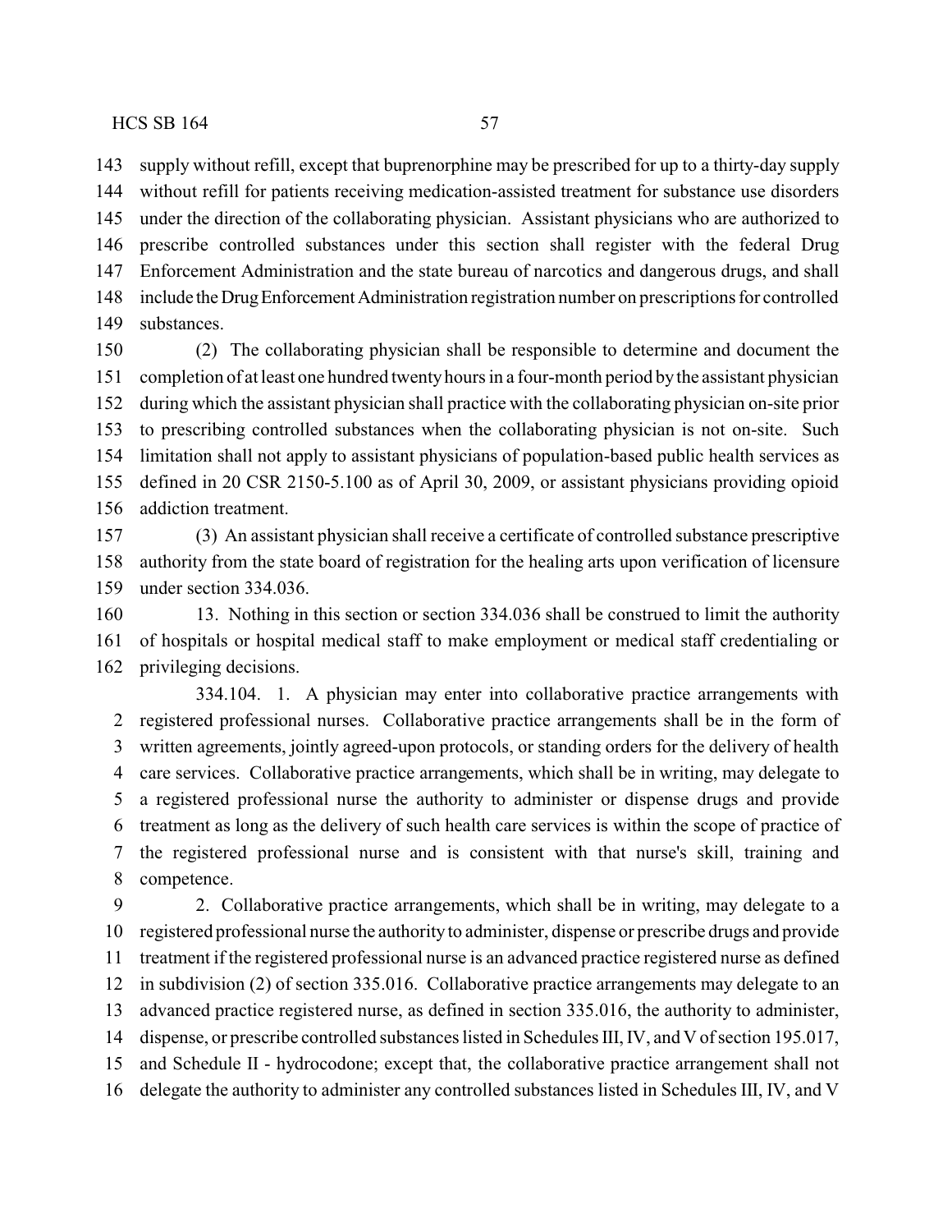supply without refill, except that buprenorphine may be prescribed for up to a thirty-day supply without refill for patients receiving medication-assisted treatment for substance use disorders under the direction of the collaborating physician. Assistant physicians who are authorized to prescribe controlled substances under this section shall register with the federal Drug Enforcement Administration and the state bureau of narcotics and dangerous drugs, and shall include the Drug Enforcement Administration registration number on prescriptions for controlled substances.

(2) The collaborating physician shall be responsible to determine and document the completion of at least one hundred twenty hours in a four-month period by the assistant physician during which the assistant physician shall practice with the collaborating physician on-site prior to prescribing controlled substances when the collaborating physician is not on-site. Such limitation shall not apply to assistant physicians of population-based public health services as defined in 20 CSR 2150-5.100 as of April 30, 2009, or assistant physicians providing opioid addiction treatment.

(3) An assistant physician shall receive a certificate of controlled substance prescriptive authority from the state board of registration for the healing arts upon verification of licensure under section 334.036.

13. Nothing in this section or section 334.036 shall be construed to limit the authority of hospitals or hospital medical staff to make employment or medical staff credentialing or privileging decisions.

334.104. 1. A physician may enter into collaborative practice arrangements with registered professional nurses. Collaborative practice arrangements shall be in the form of written agreements, jointly agreed-upon protocols, or standing orders for the delivery of health care services. Collaborative practice arrangements, which shall be in writing, may delegate to a registered professional nurse the authority to administer or dispense drugs and provide treatment as long as the delivery of such health care services is within the scope of practice of the registered professional nurse and is consistent with that nurse's skill, training and competence.

2. Collaborative practice arrangements, which shall be in writing, may delegate to a registered professional nurse the authority to administer, dispense or prescribe drugs and provide treatment if the registered professional nurse is an advanced practice registered nurse as defined in subdivision (2) of section 335.016. Collaborative practice arrangements may delegate to an advanced practice registered nurse, as defined in section 335.016, the authority to administer, dispense, or prescribe controlled substances listed in Schedules III, IV, and V of section 195.017, and Schedule II - hydrocodone; except that, the collaborative practice arrangement shall not delegate the authority to administer any controlled substances listed in Schedules III, IV, and V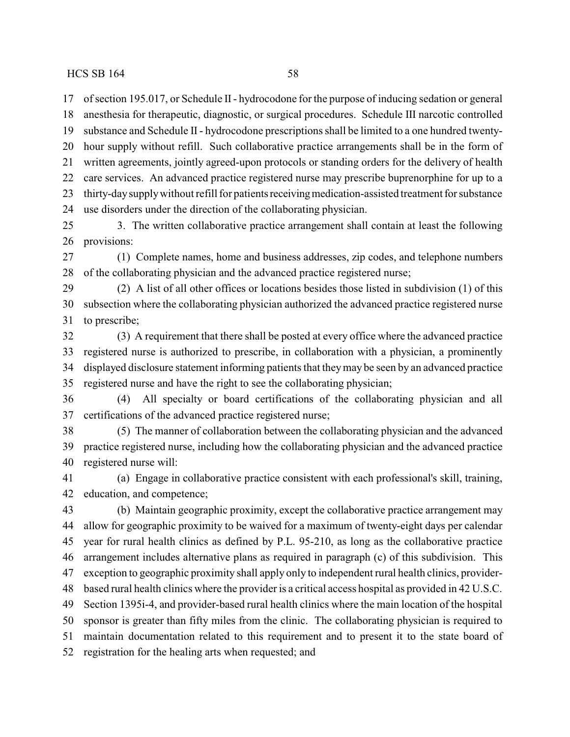of section 195.017, or Schedule II - hydrocodone for the purpose of inducing sedation or general anesthesia for therapeutic, diagnostic, or surgical procedures. Schedule III narcotic controlled substance and Schedule II - hydrocodone prescriptions shall be limited to a one hundred twenty-hour supply without refill. Such collaborative practice arrangements shall be in the form of written agreements, jointly agreed-upon protocols or standing orders for the delivery of health care services. An advanced practice registered nurse may prescribe buprenorphine for up to a thirty-day supply without refill for patients receiving medication-assisted treatment for substance use disorders under the direction of the collaborating physician.

3. The written collaborative practice arrangement shall contain at least the following provisions:

(1) Complete names, home and business addresses, zip codes, and telephone numbers of the collaborating physician and the advanced practice registered nurse;

(2) A list of all other offices or locations besides those listed in subdivision (1) of this subsection where the collaborating physician authorized the advanced practice registered nurse to prescribe;

(3) A requirement that there shall be posted at every office where the advanced practice registered nurse is authorized to prescribe, in collaboration with a physician, a prominently displayed disclosure statement informing patients that they may be seen by an advanced practice registered nurse and have the right to see the collaborating physician;

(4) All specialty or board certifications of the collaborating physician and all certifications of the advanced practice registered nurse;

(5) The manner of collaboration between the collaborating physician and the advanced practice registered nurse, including how the collaborating physician and the advanced practice registered nurse will:

(a) Engage in collaborative practice consistent with each professional's skill, training, education, and competence;

(b) Maintain geographic proximity, except the collaborative practice arrangement may allow for geographic proximity to be waived for a maximum of twenty-eight days per calendar year for rural health clinics as defined by P.L. 95-210, as long as the collaborative practice arrangement includes alternative plans as required in paragraph (c) of this subdivision. This exception to geographic proximity shall apply only to independent rural health clinics, provider-based rural health clinics where the provider is a critical access hospital as provided in 42 U.S.C. Section 1395i-4, and provider-based rural health clinics where the main location of the hospital sponsor is greater than fifty miles from the clinic. The collaborating physician is required to maintain documentation related to this requirement and to present it to the state board of registration for the healing arts when requested; and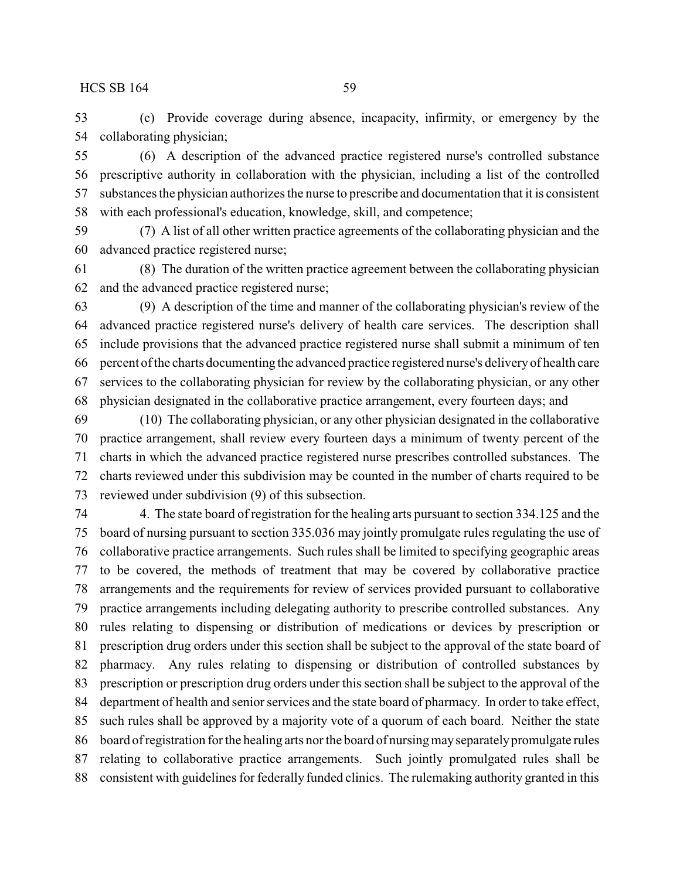(c) Provide coverage during absence, incapacity, infirmity, or emergency by the collaborating physician;

(6) A description of the advanced practice registered nurse's controlled substance prescriptive authority in collaboration with the physician, including a list of the controlled substances the physician authorizes the nurse to prescribe and documentation that it is consistent with each professional's education, knowledge, skill, and competence;

(7) A list of all other written practice agreements of the collaborating physician and the advanced practice registered nurse;

(8) The duration of the written practice agreement between the collaborating physician and the advanced practice registered nurse;

(9) A description of the time and manner of the collaborating physician's review of the advanced practice registered nurse's delivery of health care services. The description shall include provisions that the advanced practice registered nurse shall submit a minimum of ten percent of the charts documenting the advanced practice registered nurse's delivery of health care services to the collaborating physician for review by the collaborating physician, or any other physician designated in the collaborative practice arrangement, every fourteen days; and

(10) The collaborating physician, or any other physician designated in the collaborative practice arrangement, shall review every fourteen days a minimum of twenty percent of the charts in which the advanced practice registered nurse prescribes controlled substances. The charts reviewed under this subdivision may be counted in the number of charts required to be reviewed under subdivision (9) of this subsection.

4. The state board of registration for the healing arts pursuant to section 334.125 and the board of nursing pursuant to section 335.036 may jointly promulgate rules regulating the use of collaborative practice arrangements. Such rules shall be limited to specifying geographic areas to be covered, the methods of treatment that may be covered by collaborative practice arrangements and the requirements for review of services provided pursuant to collaborative practice arrangements including delegating authority to prescribe controlled substances. Any rules relating to dispensing or distribution of medications or devices by prescription or prescription drug orders under this section shall be subject to the approval of the state board of pharmacy. Any rules relating to dispensing or distribution of controlled substances by prescription or prescription drug orders under this section shall be subject to the approval of the department of health and senior services and the state board of pharmacy. In order to take effect, such rules shall be approved by a majority vote of a quorum of each board. Neither the state board of registration for the healing arts nor the board of nursing may separately promulgate rules relating to collaborative practice arrangements. Such jointly promulgated rules shall be consistent with guidelines for federally funded clinics. The rulemaking authority granted in this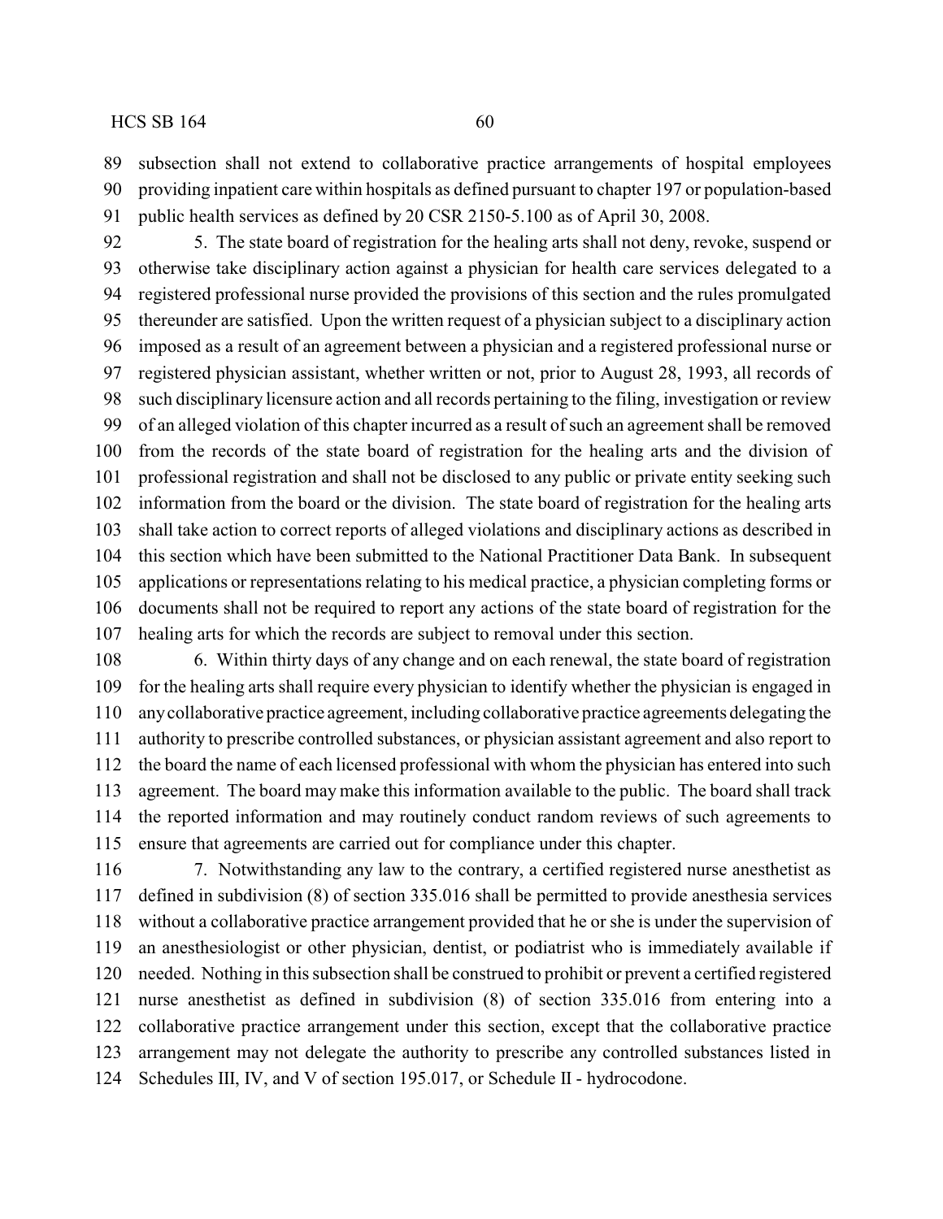subsection shall not extend to collaborative practice arrangements of hospital employees providing inpatient care within hospitals as defined pursuant to chapter 197 or population-based public health services as defined by 20 CSR 2150-5.100 as of April 30, 2008.

5. The state board of registration for the healing arts shall not deny, revoke, suspend or otherwise take disciplinary action against a physician for health care services delegated to a registered professional nurse provided the provisions of this section and the rules promulgated thereunder are satisfied. Upon the written request of a physician subject to a disciplinary action imposed as a result of an agreement between a physician and a registered professional nurse or registered physician assistant, whether written or not, prior to August 28, 1993, all records of such disciplinary licensure action and all records pertaining to the filing, investigation or review of an alleged violation of this chapter incurred as a result of such an agreement shall be removed from the records of the state board of registration for the healing arts and the division of professional registration and shall not be disclosed to any public or private entity seeking such information from the board or the division. The state board of registration for the healing arts shall take action to correct reports of alleged violations and disciplinary actions as described in this section which have been submitted to the National Practitioner Data Bank. In subsequent applications or representations relating to his medical practice, a physician completing forms or documents shall not be required to report any actions of the state board of registration for the healing arts for which the records are subject to removal under this section.

6. Within thirty days of any change and on each renewal, the state board of registration for the healing arts shall require every physician to identify whether the physician is engaged in any collaborative practice agreement, including collaborative practice agreements delegating the authority to prescribe controlled substances, or physician assistant agreement and also report to the board the name of each licensed professional with whom the physician has entered into such agreement. The board may make this information available to the public. The board shall track the reported information and may routinely conduct random reviews of such agreements to ensure that agreements are carried out for compliance under this chapter.

7. Notwithstanding any law to the contrary, a certified registered nurse anesthetist as defined in subdivision (8) of section 335.016 shall be permitted to provide anesthesia services without a collaborative practice arrangement provided that he or she is under the supervision of an anesthesiologist or other physician, dentist, or podiatrist who is immediately available if needed. Nothing in this subsection shall be construed to prohibit or prevent a certified registered nurse anesthetist as defined in subdivision (8) of section 335.016 from entering into a collaborative practice arrangement under this section, except that the collaborative practice arrangement may not delegate the authority to prescribe any controlled substances listed in Schedules III, IV, and V of section 195.017, or Schedule II - hydrocodone.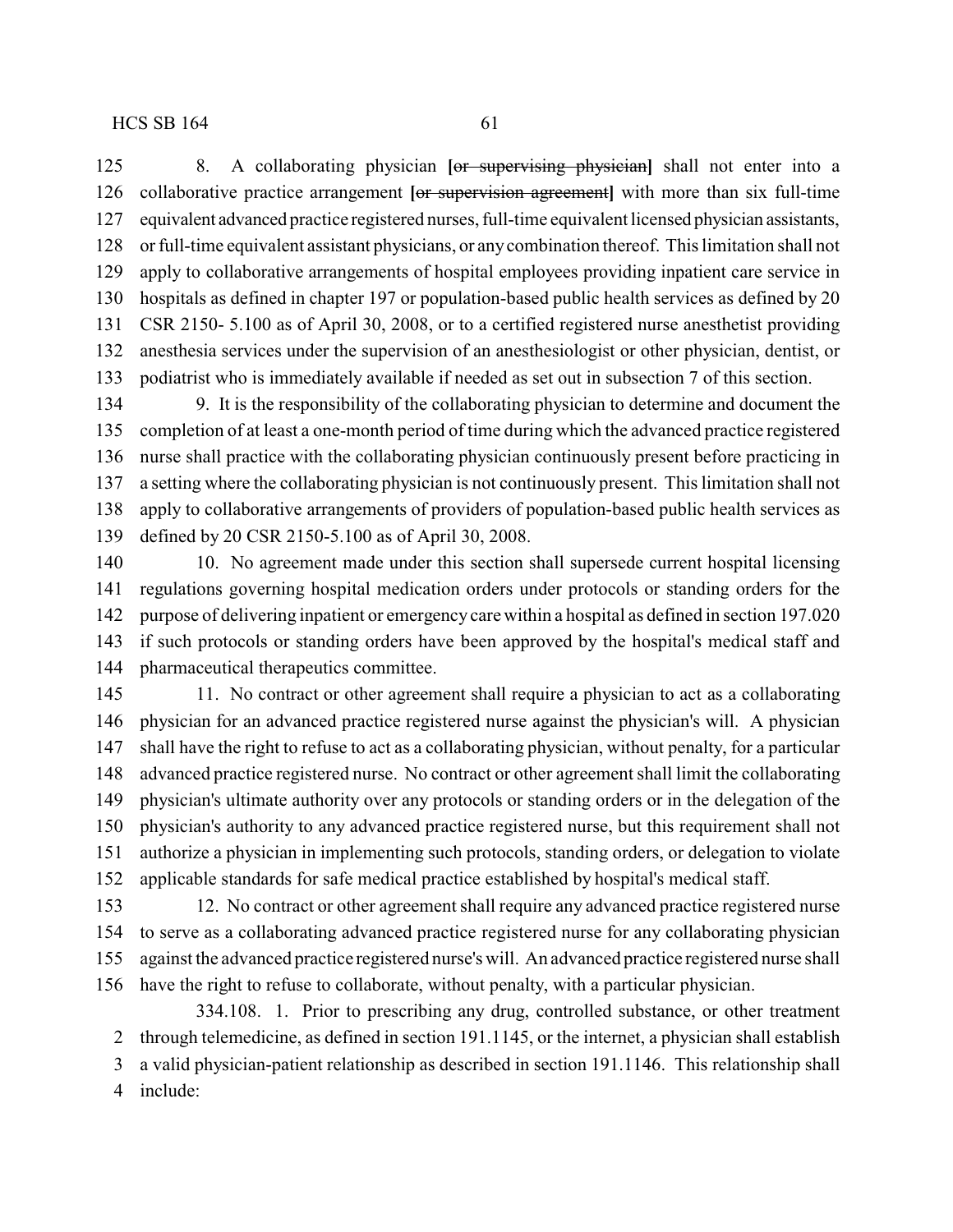8. A collaborating physician **[**~~or supervising physician~~**]** shall not enter into a collaborative practice arrangement **[**~~or supervision agreement~~**]** with more than six full-time equivalent advanced practice registered nurses, full-time equivalent licensed physician assistants, or full-time equivalent assistant physicians, or any combination thereof. This limitation shall not apply to collaborative arrangements of hospital employees providing inpatient care service in hospitals as defined in chapter 197 or population-based public health services as defined by 20 CSR 2150- 5.100 as of April 30, 2008, or to a certified registered nurse anesthetist providing anesthesia services under the supervision of an anesthesiologist or other physician, dentist, or podiatrist who is immediately available if needed as set out in subsection 7 of this section.

9. It is the responsibility of the collaborating physician to determine and document the completion of at least a one-month period of time during which the advanced practice registered nurse shall practice with the collaborating physician continuously present before practicing in a setting where the collaborating physician is not continuously present. This limitation shall not apply to collaborative arrangements of providers of population-based public health services as defined by 20 CSR 2150-5.100 as of April 30, 2008.

10. No agreement made under this section shall supersede current hospital licensing regulations governing hospital medication orders under protocols or standing orders for the purpose of delivering inpatient or emergency care within a hospital as defined in section 197.020 if such protocols or standing orders have been approved by the hospital's medical staff and pharmaceutical therapeutics committee.

11. No contract or other agreement shall require a physician to act as a collaborating physician for an advanced practice registered nurse against the physician's will. A physician shall have the right to refuse to act as a collaborating physician, without penalty, for a particular advanced practice registered nurse. No contract or other agreement shall limit the collaborating physician's ultimate authority over any protocols or standing orders or in the delegation of the physician's authority to any advanced practice registered nurse, but this requirement shall not authorize a physician in implementing such protocols, standing orders, or delegation to violate applicable standards for safe medical practice established by hospital's medical staff.

12. No contract or other agreement shall require any advanced practice registered nurse to serve as a collaborating advanced practice registered nurse for any collaborating physician against the advanced practice registered nurse's will. An advanced practice registered nurse shall have the right to refuse to collaborate, without penalty, with a particular physician.

334.108. 1. Prior to prescribing any drug, controlled substance, or other treatment through telemedicine, as defined in section 191.1145, or the internet, a physician shall establish a valid physician-patient relationship as described in section 191.1146. This relationship shall include: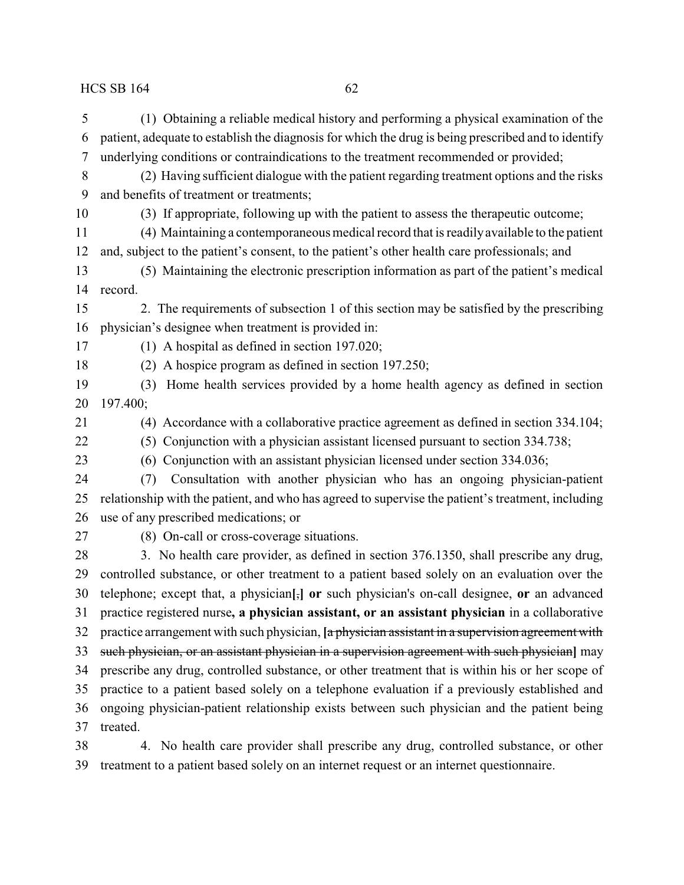(1) Obtaining a reliable medical history and performing a physical examination of the patient, adequate to establish the diagnosis for which the drug is being prescribed and to identify underlying conditions or contraindications to the treatment recommended or provided;

(2) Having sufficient dialogue with the patient regarding treatment options and the risks and benefits of treatment or treatments;

(3) If appropriate, following up with the patient to assess the therapeutic outcome;

(4) Maintaining a contemporaneous medical record that is readily available to the patient and, subject to the patient's consent, to the patient's other health care professionals; and

(5) Maintaining the electronic prescription information as part of the patient's medical record.

2. The requirements of subsection 1 of this section may be satisfied by the prescribing physician's designee when treatment is provided in:

(1) A hospital as defined in section 197.020;

(2) A hospice program as defined in section 197.250;

(3) Home health services provided by a home health agency as defined in section 197.400;

(4) Accordance with a collaborative practice agreement as defined in section 334.104;

(5) Conjunction with a physician assistant licensed pursuant to section 334.738;

(6) Conjunction with an assistant physician licensed under section 334.036;

(7) Consultation with another physician who has an ongoing physician-patient relationship with the patient, and who has agreed to supervise the patient's treatment, including use of any prescribed medications; or

(8) On-call or cross-coverage situations.

3. No health care provider, as defined in section 376.1350, shall prescribe any drug, controlled substance, or other treatment to a patient based solely on an evaluation over the telephone; except that, a physician[~~,~~] **or** such physician's on-call designee, **or** an advanced practice registered nurse**, a physician assistant, or an assistant physician** in a collaborative practice arrangement with such physician, [~~a physician assistant in a supervision agreement with such physician, or an assistant physician in a supervision agreement with such physician~~] may prescribe any drug, controlled substance, or other treatment that is within his or her scope of practice to a patient based solely on a telephone evaluation if a previously established and ongoing physician-patient relationship exists between such physician and the patient being treated.

4. No health care provider shall prescribe any drug, controlled substance, or other treatment to a patient based solely on an internet request or an internet questionnaire.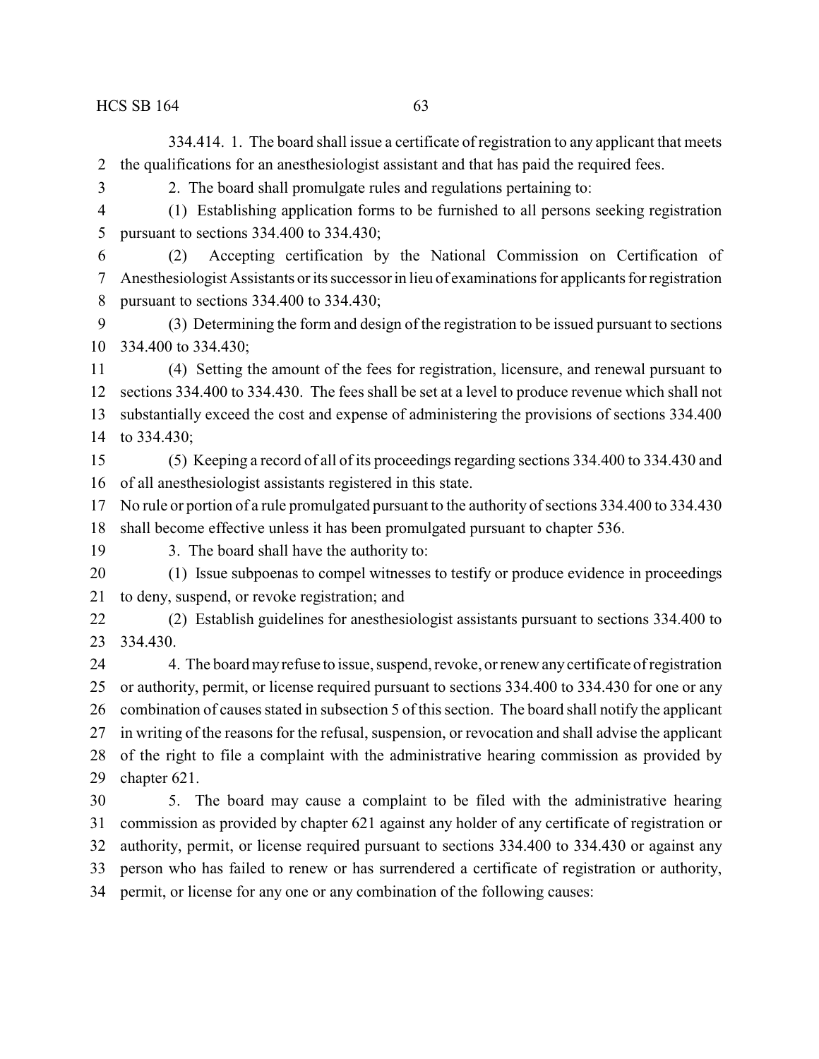334.414. 1. The board shall issue a certificate of registration to any applicant that meets the qualifications for an anesthesiologist assistant and that has paid the required fees.

2. The board shall promulgate rules and regulations pertaining to:

(1) Establishing application forms to be furnished to all persons seeking registration pursuant to sections 334.400 to 334.430;

(2) Accepting certification by the National Commission on Certification of Anesthesiologist Assistants or its successor in lieu of examinations for applicants for registration pursuant to sections 334.400 to 334.430;

(3) Determining the form and design of the registration to be issued pursuant to sections 334.400 to 334.430;

(4) Setting the amount of the fees for registration, licensure, and renewal pursuant to sections 334.400 to 334.430. The fees shall be set at a level to produce revenue which shall not substantially exceed the cost and expense of administering the provisions of sections 334.400 to 334.430;

(5) Keeping a record of all of its proceedings regarding sections 334.400 to 334.430 and of all anesthesiologist assistants registered in this state.

No rule or portion of a rule promulgated pursuant to the authority of sections 334.400 to 334.430 shall become effective unless it has been promulgated pursuant to chapter 536.

3. The board shall have the authority to:

(1) Issue subpoenas to compel witnesses to testify or produce evidence in proceedings to deny, suspend, or revoke registration; and

(2) Establish guidelines for anesthesiologist assistants pursuant to sections 334.400 to 334.430.

4. The board may refuse to issue, suspend, revoke, or renew any certificate of registration or authority, permit, or license required pursuant to sections 334.400 to 334.430 for one or any combination of causes stated in subsection 5 of this section. The board shall notify the applicant in writing of the reasons for the refusal, suspension, or revocation and shall advise the applicant of the right to file a complaint with the administrative hearing commission as provided by chapter 621.

5. The board may cause a complaint to be filed with the administrative hearing commission as provided by chapter 621 against any holder of any certificate of registration or authority, permit, or license required pursuant to sections 334.400 to 334.430 or against any person who has failed to renew or has surrendered a certificate of registration or authority, permit, or license for any one or any combination of the following causes: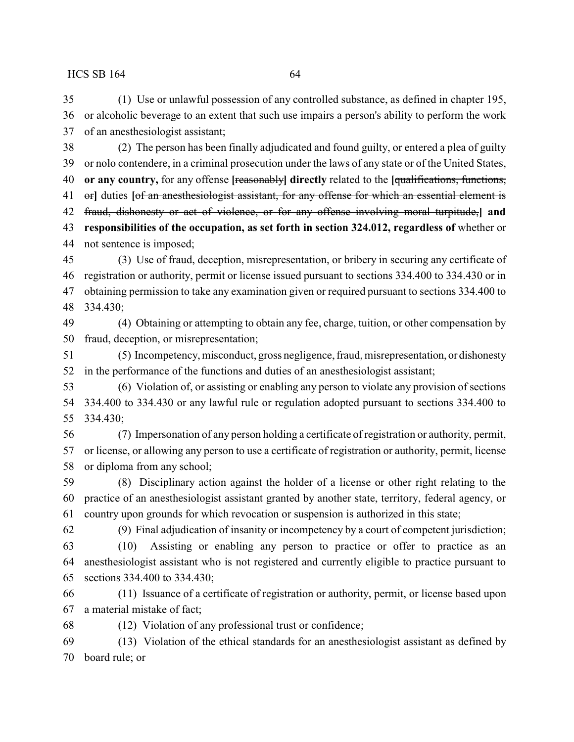(1) Use or unlawful possession of any controlled substance, as defined in chapter 195, or alcoholic beverage to an extent that such use impairs a person's ability to perform the work of an anesthesiologist assistant;

(2) The person has been finally adjudicated and found guilty, or entered a plea of guilty or nolo contendere, in a criminal prosecution under the laws of any state or of the United States, **or any country,** for any offense **[**~~reasonably~~**] directly** related to the **[**~~qualifications, functions, or~~**]** duties **[**~~of an anesthesiologist assistant, for any offense for which an essential element is fraud, dishonesty or act of violence, or for any offense involving moral turpitude,~~**] and responsibilities of the occupation, as set forth in section 324.012, regardless of** whether or not sentence is imposed;

(3) Use of fraud, deception, misrepresentation, or bribery in securing any certificate of registration or authority, permit or license issued pursuant to sections 334.400 to 334.430 or in obtaining permission to take any examination given or required pursuant to sections 334.400 to 334.430;

(4) Obtaining or attempting to obtain any fee, charge, tuition, or other compensation by fraud, deception, or misrepresentation;

(5) Incompetency, misconduct, gross negligence, fraud, misrepresentation, or dishonesty in the performance of the functions and duties of an anesthesiologist assistant;

(6) Violation of, or assisting or enabling any person to violate any provision of sections 334.400 to 334.430 or any lawful rule or regulation adopted pursuant to sections 334.400 to 334.430;

(7) Impersonation of any person holding a certificate of registration or authority, permit, or license, or allowing any person to use a certificate of registration or authority, permit, license or diploma from any school;

(8) Disciplinary action against the holder of a license or other right relating to the practice of an anesthesiologist assistant granted by another state, territory, federal agency, or country upon grounds for which revocation or suspension is authorized in this state;

(9) Final adjudication of insanity or incompetency by a court of competent jurisdiction;

(10) Assisting or enabling any person to practice or offer to practice as an anesthesiologist assistant who is not registered and currently eligible to practice pursuant to sections 334.400 to 334.430;

(11) Issuance of a certificate of registration or authority, permit, or license based upon a material mistake of fact;

(12) Violation of any professional trust or confidence;

(13) Violation of the ethical standards for an anesthesiologist assistant as defined by board rule; or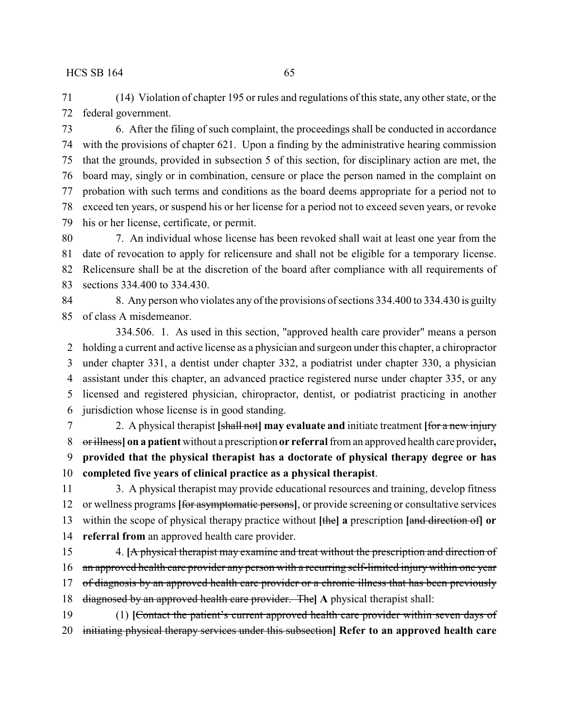(14) Violation of chapter 195 or rules and regulations of this state, any other state, or the federal government.

6. After the filing of such complaint, the proceedings shall be conducted in accordance with the provisions of chapter 621. Upon a finding by the administrative hearing commission that the grounds, provided in subsection 5 of this section, for disciplinary action are met, the board may, singly or in combination, censure or place the person named in the complaint on probation with such terms and conditions as the board deems appropriate for a period not to exceed ten years, or suspend his or her license for a period not to exceed seven years, or revoke his or her license, certificate, or permit.

7. An individual whose license has been revoked shall wait at least one year from the date of revocation to apply for relicensure and shall not be eligible for a temporary license. Relicensure shall be at the discretion of the board after compliance with all requirements of sections 334.400 to 334.430.

8. Any person who violates any of the provisions of sections 334.400 to 334.430 is guilty of class A misdemeanor.

334.506. 1. As used in this section, "approved health care provider" means a person holding a current and active license as a physician and surgeon under this chapter, a chiropractor under chapter 331, a dentist under chapter 332, a podiatrist under chapter 330, a physician assistant under this chapter, an advanced practice registered nurse under chapter 335, or any licensed and registered physician, chiropractor, dentist, or podiatrist practicing in another jurisdiction whose license is in good standing.

2. A physical therapist **[**~~shall not~~**] may evaluate and** initiate treatment **[**~~for a new injury or illness~~**] on a patient** without a prescription **or referral** from an approved health care provider**, provided that the physical therapist has a doctorate of physical therapy degree or has completed five years of clinical practice as a physical therapist**.

3. A physical therapist may provide educational resources and training, develop fitness or wellness programs **[**~~for asymptomatic persons~~**]**, or provide screening or consultative services within the scope of physical therapy practice without **[**~~the~~**] a** prescription **[**~~and direction of~~**] or referral from** an approved health care provider.

4. **[**~~A physical therapist may examine and treat without the prescription and direction of an approved health care provider any person with a recurring self-limited injury within one year of diagnosis by an approved health care provider or a chronic illness that has been previously diagnosed by an approved health care provider. The~~**] A** physical therapist shall:

(1) **[**~~Contact the patient's current approved health care provider within seven days of initiating physical therapy services under this subsection~~**] Refer to an approved health care**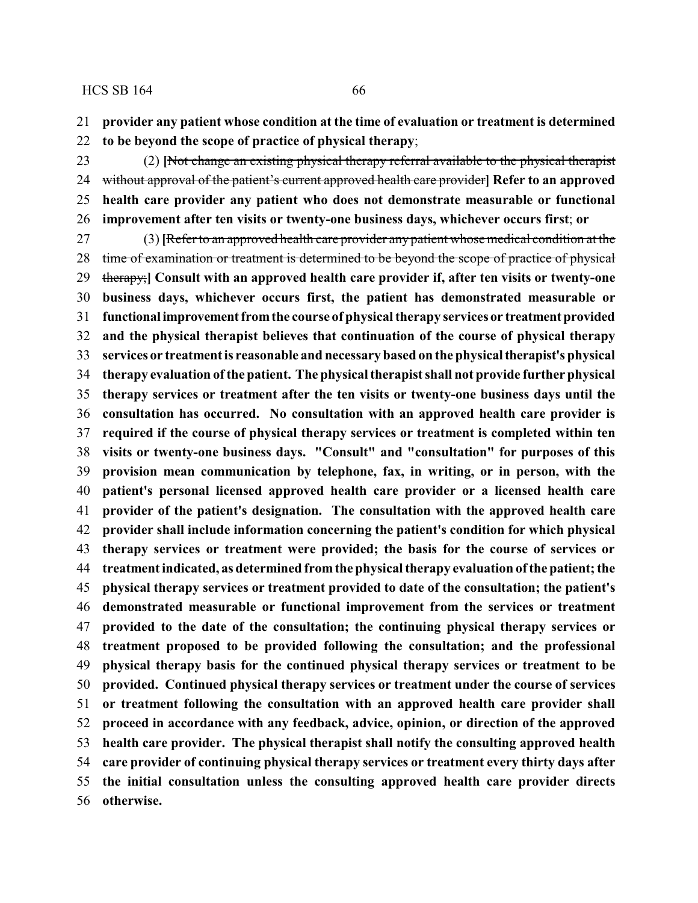**provider any patient whose condition at the time of evaluation or treatment is determined to be beyond the scope of practice of physical therapy**;

(2) [~~Not change an existing physical therapy referral available to the physical therapist without approval of the patient's current approved health care provider~~] **Refer to an approved health care provider any patient who does not demonstrate measurable or functional improvement after ten visits or twenty-one business days, whichever occurs first**; **or**

(3) [~~Refer to an approved health care provider any patient whose medical condition at the time of examination or treatment is determined to be beyond the scope of practice of physical therapy;~~] **Consult with an approved health care provider if, after ten visits or twenty-one business days, whichever occurs first, the patient has demonstrated measurable or functional improvement from the course of physical therapy services or treatment provided and the physical therapist believes that continuation of the course of physical therapy services or treatment is reasonable and necessary based on the physical therapist's physical therapy evaluation of the patient. The physical therapist shall not provide further physical therapy services or treatment after the ten visits or twenty-one business days until the consultation has occurred. No consultation with an approved health care provider is required if the course of physical therapy services or treatment is completed within ten visits or twenty-one business days. "Consult" and "consultation" for purposes of this provision mean communication by telephone, fax, in writing, or in person, with the patient's personal licensed approved health care provider or a licensed health care provider of the patient's designation. The consultation with the approved health care provider shall include information concerning the patient's condition for which physical therapy services or treatment were provided; the basis for the course of services or treatment indicated, as determined from the physical therapy evaluation of the patient; the physical therapy services or treatment provided to date of the consultation; the patient's demonstrated measurable or functional improvement from the services or treatment provided to the date of the consultation; the continuing physical therapy services or treatment proposed to be provided following the consultation; and the professional physical therapy basis for the continued physical therapy services or treatment to be provided. Continued physical therapy services or treatment under the course of services or treatment following the consultation with an approved health care provider shall proceed in accordance with any feedback, advice, opinion, or direction of the approved health care provider. The physical therapist shall notify the consulting approved health care provider of continuing physical therapy services or treatment every thirty days after the initial consultation unless the consulting approved health care provider directs otherwise.**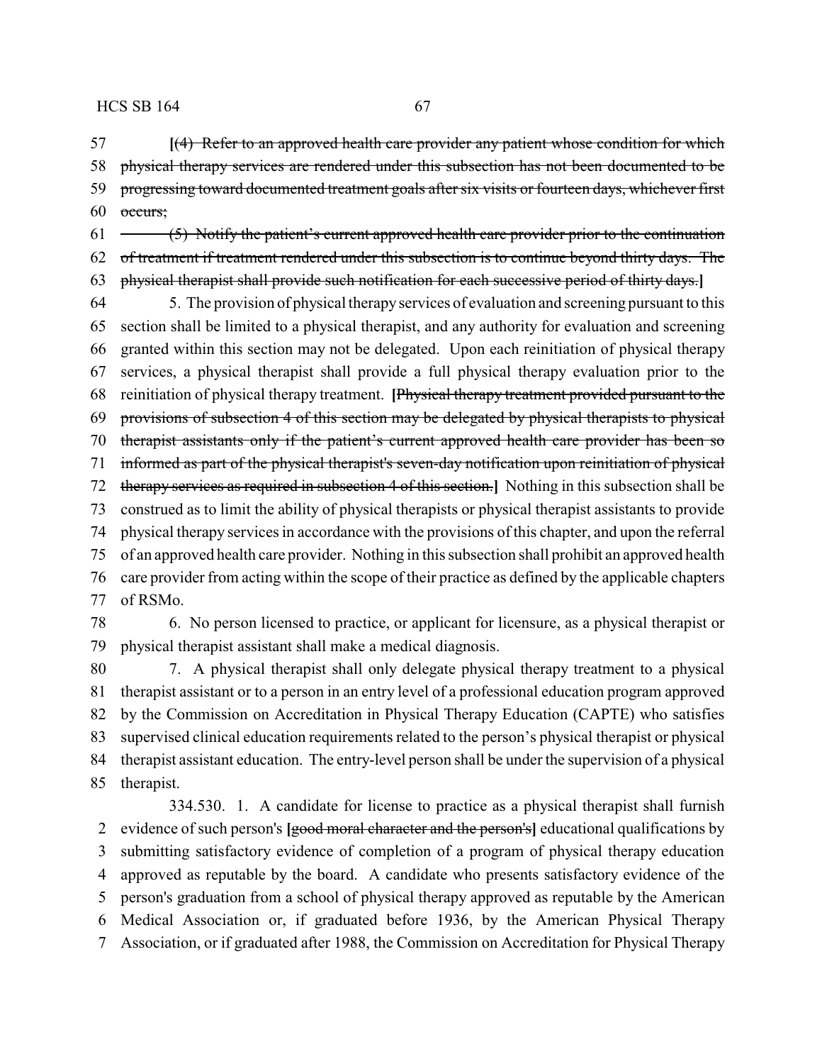**[**~~(4) Refer to an approved health care provider any patient whose condition for which physical therapy services are rendered under this subsection has not been documented to be progressing toward documented treatment goals after six visits or fourteen days, whichever first occurs;~~

~~(5) Notify the patient's current approved health care provider prior to the continuation of treatment if treatment rendered under this subsection is to continue beyond thirty days. The physical therapist shall provide such notification for each successive period of thirty days.~~**]**

5. The provision of physical therapy services of evaluation and screening pursuant to this section shall be limited to a physical therapist, and any authority for evaluation and screening granted within this section may not be delegated. Upon each reinitiation of physical therapy services, a physical therapist shall provide a full physical therapy evaluation prior to the reinitiation of physical therapy treatment. **[**~~Physical therapy treatment provided pursuant to the provisions of subsection 4 of this section may be delegated by physical therapists to physical therapist assistants only if the patient's current approved health care provider has been so informed as part of the physical therapist's seven-day notification upon reinitiation of physical therapy services as required in subsection 4 of this section.~~**]** Nothing in this subsection shall be construed as to limit the ability of physical therapists or physical therapist assistants to provide physical therapy services in accordance with the provisions of this chapter, and upon the referral of an approved health care provider. Nothing in this subsection shall prohibit an approved health care provider from acting within the scope of their practice as defined by the applicable chapters of RSMo.

6. No person licensed to practice, or applicant for licensure, as a physical therapist or physical therapist assistant shall make a medical diagnosis.

7. A physical therapist shall only delegate physical therapy treatment to a physical therapist assistant or to a person in an entry level of a professional education program approved by the Commission on Accreditation in Physical Therapy Education (CAPTE) who satisfies supervised clinical education requirements related to the person's physical therapist or physical therapist assistant education. The entry-level person shall be under the supervision of a physical therapist.

334.530. 1. A candidate for license to practice as a physical therapist shall furnish evidence of such person's **[**~~good moral character and the person's~~**]** educational qualifications by submitting satisfactory evidence of completion of a program of physical therapy education approved as reputable by the board. A candidate who presents satisfactory evidence of the person's graduation from a school of physical therapy approved as reputable by the American Medical Association or, if graduated before 1936, by the American Physical Therapy Association, or if graduated after 1988, the Commission on Accreditation for Physical Therapy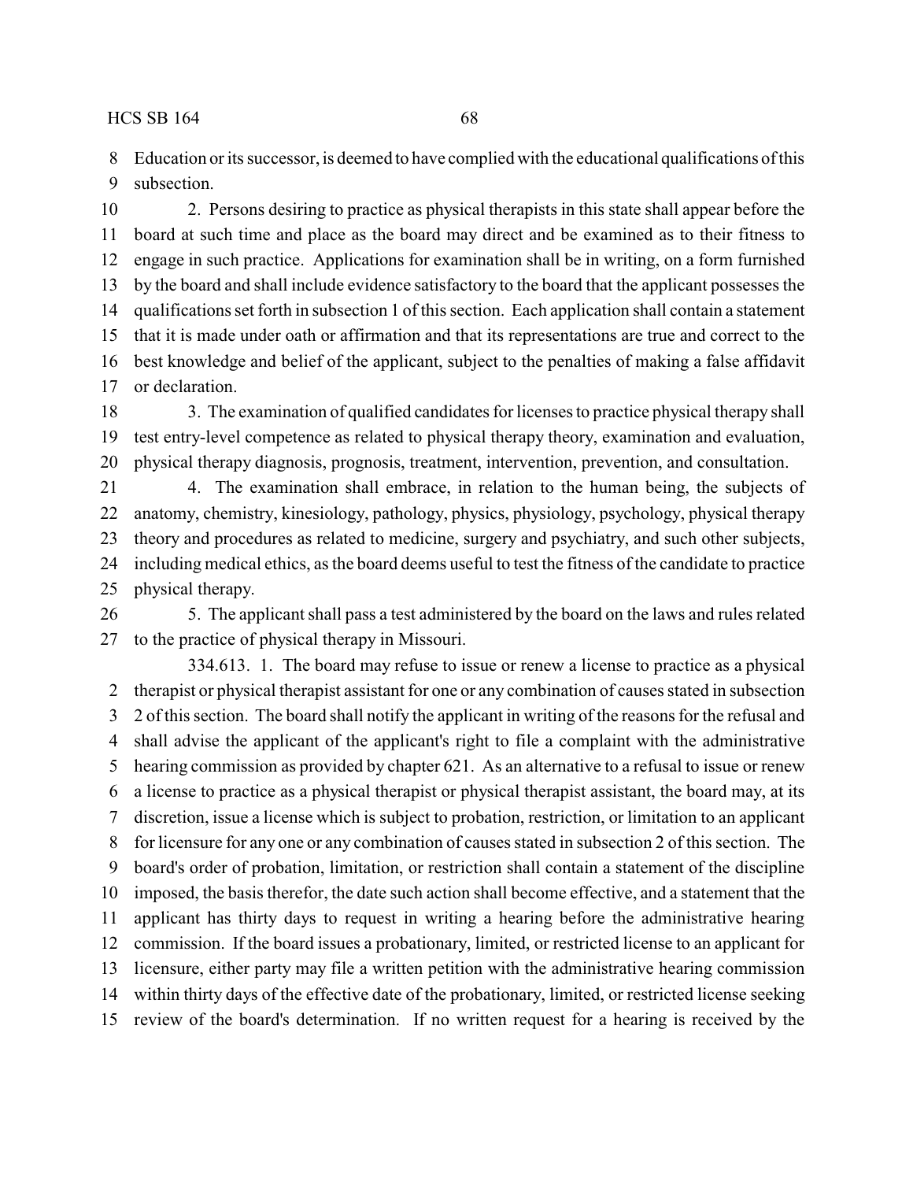Education or its successor, is deemed to have complied with the educational qualifications of this subsection.

2. Persons desiring to practice as physical therapists in this state shall appear before the board at such time and place as the board may direct and be examined as to their fitness to engage in such practice. Applications for examination shall be in writing, on a form furnished by the board and shall include evidence satisfactory to the board that the applicant possesses the qualifications set forth in subsection 1 of this section. Each application shall contain a statement that it is made under oath or affirmation and that its representations are true and correct to the best knowledge and belief of the applicant, subject to the penalties of making a false affidavit or declaration.

3. The examination of qualified candidates for licenses to practice physical therapy shall test entry-level competence as related to physical therapy theory, examination and evaluation, physical therapy diagnosis, prognosis, treatment, intervention, prevention, and consultation.

4. The examination shall embrace, in relation to the human being, the subjects of anatomy, chemistry, kinesiology, pathology, physics, physiology, psychology, physical therapy theory and procedures as related to medicine, surgery and psychiatry, and such other subjects, including medical ethics, as the board deems useful to test the fitness of the candidate to practice physical therapy.

5. The applicant shall pass a test administered by the board on the laws and rules related to the practice of physical therapy in Missouri.

334.613. 1. The board may refuse to issue or renew a license to practice as a physical therapist or physical therapist assistant for one or any combination of causes stated in subsection 2 of this section. The board shall notify the applicant in writing of the reasons for the refusal and shall advise the applicant of the applicant's right to file a complaint with the administrative hearing commission as provided by chapter 621. As an alternative to a refusal to issue or renew a license to practice as a physical therapist or physical therapist assistant, the board may, at its discretion, issue a license which is subject to probation, restriction, or limitation to an applicant for licensure for any one or any combination of causes stated in subsection 2 of this section. The board's order of probation, limitation, or restriction shall contain a statement of the discipline imposed, the basis therefor, the date such action shall become effective, and a statement that the applicant has thirty days to request in writing a hearing before the administrative hearing commission. If the board issues a probationary, limited, or restricted license to an applicant for licensure, either party may file a written petition with the administrative hearing commission within thirty days of the effective date of the probationary, limited, or restricted license seeking review of the board's determination. If no written request for a hearing is received by the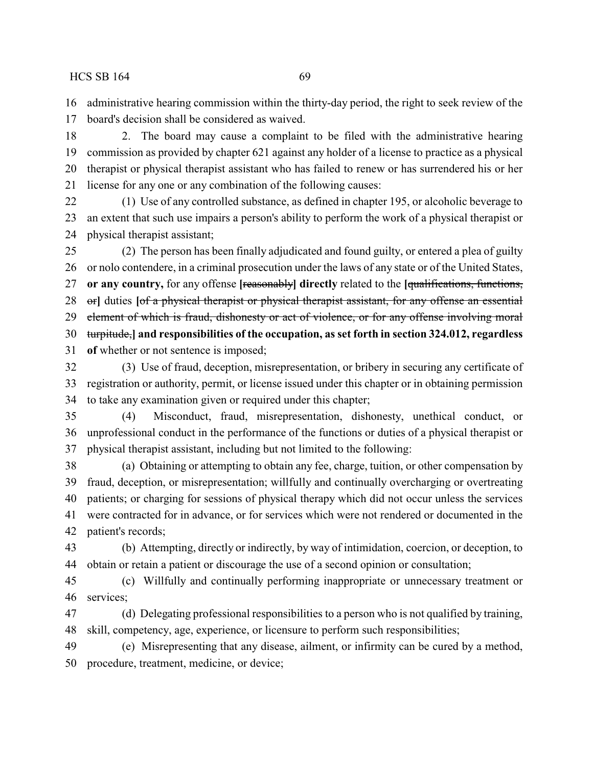administrative hearing commission within the thirty-day period, the right to seek review of the board's decision shall be considered as waived.

2. The board may cause a complaint to be filed with the administrative hearing commission as provided by chapter 621 against any holder of a license to practice as a physical therapist or physical therapist assistant who has failed to renew or has surrendered his or her license for any one or any combination of the following causes:

(1) Use of any controlled substance, as defined in chapter 195, or alcoholic beverage to an extent that such use impairs a person's ability to perform the work of a physical therapist or physical therapist assistant;

(2) The person has been finally adjudicated and found guilty, or entered a plea of guilty or nolo contendere, in a criminal prosecution under the laws of any state or of the United States, **or any country,** for any offense **[**~~reasonably~~**] directly** related to the **[**~~qualifications, functions, or~~**]** duties **[**~~of a physical therapist or physical therapist assistant, for any offense an essential element of which is fraud, dishonesty or act of violence, or for any offense involving moral turpitude,~~**] and responsibilities of the occupation, as set forth in section 324.012, regardless of** whether or not sentence is imposed;

(3) Use of fraud, deception, misrepresentation, or bribery in securing any certificate of registration or authority, permit, or license issued under this chapter or in obtaining permission to take any examination given or required under this chapter;

(4) Misconduct, fraud, misrepresentation, dishonesty, unethical conduct, or unprofessional conduct in the performance of the functions or duties of a physical therapist or physical therapist assistant, including but not limited to the following:

(a) Obtaining or attempting to obtain any fee, charge, tuition, or other compensation by fraud, deception, or misrepresentation; willfully and continually overcharging or overtreating patients; or charging for sessions of physical therapy which did not occur unless the services were contracted for in advance, or for services which were not rendered or documented in the patient's records;

(b) Attempting, directly or indirectly, by way of intimidation, coercion, or deception, to obtain or retain a patient or discourage the use of a second opinion or consultation;

(c) Willfully and continually performing inappropriate or unnecessary treatment or services;

(d) Delegating professional responsibilities to a person who is not qualified by training, skill, competency, age, experience, or licensure to perform such responsibilities;

(e) Misrepresenting that any disease, ailment, or infirmity can be cured by a method, procedure, treatment, medicine, or device;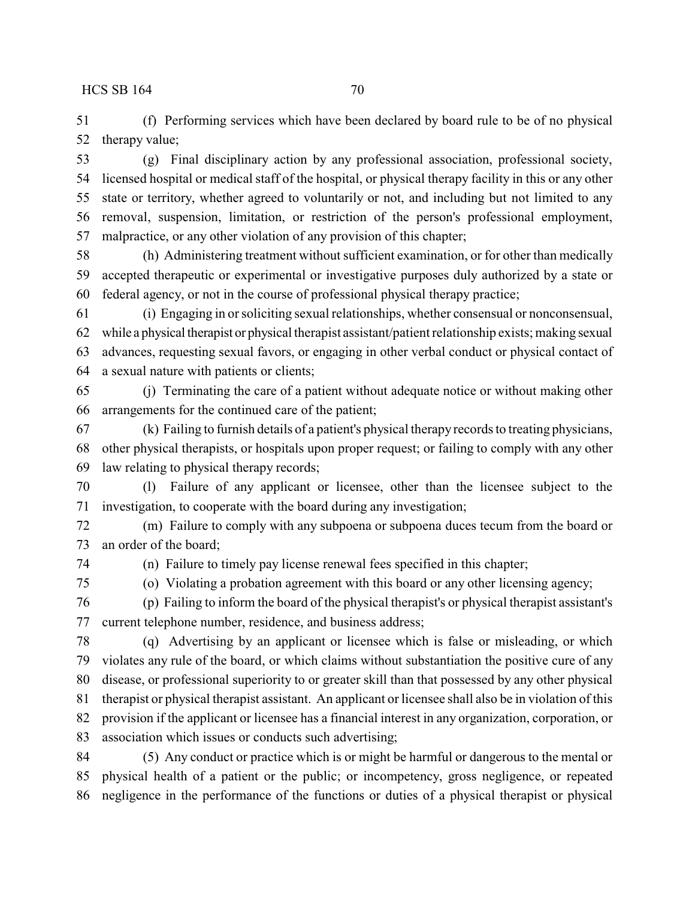(f) Performing services which have been declared by board rule to be of no physical therapy value;

(g) Final disciplinary action by any professional association, professional society, licensed hospital or medical staff of the hospital, or physical therapy facility in this or any other state or territory, whether agreed to voluntarily or not, and including but not limited to any removal, suspension, limitation, or restriction of the person's professional employment, malpractice, or any other violation of any provision of this chapter;

(h) Administering treatment without sufficient examination, or for other than medically accepted therapeutic or experimental or investigative purposes duly authorized by a state or federal agency, or not in the course of professional physical therapy practice;

(i) Engaging in or soliciting sexual relationships, whether consensual or nonconsensual, while a physical therapist or physical therapist assistant/patient relationship exists; making sexual advances, requesting sexual favors, or engaging in other verbal conduct or physical contact of a sexual nature with patients or clients;

(j) Terminating the care of a patient without adequate notice or without making other arrangements for the continued care of the patient;

(k) Failing to furnish details of a patient's physical therapy records to treating physicians, other physical therapists, or hospitals upon proper request; or failing to comply with any other law relating to physical therapy records;

(l) Failure of any applicant or licensee, other than the licensee subject to the investigation, to cooperate with the board during any investigation;

(m) Failure to comply with any subpoena or subpoena duces tecum from the board or an order of the board;

(n) Failure to timely pay license renewal fees specified in this chapter;

(o) Violating a probation agreement with this board or any other licensing agency;

(p) Failing to inform the board of the physical therapist's or physical therapist assistant's current telephone number, residence, and business address;

(q) Advertising by an applicant or licensee which is false or misleading, or which violates any rule of the board, or which claims without substantiation the positive cure of any disease, or professional superiority to or greater skill than that possessed by any other physical therapist or physical therapist assistant. An applicant or licensee shall also be in violation of this provision if the applicant or licensee has a financial interest in any organization, corporation, or association which issues or conducts such advertising;

(5) Any conduct or practice which is or might be harmful or dangerous to the mental or physical health of a patient or the public; or incompetency, gross negligence, or repeated negligence in the performance of the functions or duties of a physical therapist or physical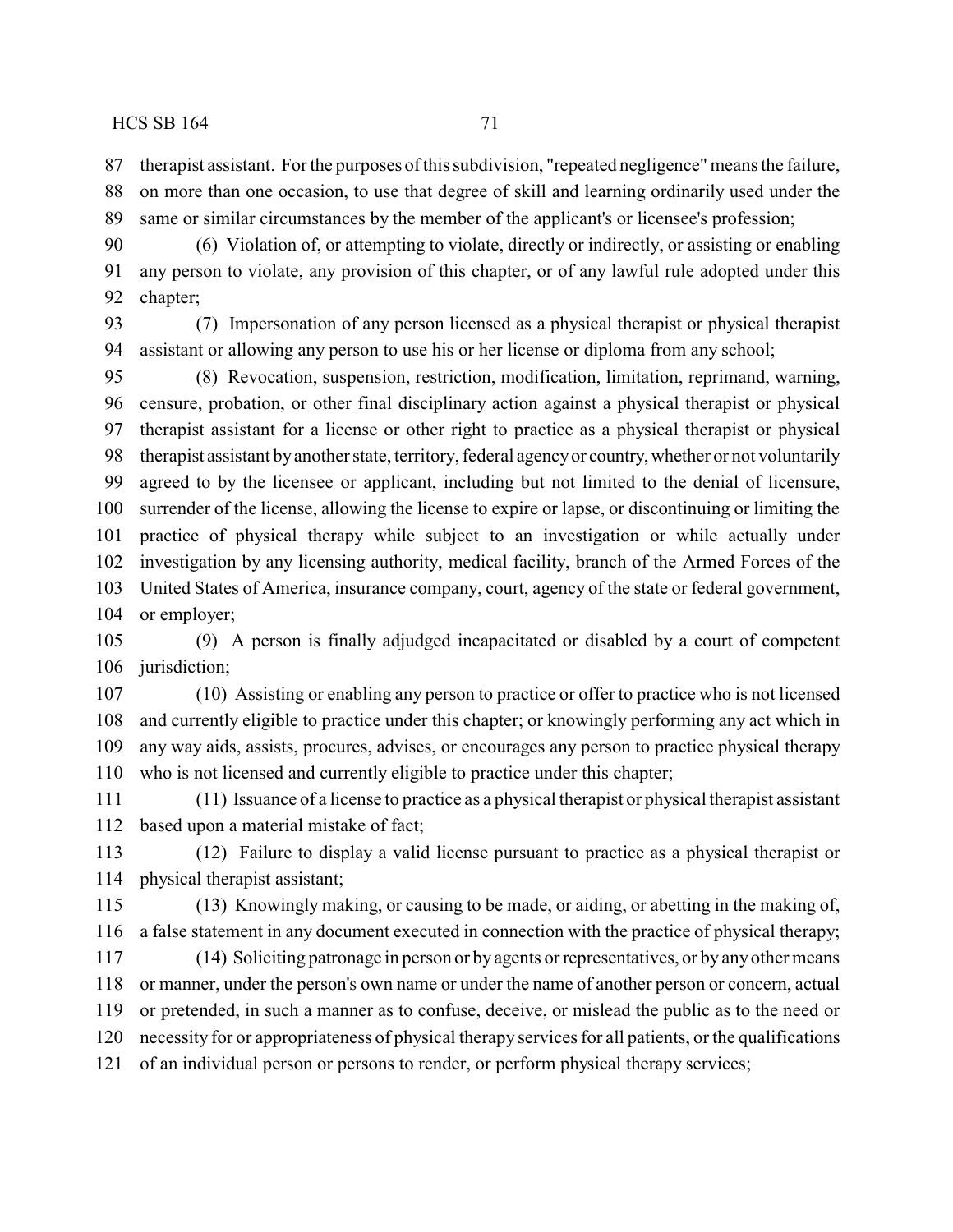therapist assistant. For the purposes of this subdivision, "repeated negligence" means the failure, on more than one occasion, to use that degree of skill and learning ordinarily used under the same or similar circumstances by the member of the applicant's or licensee's profession;

(6) Violation of, or attempting to violate, directly or indirectly, or assisting or enabling any person to violate, any provision of this chapter, or of any lawful rule adopted under this chapter;

(7) Impersonation of any person licensed as a physical therapist or physical therapist assistant or allowing any person to use his or her license or diploma from any school;

(8) Revocation, suspension, restriction, modification, limitation, reprimand, warning, censure, probation, or other final disciplinary action against a physical therapist or physical therapist assistant for a license or other right to practice as a physical therapist or physical therapist assistant by another state, territory, federal agency or country, whether or not voluntarily agreed to by the licensee or applicant, including but not limited to the denial of licensure, surrender of the license, allowing the license to expire or lapse, or discontinuing or limiting the practice of physical therapy while subject to an investigation or while actually under investigation by any licensing authority, medical facility, branch of the Armed Forces of the United States of America, insurance company, court, agency of the state or federal government, or employer;

(9) A person is finally adjudged incapacitated or disabled by a court of competent jurisdiction;

(10) Assisting or enabling any person to practice or offer to practice who is not licensed and currently eligible to practice under this chapter; or knowingly performing any act which in any way aids, assists, procures, advises, or encourages any person to practice physical therapy who is not licensed and currently eligible to practice under this chapter;

(11) Issuance of a license to practice as a physical therapist or physical therapist assistant based upon a material mistake of fact;

(12) Failure to display a valid license pursuant to practice as a physical therapist or physical therapist assistant;

(13) Knowingly making, or causing to be made, or aiding, or abetting in the making of, a false statement in any document executed in connection with the practice of physical therapy;

(14) Soliciting patronage in person or by agents or representatives, or by any other means or manner, under the person's own name or under the name of another person or concern, actual or pretended, in such a manner as to confuse, deceive, or mislead the public as to the need or necessity for or appropriateness of physical therapy services for all patients, or the qualifications of an individual person or persons to render, or perform physical therapy services;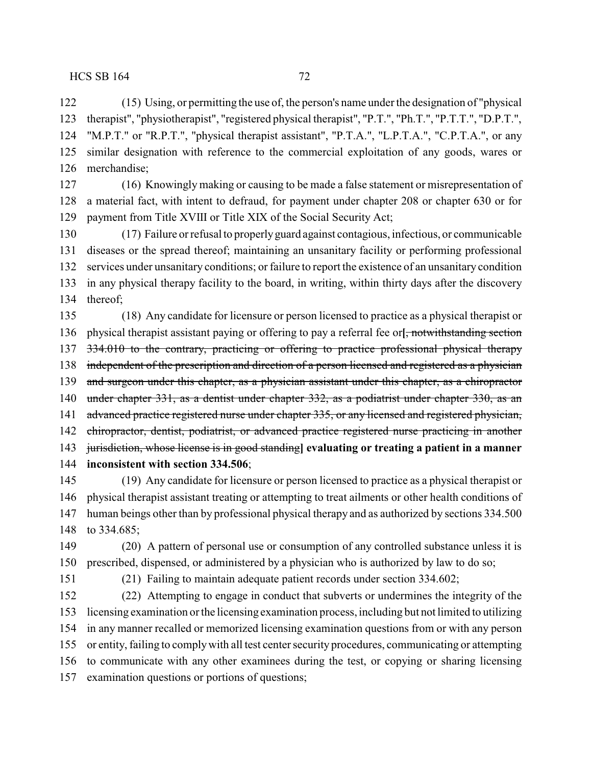(15) Using, or permitting the use of, the person's name under the designation of "physical therapist", "physiotherapist", "registered physical therapist", "P.T.", "Ph.T.", "P.T.T.", "D.P.T.", "M.P.T." or "R.P.T.", "physical therapist assistant", "P.T.A.", "L.P.T.A.", "C.P.T.A.", or any similar designation with reference to the commercial exploitation of any goods, wares or merchandise;

(16) Knowingly making or causing to be made a false statement or misrepresentation of a material fact, with intent to defraud, for payment under chapter 208 or chapter 630 or for payment from Title XVIII or Title XIX of the Social Security Act;

(17) Failure or refusal to properly guard against contagious, infectious, or communicable diseases or the spread thereof; maintaining an unsanitary facility or performing professional services under unsanitary conditions; or failure to report the existence of an unsanitary condition in any physical therapy facility to the board, in writing, within thirty days after the discovery thereof;

(18) Any candidate for licensure or person licensed to practice as a physical therapist or physical therapist assistant paying or offering to pay a referral fee or[~~, notwithstanding section 334.010 to the contrary, practicing or offering to practice professional physical therapy independent of the prescription and direction of a person licensed and registered as a physician and surgeon under this chapter, as a physician assistant under this chapter, as a chiropractor under chapter 331, as a dentist under chapter 332, as a podiatrist under chapter 330, as an advanced practice registered nurse under chapter 335, or any licensed and registered physician, chiropractor, dentist, podiatrist, or advanced practice registered nurse practicing in another jurisdiction, whose license is in good standing~~] **evaluating or treating a patient in a manner inconsistent with section 334.506**;

(19) Any candidate for licensure or person licensed to practice as a physical therapist or physical therapist assistant treating or attempting to treat ailments or other health conditions of human beings other than by professional physical therapy and as authorized by sections 334.500 to 334.685;

(20) A pattern of personal use or consumption of any controlled substance unless it is prescribed, dispensed, or administered by a physician who is authorized by law to do so;

(21) Failing to maintain adequate patient records under section 334.602;

(22) Attempting to engage in conduct that subverts or undermines the integrity of the licensing examination or the licensing examination process, including but not limited to utilizing in any manner recalled or memorized licensing examination questions from or with any person or entity, failing to comply with all test center security procedures, communicating or attempting to communicate with any other examinees during the test, or copying or sharing licensing examination questions or portions of questions;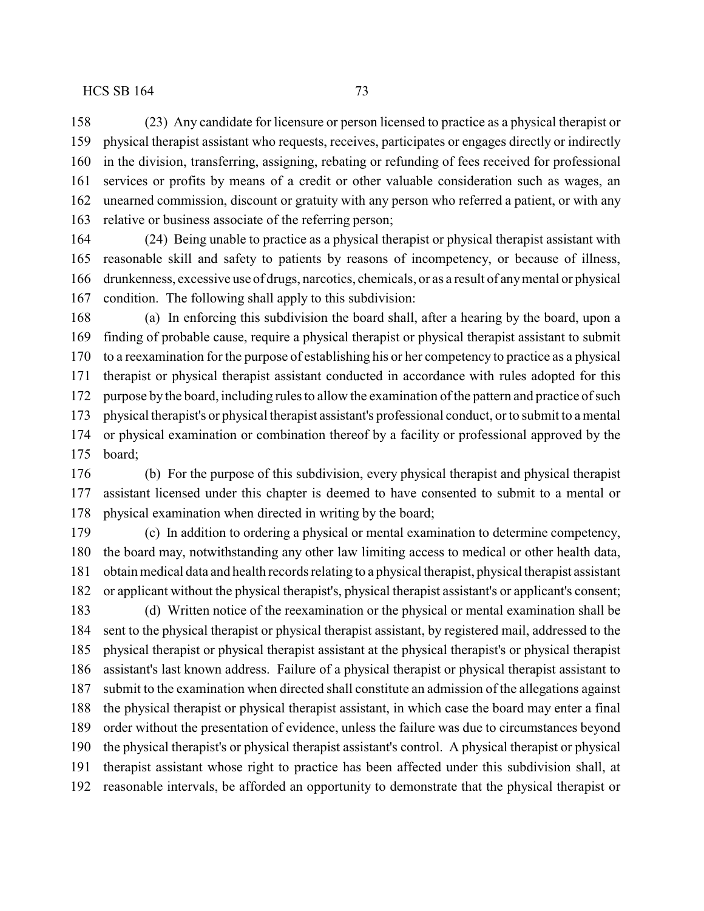(23) Any candidate for licensure or person licensed to practice as a physical therapist or physical therapist assistant who requests, receives, participates or engages directly or indirectly in the division, transferring, assigning, rebating or refunding of fees received for professional services or profits by means of a credit or other valuable consideration such as wages, an unearned commission, discount or gratuity with any person who referred a patient, or with any relative or business associate of the referring person;

(24) Being unable to practice as a physical therapist or physical therapist assistant with reasonable skill and safety to patients by reasons of incompetency, or because of illness, drunkenness, excessive use of drugs, narcotics, chemicals, or as a result of any mental or physical condition. The following shall apply to this subdivision:

(a) In enforcing this subdivision the board shall, after a hearing by the board, upon a finding of probable cause, require a physical therapist or physical therapist assistant to submit to a reexamination for the purpose of establishing his or her competency to practice as a physical therapist or physical therapist assistant conducted in accordance with rules adopted for this purpose by the board, including rules to allow the examination of the pattern and practice of such physical therapist's or physical therapist assistant's professional conduct, or to submit to a mental or physical examination or combination thereof by a facility or professional approved by the board;

(b) For the purpose of this subdivision, every physical therapist and physical therapist assistant licensed under this chapter is deemed to have consented to submit to a mental or physical examination when directed in writing by the board;

(c) In addition to ordering a physical or mental examination to determine competency, the board may, notwithstanding any other law limiting access to medical or other health data, obtain medical data and health records relating to a physical therapist, physical therapist assistant or applicant without the physical therapist's, physical therapist assistant's or applicant's consent;

(d) Written notice of the reexamination or the physical or mental examination shall be sent to the physical therapist or physical therapist assistant, by registered mail, addressed to the physical therapist or physical therapist assistant at the physical therapist's or physical therapist assistant's last known address. Failure of a physical therapist or physical therapist assistant to submit to the examination when directed shall constitute an admission of the allegations against the physical therapist or physical therapist assistant, in which case the board may enter a final order without the presentation of evidence, unless the failure was due to circumstances beyond the physical therapist's or physical therapist assistant's control. A physical therapist or physical therapist assistant whose right to practice has been affected under this subdivision shall, at reasonable intervals, be afforded an opportunity to demonstrate that the physical therapist or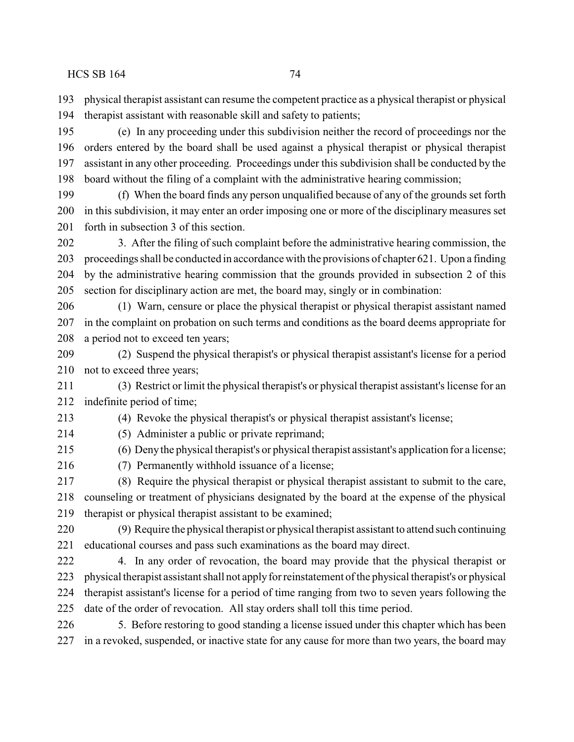physical therapist assistant can resume the competent practice as a physical therapist or physical therapist assistant with reasonable skill and safety to patients;

(e) In any proceeding under this subdivision neither the record of proceedings nor the orders entered by the board shall be used against a physical therapist or physical therapist assistant in any other proceeding. Proceedings under this subdivision shall be conducted by the board without the filing of a complaint with the administrative hearing commission;

(f) When the board finds any person unqualified because of any of the grounds set forth in this subdivision, it may enter an order imposing one or more of the disciplinary measures set forth in subsection 3 of this section.

3. After the filing of such complaint before the administrative hearing commission, the proceedings shall be conducted in accordance with the provisions of chapter 621. Upon a finding by the administrative hearing commission that the grounds provided in subsection 2 of this section for disciplinary action are met, the board may, singly or in combination:

(1) Warn, censure or place the physical therapist or physical therapist assistant named in the complaint on probation on such terms and conditions as the board deems appropriate for a period not to exceed ten years;

(2) Suspend the physical therapist's or physical therapist assistant's license for a period not to exceed three years;

(3) Restrict or limit the physical therapist's or physical therapist assistant's license for an indefinite period of time;

(4) Revoke the physical therapist's or physical therapist assistant's license;

(5) Administer a public or private reprimand;

(6) Deny the physical therapist's or physical therapist assistant's application for a license;

(7) Permanently withhold issuance of a license;

(8) Require the physical therapist or physical therapist assistant to submit to the care, counseling or treatment of physicians designated by the board at the expense of the physical therapist or physical therapist assistant to be examined;

(9) Require the physical therapist or physical therapist assistant to attend such continuing educational courses and pass such examinations as the board may direct.

4. In any order of revocation, the board may provide that the physical therapist or physical therapist assistant shall not apply for reinstatement of the physical therapist's or physical therapist assistant's license for a period of time ranging from two to seven years following the date of the order of revocation. All stay orders shall toll this time period.

5. Before restoring to good standing a license issued under this chapter which has been in a revoked, suspended, or inactive state for any cause for more than two years, the board may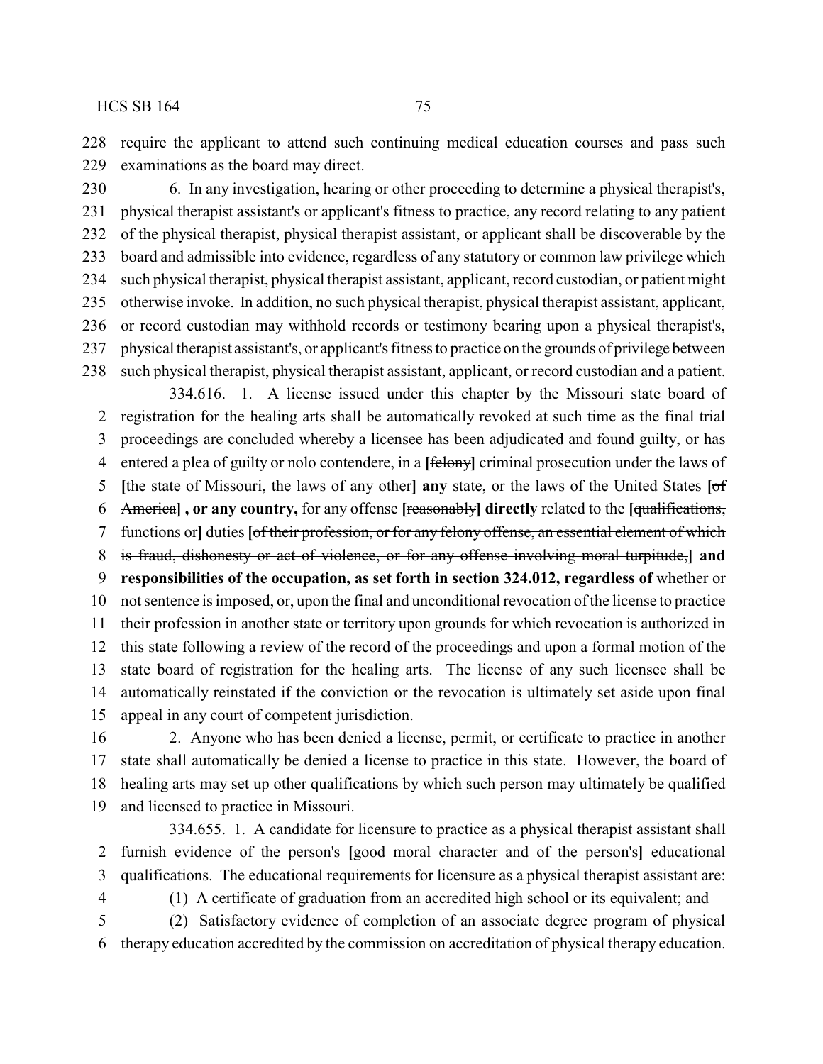require the applicant to attend such continuing medical education courses and pass such examinations as the board may direct.

6. In any investigation, hearing or other proceeding to determine a physical therapist's, physical therapist assistant's or applicant's fitness to practice, any record relating to any patient of the physical therapist, physical therapist assistant, or applicant shall be discoverable by the board and admissible into evidence, regardless of any statutory or common law privilege which such physical therapist, physical therapist assistant, applicant, record custodian, or patient might otherwise invoke. In addition, no such physical therapist, physical therapist assistant, applicant, or record custodian may withhold records or testimony bearing upon a physical therapist's, physical therapist assistant's, or applicant's fitness to practice on the grounds of privilege between such physical therapist, physical therapist assistant, applicant, or record custodian and a patient.

334.616. 1. A license issued under this chapter by the Missouri state board of registration for the healing arts shall be automatically revoked at such time as the final trial proceedings are concluded whereby a licensee has been adjudicated and found guilty, or has entered a plea of guilty or nolo contendere, in a **[**~~felony~~**]** criminal prosecution under the laws of **[**~~the state of Missouri, the laws of any other~~**] any** state, or the laws of the United States **[**~~of America~~**] , or any country,** for any offense **[**~~reasonably~~**] directly** related to the **[**~~qualifications, functions or~~**]** duties **[**~~of their profession, or for any felony offense, an essential element of which is fraud, dishonesty or act of violence, or for any offense involving moral turpitude,~~**] and responsibilities of the occupation, as set forth in section 324.012, regardless of** whether or not sentence is imposed, or, upon the final and unconditional revocation of the license to practice their profession in another state or territory upon grounds for which revocation is authorized in this state following a review of the record of the proceedings and upon a formal motion of the state board of registration for the healing arts. The license of any such licensee shall be automatically reinstated if the conviction or the revocation is ultimately set aside upon final appeal in any court of competent jurisdiction.

2. Anyone who has been denied a license, permit, or certificate to practice in another state shall automatically be denied a license to practice in this state. However, the board of healing arts may set up other qualifications by which such person may ultimately be qualified and licensed to practice in Missouri.

334.655. 1. A candidate for licensure to practice as a physical therapist assistant shall furnish evidence of the person's **[**~~good moral character and of the person's~~**]** educational qualifications. The educational requirements for licensure as a physical therapist assistant are:

(1) A certificate of graduation from an accredited high school or its equivalent; and

(2) Satisfactory evidence of completion of an associate degree program of physical therapy education accredited by the commission on accreditation of physical therapy education.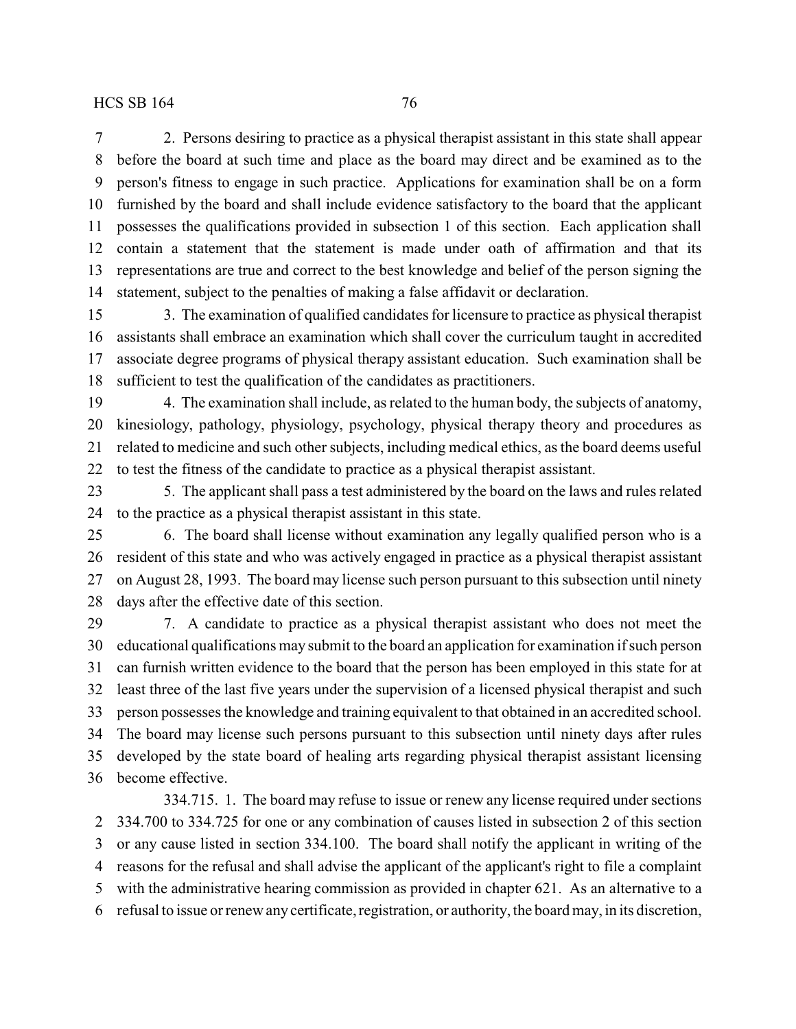2. Persons desiring to practice as a physical therapist assistant in this state shall appear before the board at such time and place as the board may direct and be examined as to the person's fitness to engage in such practice. Applications for examination shall be on a form furnished by the board and shall include evidence satisfactory to the board that the applicant possesses the qualifications provided in subsection 1 of this section. Each application shall contain a statement that the statement is made under oath of affirmation and that its representations are true and correct to the best knowledge and belief of the person signing the statement, subject to the penalties of making a false affidavit or declaration.

3. The examination of qualified candidates for licensure to practice as physical therapist assistants shall embrace an examination which shall cover the curriculum taught in accredited associate degree programs of physical therapy assistant education. Such examination shall be sufficient to test the qualification of the candidates as practitioners.

4. The examination shall include, as related to the human body, the subjects of anatomy, kinesiology, pathology, physiology, psychology, physical therapy theory and procedures as related to medicine and such other subjects, including medical ethics, as the board deems useful to test the fitness of the candidate to practice as a physical therapist assistant.

5. The applicant shall pass a test administered by the board on the laws and rules related to the practice as a physical therapist assistant in this state.

6. The board shall license without examination any legally qualified person who is a resident of this state and who was actively engaged in practice as a physical therapist assistant on August 28, 1993. The board may license such person pursuant to this subsection until ninety days after the effective date of this section.

7. A candidate to practice as a physical therapist assistant who does not meet the educational qualifications may submit to the board an application for examination if such person can furnish written evidence to the board that the person has been employed in this state for at least three of the last five years under the supervision of a licensed physical therapist and such person possesses the knowledge and training equivalent to that obtained in an accredited school. The board may license such persons pursuant to this subsection until ninety days after rules developed by the state board of healing arts regarding physical therapist assistant licensing become effective.

334.715. 1. The board may refuse to issue or renew any license required under sections 334.700 to 334.725 for one or any combination of causes listed in subsection 2 of this section or any cause listed in section 334.100. The board shall notify the applicant in writing of the reasons for the refusal and shall advise the applicant of the applicant's right to file a complaint with the administrative hearing commission as provided in chapter 621. As an alternative to a refusal to issue or renew any certificate, registration, or authority, the board may, in its discretion,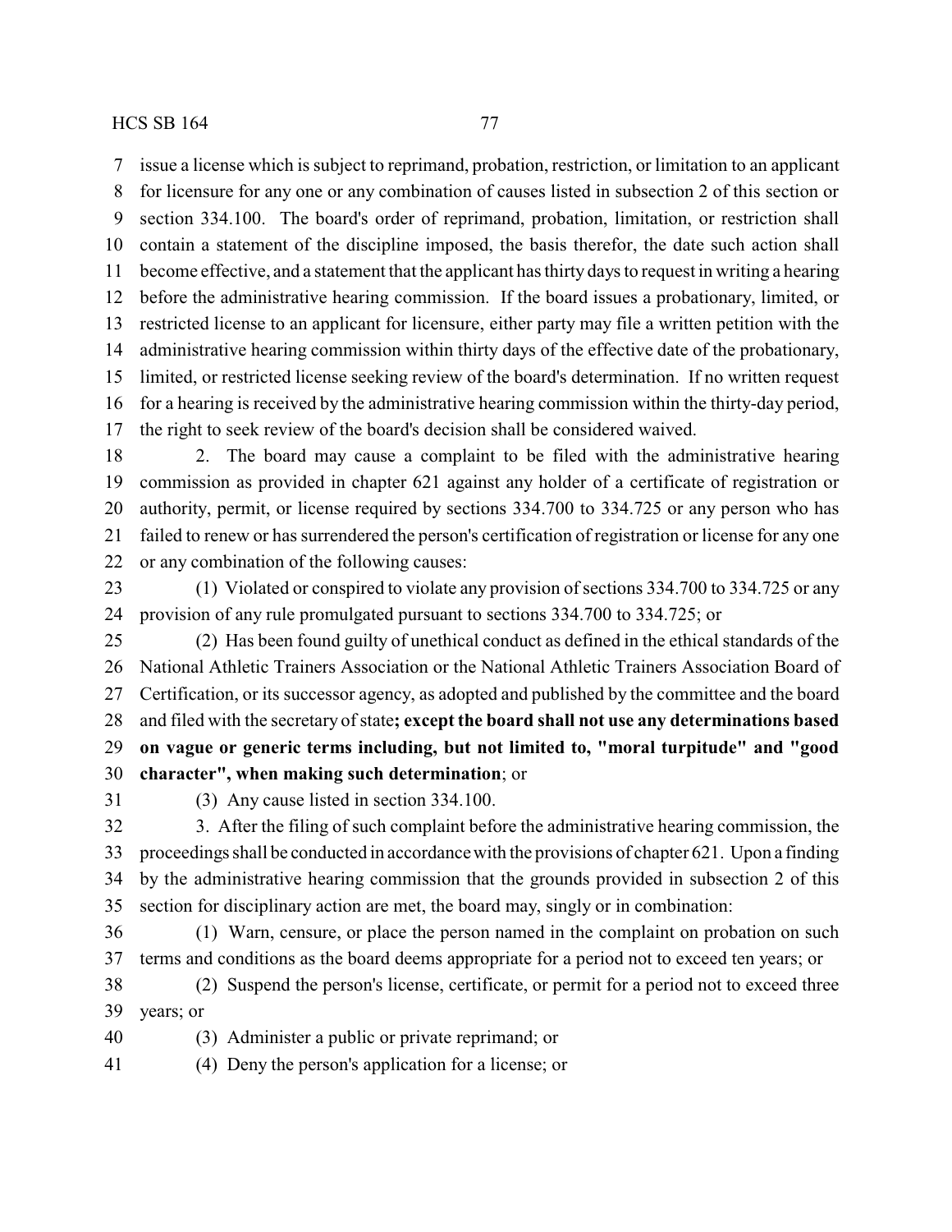issue a license which is subject to reprimand, probation, restriction, or limitation to an applicant for licensure for any one or any combination of causes listed in subsection 2 of this section or section 334.100. The board's order of reprimand, probation, limitation, or restriction shall contain a statement of the discipline imposed, the basis therefor, the date such action shall become effective, and a statement that the applicant has thirty days to request in writing a hearing before the administrative hearing commission. If the board issues a probationary, limited, or restricted license to an applicant for licensure, either party may file a written petition with the administrative hearing commission within thirty days of the effective date of the probationary, limited, or restricted license seeking review of the board's determination. If no written request for a hearing is received by the administrative hearing commission within the thirty-day period, the right to seek review of the board's decision shall be considered waived.

2. The board may cause a complaint to be filed with the administrative hearing commission as provided in chapter 621 against any holder of a certificate of registration or authority, permit, or license required by sections 334.700 to 334.725 or any person who has failed to renew or has surrendered the person's certification of registration or license for any one or any combination of the following causes:

(1) Violated or conspired to violate any provision of sections 334.700 to 334.725 or any provision of any rule promulgated pursuant to sections 334.700 to 334.725; or

(2) Has been found guilty of unethical conduct as defined in the ethical standards of the National Athletic Trainers Association or the National Athletic Trainers Association Board of Certification, or its successor agency, as adopted and published by the committee and the board and filed with the secretary of state**; except the board shall not use any determinations based on vague or generic terms including, but not limited to, "moral turpitude" and "good character", when making such determination**; or

(3) Any cause listed in section 334.100.

3. After the filing of such complaint before the administrative hearing commission, the proceedings shall be conducted in accordance with the provisions of chapter 621. Upon a finding by the administrative hearing commission that the grounds provided in subsection 2 of this section for disciplinary action are met, the board may, singly or in combination:

(1) Warn, censure, or place the person named in the complaint on probation on such terms and conditions as the board deems appropriate for a period not to exceed ten years; or

(2) Suspend the person's license, certificate, or permit for a period not to exceed three years; or

(3) Administer a public or private reprimand; or

(4) Deny the person's application for a license; or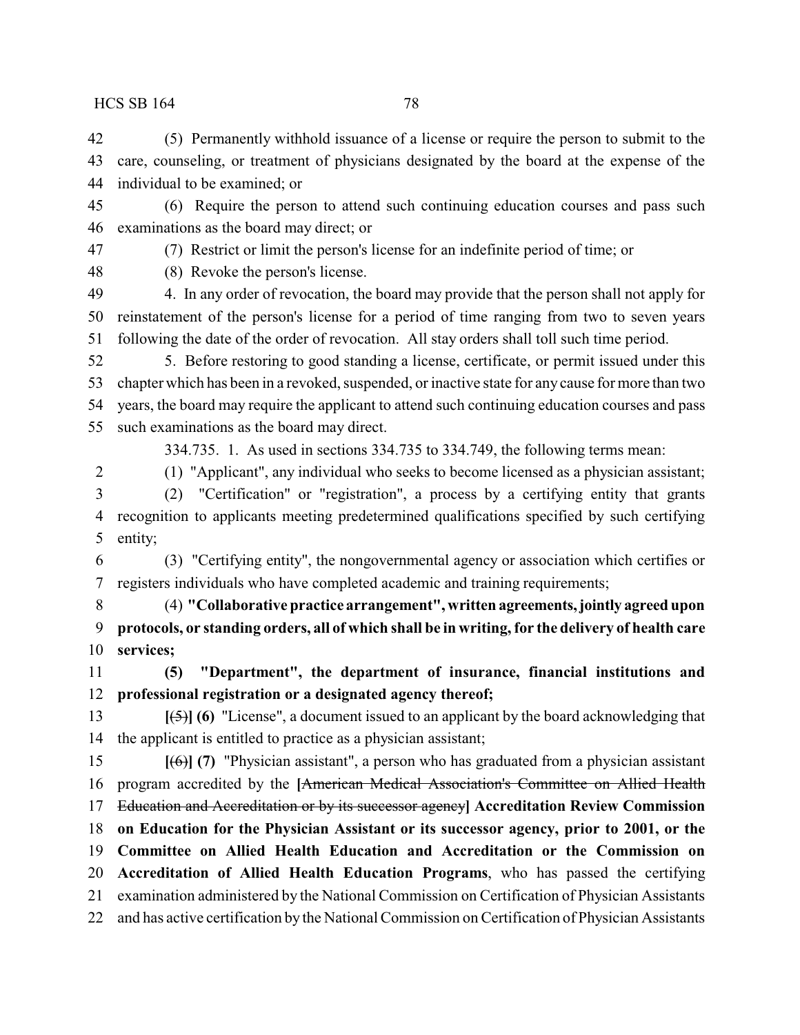(5) Permanently withhold issuance of a license or require the person to submit to the care, counseling, or treatment of physicians designated by the board at the expense of the individual to be examined; or

(6) Require the person to attend such continuing education courses and pass such examinations as the board may direct; or

(7) Restrict or limit the person's license for an indefinite period of time; or

(8) Revoke the person's license.

4. In any order of revocation, the board may provide that the person shall not apply for reinstatement of the person's license for a period of time ranging from two to seven years following the date of the order of revocation. All stay orders shall toll such time period.

5. Before restoring to good standing a license, certificate, or permit issued under this chapter which has been in a revoked, suspended, or inactive state for any cause for more than two years, the board may require the applicant to attend such continuing education courses and pass such examinations as the board may direct.

334.735. 1. As used in sections 334.735 to 334.749, the following terms mean:

(1) "Applicant", any individual who seeks to become licensed as a physician assistant;

(2) "Certification" or "registration", a process by a certifying entity that grants recognition to applicants meeting predetermined qualifications specified by such certifying entity;

(3) "Certifying entity", the nongovernmental agency or association which certifies or registers individuals who have completed academic and training requirements;

(4) **"Collaborative practice arrangement", written agreements, jointly agreed upon protocols, or standing orders, all of which shall be in writing, for the delivery of health care services;**

**(5) "Department", the department of insurance, financial institutions and professional registration or a designated agency thereof;**

**[**~~(5)~~**] (6)** "License", a document issued to an applicant by the board acknowledging that the applicant is entitled to practice as a physician assistant;

**[**~~(6)~~**] (7)** "Physician assistant", a person who has graduated from a physician assistant program accredited by the **[**~~American Medical Association's Committee on Allied Health Education and Accreditation or by its successor agency~~**] Accreditation Review Commission on Education for the Physician Assistant or its successor agency, prior to 2001, or the Committee on Allied Health Education and Accreditation or the Commission on Accreditation of Allied Health Education Programs**, who has passed the certifying examination administered by the National Commission on Certification of Physician Assistants and has active certification by the National Commission on Certification of Physician Assistants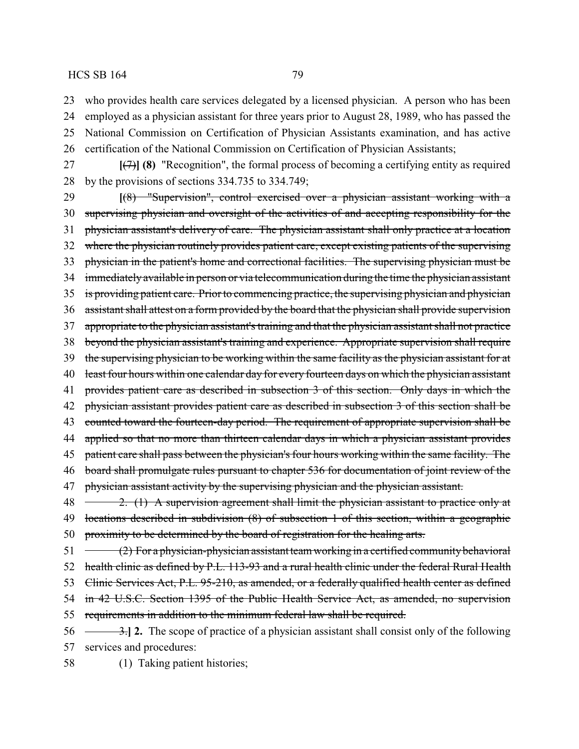who provides health care services delegated by a licensed physician. A person who has been employed as a physician assistant for three years prior to August 28, 1989, who has passed the National Commission on Certification of Physician Assistants examination, and has active certification of the National Commission on Certification of Physician Assistants;

[~~(7)~~] **(8)** "Recognition", the formal process of becoming a certifying entity as required by the provisions of sections 334.735 to 334.749;

[~~(8) "Supervision", control exercised over a physician assistant working with a supervising physician and oversight of the activities of and accepting responsibility for the physician assistant's delivery of care. The physician assistant shall only practice at a location where the physician routinely provides patient care, except existing patients of the supervising physician in the patient's home and correctional facilities. The supervising physician must be immediately available in person or via telecommunication during the time the physician assistant is providing patient care. Prior to commencing practice, the supervising physician and physician assistant shall attest on a form provided by the board that the physician shall provide supervision appropriate to the physician assistant's training and that the physician assistant shall not practice beyond the physician assistant's training and experience. Appropriate supervision shall require the supervising physician to be working within the same facility as the physician assistant for at least four hours within one calendar day for every fourteen days on which the physician assistant provides patient care as described in subsection 3 of this section. Only days in which the physician assistant provides patient care as described in subsection 3 of this section shall be counted toward the fourteen-day period. The requirement of appropriate supervision shall be applied so that no more than thirteen calendar days in which a physician assistant provides patient care shall pass between the physician's four hours working within the same facility. The board shall promulgate rules pursuant to chapter 536 for documentation of joint review of the physician assistant activity by the supervising physician and the physician assistant.~~

~~2. (1) A supervision agreement shall limit the physician assistant to practice only at locations described in subdivision (8) of subsection 1 of this section, within a geographic proximity to be determined by the board of registration for the healing arts.~~

~~(2) For a physician-physician assistant team working in a certified community behavioral health clinic as defined by P.L. 113-93 and a rural health clinic under the federal Rural Health Clinic Services Act, P.L. 95-210, as amended, or a federally qualified health center as defined in 42 U.S.C. Section 1395 of the Public Health Service Act, as amended, no supervision requirements in addition to the minimum federal law shall be required.~~

~~3.~~] **2.** The scope of practice of a physician assistant shall consist only of the following services and procedures:

(1) Taking patient histories;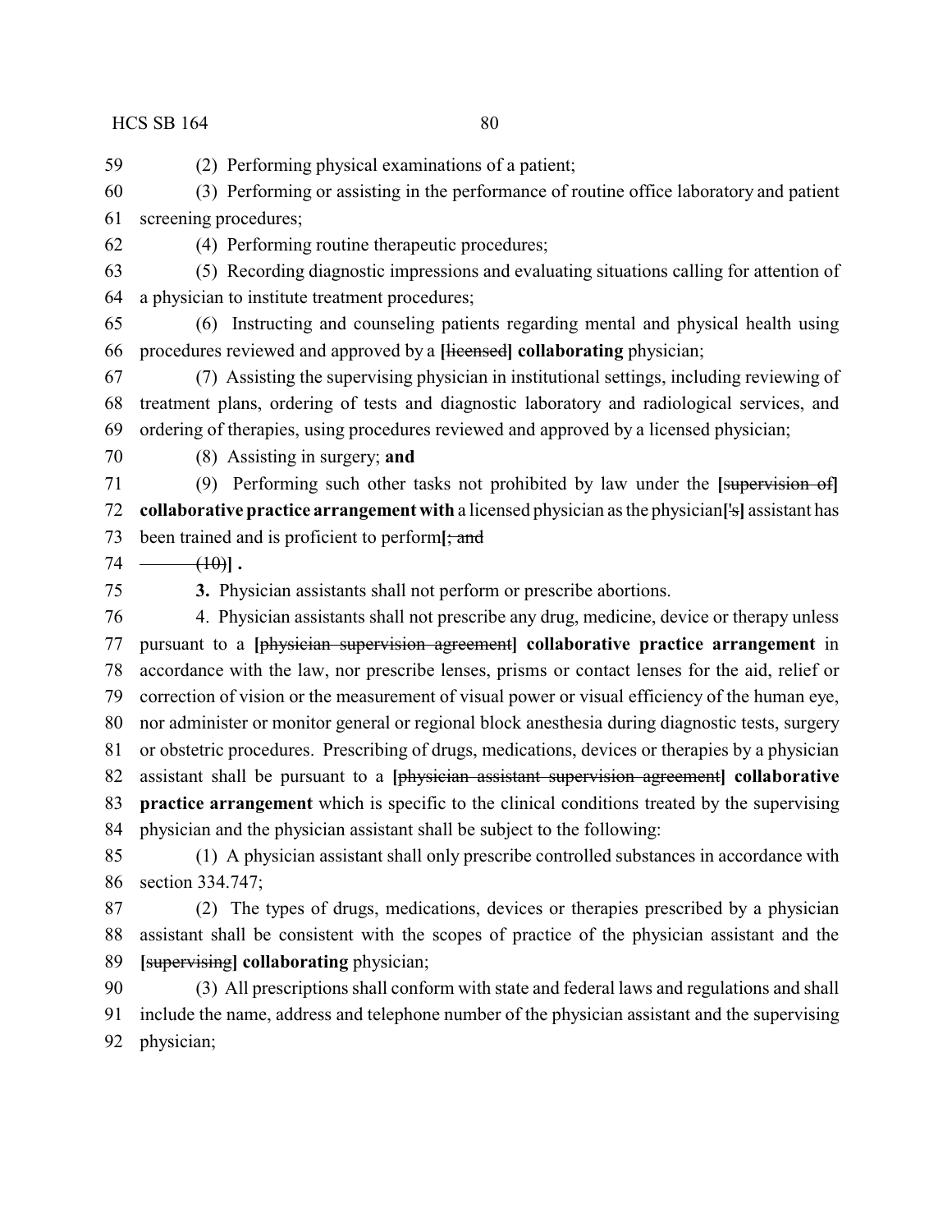59 (2) Performing physical examinations of a patient;

60 (3) Performing or assisting in the performance of routine office laboratory and patient 61 screening procedures;

62 (4) Performing routine therapeutic procedures;

63 (5) Recording diagnostic impressions and evaluating situations calling for attention of 64 a physician to institute treatment procedures;

65 (6) Instructing and counseling patients regarding mental and physical health using 66 procedures reviewed and approved by a [~~licensed~~] **collaborating** physician;

67 (7) Assisting the supervising physician in institutional settings, including reviewing of 68 treatment plans, ordering of tests and diagnostic laboratory and radiological services, and 69 ordering of therapies, using procedures reviewed and approved by a licensed physician;

70 (8) Assisting in surgery; **and**

71 (9) Performing such other tasks not prohibited by law under the [~~supervision of~~] 72 **collaborative practice arrangement with** a licensed physician as the physician[~~'s~~] assistant has 73 been trained and is proficient to perform[~~; and~~

74 ~~(10)~~] **.**

75 **3.** Physician assistants shall not perform or prescribe abortions.

76 4. Physician assistants shall not prescribe any drug, medicine, device or therapy unless 77 pursuant to a [~~physician supervision agreement~~] **collaborative practice arrangement** in 78 accordance with the law, nor prescribe lenses, prisms or contact lenses for the aid, relief or 79 correction of vision or the measurement of visual power or visual efficiency of the human eye, 80 nor administer or monitor general or regional block anesthesia during diagnostic tests, surgery 81 or obstetric procedures. Prescribing of drugs, medications, devices or therapies by a physician 82 assistant shall be pursuant to a [~~physician assistant supervision agreement~~] **collaborative** 83 **practice arrangement** which is specific to the clinical conditions treated by the supervising 84 physician and the physician assistant shall be subject to the following:

85 (1) A physician assistant shall only prescribe controlled substances in accordance with 86 section 334.747;

87 (2) The types of drugs, medications, devices or therapies prescribed by a physician 88 assistant shall be consistent with the scopes of practice of the physician assistant and the 89 [~~supervising~~] **collaborating** physician;

90 (3) All prescriptions shall conform with state and federal laws and regulations and shall 91 include the name, address and telephone number of the physician assistant and the supervising 92 physician;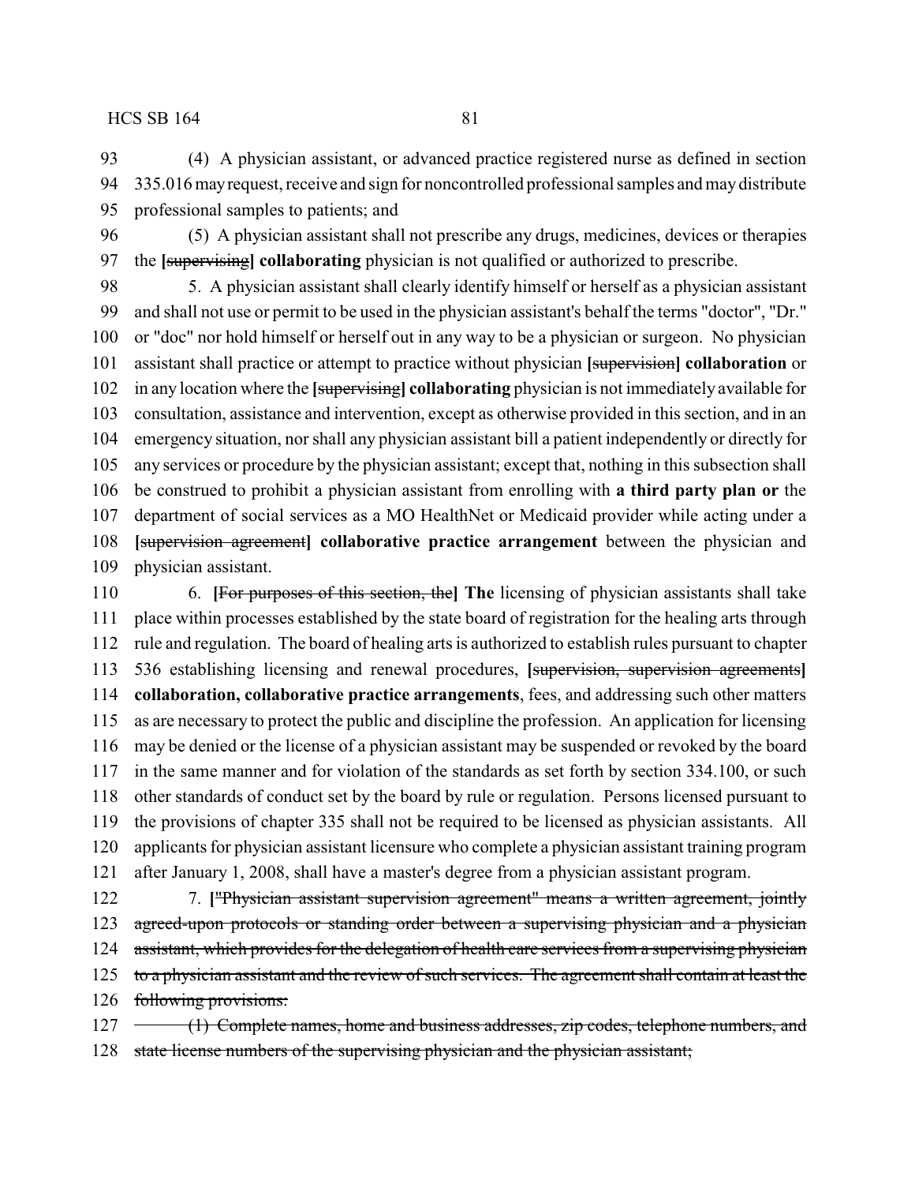(4) A physician assistant, or advanced practice registered nurse as defined in section 335.016 may request, receive and sign for noncontrolled professional samples and may distribute professional samples to patients; and

(5) A physician assistant shall not prescribe any drugs, medicines, devices or therapies the **[**~~supervising~~**] collaborating** physician is not qualified or authorized to prescribe.

5. A physician assistant shall clearly identify himself or herself as a physician assistant and shall not use or permit to be used in the physician assistant's behalf the terms "doctor", "Dr." or "doc" nor hold himself or herself out in any way to be a physician or surgeon. No physician assistant shall practice or attempt to practice without physician **[**~~supervision~~**] collaboration** or in any location where the **[**~~supervising~~**] collaborating** physician is not immediately available for consultation, assistance and intervention, except as otherwise provided in this section, and in an emergency situation, nor shall any physician assistant bill a patient independently or directly for any services or procedure by the physician assistant; except that, nothing in this subsection shall be construed to prohibit a physician assistant from enrolling with **a third party plan or** the department of social services as a MO HealthNet or Medicaid provider while acting under a **[**~~supervision agreement~~**] collaborative practice arrangement** between the physician and physician assistant.

6. **[**~~For purposes of this section, the~~**] The** licensing of physician assistants shall take place within processes established by the state board of registration for the healing arts through rule and regulation. The board of healing arts is authorized to establish rules pursuant to chapter 536 establishing licensing and renewal procedures, **[**~~supervision, supervision agreements~~**] collaboration, collaborative practice arrangements**, fees, and addressing such other matters as are necessary to protect the public and discipline the profession. An application for licensing may be denied or the license of a physician assistant may be suspended or revoked by the board in the same manner and for violation of the standards as set forth by section 334.100, or such other standards of conduct set by the board by rule or regulation. Persons licensed pursuant to the provisions of chapter 335 shall not be required to be licensed as physician assistants. All applicants for physician assistant licensure who complete a physician assistant training program after January 1, 2008, shall have a master's degree from a physician assistant program.

7. **[**~~"Physician assistant supervision agreement" means a written agreement, jointly agreed-upon protocols or standing order between a supervising physician and a physician assistant, which provides for the delegation of health care services from a supervising physician to a physician assistant and the review of such services. The agreement shall contain at least the following provisions:~~

~~(1) Complete names, home and business addresses, zip codes, telephone numbers, and state license numbers of the supervising physician and the physician assistant;~~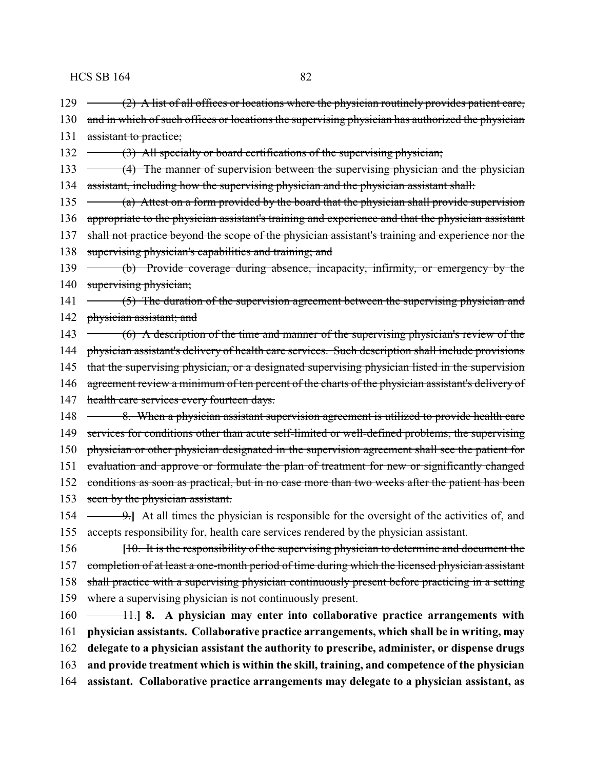129 ~~(2) A list of all offices or locations where the physician routinely provides patient care,~~
130 ~~and in which of such offices or locations the supervising physician has authorized the physician~~
131 ~~assistant to practice;~~
132 ~~(3) All specialty or board certifications of the supervising physician;~~
133 ~~(4) The manner of supervision between the supervising physician and the physician~~
134 ~~assistant, including how the supervising physician and the physician assistant shall:~~
135 ~~(a) Attest on a form provided by the board that the physician shall provide supervision~~
136 ~~appropriate to the physician assistant's training and experience and that the physician assistant~~
137 ~~shall not practice beyond the scope of the physician assistant's training and experience nor the~~
138 ~~supervising physician's capabilities and training; and~~
139 ~~(b) Provide coverage during absence, incapacity, infirmity, or emergency by the~~
140 ~~supervising physician;~~
141 ~~(5) The duration of the supervision agreement between the supervising physician and~~
142 ~~physician assistant; and~~
143 ~~(6) A description of the time and manner of the supervising physician's review of the~~
144 ~~physician assistant's delivery of health care services. Such description shall include provisions~~
145 ~~that the supervising physician, or a designated supervising physician listed in the supervision~~
146 ~~agreement review a minimum of ten percent of the charts of the physician assistant's delivery of~~
147 ~~health care services every fourteen days.~~
148 ~~8. When a physician assistant supervision agreement is utilized to provide health care~~
149 ~~services for conditions other than acute self-limited or well-defined problems, the supervising~~
150 ~~physician or other physician designated in the supervision agreement shall see the patient for~~
151 ~~evaluation and approve or formulate the plan of treatment for new or significantly changed~~
152 ~~conditions as soon as practical, but in no case more than two weeks after the patient has been~~
153 ~~seen by the physician assistant.~~
154 ~~9.~~] At all times the physician is responsible for the oversight of the activities of, and
155 accepts responsibility for, health care services rendered by the physician assistant.
156 [~~10. It is the responsibility of the supervising physician to determine and document the~~
157 ~~completion of at least a one-month period of time during which the licensed physician assistant~~
158 ~~shall practice with a supervising physician continuously present before practicing in a setting~~
159 ~~where a supervising physician is not continuously present.~~
160 ~~11.~~] **8. A physician may enter into collaborative practice arrangements with**
161 **physician assistants. Collaborative practice arrangements, which shall be in writing, may**
162 **delegate to a physician assistant the authority to prescribe, administer, or dispense drugs**
163 **and provide treatment which is within the skill, training, and competence of the physician**
164 **assistant. Collaborative practice arrangements may delegate to a physician assistant, as**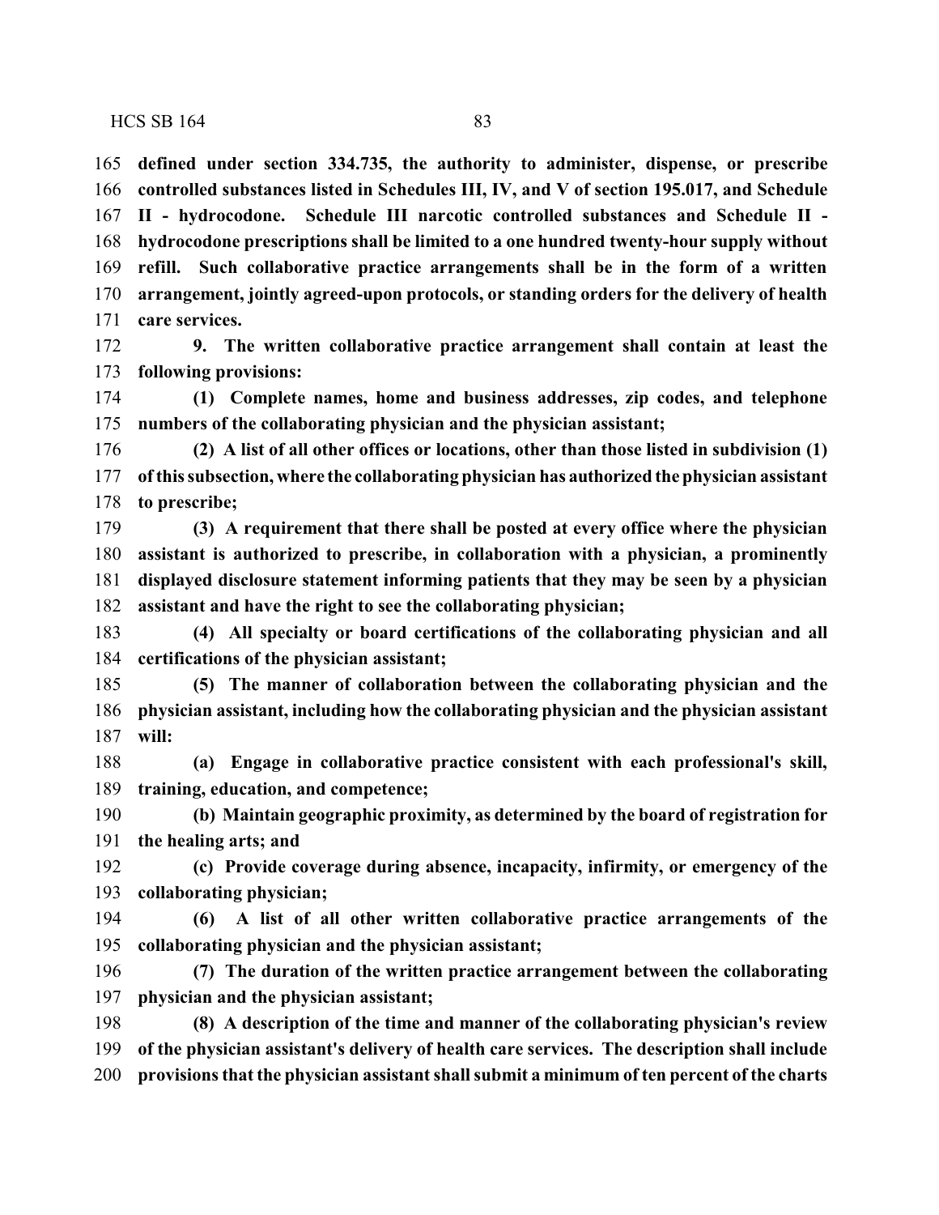**defined under section 334.735, the authority to administer, dispense, or prescribe controlled substances listed in Schedules III, IV, and V of section 195.017, and Schedule II - hydrocodone. Schedule III narcotic controlled substances and Schedule II - hydrocodone prescriptions shall be limited to a one hundred twenty-hour supply without refill. Such collaborative practice arrangements shall be in the form of a written arrangement, jointly agreed-upon protocols, or standing orders for the delivery of health care services.**

**9. The written collaborative practice arrangement shall contain at least the following provisions:**

**(1) Complete names, home and business addresses, zip codes, and telephone numbers of the collaborating physician and the physician assistant;**

**(2) A list of all other offices or locations, other than those listed in subdivision (1) of this subsection, where the collaborating physician has authorized the physician assistant to prescribe;**

**(3) A requirement that there shall be posted at every office where the physician assistant is authorized to prescribe, in collaboration with a physician, a prominently displayed disclosure statement informing patients that they may be seen by a physician assistant and have the right to see the collaborating physician;**

**(4) All specialty or board certifications of the collaborating physician and all certifications of the physician assistant;**

**(5) The manner of collaboration between the collaborating physician and the physician assistant, including how the collaborating physician and the physician assistant will:**

**(a) Engage in collaborative practice consistent with each professional's skill, training, education, and competence;**

**(b) Maintain geographic proximity, as determined by the board of registration for the healing arts; and**

**(c) Provide coverage during absence, incapacity, infirmity, or emergency of the collaborating physician;**

**(6) A list of all other written collaborative practice arrangements of the collaborating physician and the physician assistant;**

**(7) The duration of the written practice arrangement between the collaborating physician and the physician assistant;**

**(8) A description of the time and manner of the collaborating physician's review of the physician assistant's delivery of health care services. The description shall include provisions that the physician assistant shall submit a minimum of ten percent of the charts**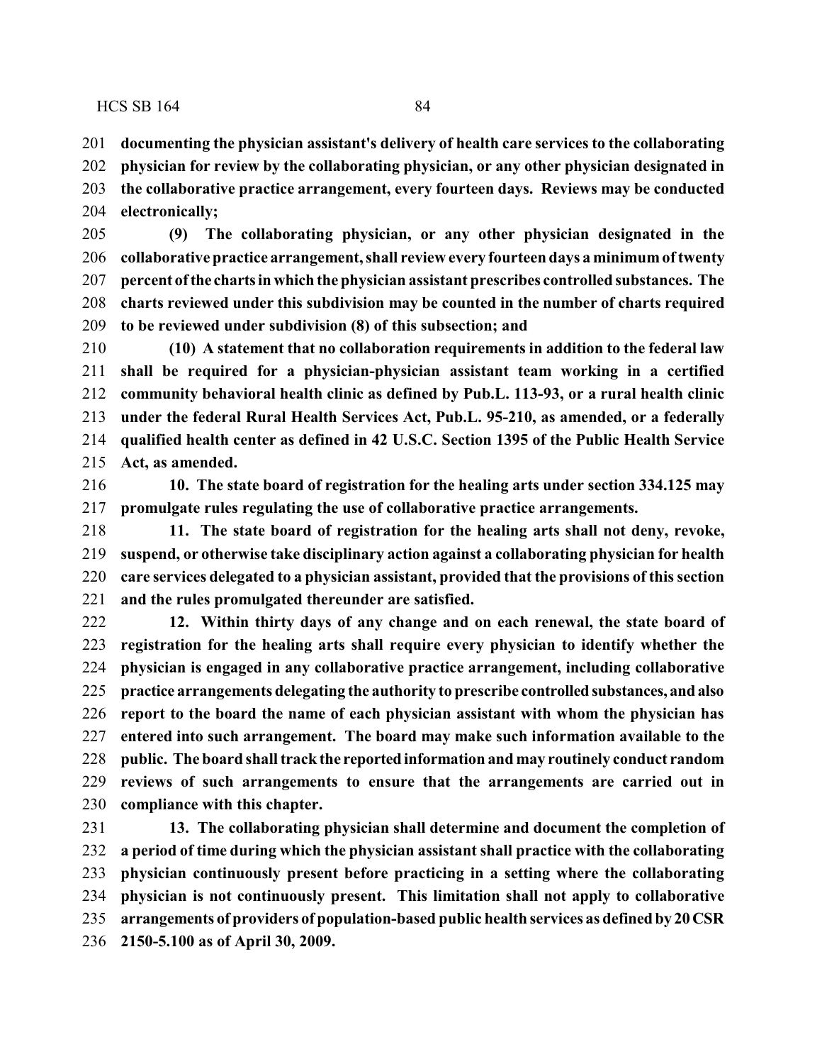**documenting the physician assistant's delivery of health care services to the collaborating physician for review by the collaborating physician, or any other physician designated in the collaborative practice arrangement, every fourteen days. Reviews may be conducted electronically;**

**(9) The collaborating physician, or any other physician designated in the collaborative practice arrangement, shall review every fourteen days a minimum of twenty percent of the charts in which the physician assistant prescribes controlled substances. The charts reviewed under this subdivision may be counted in the number of charts required to be reviewed under subdivision (8) of this subsection; and**

**(10) A statement that no collaboration requirements in addition to the federal law shall be required for a physician-physician assistant team working in a certified community behavioral health clinic as defined by Pub.L. 113-93, or a rural health clinic under the federal Rural Health Services Act, Pub.L. 95-210, as amended, or a federally qualified health center as defined in 42 U.S.C. Section 1395 of the Public Health Service Act, as amended.**

**10. The state board of registration for the healing arts under section 334.125 may promulgate rules regulating the use of collaborative practice arrangements.**

**11. The state board of registration for the healing arts shall not deny, revoke, suspend, or otherwise take disciplinary action against a collaborating physician for health care services delegated to a physician assistant, provided that the provisions of this section and the rules promulgated thereunder are satisfied.**

**12. Within thirty days of any change and on each renewal, the state board of registration for the healing arts shall require every physician to identify whether the physician is engaged in any collaborative practice arrangement, including collaborative practice arrangements delegating the authority to prescribe controlled substances, and also report to the board the name of each physician assistant with whom the physician has entered into such arrangement. The board may make such information available to the public. The board shall track the reported information and may routinely conduct random reviews of such arrangements to ensure that the arrangements are carried out in compliance with this chapter.**

**13. The collaborating physician shall determine and document the completion of a period of time during which the physician assistant shall practice with the collaborating physician continuously present before practicing in a setting where the collaborating physician is not continuously present. This limitation shall not apply to collaborative arrangements of providers of population-based public health services as defined by 20 CSR 2150-5.100 as of April 30, 2009.**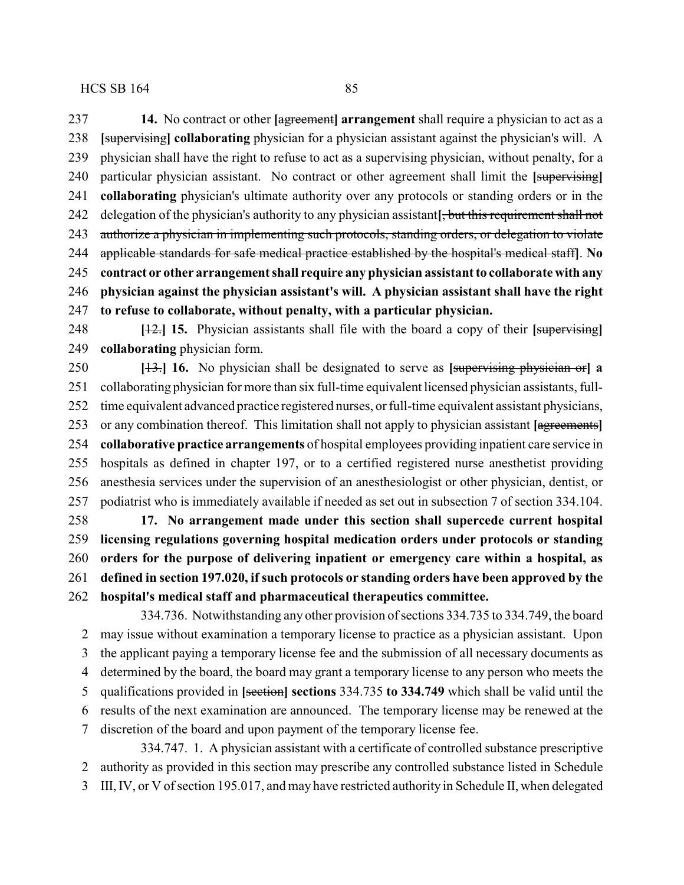**14.** No contract or other [~~agreement~~] **arrangement** shall require a physician to act as a [~~supervising~~] **collaborating** physician for a physician assistant against the physician's will. A physician shall have the right to refuse to act as a supervising physician, without penalty, for a particular physician assistant. No contract or other agreement shall limit the [~~supervising~~] **collaborating** physician's ultimate authority over any protocols or standing orders or in the delegation of the physician's authority to any physician assistant[~~, but this requirement shall not authorize a physician in implementing such protocols, standing orders, or delegation to violate applicable standards for safe medical practice established by the hospital's medical staff~~]. **No contract or other arrangement shall require any physician assistant to collaborate with any physician against the physician assistant's will. A physician assistant shall have the right to refuse to collaborate, without penalty, with a particular physician.**

[~~12.~~] **15.** Physician assistants shall file with the board a copy of their [~~supervising~~] **collaborating** physician form.

[~~13.~~] **16.** No physician shall be designated to serve as [~~supervising physician or~~] **a** collaborating physician for more than six full-time equivalent licensed physician assistants, full-time equivalent advanced practice registered nurses, or full-time equivalent assistant physicians, or any combination thereof. This limitation shall not apply to physician assistant [~~agreements~~] **collaborative practice arrangements** of hospital employees providing inpatient care service in hospitals as defined in chapter 197, or to a certified registered nurse anesthetist providing anesthesia services under the supervision of an anesthesiologist or other physician, dentist, or podiatrist who is immediately available if needed as set out in subsection 7 of section 334.104.

**17. No arrangement made under this section shall supercede current hospital licensing regulations governing hospital medication orders under protocols or standing orders for the purpose of delivering inpatient or emergency care within a hospital, as defined in section 197.020, if such protocols or standing orders have been approved by the hospital's medical staff and pharmaceutical therapeutics committee.**

334.736. Notwithstanding any other provision of sections 334.735 to 334.749, the board may issue without examination a temporary license to practice as a physician assistant. Upon the applicant paying a temporary license fee and the submission of all necessary documents as determined by the board, the board may grant a temporary license to any person who meets the qualifications provided in [~~section~~] **sections** 334.735 **to 334.749** which shall be valid until the results of the next examination are announced. The temporary license may be renewed at the discretion of the board and upon payment of the temporary license fee.

334.747. 1. A physician assistant with a certificate of controlled substance prescriptive authority as provided in this section may prescribe any controlled substance listed in Schedule III, IV, or V of section 195.017, and may have restricted authority in Schedule II, when delegated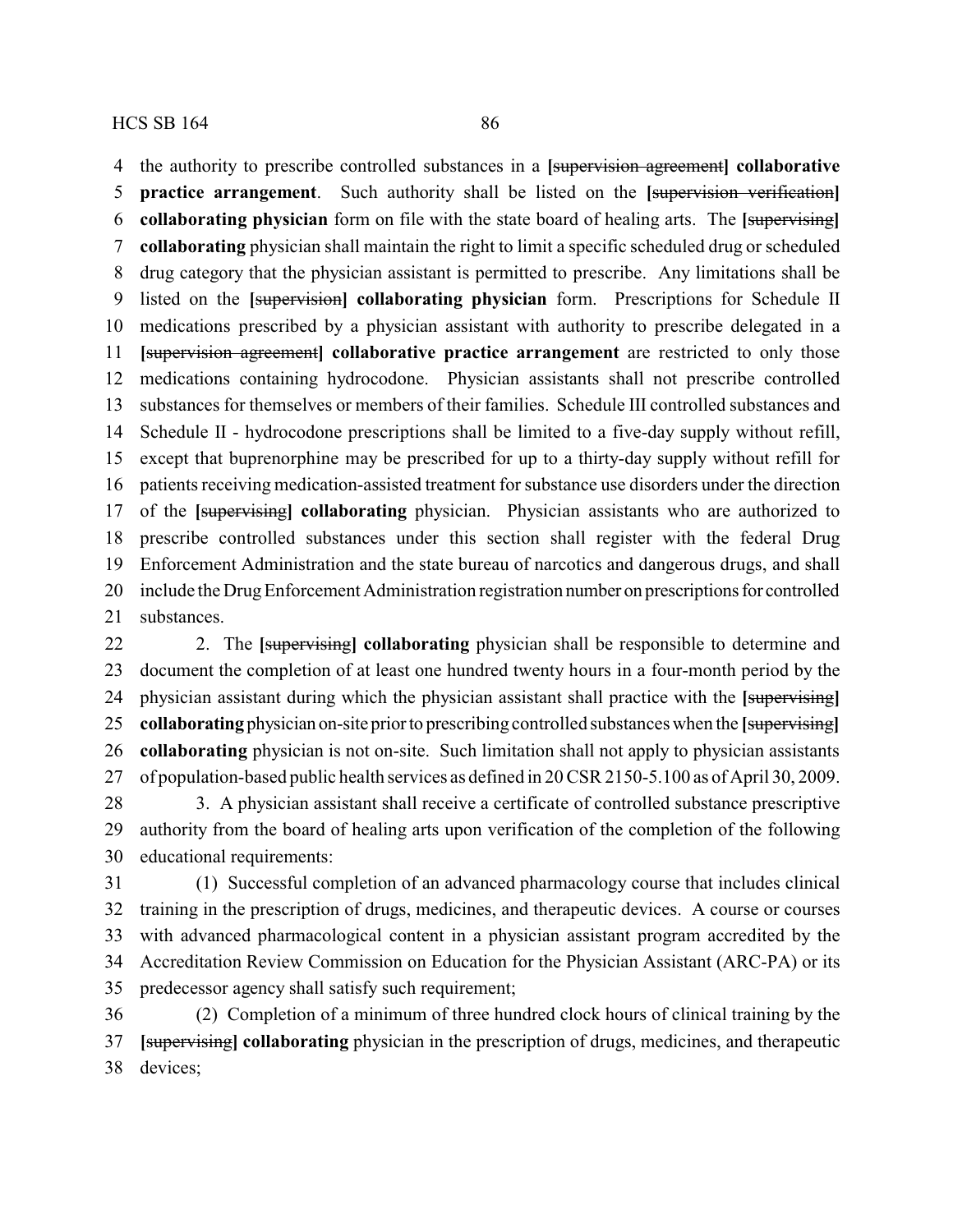the authority to prescribe controlled substances in a **[**~~supervision agreement~~**] collaborative practice arrangement**. Such authority shall be listed on the **[**~~supervision verification~~**] collaborating physician** form on file with the state board of healing arts. The **[**~~supervising~~**] collaborating** physician shall maintain the right to limit a specific scheduled drug or scheduled drug category that the physician assistant is permitted to prescribe. Any limitations shall be listed on the **[**~~supervision~~**] collaborating physician** form. Prescriptions for Schedule II medications prescribed by a physician assistant with authority to prescribe delegated in a **[**~~supervision agreement~~**] collaborative practice arrangement** are restricted to only those medications containing hydrocodone. Physician assistants shall not prescribe controlled substances for themselves or members of their families. Schedule III controlled substances and Schedule II - hydrocodone prescriptions shall be limited to a five-day supply without refill, except that buprenorphine may be prescribed for up to a thirty-day supply without refill for patients receiving medication-assisted treatment for substance use disorders under the direction of the **[**~~supervising~~**] collaborating** physician. Physician assistants who are authorized to prescribe controlled substances under this section shall register with the federal Drug Enforcement Administration and the state bureau of narcotics and dangerous drugs, and shall include the Drug Enforcement Administration registration number on prescriptions for controlled substances.

2. The **[**~~supervising~~**] collaborating** physician shall be responsible to determine and document the completion of at least one hundred twenty hours in a four-month period by the physician assistant during which the physician assistant shall practice with the **[**~~supervising~~**] collaborating** physician on-site prior to prescribing controlled substances when the **[**~~supervising~~**] collaborating** physician is not on-site. Such limitation shall not apply to physician assistants of population-based public health services as defined in 20 CSR 2150-5.100 as of April 30, 2009.

3. A physician assistant shall receive a certificate of controlled substance prescriptive authority from the board of healing arts upon verification of the completion of the following educational requirements:

(1) Successful completion of an advanced pharmacology course that includes clinical training in the prescription of drugs, medicines, and therapeutic devices. A course or courses with advanced pharmacological content in a physician assistant program accredited by the Accreditation Review Commission on Education for the Physician Assistant (ARC-PA) or its predecessor agency shall satisfy such requirement;

(2) Completion of a minimum of three hundred clock hours of clinical training by the **[**~~supervising~~**] collaborating** physician in the prescription of drugs, medicines, and therapeutic devices;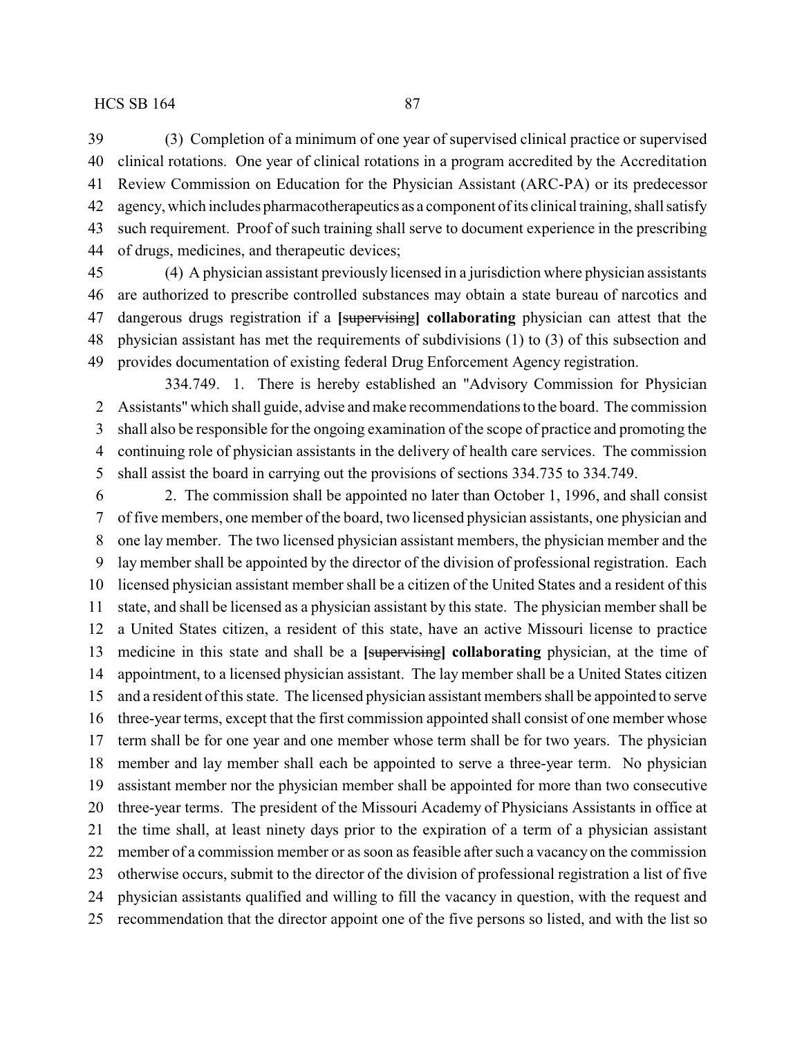(3) Completion of a minimum of one year of supervised clinical practice or supervised clinical rotations. One year of clinical rotations in a program accredited by the Accreditation Review Commission on Education for the Physician Assistant (ARC-PA) or its predecessor agency, which includes pharmacotherapeutics as a component of its clinical training, shall satisfy such requirement. Proof of such training shall serve to document experience in the prescribing of drugs, medicines, and therapeutic devices;

(4) A physician assistant previously licensed in a jurisdiction where physician assistants are authorized to prescribe controlled substances may obtain a state bureau of narcotics and dangerous drugs registration if a **[**~~supervising~~**] collaborating** physician can attest that the physician assistant has met the requirements of subdivisions (1) to (3) of this subsection and provides documentation of existing federal Drug Enforcement Agency registration.

334.749. 1. There is hereby established an "Advisory Commission for Physician Assistants" which shall guide, advise and make recommendations to the board. The commission shall also be responsible for the ongoing examination of the scope of practice and promoting the continuing role of physician assistants in the delivery of health care services. The commission shall assist the board in carrying out the provisions of sections 334.735 to 334.749.

2. The commission shall be appointed no later than October 1, 1996, and shall consist of five members, one member of the board, two licensed physician assistants, one physician and one lay member. The two licensed physician assistant members, the physician member and the lay member shall be appointed by the director of the division of professional registration. Each licensed physician assistant member shall be a citizen of the United States and a resident of this state, and shall be licensed as a physician assistant by this state. The physician member shall be a United States citizen, a resident of this state, have an active Missouri license to practice medicine in this state and shall be a **[**~~supervising~~**] collaborating** physician, at the time of appointment, to a licensed physician assistant. The lay member shall be a United States citizen and a resident of this state. The licensed physician assistant members shall be appointed to serve three-year terms, except that the first commission appointed shall consist of one member whose term shall be for one year and one member whose term shall be for two years. The physician member and lay member shall each be appointed to serve a three-year term. No physician assistant member nor the physician member shall be appointed for more than two consecutive three-year terms. The president of the Missouri Academy of Physicians Assistants in office at the time shall, at least ninety days prior to the expiration of a term of a physician assistant member of a commission member or as soon as feasible after such a vacancy on the commission otherwise occurs, submit to the director of the division of professional registration a list of five physician assistants qualified and willing to fill the vacancy in question, with the request and recommendation that the director appoint one of the five persons so listed, and with the list so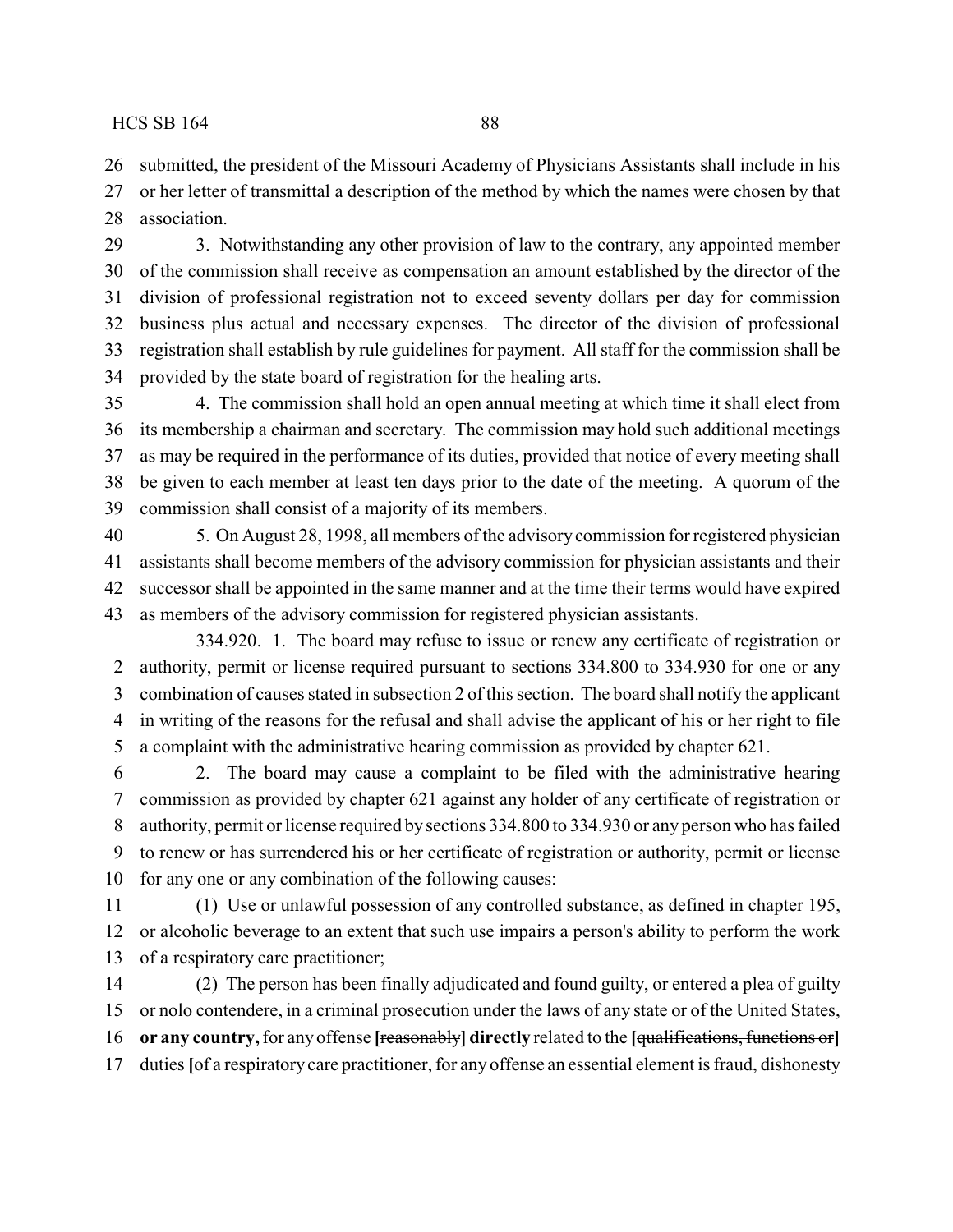submitted, the president of the Missouri Academy of Physicians Assistants shall include in his or her letter of transmittal a description of the method by which the names were chosen by that association.

3. Notwithstanding any other provision of law to the contrary, any appointed member of the commission shall receive as compensation an amount established by the director of the division of professional registration not to exceed seventy dollars per day for commission business plus actual and necessary expenses. The director of the division of professional registration shall establish by rule guidelines for payment. All staff for the commission shall be provided by the state board of registration for the healing arts.

4. The commission shall hold an open annual meeting at which time it shall elect from its membership a chairman and secretary. The commission may hold such additional meetings as may be required in the performance of its duties, provided that notice of every meeting shall be given to each member at least ten days prior to the date of the meeting. A quorum of the commission shall consist of a majority of its members.

5. On August 28, 1998, all members of the advisory commission for registered physician assistants shall become members of the advisory commission for physician assistants and their successor shall be appointed in the same manner and at the time their terms would have expired as members of the advisory commission for registered physician assistants.

334.920. 1. The board may refuse to issue or renew any certificate of registration or authority, permit or license required pursuant to sections 334.800 to 334.930 for one or any combination of causes stated in subsection 2 of this section. The board shall notify the applicant in writing of the reasons for the refusal and shall advise the applicant of his or her right to file a complaint with the administrative hearing commission as provided by chapter 621.

2. The board may cause a complaint to be filed with the administrative hearing commission as provided by chapter 621 against any holder of any certificate of registration or authority, permit or license required by sections 334.800 to 334.930 or any person who has failed to renew or has surrendered his or her certificate of registration or authority, permit or license for any one or any combination of the following causes:

(1) Use or unlawful possession of any controlled substance, as defined in chapter 195, or alcoholic beverage to an extent that such use impairs a person's ability to perform the work of a respiratory care practitioner;

(2) The person has been finally adjudicated and found guilty, or entered a plea of guilty or nolo contendere, in a criminal prosecution under the laws of any state or of the United States, **or any country,** for any offense **[**~~reasonably~~**] directly** related to the **[**~~qualifications, functions or~~**]** duties **[**~~of a respiratory care practitioner, for any offense an essential element is fraud, dishonesty~~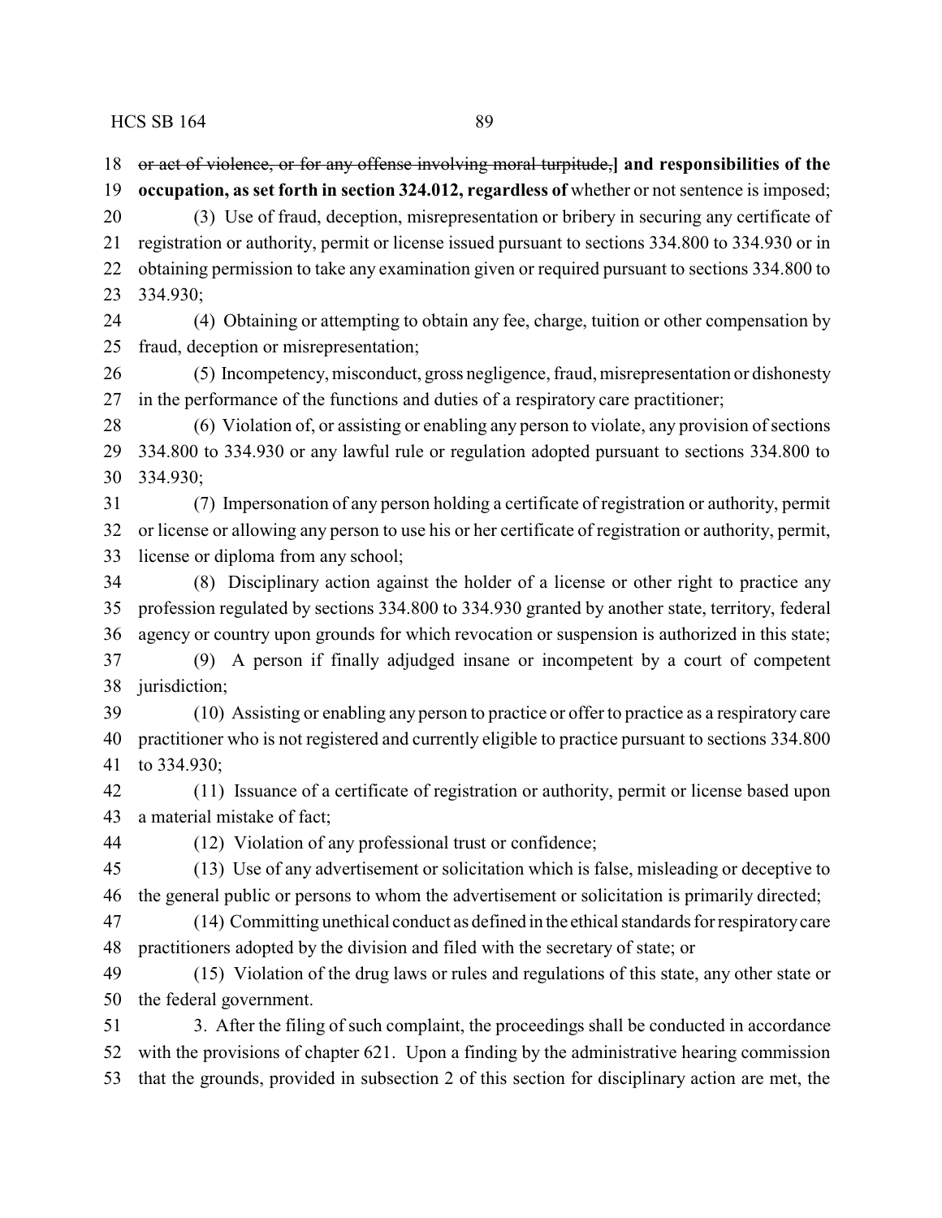~~or act of violence, or for any offense involving moral turpitude,~~**] and responsibilities of the occupation, as set forth in section 324.012, regardless of** whether or not sentence is imposed;

(3) Use of fraud, deception, misrepresentation or bribery in securing any certificate of registration or authority, permit or license issued pursuant to sections 334.800 to 334.930 or in obtaining permission to take any examination given or required pursuant to sections 334.800 to 334.930;

(4) Obtaining or attempting to obtain any fee, charge, tuition or other compensation by fraud, deception or misrepresentation;

(5) Incompetency, misconduct, gross negligence, fraud, misrepresentation or dishonesty in the performance of the functions and duties of a respiratory care practitioner;

(6) Violation of, or assisting or enabling any person to violate, any provision of sections 334.800 to 334.930 or any lawful rule or regulation adopted pursuant to sections 334.800 to 334.930;

(7) Impersonation of any person holding a certificate of registration or authority, permit or license or allowing any person to use his or her certificate of registration or authority, permit, license or diploma from any school;

(8) Disciplinary action against the holder of a license or other right to practice any profession regulated by sections 334.800 to 334.930 granted by another state, territory, federal agency or country upon grounds for which revocation or suspension is authorized in this state;

(9) A person if finally adjudged insane or incompetent by a court of competent jurisdiction;

(10) Assisting or enabling any person to practice or offer to practice as a respiratory care practitioner who is not registered and currently eligible to practice pursuant to sections 334.800 to 334.930;

(11) Issuance of a certificate of registration or authority, permit or license based upon a material mistake of fact;

(12) Violation of any professional trust or confidence;

(13) Use of any advertisement or solicitation which is false, misleading or deceptive to the general public or persons to whom the advertisement or solicitation is primarily directed;

(14) Committing unethical conduct as defined in the ethical standards for respiratory care practitioners adopted by the division and filed with the secretary of state; or

(15) Violation of the drug laws or rules and regulations of this state, any other state or the federal government.

3. After the filing of such complaint, the proceedings shall be conducted in accordance with the provisions of chapter 621. Upon a finding by the administrative hearing commission that the grounds, provided in subsection 2 of this section for disciplinary action are met, the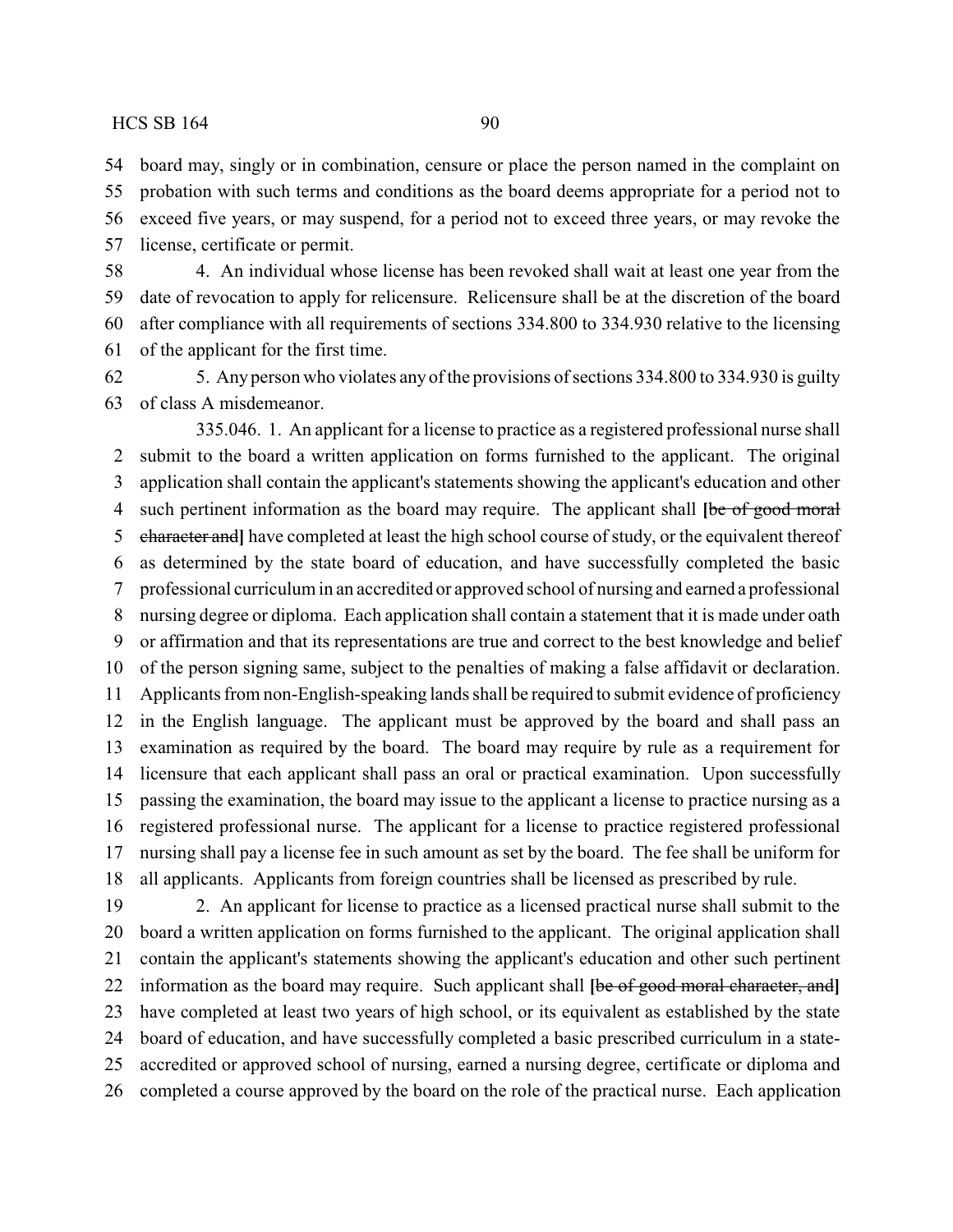board may, singly or in combination, censure or place the person named in the complaint on probation with such terms and conditions as the board deems appropriate for a period not to exceed five years, or may suspend, for a period not to exceed three years, or may revoke the license, certificate or permit.

4. An individual whose license has been revoked shall wait at least one year from the date of revocation to apply for relicensure. Relicensure shall be at the discretion of the board after compliance with all requirements of sections 334.800 to 334.930 relative to the licensing of the applicant for the first time.

5. Any person who violates any of the provisions of sections 334.800 to 334.930 is guilty of class A misdemeanor.

335.046. 1. An applicant for a license to practice as a registered professional nurse shall submit to the board a written application on forms furnished to the applicant. The original application shall contain the applicant's statements showing the applicant's education and other such pertinent information as the board may require. The applicant shall **[**~~be of good moral character and~~**]** have completed at least the high school course of study, or the equivalent thereof as determined by the state board of education, and have successfully completed the basic professional curriculum in an accredited or approved school of nursing and earned a professional nursing degree or diploma. Each application shall contain a statement that it is made under oath or affirmation and that its representations are true and correct to the best knowledge and belief of the person signing same, subject to the penalties of making a false affidavit or declaration. Applicants from non-English-speaking lands shall be required to submit evidence of proficiency in the English language. The applicant must be approved by the board and shall pass an examination as required by the board. The board may require by rule as a requirement for licensure that each applicant shall pass an oral or practical examination. Upon successfully passing the examination, the board may issue to the applicant a license to practice nursing as a registered professional nurse. The applicant for a license to practice registered professional nursing shall pay a license fee in such amount as set by the board. The fee shall be uniform for all applicants. Applicants from foreign countries shall be licensed as prescribed by rule.

2. An applicant for license to practice as a licensed practical nurse shall submit to the board a written application on forms furnished to the applicant. The original application shall contain the applicant's statements showing the applicant's education and other such pertinent information as the board may require. Such applicant shall **[**~~be of good moral character, and~~**]** have completed at least two years of high school, or its equivalent as established by the state board of education, and have successfully completed a basic prescribed curriculum in a state-accredited or approved school of nursing, earned a nursing degree, certificate or diploma and completed a course approved by the board on the role of the practical nurse. Each application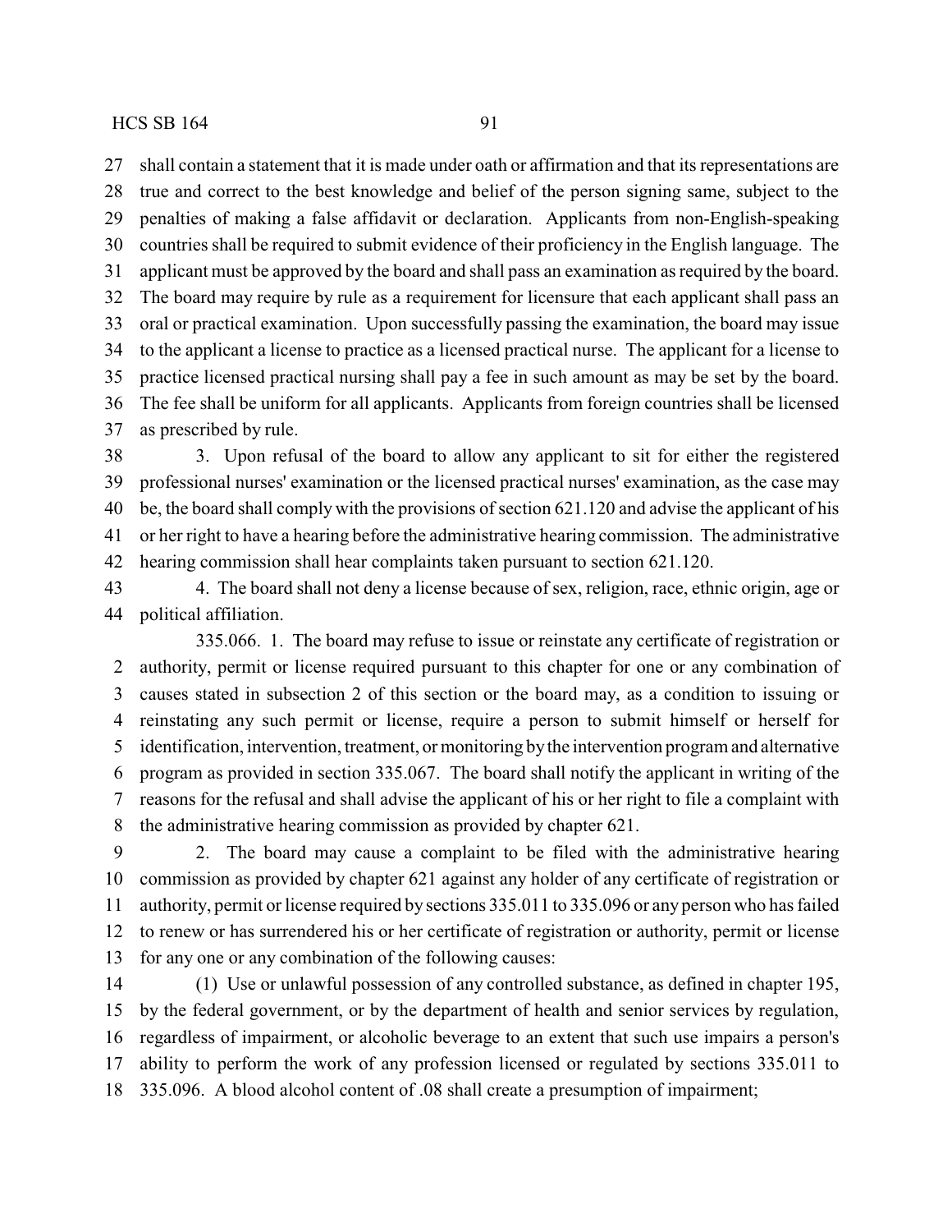shall contain a statement that it is made under oath or affirmation and that its representations are true and correct to the best knowledge and belief of the person signing same, subject to the penalties of making a false affidavit or declaration. Applicants from non-English-speaking countries shall be required to submit evidence of their proficiency in the English language. The applicant must be approved by the board and shall pass an examination as required by the board. The board may require by rule as a requirement for licensure that each applicant shall pass an oral or practical examination. Upon successfully passing the examination, the board may issue to the applicant a license to practice as a licensed practical nurse. The applicant for a license to practice licensed practical nursing shall pay a fee in such amount as may be set by the board. The fee shall be uniform for all applicants. Applicants from foreign countries shall be licensed as prescribed by rule.

3. Upon refusal of the board to allow any applicant to sit for either the registered professional nurses' examination or the licensed practical nurses' examination, as the case may be, the board shall comply with the provisions of section 621.120 and advise the applicant of his or her right to have a hearing before the administrative hearing commission. The administrative hearing commission shall hear complaints taken pursuant to section 621.120.

4. The board shall not deny a license because of sex, religion, race, ethnic origin, age or political affiliation.

335.066. 1. The board may refuse to issue or reinstate any certificate of registration or authority, permit or license required pursuant to this chapter for one or any combination of causes stated in subsection 2 of this section or the board may, as a condition to issuing or reinstating any such permit or license, require a person to submit himself or herself for identification, intervention, treatment, or monitoring by the intervention program and alternative program as provided in section 335.067. The board shall notify the applicant in writing of the reasons for the refusal and shall advise the applicant of his or her right to file a complaint with the administrative hearing commission as provided by chapter 621.

2. The board may cause a complaint to be filed with the administrative hearing commission as provided by chapter 621 against any holder of any certificate of registration or authority, permit or license required by sections 335.011 to 335.096 or any person who has failed to renew or has surrendered his or her certificate of registration or authority, permit or license for any one or any combination of the following causes:

(1) Use or unlawful possession of any controlled substance, as defined in chapter 195, by the federal government, or by the department of health and senior services by regulation, regardless of impairment, or alcoholic beverage to an extent that such use impairs a person's ability to perform the work of any profession licensed or regulated by sections 335.011 to 335.096. A blood alcohol content of .08 shall create a presumption of impairment;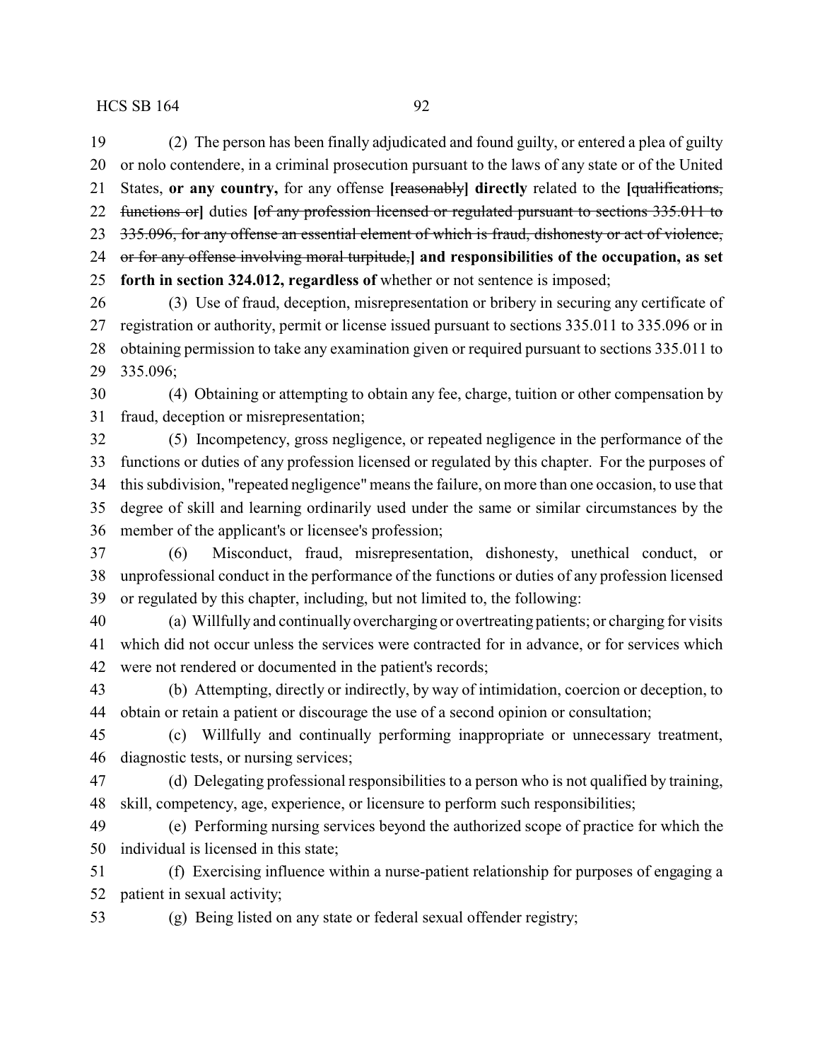(2) The person has been finally adjudicated and found guilty, or entered a plea of guilty or nolo contendere, in a criminal prosecution pursuant to the laws of any state or of the United States, **or any country,** for any offense **[**~~reasonably~~**] directly** related to the **[**~~qualifications, functions or~~**]** duties **[**~~of any profession licensed or regulated pursuant to sections 335.011 to 335.096, for any offense an essential element of which is fraud, dishonesty or act of violence, or for any offense involving moral turpitude,~~**] and responsibilities of the occupation, as set forth in section 324.012, regardless of** whether or not sentence is imposed;

(3) Use of fraud, deception, misrepresentation or bribery in securing any certificate of registration or authority, permit or license issued pursuant to sections 335.011 to 335.096 or in obtaining permission to take any examination given or required pursuant to sections 335.011 to 335.096;

(4) Obtaining or attempting to obtain any fee, charge, tuition or other compensation by fraud, deception or misrepresentation;

(5) Incompetency, gross negligence, or repeated negligence in the performance of the functions or duties of any profession licensed or regulated by this chapter. For the purposes of this subdivision, "repeated negligence" means the failure, on more than one occasion, to use that degree of skill and learning ordinarily used under the same or similar circumstances by the member of the applicant's or licensee's profession;

(6) Misconduct, fraud, misrepresentation, dishonesty, unethical conduct, or unprofessional conduct in the performance of the functions or duties of any profession licensed or regulated by this chapter, including, but not limited to, the following:

(a) Willfully and continually overcharging or overtreating patients; or charging for visits which did not occur unless the services were contracted for in advance, or for services which were not rendered or documented in the patient's records;

(b) Attempting, directly or indirectly, by way of intimidation, coercion or deception, to obtain or retain a patient or discourage the use of a second opinion or consultation;

(c) Willfully and continually performing inappropriate or unnecessary treatment, diagnostic tests, or nursing services;

(d) Delegating professional responsibilities to a person who is not qualified by training, skill, competency, age, experience, or licensure to perform such responsibilities;

(e) Performing nursing services beyond the authorized scope of practice for which the individual is licensed in this state;

(f) Exercising influence within a nurse-patient relationship for purposes of engaging a patient in sexual activity;

(g) Being listed on any state or federal sexual offender registry;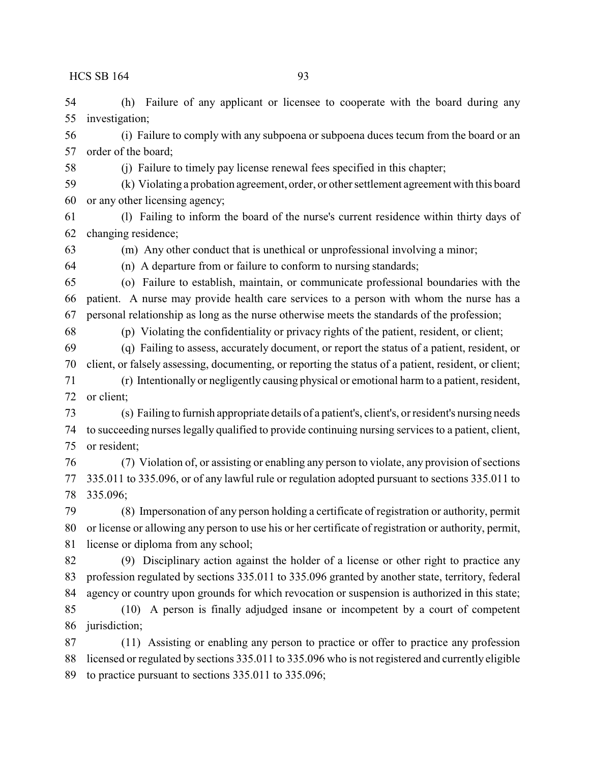(h) Failure of any applicant or licensee to cooperate with the board during any investigation;

(i) Failure to comply with any subpoena or subpoena duces tecum from the board or an order of the board;

(j) Failure to timely pay license renewal fees specified in this chapter;

(k) Violating a probation agreement, order, or other settlement agreement with this board or any other licensing agency;

(l) Failing to inform the board of the nurse's current residence within thirty days of changing residence;

(m) Any other conduct that is unethical or unprofessional involving a minor;

(n) A departure from or failure to conform to nursing standards;

(o) Failure to establish, maintain, or communicate professional boundaries with the patient. A nurse may provide health care services to a person with whom the nurse has a personal relationship as long as the nurse otherwise meets the standards of the profession;

(p) Violating the confidentiality or privacy rights of the patient, resident, or client;

(q) Failing to assess, accurately document, or report the status of a patient, resident, or client, or falsely assessing, documenting, or reporting the status of a patient, resident, or client;

(r) Intentionally or negligently causing physical or emotional harm to a patient, resident, or client;

(s) Failing to furnish appropriate details of a patient's, client's, or resident's nursing needs to succeeding nurses legally qualified to provide continuing nursing services to a patient, client, or resident;

(7) Violation of, or assisting or enabling any person to violate, any provision of sections 335.011 to 335.096, or of any lawful rule or regulation adopted pursuant to sections 335.011 to 335.096;

(8) Impersonation of any person holding a certificate of registration or authority, permit or license or allowing any person to use his or her certificate of registration or authority, permit, license or diploma from any school;

(9) Disciplinary action against the holder of a license or other right to practice any profession regulated by sections 335.011 to 335.096 granted by another state, territory, federal agency or country upon grounds for which revocation or suspension is authorized in this state;

(10) A person is finally adjudged insane or incompetent by a court of competent jurisdiction;

(11) Assisting or enabling any person to practice or offer to practice any profession licensed or regulated by sections 335.011 to 335.096 who is not registered and currently eligible to practice pursuant to sections 335.011 to 335.096;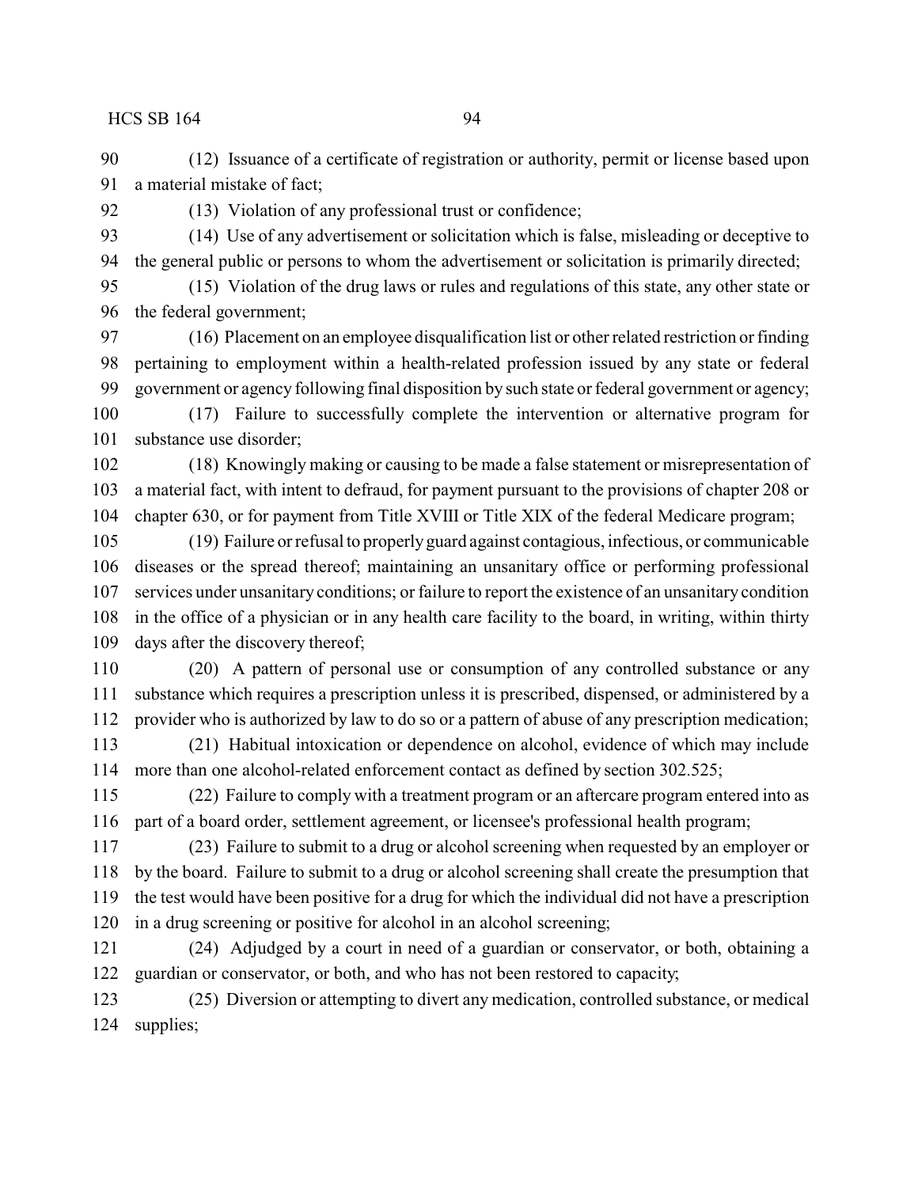(12) Issuance of a certificate of registration or authority, permit or license based upon a material mistake of fact;

(13) Violation of any professional trust or confidence;

(14) Use of any advertisement or solicitation which is false, misleading or deceptive to the general public or persons to whom the advertisement or solicitation is primarily directed;

(15) Violation of the drug laws or rules and regulations of this state, any other state or the federal government;

(16) Placement on an employee disqualification list or other related restriction or finding pertaining to employment within a health-related profession issued by any state or federal government or agency following final disposition by such state or federal government or agency;

(17) Failure to successfully complete the intervention or alternative program for substance use disorder;

(18) Knowingly making or causing to be made a false statement or misrepresentation of a material fact, with intent to defraud, for payment pursuant to the provisions of chapter 208 or chapter 630, or for payment from Title XVIII or Title XIX of the federal Medicare program;

(19) Failure or refusal to properly guard against contagious, infectious, or communicable diseases or the spread thereof; maintaining an unsanitary office or performing professional services under unsanitary conditions; or failure to report the existence of an unsanitary condition in the office of a physician or in any health care facility to the board, in writing, within thirty days after the discovery thereof;

(20) A pattern of personal use or consumption of any controlled substance or any substance which requires a prescription unless it is prescribed, dispensed, or administered by a provider who is authorized by law to do so or a pattern of abuse of any prescription medication;

(21) Habitual intoxication or dependence on alcohol, evidence of which may include more than one alcohol-related enforcement contact as defined by section 302.525;

(22) Failure to comply with a treatment program or an aftercare program entered into as part of a board order, settlement agreement, or licensee's professional health program;

(23) Failure to submit to a drug or alcohol screening when requested by an employer or by the board. Failure to submit to a drug or alcohol screening shall create the presumption that the test would have been positive for a drug for which the individual did not have a prescription in a drug screening or positive for alcohol in an alcohol screening;

(24) Adjudged by a court in need of a guardian or conservator, or both, obtaining a guardian or conservator, or both, and who has not been restored to capacity;

(25) Diversion or attempting to divert any medication, controlled substance, or medical supplies;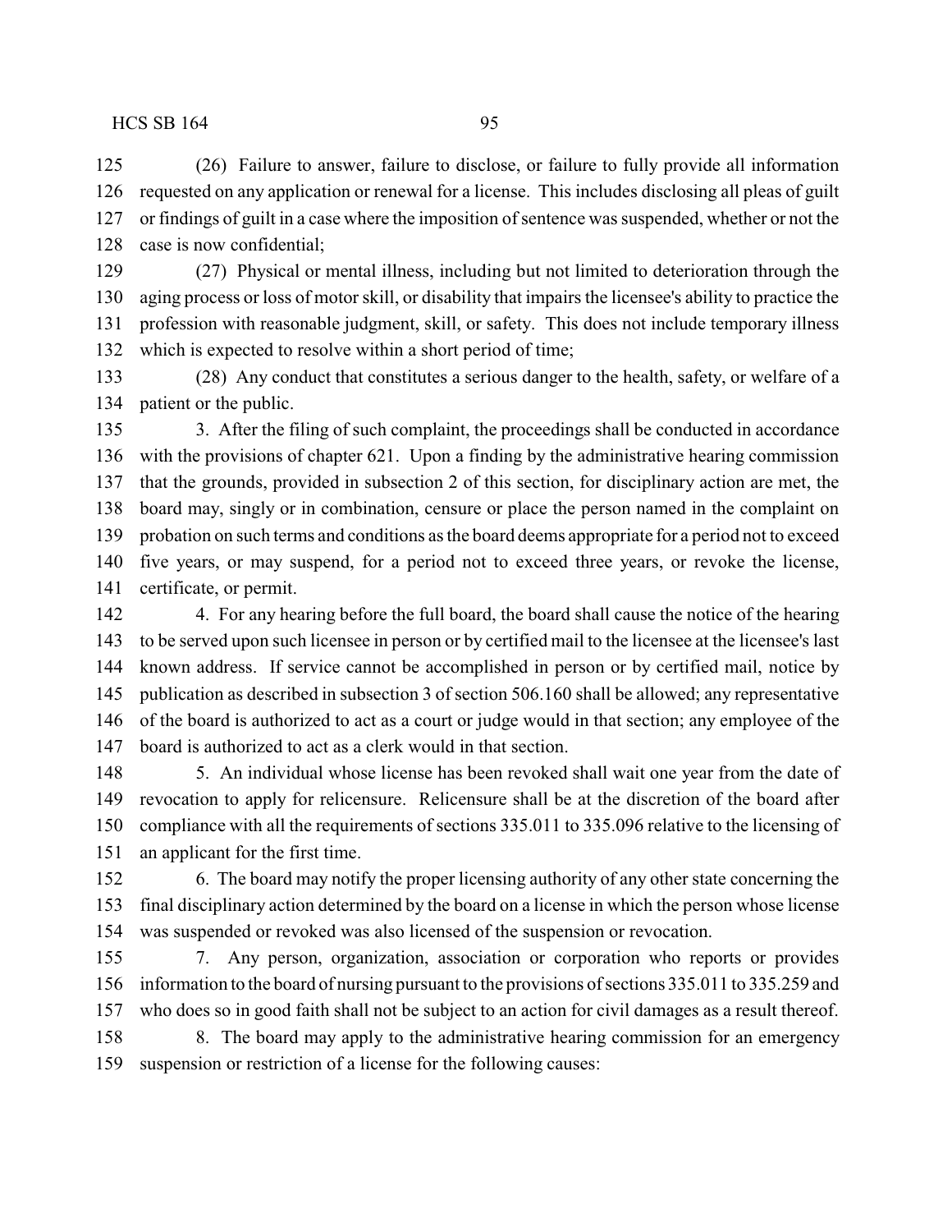(26) Failure to answer, failure to disclose, or failure to fully provide all information requested on any application or renewal for a license. This includes disclosing all pleas of guilt or findings of guilt in a case where the imposition of sentence was suspended, whether or not the case is now confidential;

(27) Physical or mental illness, including but not limited to deterioration through the aging process or loss of motor skill, or disability that impairs the licensee's ability to practice the profession with reasonable judgment, skill, or safety. This does not include temporary illness which is expected to resolve within a short period of time;

(28) Any conduct that constitutes a serious danger to the health, safety, or welfare of a patient or the public.

3. After the filing of such complaint, the proceedings shall be conducted in accordance with the provisions of chapter 621. Upon a finding by the administrative hearing commission that the grounds, provided in subsection 2 of this section, for disciplinary action are met, the board may, singly or in combination, censure or place the person named in the complaint on probation on such terms and conditions as the board deems appropriate for a period not to exceed five years, or may suspend, for a period not to exceed three years, or revoke the license, certificate, or permit.

4. For any hearing before the full board, the board shall cause the notice of the hearing to be served upon such licensee in person or by certified mail to the licensee at the licensee's last known address. If service cannot be accomplished in person or by certified mail, notice by publication as described in subsection 3 of section 506.160 shall be allowed; any representative of the board is authorized to act as a court or judge would in that section; any employee of the board is authorized to act as a clerk would in that section.

5. An individual whose license has been revoked shall wait one year from the date of revocation to apply for relicensure. Relicensure shall be at the discretion of the board after compliance with all the requirements of sections 335.011 to 335.096 relative to the licensing of an applicant for the first time.

6. The board may notify the proper licensing authority of any other state concerning the final disciplinary action determined by the board on a license in which the person whose license was suspended or revoked was also licensed of the suspension or revocation.

7. Any person, organization, association or corporation who reports or provides information to the board of nursing pursuant to the provisions of sections 335.011 to 335.259 and who does so in good faith shall not be subject to an action for civil damages as a result thereof.

8. The board may apply to the administrative hearing commission for an emergency suspension or restriction of a license for the following causes: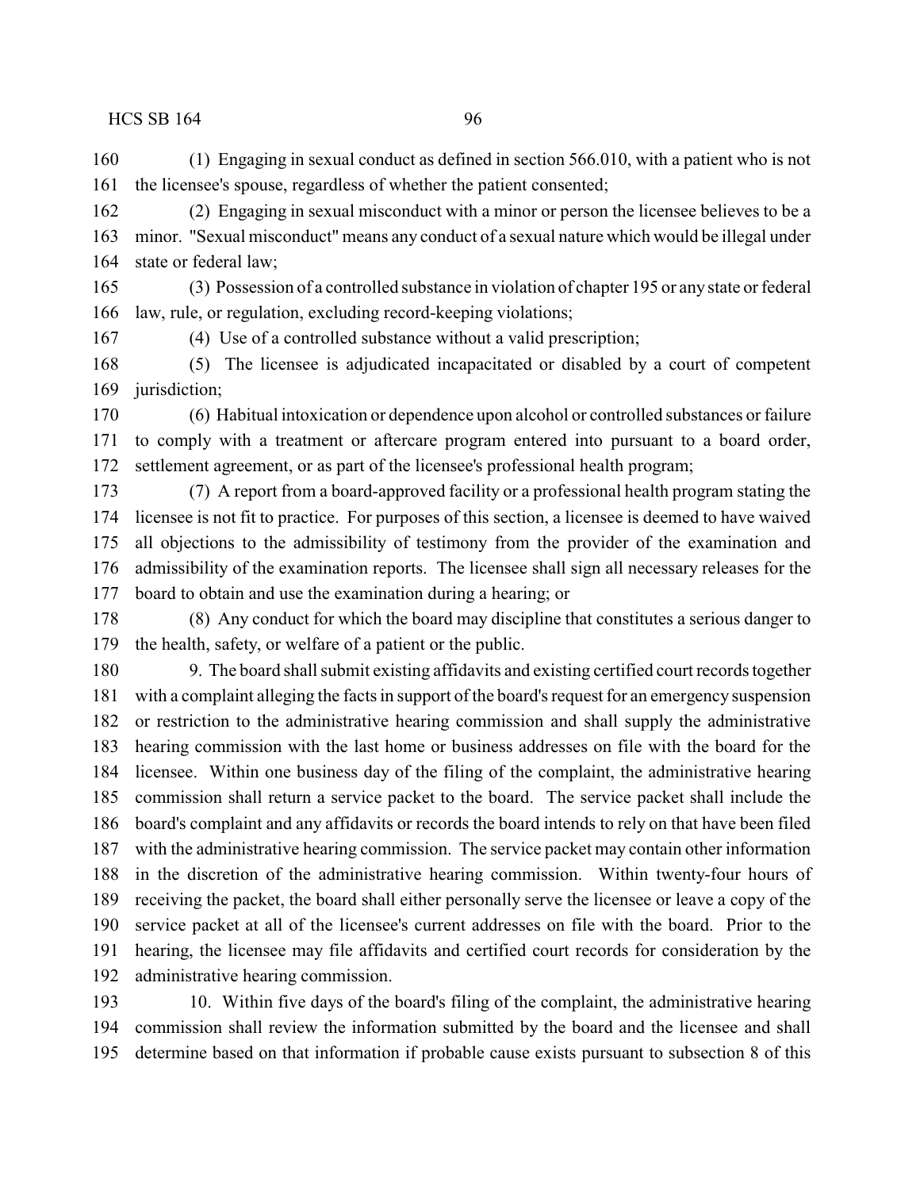(1) Engaging in sexual conduct as defined in section 566.010, with a patient who is not the licensee's spouse, regardless of whether the patient consented;

(2) Engaging in sexual misconduct with a minor or person the licensee believes to be a minor. "Sexual misconduct" means any conduct of a sexual nature which would be illegal under state or federal law;

(3) Possession of a controlled substance in violation of chapter 195 or any state or federal law, rule, or regulation, excluding record-keeping violations;

(4) Use of a controlled substance without a valid prescription;

(5) The licensee is adjudicated incapacitated or disabled by a court of competent jurisdiction;

(6) Habitual intoxication or dependence upon alcohol or controlled substances or failure to comply with a treatment or aftercare program entered into pursuant to a board order, settlement agreement, or as part of the licensee's professional health program;

(7) A report from a board-approved facility or a professional health program stating the licensee is not fit to practice. For purposes of this section, a licensee is deemed to have waived all objections to the admissibility of testimony from the provider of the examination and admissibility of the examination reports. The licensee shall sign all necessary releases for the board to obtain and use the examination during a hearing; or

(8) Any conduct for which the board may discipline that constitutes a serious danger to the health, safety, or welfare of a patient or the public.

9. The board shall submit existing affidavits and existing certified court records together with a complaint alleging the facts in support of the board's request for an emergency suspension or restriction to the administrative hearing commission and shall supply the administrative hearing commission with the last home or business addresses on file with the board for the licensee. Within one business day of the filing of the complaint, the administrative hearing commission shall return a service packet to the board. The service packet shall include the board's complaint and any affidavits or records the board intends to rely on that have been filed with the administrative hearing commission. The service packet may contain other information in the discretion of the administrative hearing commission. Within twenty-four hours of receiving the packet, the board shall either personally serve the licensee or leave a copy of the service packet at all of the licensee's current addresses on file with the board. Prior to the hearing, the licensee may file affidavits and certified court records for consideration by the administrative hearing commission.

10. Within five days of the board's filing of the complaint, the administrative hearing commission shall review the information submitted by the board and the licensee and shall determine based on that information if probable cause exists pursuant to subsection 8 of this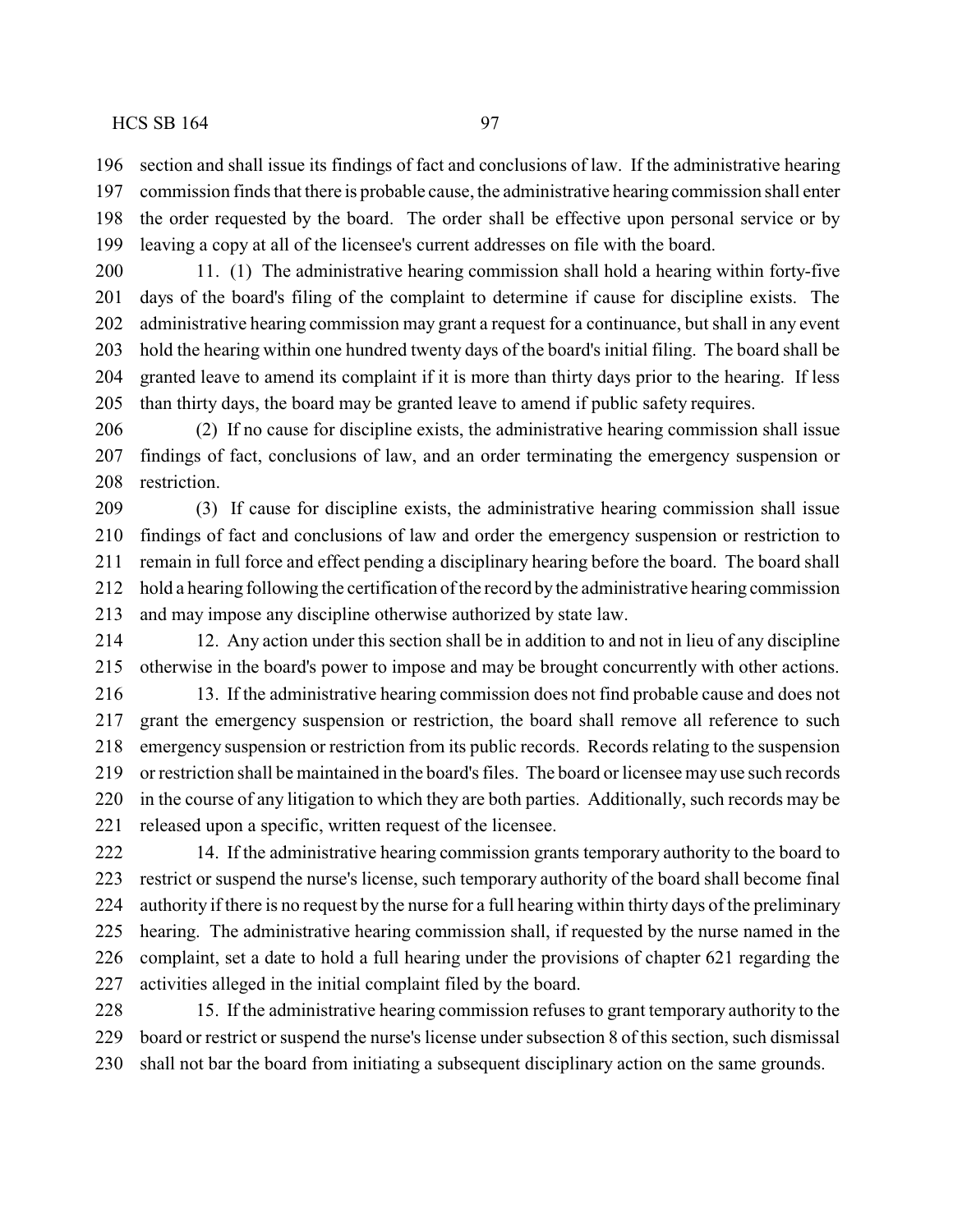section and shall issue its findings of fact and conclusions of law. If the administrative hearing commission finds that there is probable cause, the administrative hearing commission shall enter the order requested by the board. The order shall be effective upon personal service or by leaving a copy at all of the licensee's current addresses on file with the board.

11. (1) The administrative hearing commission shall hold a hearing within forty-five days of the board's filing of the complaint to determine if cause for discipline exists. The administrative hearing commission may grant a request for a continuance, but shall in any event hold the hearing within one hundred twenty days of the board's initial filing. The board shall be granted leave to amend its complaint if it is more than thirty days prior to the hearing. If less than thirty days, the board may be granted leave to amend if public safety requires.

(2) If no cause for discipline exists, the administrative hearing commission shall issue findings of fact, conclusions of law, and an order terminating the emergency suspension or restriction.

(3) If cause for discipline exists, the administrative hearing commission shall issue findings of fact and conclusions of law and order the emergency suspension or restriction to remain in full force and effect pending a disciplinary hearing before the board. The board shall hold a hearing following the certification of the record by the administrative hearing commission and may impose any discipline otherwise authorized by state law.

12. Any action under this section shall be in addition to and not in lieu of any discipline otherwise in the board's power to impose and may be brought concurrently with other actions.

13. If the administrative hearing commission does not find probable cause and does not grant the emergency suspension or restriction, the board shall remove all reference to such emergency suspension or restriction from its public records. Records relating to the suspension or restriction shall be maintained in the board's files. The board or licensee may use such records in the course of any litigation to which they are both parties. Additionally, such records may be released upon a specific, written request of the licensee.

14. If the administrative hearing commission grants temporary authority to the board to restrict or suspend the nurse's license, such temporary authority of the board shall become final authority if there is no request by the nurse for a full hearing within thirty days of the preliminary hearing. The administrative hearing commission shall, if requested by the nurse named in the complaint, set a date to hold a full hearing under the provisions of chapter 621 regarding the activities alleged in the initial complaint filed by the board.

15. If the administrative hearing commission refuses to grant temporary authority to the board or restrict or suspend the nurse's license under subsection 8 of this section, such dismissal shall not bar the board from initiating a subsequent disciplinary action on the same grounds.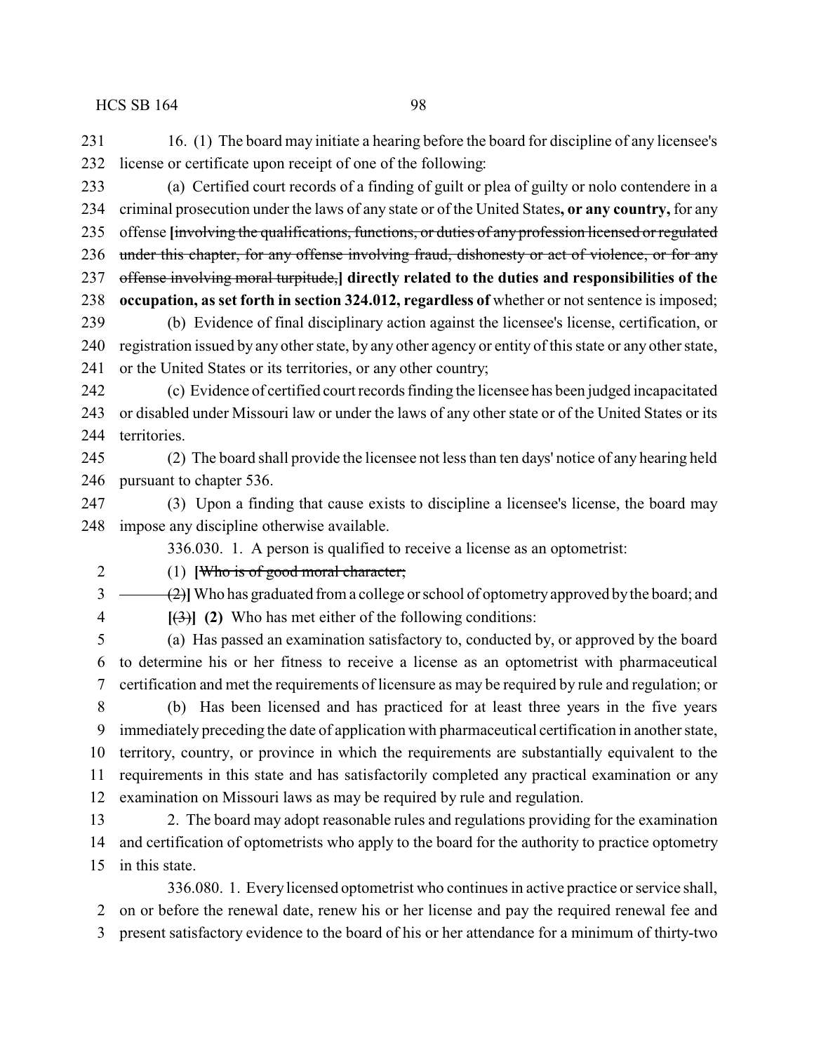16. (1) The board may initiate a hearing before the board for discipline of any licensee's license or certificate upon receipt of one of the following:

(a) Certified court records of a finding of guilt or plea of guilty or nolo contendere in a criminal prosecution under the laws of any state or of the United States**, or any country,** for any offense **[**~~involving the qualifications, functions, or duties of any profession licensed or regulated under this chapter, for any offense involving fraud, dishonesty or act of violence, or for any offense involving moral turpitude,~~**] directly related to the duties and responsibilities of the occupation, as set forth in section 324.012, regardless of** whether or not sentence is imposed;

(b) Evidence of final disciplinary action against the licensee's license, certification, or registration issued by any other state, by any other agency or entity of this state or any other state, or the United States or its territories, or any other country;

(c) Evidence of certified court records finding the licensee has been judged incapacitated or disabled under Missouri law or under the laws of any other state or of the United States or its territories.

(2) The board shall provide the licensee not less than ten days' notice of any hearing held pursuant to chapter 536.

(3) Upon a finding that cause exists to discipline a licensee's license, the board may impose any discipline otherwise available.

336.030. 1. A person is qualified to receive a license as an optometrist:

(1) **[**~~Who is of good moral character;~~

~~(2)~~**]** Who has graduated from a college or school of optometry approved by the board; and

**[**~~(3)~~**] (2)** Who has met either of the following conditions:

(a) Has passed an examination satisfactory to, conducted by, or approved by the board to determine his or her fitness to receive a license as an optometrist with pharmaceutical certification and met the requirements of licensure as may be required by rule and regulation; or

(b) Has been licensed and has practiced for at least three years in the five years immediately preceding the date of application with pharmaceutical certification in another state, territory, country, or province in which the requirements are substantially equivalent to the requirements in this state and has satisfactorily completed any practical examination or any examination on Missouri laws as may be required by rule and regulation.

2. The board may adopt reasonable rules and regulations providing for the examination and certification of optometrists who apply to the board for the authority to practice optometry in this state.

336.080. 1. Every licensed optometrist who continues in active practice or service shall, on or before the renewal date, renew his or her license and pay the required renewal fee and present satisfactory evidence to the board of his or her attendance for a minimum of thirty-two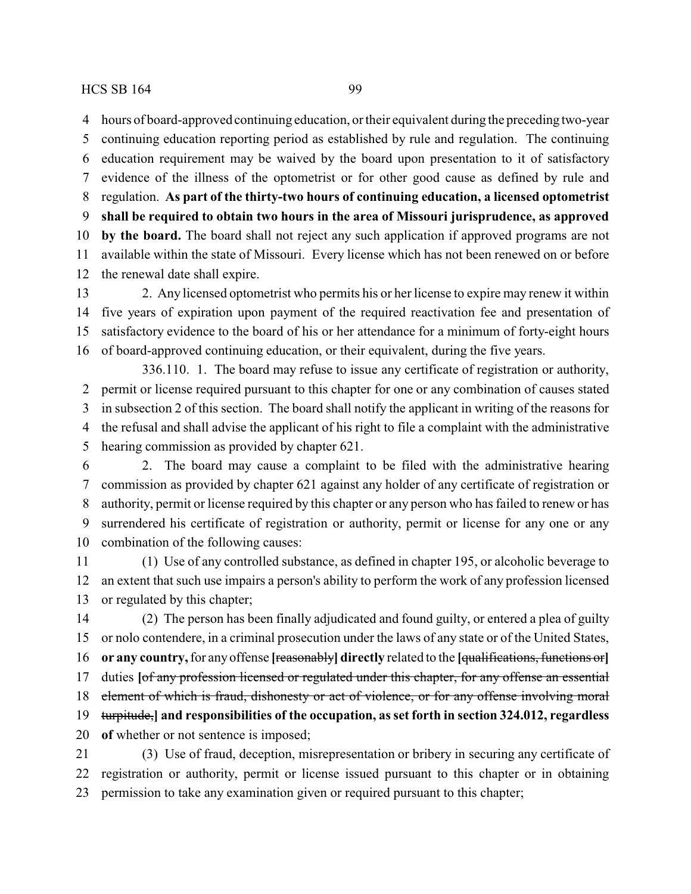hours of board-approved continuing education, or their equivalent during the preceding two-year continuing education reporting period as established by rule and regulation. The continuing education requirement may be waived by the board upon presentation to it of satisfactory evidence of the illness of the optometrist or for other good cause as defined by rule and regulation. **As part of the thirty-two hours of continuing education, a licensed optometrist shall be required to obtain two hours in the area of Missouri jurisprudence, as approved by the board.** The board shall not reject any such application if approved programs are not available within the state of Missouri. Every license which has not been renewed on or before the renewal date shall expire.

2. Any licensed optometrist who permits his or her license to expire may renew it within five years of expiration upon payment of the required reactivation fee and presentation of satisfactory evidence to the board of his or her attendance for a minimum of forty-eight hours of board-approved continuing education, or their equivalent, during the five years.

336.110. 1. The board may refuse to issue any certificate of registration or authority, permit or license required pursuant to this chapter for one or any combination of causes stated in subsection 2 of this section. The board shall notify the applicant in writing of the reasons for the refusal and shall advise the applicant of his right to file a complaint with the administrative hearing commission as provided by chapter 621.

2. The board may cause a complaint to be filed with the administrative hearing commission as provided by chapter 621 against any holder of any certificate of registration or authority, permit or license required by this chapter or any person who has failed to renew or has surrendered his certificate of registration or authority, permit or license for any one or any combination of the following causes:

(1) Use of any controlled substance, as defined in chapter 195, or alcoholic beverage to an extent that such use impairs a person's ability to perform the work of any profession licensed or regulated by this chapter;

(2) The person has been finally adjudicated and found guilty, or entered a plea of guilty or nolo contendere, in a criminal prosecution under the laws of any state or of the United States, **or any country,** for any offense **[**~~reasonably~~**] directly** related to the **[**~~qualifications, functions or~~**]** duties **[**~~of any profession licensed or regulated under this chapter, for any offense an essential element of which is fraud, dishonesty or act of violence, or for any offense involving moral turpitude,~~**] and responsibilities of the occupation, as set forth in section 324.012, regardless of** whether or not sentence is imposed;

(3) Use of fraud, deception, misrepresentation or bribery in securing any certificate of registration or authority, permit or license issued pursuant to this chapter or in obtaining permission to take any examination given or required pursuant to this chapter;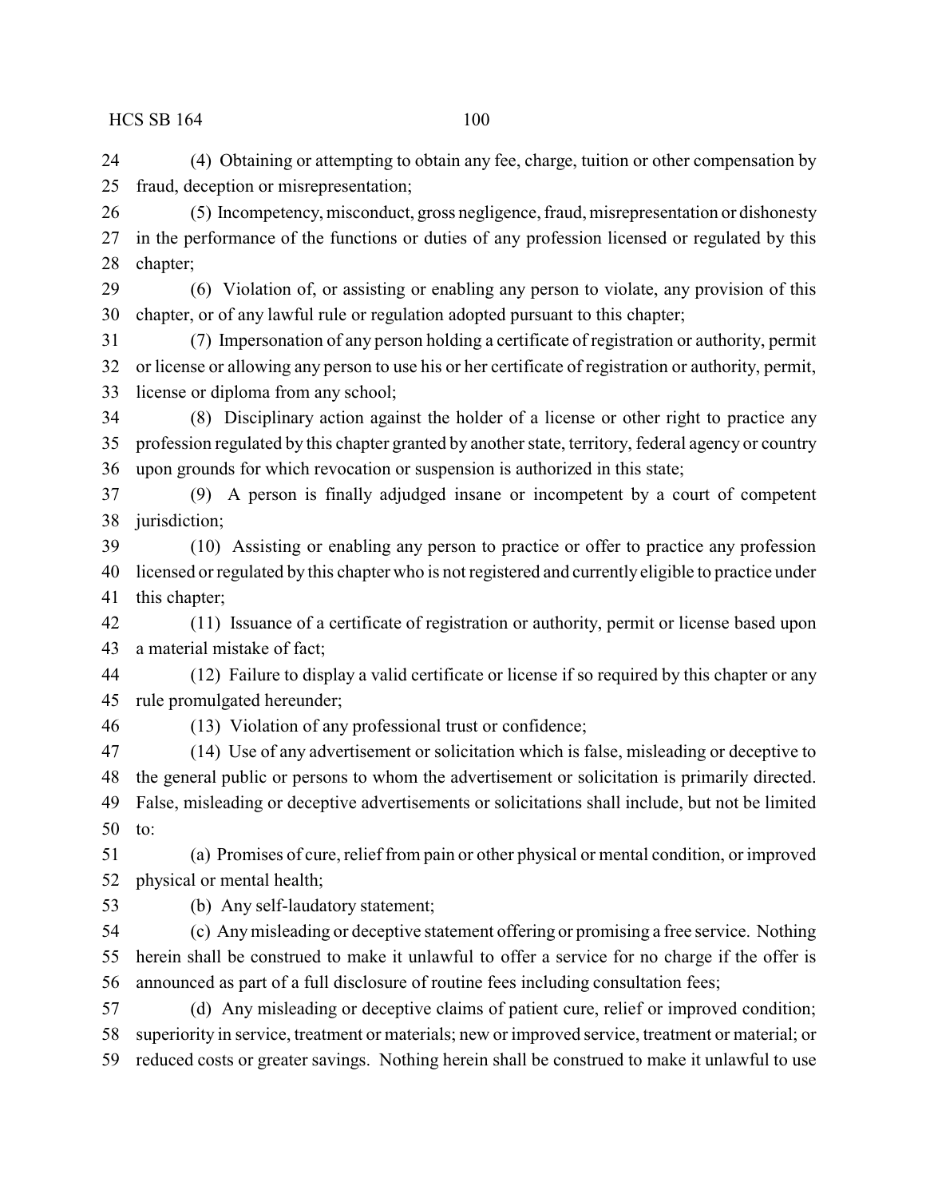(4) Obtaining or attempting to obtain any fee, charge, tuition or other compensation by fraud, deception or misrepresentation;

(5) Incompetency, misconduct, gross negligence, fraud, misrepresentation or dishonesty in the performance of the functions or duties of any profession licensed or regulated by this chapter;

(6) Violation of, or assisting or enabling any person to violate, any provision of this chapter, or of any lawful rule or regulation adopted pursuant to this chapter;

(7) Impersonation of any person holding a certificate of registration or authority, permit or license or allowing any person to use his or her certificate of registration or authority, permit, license or diploma from any school;

(8) Disciplinary action against the holder of a license or other right to practice any profession regulated by this chapter granted by another state, territory, federal agency or country upon grounds for which revocation or suspension is authorized in this state;

(9) A person is finally adjudged insane or incompetent by a court of competent jurisdiction;

(10) Assisting or enabling any person to practice or offer to practice any profession licensed or regulated by this chapter who is not registered and currently eligible to practice under this chapter;

(11) Issuance of a certificate of registration or authority, permit or license based upon a material mistake of fact;

(12) Failure to display a valid certificate or license if so required by this chapter or any rule promulgated hereunder;

(13) Violation of any professional trust or confidence;

(14) Use of any advertisement or solicitation which is false, misleading or deceptive to the general public or persons to whom the advertisement or solicitation is primarily directed. False, misleading or deceptive advertisements or solicitations shall include, but not be limited to:

(a) Promises of cure, relief from pain or other physical or mental condition, or improved physical or mental health;

(b) Any self-laudatory statement;

(c) Any misleading or deceptive statement offering or promising a free service. Nothing herein shall be construed to make it unlawful to offer a service for no charge if the offer is announced as part of a full disclosure of routine fees including consultation fees;

(d) Any misleading or deceptive claims of patient cure, relief or improved condition; superiority in service, treatment or materials; new or improved service, treatment or material; or reduced costs or greater savings. Nothing herein shall be construed to make it unlawful to use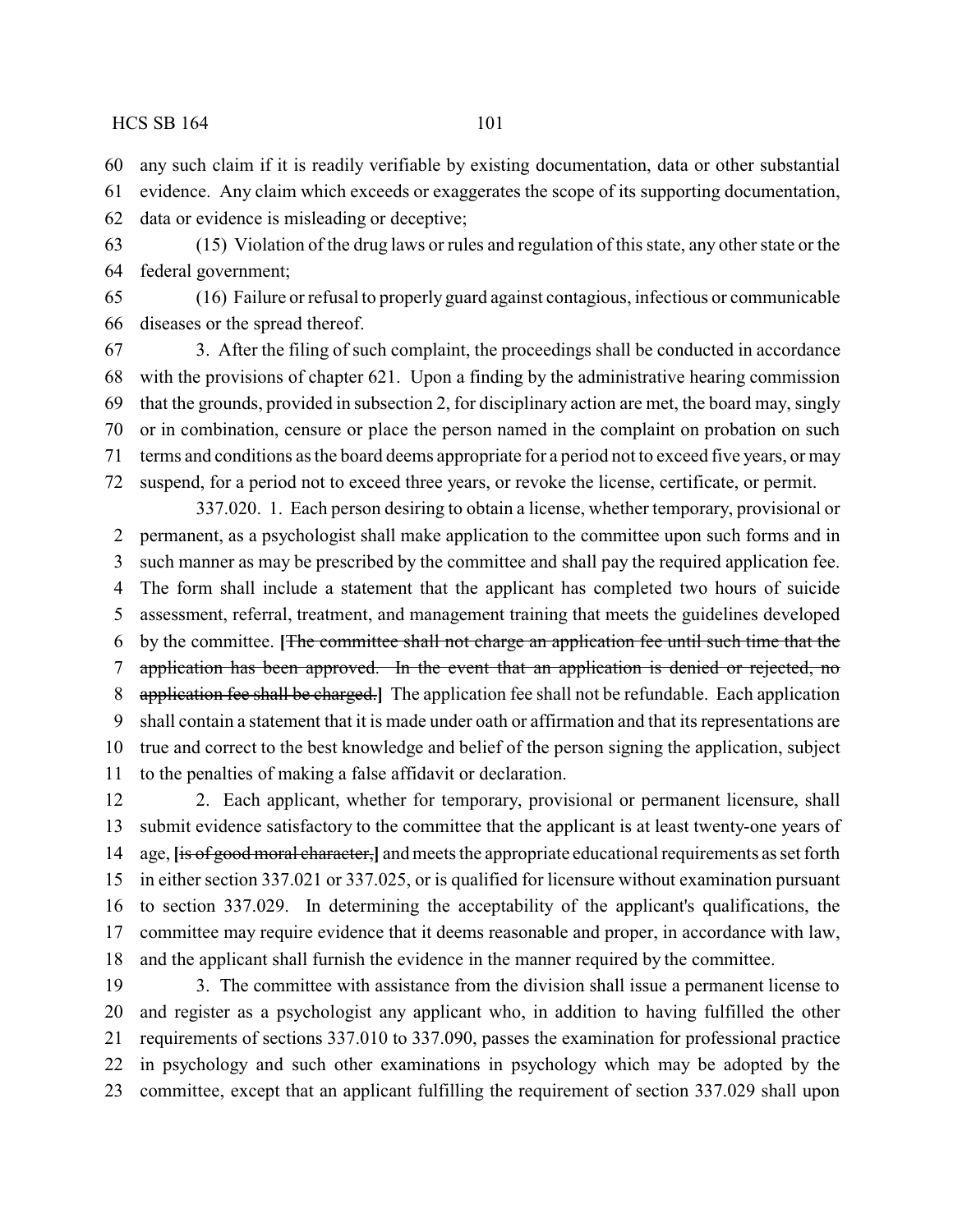any such claim if it is readily verifiable by existing documentation, data or other substantial evidence. Any claim which exceeds or exaggerates the scope of its supporting documentation, data or evidence is misleading or deceptive;

(15) Violation of the drug laws or rules and regulation of this state, any other state or the federal government;

(16) Failure or refusal to properly guard against contagious, infectious or communicable diseases or the spread thereof.

3. After the filing of such complaint, the proceedings shall be conducted in accordance with the provisions of chapter 621. Upon a finding by the administrative hearing commission that the grounds, provided in subsection 2, for disciplinary action are met, the board may, singly or in combination, censure or place the person named in the complaint on probation on such terms and conditions as the board deems appropriate for a period not to exceed five years, or may suspend, for a period not to exceed three years, or revoke the license, certificate, or permit.

337.020. 1. Each person desiring to obtain a license, whether temporary, provisional or permanent, as a psychologist shall make application to the committee upon such forms and in such manner as may be prescribed by the committee and shall pay the required application fee. The form shall include a statement that the applicant has completed two hours of suicide assessment, referral, treatment, and management training that meets the guidelines developed by the committee. **[**~~The committee shall not charge an application fee until such time that the application has been approved. In the event that an application is denied or rejected, no application fee shall be charged.~~**]** The application fee shall not be refundable. Each application shall contain a statement that it is made under oath or affirmation and that its representations are true and correct to the best knowledge and belief of the person signing the application, subject to the penalties of making a false affidavit or declaration.

2. Each applicant, whether for temporary, provisional or permanent licensure, shall submit evidence satisfactory to the committee that the applicant is at least twenty-one years of age, **[**~~is of good moral character,~~**]** and meets the appropriate educational requirements as set forth in either section 337.021 or 337.025, or is qualified for licensure without examination pursuant to section 337.029. In determining the acceptability of the applicant's qualifications, the committee may require evidence that it deems reasonable and proper, in accordance with law, and the applicant shall furnish the evidence in the manner required by the committee.

3. The committee with assistance from the division shall issue a permanent license to and register as a psychologist any applicant who, in addition to having fulfilled the other requirements of sections 337.010 to 337.090, passes the examination for professional practice in psychology and such other examinations in psychology which may be adopted by the committee, except that an applicant fulfilling the requirement of section 337.029 shall upon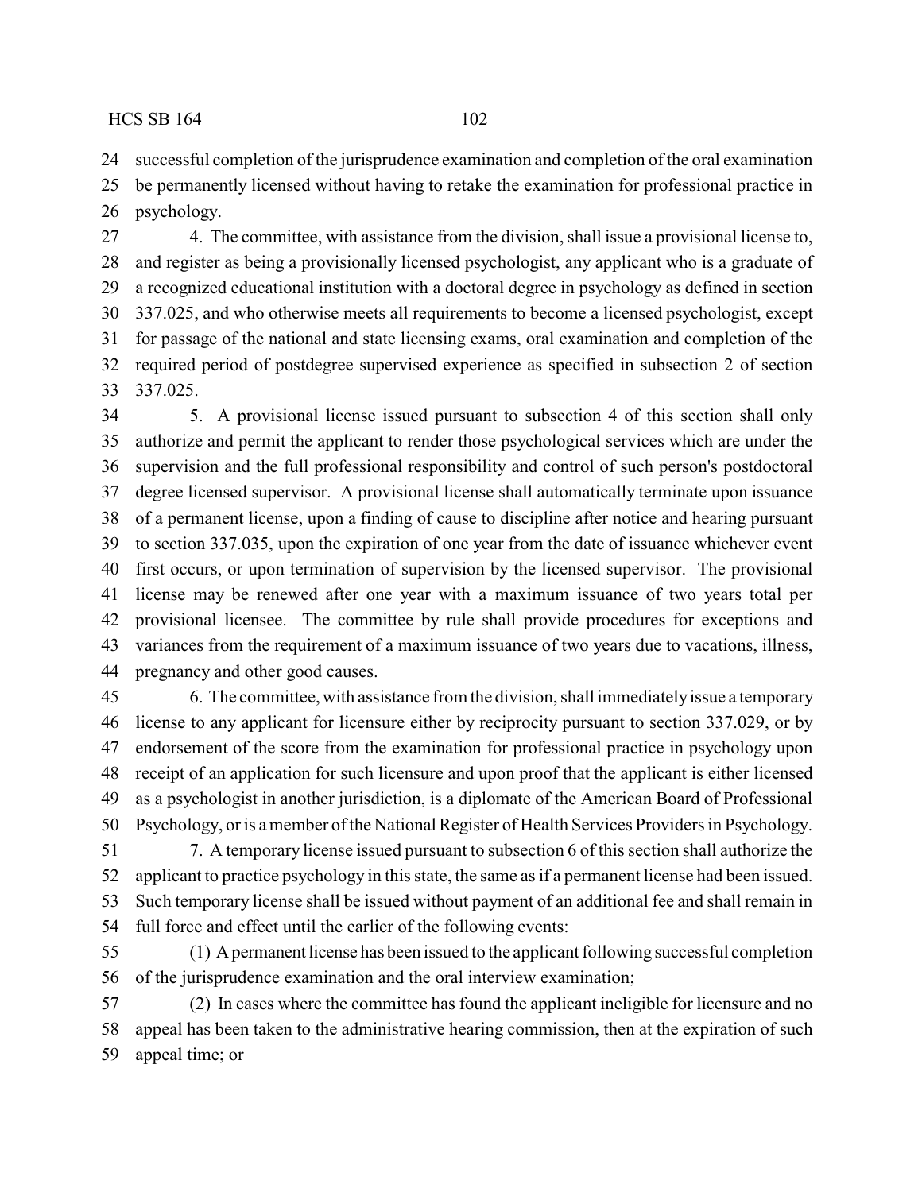successful completion of the jurisprudence examination and completion of the oral examination be permanently licensed without having to retake the examination for professional practice in psychology.

4. The committee, with assistance from the division, shall issue a provisional license to, and register as being a provisionally licensed psychologist, any applicant who is a graduate of a recognized educational institution with a doctoral degree in psychology as defined in section 337.025, and who otherwise meets all requirements to become a licensed psychologist, except for passage of the national and state licensing exams, oral examination and completion of the required period of postdegree supervised experience as specified in subsection 2 of section 337.025.

5. A provisional license issued pursuant to subsection 4 of this section shall only authorize and permit the applicant to render those psychological services which are under the supervision and the full professional responsibility and control of such person's postdoctoral degree licensed supervisor. A provisional license shall automatically terminate upon issuance of a permanent license, upon a finding of cause to discipline after notice and hearing pursuant to section 337.035, upon the expiration of one year from the date of issuance whichever event first occurs, or upon termination of supervision by the licensed supervisor. The provisional license may be renewed after one year with a maximum issuance of two years total per provisional licensee. The committee by rule shall provide procedures for exceptions and variances from the requirement of a maximum issuance of two years due to vacations, illness, pregnancy and other good causes.

6. The committee, with assistance from the division, shall immediately issue a temporary license to any applicant for licensure either by reciprocity pursuant to section 337.029, or by endorsement of the score from the examination for professional practice in psychology upon receipt of an application for such licensure and upon proof that the applicant is either licensed as a psychologist in another jurisdiction, is a diplomate of the American Board of Professional Psychology, or is a member of the National Register of Health Services Providers in Psychology.

7. A temporary license issued pursuant to subsection 6 of this section shall authorize the applicant to practice psychology in this state, the same as if a permanent license had been issued. Such temporary license shall be issued without payment of an additional fee and shall remain in full force and effect until the earlier of the following events:

(1) A permanent license has been issued to the applicant following successful completion of the jurisprudence examination and the oral interview examination;

(2) In cases where the committee has found the applicant ineligible for licensure and no appeal has been taken to the administrative hearing commission, then at the expiration of such appeal time; or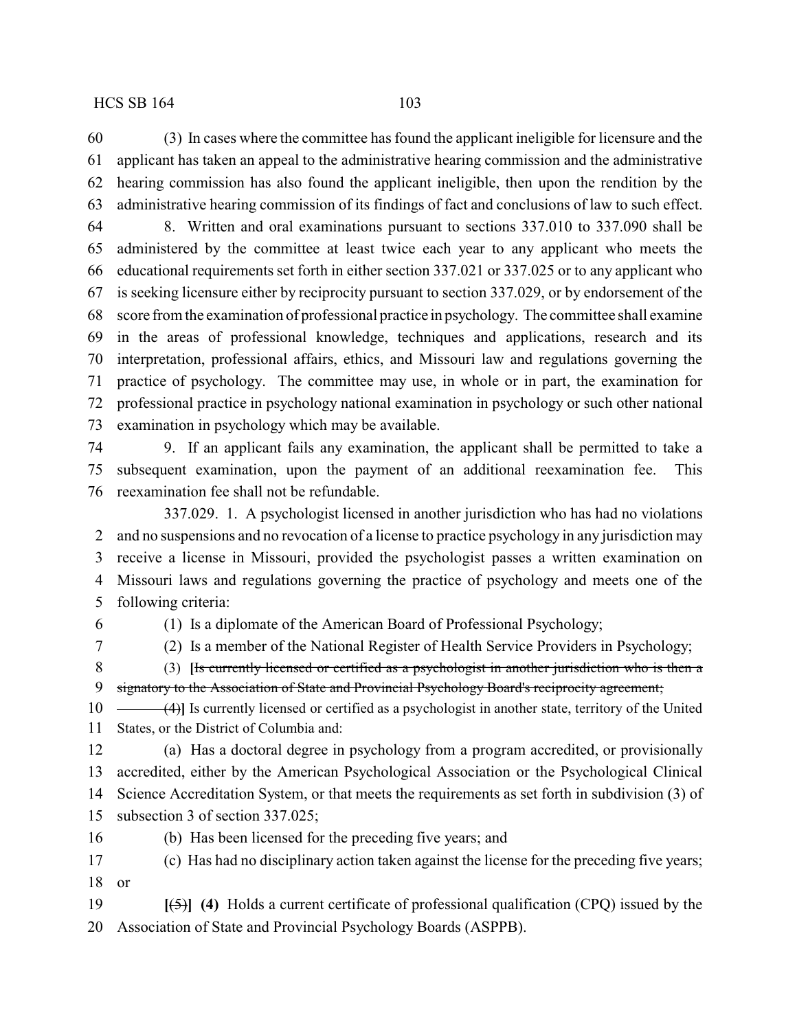(3) In cases where the committee has found the applicant ineligible for licensure and the applicant has taken an appeal to the administrative hearing commission and the administrative hearing commission has also found the applicant ineligible, then upon the rendition by the administrative hearing commission of its findings of fact and conclusions of law to such effect.

8. Written and oral examinations pursuant to sections 337.010 to 337.090 shall be administered by the committee at least twice each year to any applicant who meets the educational requirements set forth in either section 337.021 or 337.025 or to any applicant who is seeking licensure either by reciprocity pursuant to section 337.029, or by endorsement of the score from the examination of professional practice in psychology. The committee shall examine in the areas of professional knowledge, techniques and applications, research and its interpretation, professional affairs, ethics, and Missouri law and regulations governing the practice of psychology. The committee may use, in whole or in part, the examination for professional practice in psychology national examination in psychology or such other national examination in psychology which may be available.

9. If an applicant fails any examination, the applicant shall be permitted to take a subsequent examination, upon the payment of an additional reexamination fee. This reexamination fee shall not be refundable.

337.029. 1. A psychologist licensed in another jurisdiction who has had no violations and no suspensions and no revocation of a license to practice psychology in any jurisdiction may receive a license in Missouri, provided the psychologist passes a written examination on Missouri laws and regulations governing the practice of psychology and meets one of the following criteria:

(1) Is a diplomate of the American Board of Professional Psychology;

(2) Is a member of the National Register of Health Service Providers in Psychology;

(3) [~~Is currently licensed or certified as a psychologist in another jurisdiction who is then a signatory to the Association of State and Provincial Psychology Board's reciprocity agreement;~~

~~(4)~~] Is currently licensed or certified as a psychologist in another state, territory of the United States, or the District of Columbia and:

(a) Has a doctoral degree in psychology from a program accredited, or provisionally accredited, either by the American Psychological Association or the Psychological Clinical Science Accreditation System, or that meets the requirements as set forth in subdivision (3) of subsection 3 of section 337.025;

(b) Has been licensed for the preceding five years; and

(c) Has had no disciplinary action taken against the license for the preceding five years; or

[~~(5)~~] **(4)** Holds a current certificate of professional qualification (CPQ) issued by the Association of State and Provincial Psychology Boards (ASPPB).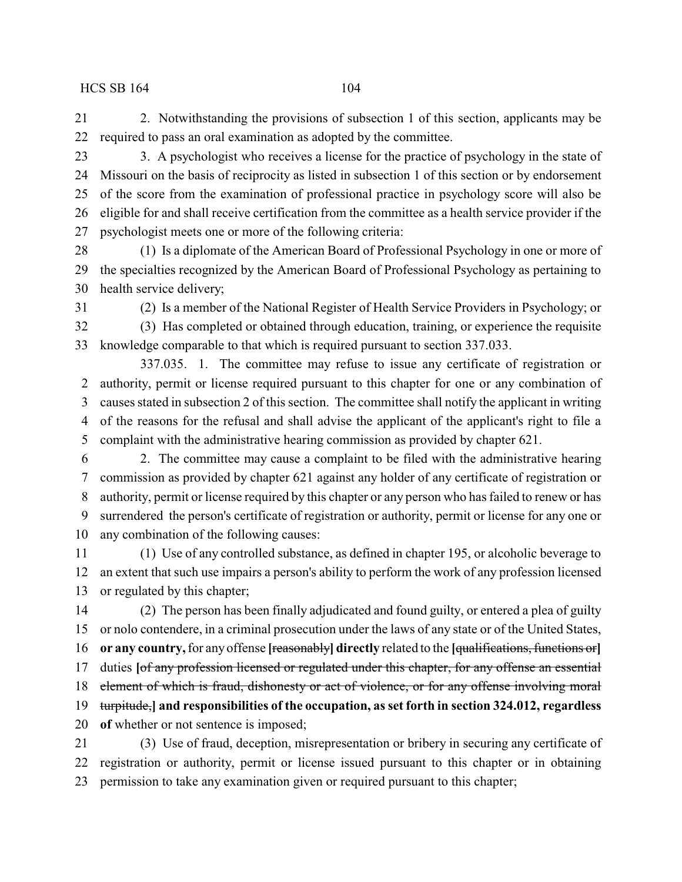2. Notwithstanding the provisions of subsection 1 of this section, applicants may be required to pass an oral examination as adopted by the committee.

3. A psychologist who receives a license for the practice of psychology in the state of Missouri on the basis of reciprocity as listed in subsection 1 of this section or by endorsement of the score from the examination of professional practice in psychology score will also be eligible for and shall receive certification from the committee as a health service provider if the psychologist meets one or more of the following criteria:

(1) Is a diplomate of the American Board of Professional Psychology in one or more of the specialties recognized by the American Board of Professional Psychology as pertaining to health service delivery;

(2) Is a member of the National Register of Health Service Providers in Psychology; or

(3) Has completed or obtained through education, training, or experience the requisite knowledge comparable to that which is required pursuant to section 337.033.

337.035. 1. The committee may refuse to issue any certificate of registration or authority, permit or license required pursuant to this chapter for one or any combination of causes stated in subsection 2 of this section. The committee shall notify the applicant in writing of the reasons for the refusal and shall advise the applicant of the applicant's right to file a complaint with the administrative hearing commission as provided by chapter 621.

2. The committee may cause a complaint to be filed with the administrative hearing commission as provided by chapter 621 against any holder of any certificate of registration or authority, permit or license required by this chapter or any person who has failed to renew or has surrendered the person's certificate of registration or authority, permit or license for any one or any combination of the following causes:

(1) Use of any controlled substance, as defined in chapter 195, or alcoholic beverage to an extent that such use impairs a person's ability to perform the work of any profession licensed or regulated by this chapter;

(2) The person has been finally adjudicated and found guilty, or entered a plea of guilty or nolo contendere, in a criminal prosecution under the laws of any state or of the United States, **or any country,** for any offense **[**~~reasonably~~**] directly** related to the **[**~~qualifications, functions or~~**]** duties **[**~~of any profession licensed or regulated under this chapter, for any offense an essential element of which is fraud, dishonesty or act of violence, or for any offense involving moral turpitude,~~**] and responsibilities of the occupation, as set forth in section 324.012, regardless of** whether or not sentence is imposed;

(3) Use of fraud, deception, misrepresentation or bribery in securing any certificate of registration or authority, permit or license issued pursuant to this chapter or in obtaining permission to take any examination given or required pursuant to this chapter;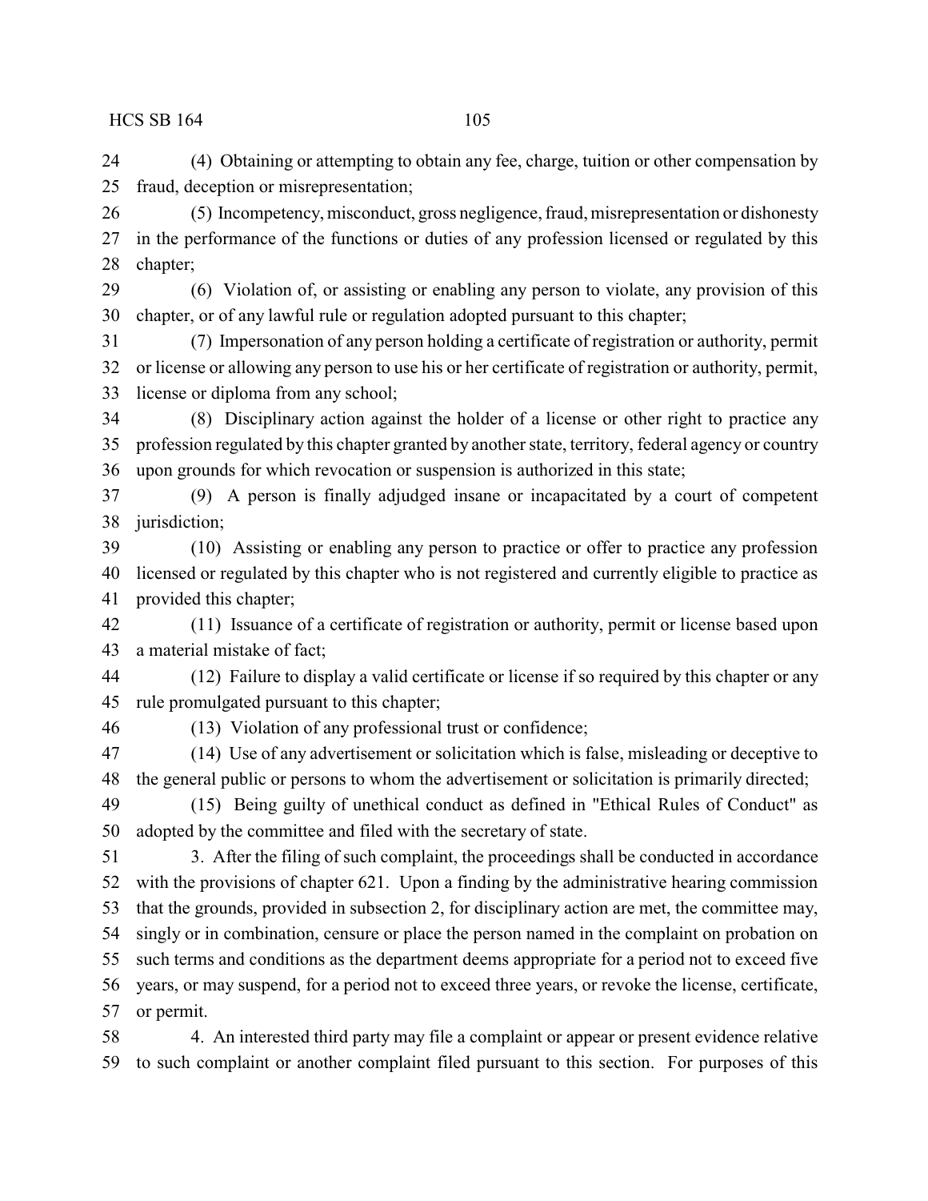(4) Obtaining or attempting to obtain any fee, charge, tuition or other compensation by fraud, deception or misrepresentation;

(5) Incompetency, misconduct, gross negligence, fraud, misrepresentation or dishonesty in the performance of the functions or duties of any profession licensed or regulated by this chapter;

(6) Violation of, or assisting or enabling any person to violate, any provision of this chapter, or of any lawful rule or regulation adopted pursuant to this chapter;

(7) Impersonation of any person holding a certificate of registration or authority, permit or license or allowing any person to use his or her certificate of registration or authority, permit, license or diploma from any school;

(8) Disciplinary action against the holder of a license or other right to practice any profession regulated by this chapter granted by another state, territory, federal agency or country upon grounds for which revocation or suspension is authorized in this state;

(9) A person is finally adjudged insane or incapacitated by a court of competent jurisdiction;

(10) Assisting or enabling any person to practice or offer to practice any profession licensed or regulated by this chapter who is not registered and currently eligible to practice as provided this chapter;

(11) Issuance of a certificate of registration or authority, permit or license based upon a material mistake of fact;

(12) Failure to display a valid certificate or license if so required by this chapter or any rule promulgated pursuant to this chapter;

(13) Violation of any professional trust or confidence;

(14) Use of any advertisement or solicitation which is false, misleading or deceptive to the general public or persons to whom the advertisement or solicitation is primarily directed;

(15) Being guilty of unethical conduct as defined in "Ethical Rules of Conduct" as adopted by the committee and filed with the secretary of state.

3. After the filing of such complaint, the proceedings shall be conducted in accordance with the provisions of chapter 621. Upon a finding by the administrative hearing commission that the grounds, provided in subsection 2, for disciplinary action are met, the committee may, singly or in combination, censure or place the person named in the complaint on probation on such terms and conditions as the department deems appropriate for a period not to exceed five years, or may suspend, for a period not to exceed three years, or revoke the license, certificate, or permit.

4. An interested third party may file a complaint or appear or present evidence relative to such complaint or another complaint filed pursuant to this section. For purposes of this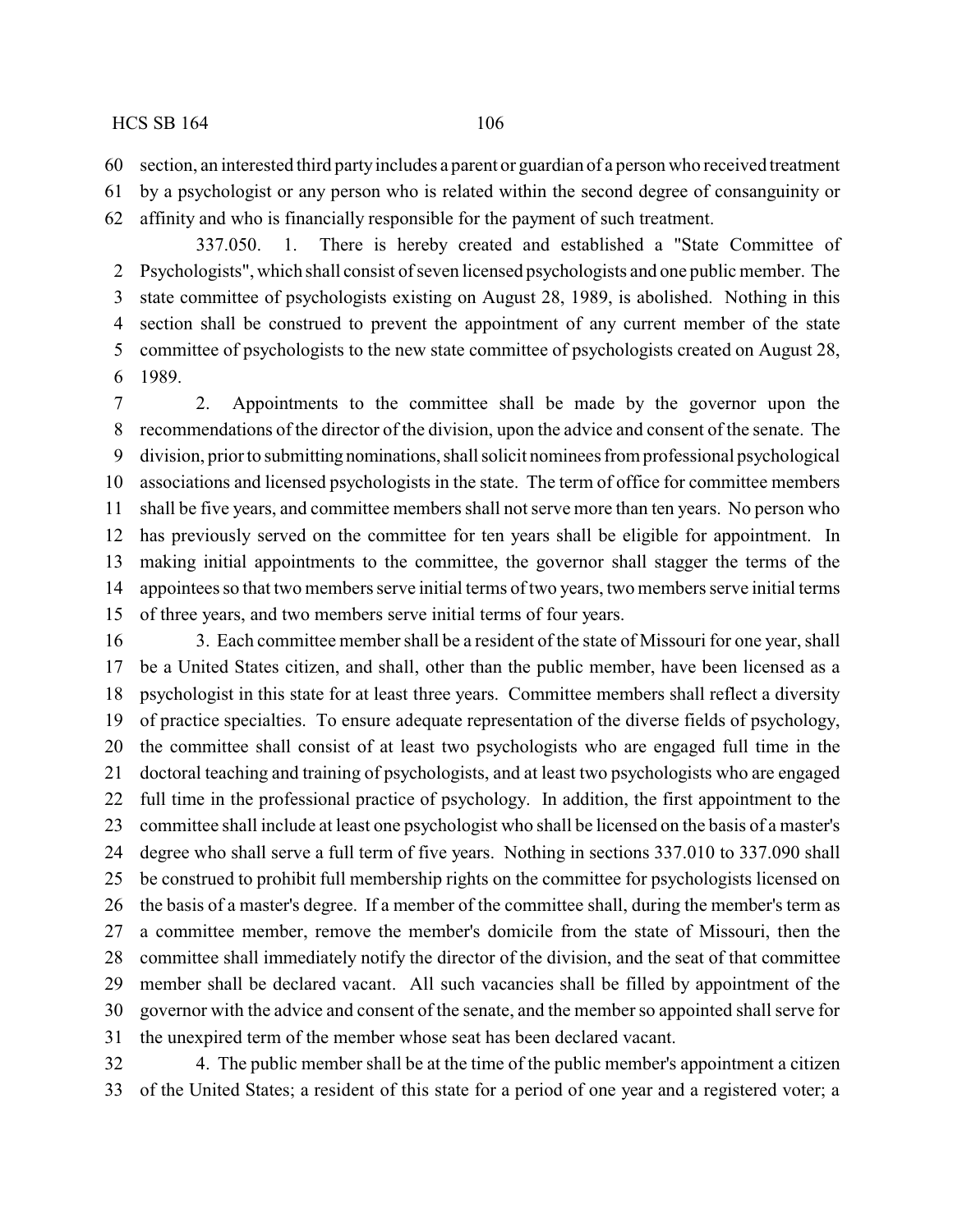section, an interested third party includes a parent or guardian of a person who received treatment by a psychologist or any person who is related within the second degree of consanguinity or affinity and who is financially responsible for the payment of such treatment.

337.050. 1. There is hereby created and established a "State Committee of Psychologists", which shall consist of seven licensed psychologists and one public member. The state committee of psychologists existing on August 28, 1989, is abolished. Nothing in this section shall be construed to prevent the appointment of any current member of the state committee of psychologists to the new state committee of psychologists created on August 28, 1989.

2. Appointments to the committee shall be made by the governor upon the recommendations of the director of the division, upon the advice and consent of the senate. The division, prior to submitting nominations, shall solicit nominees from professional psychological associations and licensed psychologists in the state. The term of office for committee members shall be five years, and committee members shall not serve more than ten years. No person who has previously served on the committee for ten years shall be eligible for appointment. In making initial appointments to the committee, the governor shall stagger the terms of the appointees so that two members serve initial terms of two years, two members serve initial terms of three years, and two members serve initial terms of four years.

3. Each committee member shall be a resident of the state of Missouri for one year, shall be a United States citizen, and shall, other than the public member, have been licensed as a psychologist in this state for at least three years. Committee members shall reflect a diversity of practice specialties. To ensure adequate representation of the diverse fields of psychology, the committee shall consist of at least two psychologists who are engaged full time in the doctoral teaching and training of psychologists, and at least two psychologists who are engaged full time in the professional practice of psychology. In addition, the first appointment to the committee shall include at least one psychologist who shall be licensed on the basis of a master's degree who shall serve a full term of five years. Nothing in sections 337.010 to 337.090 shall be construed to prohibit full membership rights on the committee for psychologists licensed on the basis of a master's degree. If a member of the committee shall, during the member's term as a committee member, remove the member's domicile from the state of Missouri, then the committee shall immediately notify the director of the division, and the seat of that committee member shall be declared vacant. All such vacancies shall be filled by appointment of the governor with the advice and consent of the senate, and the member so appointed shall serve for the unexpired term of the member whose seat has been declared vacant.

4. The public member shall be at the time of the public member's appointment a citizen of the United States; a resident of this state for a period of one year and a registered voter; a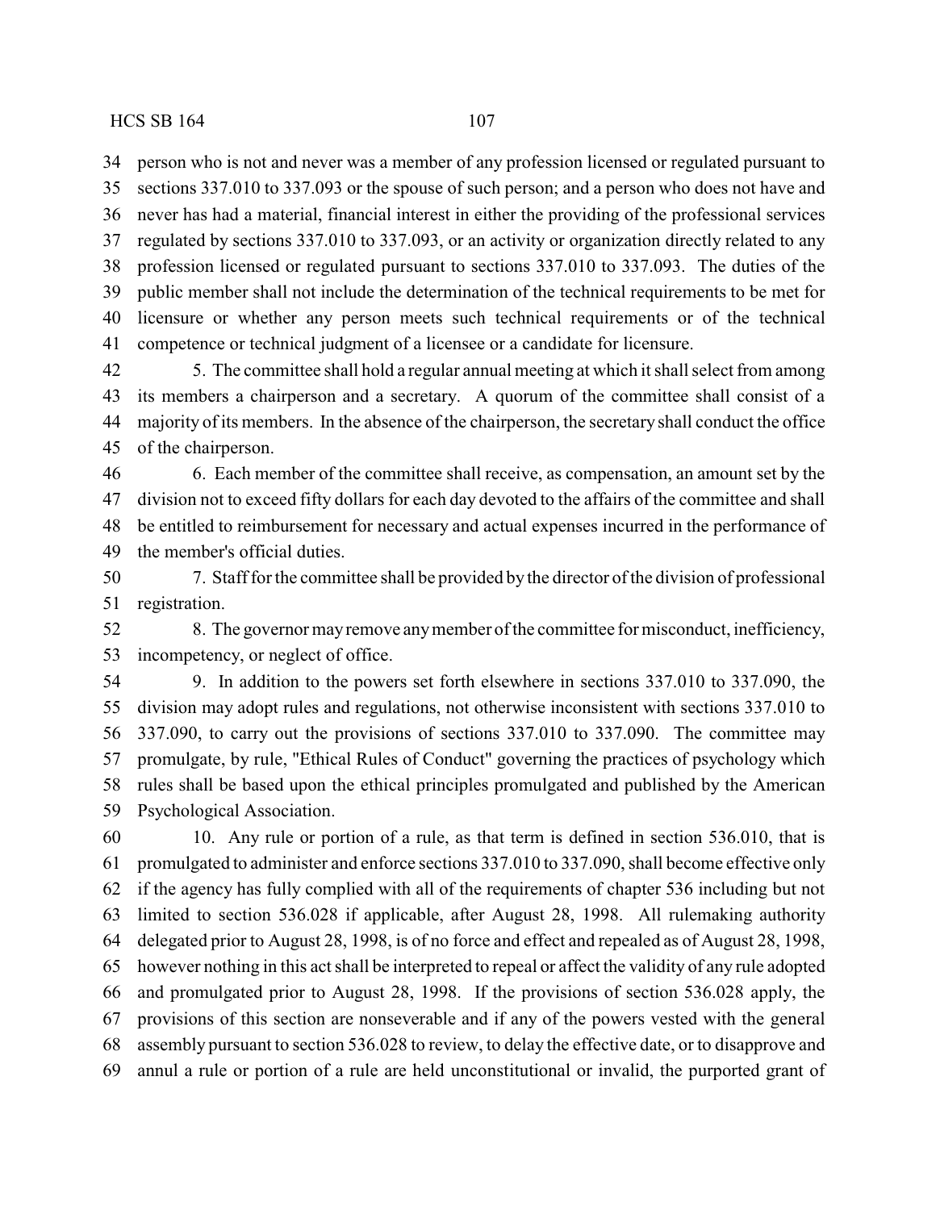person who is not and never was a member of any profession licensed or regulated pursuant to sections 337.010 to 337.093 or the spouse of such person; and a person who does not have and never has had a material, financial interest in either the providing of the professional services regulated by sections 337.010 to 337.093, or an activity or organization directly related to any profession licensed or regulated pursuant to sections 337.010 to 337.093. The duties of the public member shall not include the determination of the technical requirements to be met for licensure or whether any person meets such technical requirements or of the technical competence or technical judgment of a licensee or a candidate for licensure.

5. The committee shall hold a regular annual meeting at which it shall select from among its members a chairperson and a secretary. A quorum of the committee shall consist of a majority of its members. In the absence of the chairperson, the secretary shall conduct the office of the chairperson.

6. Each member of the committee shall receive, as compensation, an amount set by the division not to exceed fifty dollars for each day devoted to the affairs of the committee and shall be entitled to reimbursement for necessary and actual expenses incurred in the performance of the member's official duties.

7. Staff for the committee shall be provided by the director of the division of professional registration.

8. The governor may remove any member of the committee for misconduct, inefficiency, incompetency, or neglect of office.

9. In addition to the powers set forth elsewhere in sections 337.010 to 337.090, the division may adopt rules and regulations, not otherwise inconsistent with sections 337.010 to 337.090, to carry out the provisions of sections 337.010 to 337.090. The committee may promulgate, by rule, "Ethical Rules of Conduct" governing the practices of psychology which rules shall be based upon the ethical principles promulgated and published by the American Psychological Association.

10. Any rule or portion of a rule, as that term is defined in section 536.010, that is promulgated to administer and enforce sections 337.010 to 337.090, shall become effective only if the agency has fully complied with all of the requirements of chapter 536 including but not limited to section 536.028 if applicable, after August 28, 1998. All rulemaking authority delegated prior to August 28, 1998, is of no force and effect and repealed as of August 28, 1998, however nothing in this act shall be interpreted to repeal or affect the validity of any rule adopted and promulgated prior to August 28, 1998. If the provisions of section 536.028 apply, the provisions of this section are nonseverable and if any of the powers vested with the general assembly pursuant to section 536.028 to review, to delay the effective date, or to disapprove and annul a rule or portion of a rule are held unconstitutional or invalid, the purported grant of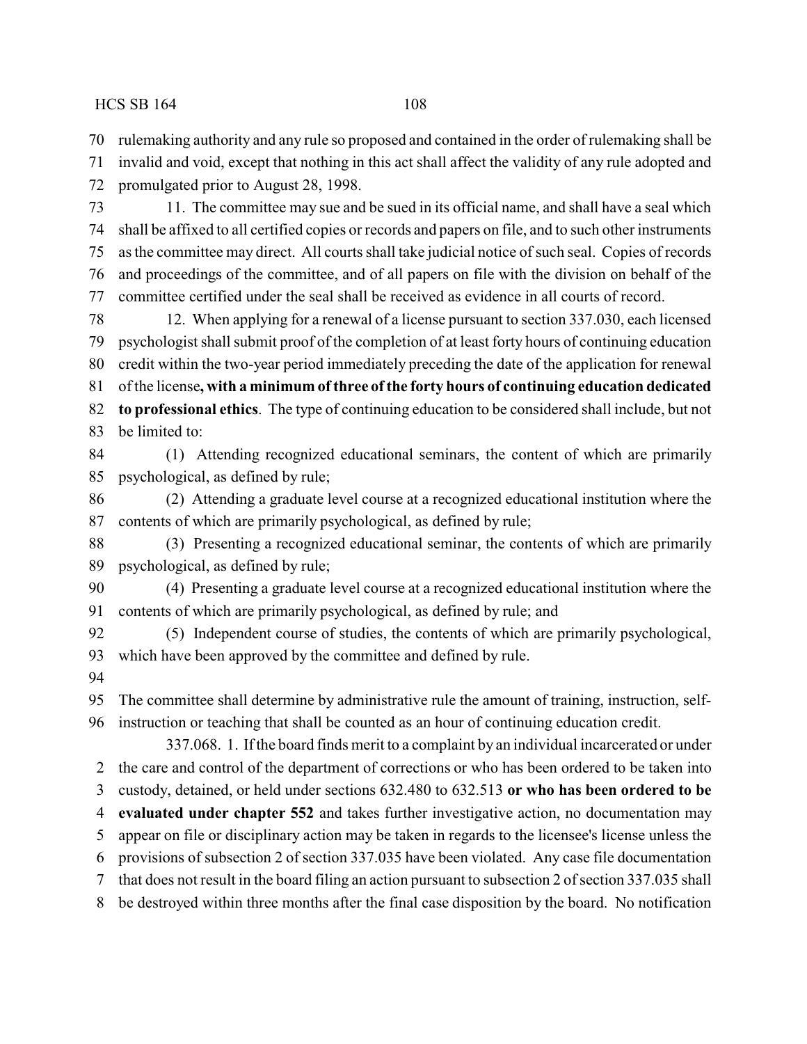rulemaking authority and any rule so proposed and contained in the order of rulemaking shall be invalid and void, except that nothing in this act shall affect the validity of any rule adopted and promulgated prior to August 28, 1998.

11. The committee may sue and be sued in its official name, and shall have a seal which shall be affixed to all certified copies or records and papers on file, and to such other instruments as the committee may direct. All courts shall take judicial notice of such seal. Copies of records and proceedings of the committee, and of all papers on file with the division on behalf of the committee certified under the seal shall be received as evidence in all courts of record.

12. When applying for a renewal of a license pursuant to section 337.030, each licensed psychologist shall submit proof of the completion of at least forty hours of continuing education credit within the two-year period immediately preceding the date of the application for renewal of the license**, with a minimum of three of the forty hours of continuing education dedicated to professional ethics**. The type of continuing education to be considered shall include, but not be limited to:

(1) Attending recognized educational seminars, the content of which are primarily psychological, as defined by rule;

(2) Attending a graduate level course at a recognized educational institution where the contents of which are primarily psychological, as defined by rule;

(3) Presenting a recognized educational seminar, the contents of which are primarily psychological, as defined by rule;

(4) Presenting a graduate level course at a recognized educational institution where the contents of which are primarily psychological, as defined by rule; and

(5) Independent course of studies, the contents of which are primarily psychological, which have been approved by the committee and defined by rule.

The committee shall determine by administrative rule the amount of training, instruction, self-instruction or teaching that shall be counted as an hour of continuing education credit.

337.068. 1. If the board finds merit to a complaint by an individual incarcerated or under the care and control of the department of corrections or who has been ordered to be taken into custody, detained, or held under sections 632.480 to 632.513 **or who has been ordered to be evaluated under chapter 552** and takes further investigative action, no documentation may appear on file or disciplinary action may be taken in regards to the licensee's license unless the provisions of subsection 2 of section 337.035 have been violated. Any case file documentation that does not result in the board filing an action pursuant to subsection 2 of section 337.035 shall be destroyed within three months after the final case disposition by the board. No notification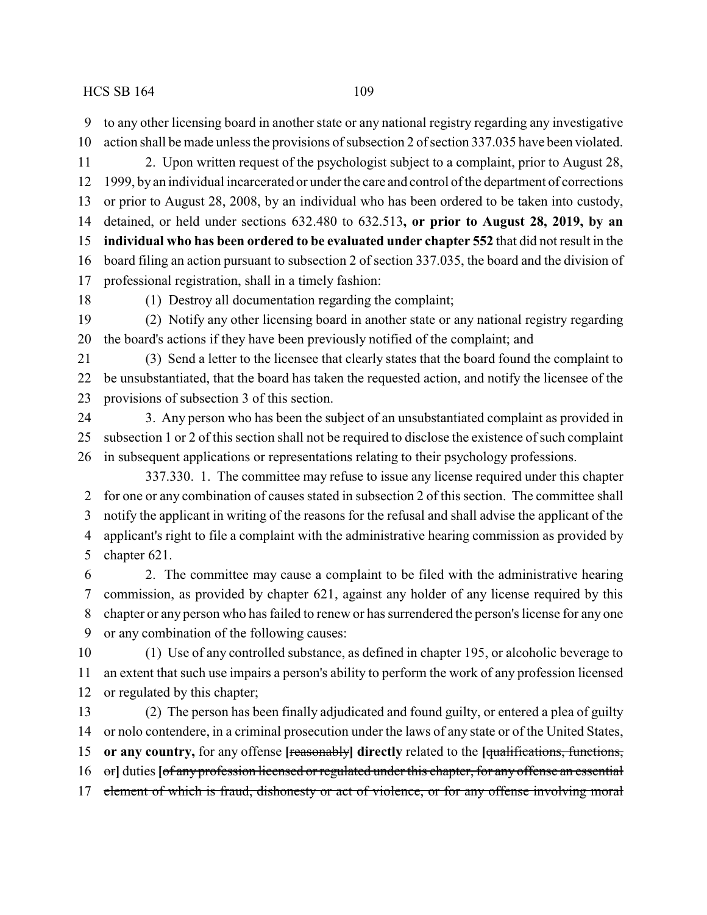to any other licensing board in another state or any national registry regarding any investigative action shall be made unless the provisions of subsection 2 of section 337.035 have been violated.

2. Upon written request of the psychologist subject to a complaint, prior to August 28, 1999, by an individual incarcerated or under the care and control of the department of corrections or prior to August 28, 2008, by an individual who has been ordered to be taken into custody, detained, or held under sections 632.480 to 632.513**, or prior to August 28, 2019, by an individual who has been ordered to be evaluated under chapter 552** that did not result in the board filing an action pursuant to subsection 2 of section 337.035, the board and the division of professional registration, shall in a timely fashion:

(1) Destroy all documentation regarding the complaint;

(2) Notify any other licensing board in another state or any national registry regarding the board's actions if they have been previously notified of the complaint; and

(3) Send a letter to the licensee that clearly states that the board found the complaint to be unsubstantiated, that the board has taken the requested action, and notify the licensee of the provisions of subsection 3 of this section.

3. Any person who has been the subject of an unsubstantiated complaint as provided in subsection 1 or 2 of this section shall not be required to disclose the existence of such complaint in subsequent applications or representations relating to their psychology professions.

337.330. 1. The committee may refuse to issue any license required under this chapter for one or any combination of causes stated in subsection 2 of this section. The committee shall notify the applicant in writing of the reasons for the refusal and shall advise the applicant of the applicant's right to file a complaint with the administrative hearing commission as provided by chapter 621.

2. The committee may cause a complaint to be filed with the administrative hearing commission, as provided by chapter 621, against any holder of any license required by this chapter or any person who has failed to renew or has surrendered the person's license for any one or any combination of the following causes:

(1) Use of any controlled substance, as defined in chapter 195, or alcoholic beverage to an extent that such use impairs a person's ability to perform the work of any profession licensed or regulated by this chapter;

(2) The person has been finally adjudicated and found guilty, or entered a plea of guilty or nolo contendere, in a criminal prosecution under the laws of any state or of the United States, **or any country,** for any offense **[**~~reasonably~~**] directly** related to the **[**~~qualifications, functions, or~~**]** duties **[**~~of any profession licensed or regulated under this chapter, for any offense an essential element of which is fraud, dishonesty or act of violence, or for any offense involving moral~~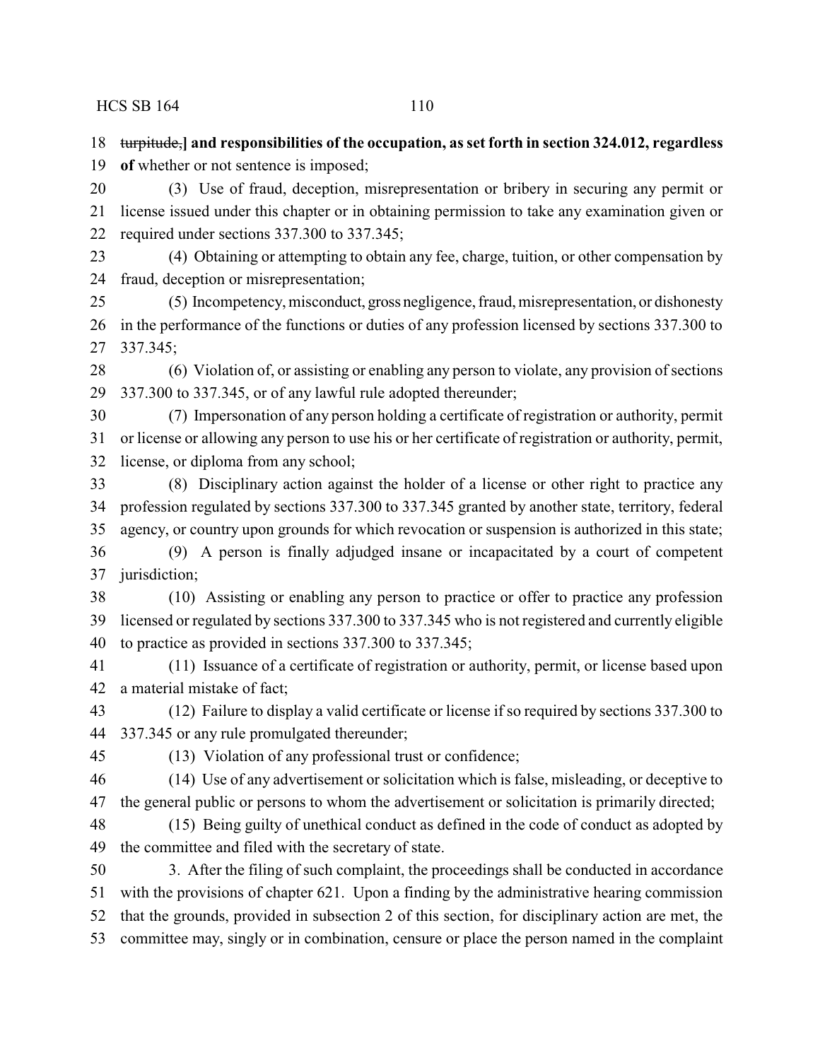~~turpitude,~~**] and responsibilities of the occupation, as set forth in section 324.012, regardless of** whether or not sentence is imposed;

(3) Use of fraud, deception, misrepresentation or bribery in securing any permit or license issued under this chapter or in obtaining permission to take any examination given or required under sections 337.300 to 337.345;

(4) Obtaining or attempting to obtain any fee, charge, tuition, or other compensation by fraud, deception or misrepresentation;

(5) Incompetency, misconduct, gross negligence, fraud, misrepresentation, or dishonesty in the performance of the functions or duties of any profession licensed by sections 337.300 to 337.345;

(6) Violation of, or assisting or enabling any person to violate, any provision of sections 337.300 to 337.345, or of any lawful rule adopted thereunder;

(7) Impersonation of any person holding a certificate of registration or authority, permit or license or allowing any person to use his or her certificate of registration or authority, permit, license, or diploma from any school;

(8) Disciplinary action against the holder of a license or other right to practice any profession regulated by sections 337.300 to 337.345 granted by another state, territory, federal agency, or country upon grounds for which revocation or suspension is authorized in this state;

(9) A person is finally adjudged insane or incapacitated by a court of competent jurisdiction;

(10) Assisting or enabling any person to practice or offer to practice any profession licensed or regulated by sections 337.300 to 337.345 who is not registered and currently eligible to practice as provided in sections 337.300 to 337.345;

(11) Issuance of a certificate of registration or authority, permit, or license based upon a material mistake of fact;

(12) Failure to display a valid certificate or license if so required by sections 337.300 to 337.345 or any rule promulgated thereunder;

(13) Violation of any professional trust or confidence;

(14) Use of any advertisement or solicitation which is false, misleading, or deceptive to the general public or persons to whom the advertisement or solicitation is primarily directed;

(15) Being guilty of unethical conduct as defined in the code of conduct as adopted by the committee and filed with the secretary of state.

3. After the filing of such complaint, the proceedings shall be conducted in accordance with the provisions of chapter 621. Upon a finding by the administrative hearing commission that the grounds, provided in subsection 2 of this section, for disciplinary action are met, the committee may, singly or in combination, censure or place the person named in the complaint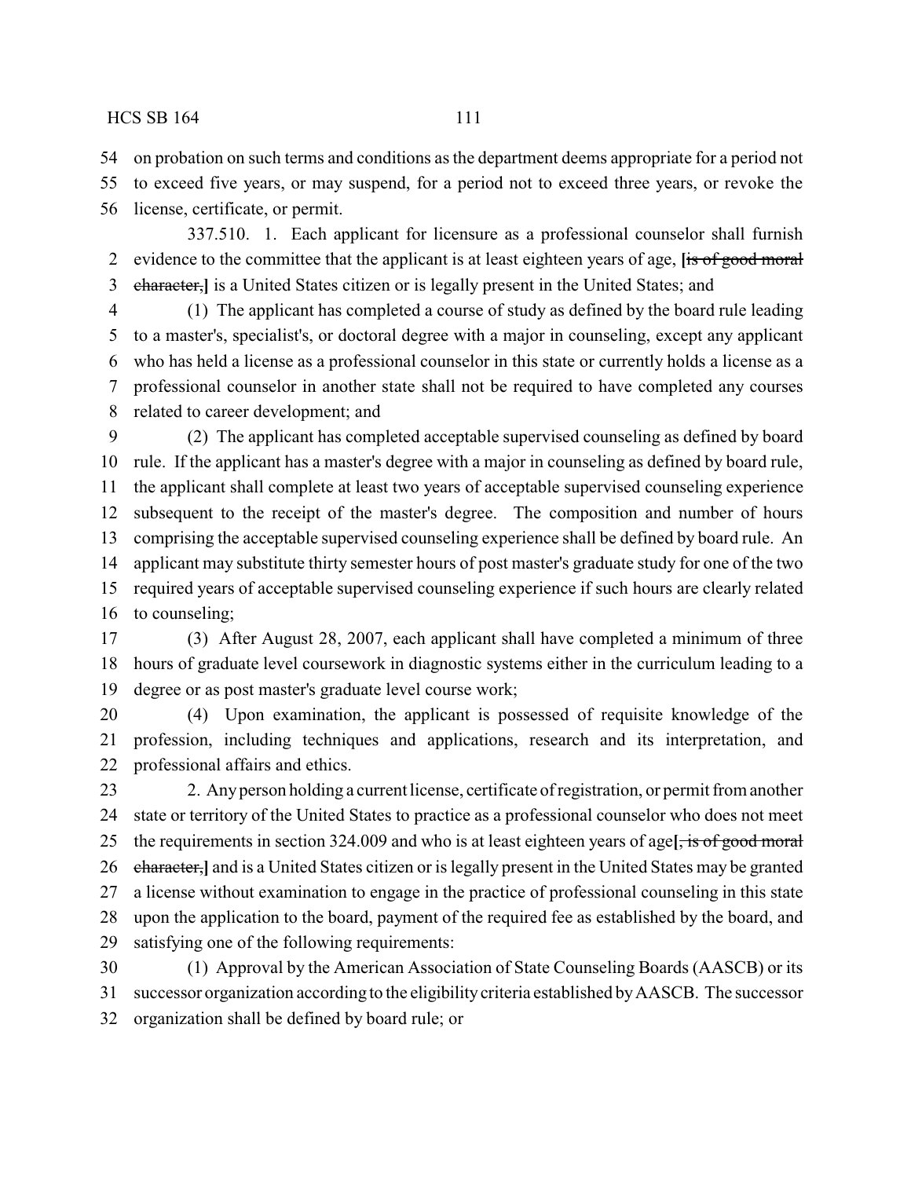on probation on such terms and conditions as the department deems appropriate for a period not to exceed five years, or may suspend, for a period not to exceed three years, or revoke the license, certificate, or permit.

337.510. 1. Each applicant for licensure as a professional counselor shall furnish evidence to the committee that the applicant is at least eighteen years of age, **[**~~is of good moral character,~~**]** is a United States citizen or is legally present in the United States; and

(1) The applicant has completed a course of study as defined by the board rule leading to a master's, specialist's, or doctoral degree with a major in counseling, except any applicant who has held a license as a professional counselor in this state or currently holds a license as a professional counselor in another state shall not be required to have completed any courses related to career development; and

(2) The applicant has completed acceptable supervised counseling as defined by board rule. If the applicant has a master's degree with a major in counseling as defined by board rule, the applicant shall complete at least two years of acceptable supervised counseling experience subsequent to the receipt of the master's degree. The composition and number of hours comprising the acceptable supervised counseling experience shall be defined by board rule. An applicant may substitute thirty semester hours of post master's graduate study for one of the two required years of acceptable supervised counseling experience if such hours are clearly related to counseling;

(3) After August 28, 2007, each applicant shall have completed a minimum of three hours of graduate level coursework in diagnostic systems either in the curriculum leading to a degree or as post master's graduate level course work;

(4) Upon examination, the applicant is possessed of requisite knowledge of the profession, including techniques and applications, research and its interpretation, and professional affairs and ethics.

2. Any person holding a current license, certificate of registration, or permit from another state or territory of the United States to practice as a professional counselor who does not meet the requirements in section 324.009 and who is at least eighteen years of age**[**~~, is of good moral character,~~**]** and is a United States citizen or is legally present in the United States may be granted a license without examination to engage in the practice of professional counseling in this state upon the application to the board, payment of the required fee as established by the board, and satisfying one of the following requirements:

(1) Approval by the American Association of State Counseling Boards (AASCB) or its successor organization according to the eligibility criteria established by AASCB. The successor organization shall be defined by board rule; or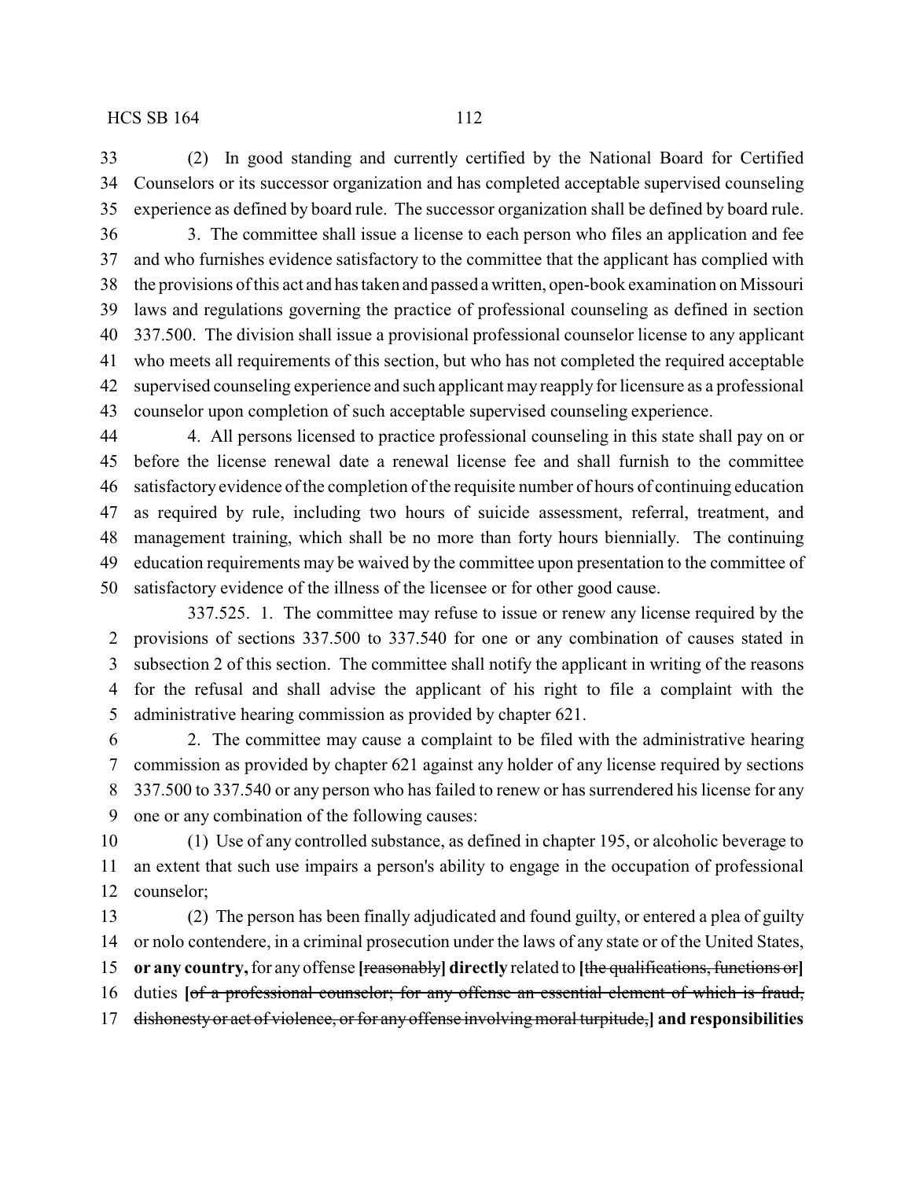(2) In good standing and currently certified by the National Board for Certified Counselors or its successor organization and has completed acceptable supervised counseling experience as defined by board rule. The successor organization shall be defined by board rule.

3. The committee shall issue a license to each person who files an application and fee and who furnishes evidence satisfactory to the committee that the applicant has complied with the provisions of this act and has taken and passed a written, open-book examination on Missouri laws and regulations governing the practice of professional counseling as defined in section 337.500. The division shall issue a provisional professional counselor license to any applicant who meets all requirements of this section, but who has not completed the required acceptable supervised counseling experience and such applicant may reapply for licensure as a professional counselor upon completion of such acceptable supervised counseling experience.

4. All persons licensed to practice professional counseling in this state shall pay on or before the license renewal date a renewal license fee and shall furnish to the committee satisfactory evidence of the completion of the requisite number of hours of continuing education as required by rule, including two hours of suicide assessment, referral, treatment, and management training, which shall be no more than forty hours biennially. The continuing education requirements may be waived by the committee upon presentation to the committee of satisfactory evidence of the illness of the licensee or for other good cause.

337.525. 1. The committee may refuse to issue or renew any license required by the provisions of sections 337.500 to 337.540 for one or any combination of causes stated in subsection 2 of this section. The committee shall notify the applicant in writing of the reasons for the refusal and shall advise the applicant of his right to file a complaint with the administrative hearing commission as provided by chapter 621.

2. The committee may cause a complaint to be filed with the administrative hearing commission as provided by chapter 621 against any holder of any license required by sections 337.500 to 337.540 or any person who has failed to renew or has surrendered his license for any one or any combination of the following causes:

(1) Use of any controlled substance, as defined in chapter 195, or alcoholic beverage to an extent that such use impairs a person's ability to engage in the occupation of professional counselor;

(2) The person has been finally adjudicated and found guilty, or entered a plea of guilty or nolo contendere, in a criminal prosecution under the laws of any state or of the United States, **or any country,** for any offense **[**~~reasonably~~**] directly** related to **[**~~the qualifications, functions or~~**]** duties **[**~~of a professional counselor; for any offense an essential element of which is fraud, dishonesty or act of violence, or for any offense involving moral turpitude,~~**] and responsibilities**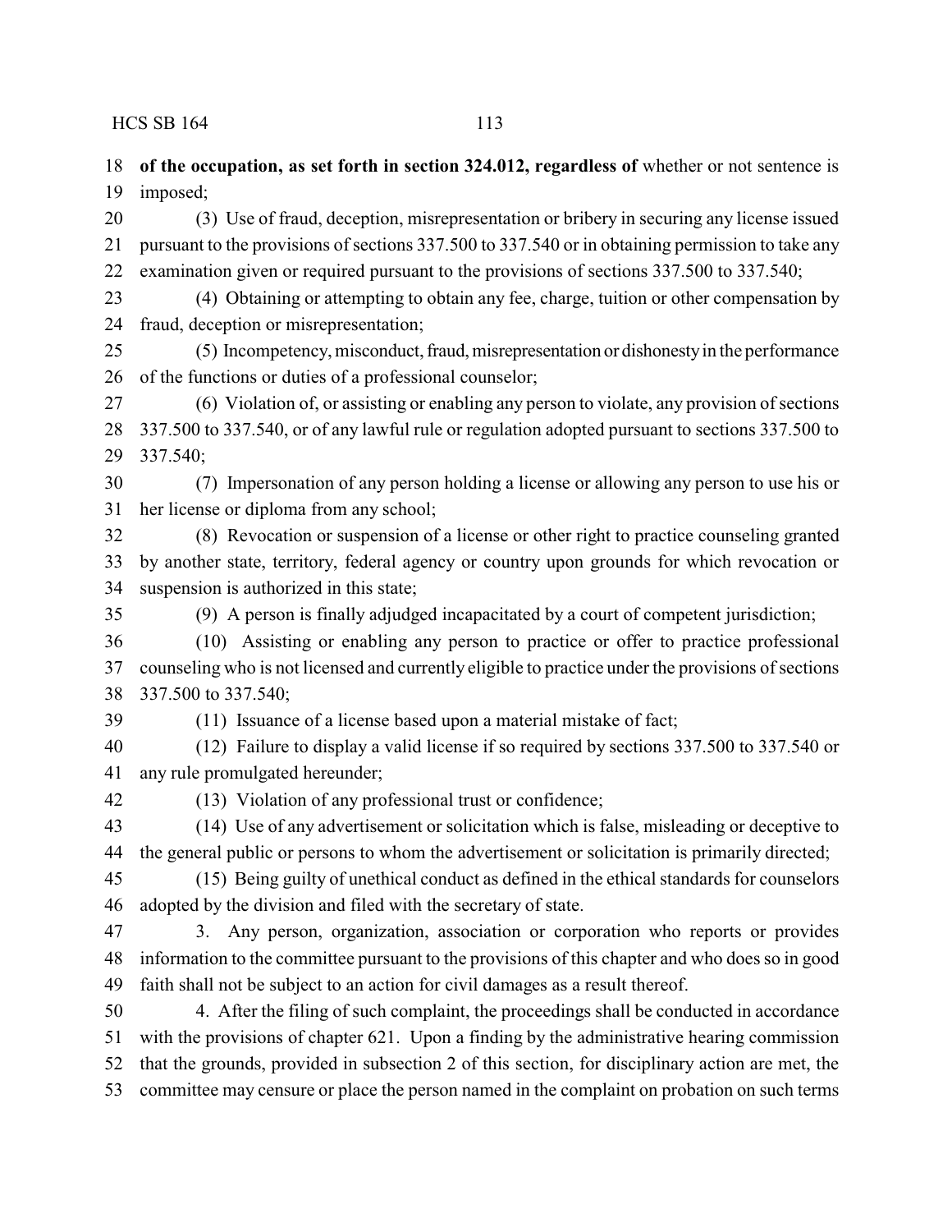**of the occupation, as set forth in section 324.012, regardless of** whether or not sentence is imposed;

(3) Use of fraud, deception, misrepresentation or bribery in securing any license issued pursuant to the provisions of sections 337.500 to 337.540 or in obtaining permission to take any examination given or required pursuant to the provisions of sections 337.500 to 337.540;

(4) Obtaining or attempting to obtain any fee, charge, tuition or other compensation by fraud, deception or misrepresentation;

(5) Incompetency, misconduct, fraud, misrepresentation or dishonesty in the performance of the functions or duties of a professional counselor;

(6) Violation of, or assisting or enabling any person to violate, any provision of sections 337.500 to 337.540, or of any lawful rule or regulation adopted pursuant to sections 337.500 to 337.540;

(7) Impersonation of any person holding a license or allowing any person to use his or her license or diploma from any school;

(8) Revocation or suspension of a license or other right to practice counseling granted by another state, territory, federal agency or country upon grounds for which revocation or suspension is authorized in this state;

(9) A person is finally adjudged incapacitated by a court of competent jurisdiction;

(10) Assisting or enabling any person to practice or offer to practice professional counseling who is not licensed and currently eligible to practice under the provisions of sections 337.500 to 337.540;

(11) Issuance of a license based upon a material mistake of fact;

(12) Failure to display a valid license if so required by sections 337.500 to 337.540 or any rule promulgated hereunder;

(13) Violation of any professional trust or confidence;

(14) Use of any advertisement or solicitation which is false, misleading or deceptive to the general public or persons to whom the advertisement or solicitation is primarily directed;

(15) Being guilty of unethical conduct as defined in the ethical standards for counselors adopted by the division and filed with the secretary of state.

3. Any person, organization, association or corporation who reports or provides information to the committee pursuant to the provisions of this chapter and who does so in good faith shall not be subject to an action for civil damages as a result thereof.

4. After the filing of such complaint, the proceedings shall be conducted in accordance with the provisions of chapter 621. Upon a finding by the administrative hearing commission that the grounds, provided in subsection 2 of this section, for disciplinary action are met, the committee may censure or place the person named in the complaint on probation on such terms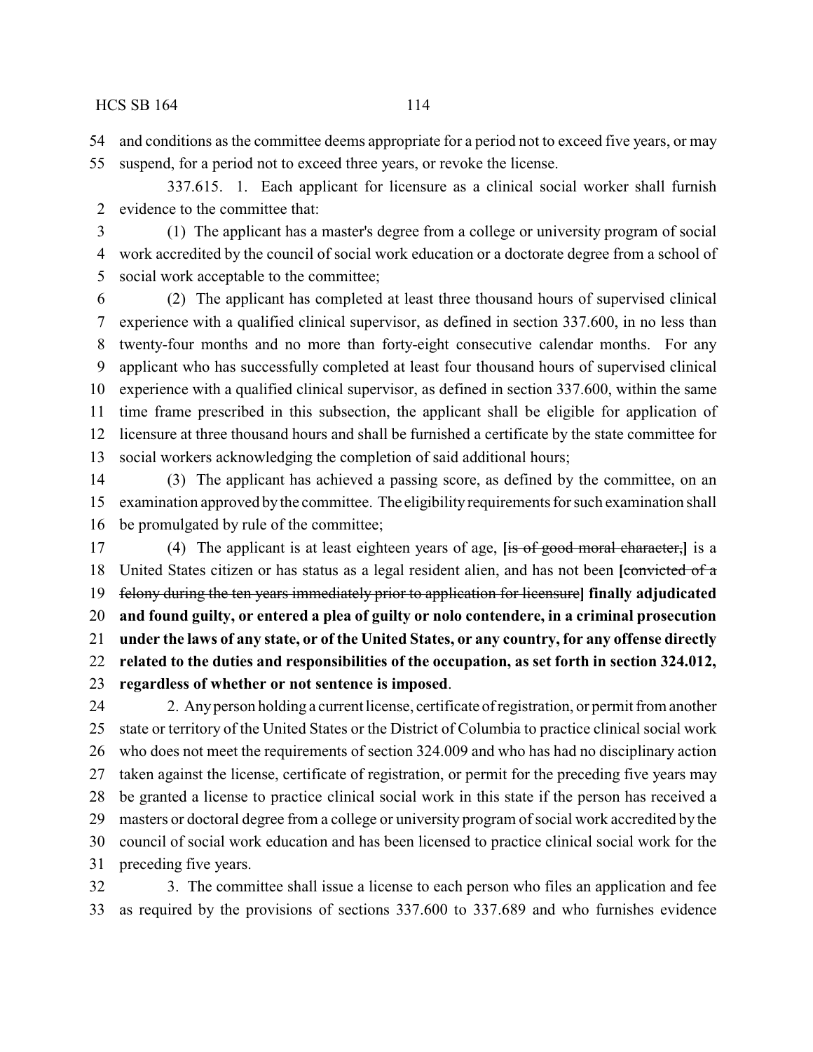and conditions as the committee deems appropriate for a period not to exceed five years, or may suspend, for a period not to exceed three years, or revoke the license.

337.615. 1. Each applicant for licensure as a clinical social worker shall furnish evidence to the committee that:

(1) The applicant has a master's degree from a college or university program of social work accredited by the council of social work education or a doctorate degree from a school of social work acceptable to the committee;

(2) The applicant has completed at least three thousand hours of supervised clinical experience with a qualified clinical supervisor, as defined in section 337.600, in no less than twenty-four months and no more than forty-eight consecutive calendar months. For any applicant who has successfully completed at least four thousand hours of supervised clinical experience with a qualified clinical supervisor, as defined in section 337.600, within the same time frame prescribed in this subsection, the applicant shall be eligible for application of licensure at three thousand hours and shall be furnished a certificate by the state committee for social workers acknowledging the completion of said additional hours;

(3) The applicant has achieved a passing score, as defined by the committee, on an examination approved by the committee. The eligibility requirements for such examination shall be promulgated by rule of the committee;

(4) The applicant is at least eighteen years of age, **[**~~is of good moral character,~~**]** is a United States citizen or has status as a legal resident alien, and has not been **[**~~convicted of a felony during the ten years immediately prior to application for licensure~~**]** **finally adjudicated and found guilty, or entered a plea of guilty or nolo contendere, in a criminal prosecution under the laws of any state, or of the United States, or any country, for any offense directly related to the duties and responsibilities of the occupation, as set forth in section 324.012, regardless of whether or not sentence is imposed**.

2. Any person holding a current license, certificate of registration, or permit from another state or territory of the United States or the District of Columbia to practice clinical social work who does not meet the requirements of section 324.009 and who has had no disciplinary action taken against the license, certificate of registration, or permit for the preceding five years may be granted a license to practice clinical social work in this state if the person has received a masters or doctoral degree from a college or university program of social work accredited by the council of social work education and has been licensed to practice clinical social work for the preceding five years.

3. The committee shall issue a license to each person who files an application and fee as required by the provisions of sections 337.600 to 337.689 and who furnishes evidence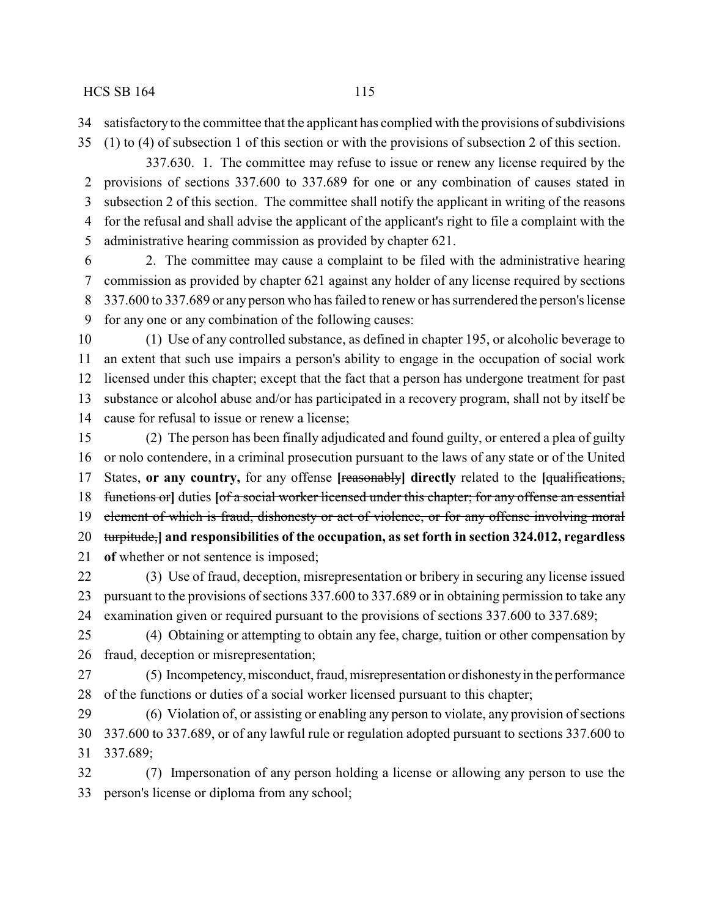satisfactory to the committee that the applicant has complied with the provisions of subdivisions (1) to (4) of subsection 1 of this section or with the provisions of subsection 2 of this section.

337.630. 1. The committee may refuse to issue or renew any license required by the provisions of sections 337.600 to 337.689 for one or any combination of causes stated in subsection 2 of this section. The committee shall notify the applicant in writing of the reasons for the refusal and shall advise the applicant of the applicant's right to file a complaint with the administrative hearing commission as provided by chapter 621.

2. The committee may cause a complaint to be filed with the administrative hearing commission as provided by chapter 621 against any holder of any license required by sections 337.600 to 337.689 or any person who has failed to renew or has surrendered the person's license for any one or any combination of the following causes:

(1) Use of any controlled substance, as defined in chapter 195, or alcoholic beverage to an extent that such use impairs a person's ability to engage in the occupation of social work licensed under this chapter; except that the fact that a person has undergone treatment for past substance or alcohol abuse and/or has participated in a recovery program, shall not by itself be cause for refusal to issue or renew a license;

(2) The person has been finally adjudicated and found guilty, or entered a plea of guilty or nolo contendere, in a criminal prosecution pursuant to the laws of any state or of the United States, **or any country,** for any offense **[**~~reasonably~~**] directly** related to the **[**~~qualifications, functions or~~**]** duties **[**~~of a social worker licensed under this chapter; for any offense an essential element of which is fraud, dishonesty or act of violence, or for any offense involving moral turpitude,~~**] and responsibilities of the occupation, as set forth in section 324.012, regardless of** whether or not sentence is imposed;

(3) Use of fraud, deception, misrepresentation or bribery in securing any license issued pursuant to the provisions of sections 337.600 to 337.689 or in obtaining permission to take any examination given or required pursuant to the provisions of sections 337.600 to 337.689;

(4) Obtaining or attempting to obtain any fee, charge, tuition or other compensation by fraud, deception or misrepresentation;

(5) Incompetency, misconduct, fraud, misrepresentation or dishonesty in the performance of the functions or duties of a social worker licensed pursuant to this chapter;

(6) Violation of, or assisting or enabling any person to violate, any provision of sections 337.600 to 337.689, or of any lawful rule or regulation adopted pursuant to sections 337.600 to 337.689;

(7) Impersonation of any person holding a license or allowing any person to use the person's license or diploma from any school;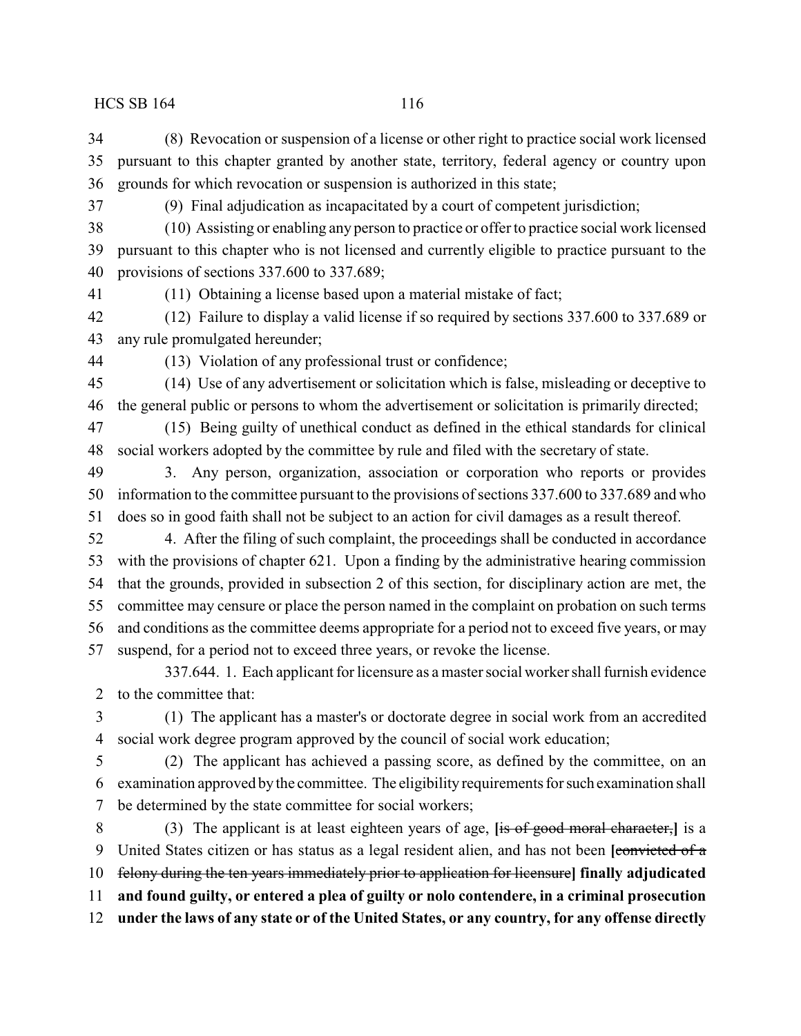(8) Revocation or suspension of a license or other right to practice social work licensed pursuant to this chapter granted by another state, territory, federal agency or country upon grounds for which revocation or suspension is authorized in this state;

(9) Final adjudication as incapacitated by a court of competent jurisdiction;

(10) Assisting or enabling any person to practice or offer to practice social work licensed pursuant to this chapter who is not licensed and currently eligible to practice pursuant to the provisions of sections 337.600 to 337.689;

(11) Obtaining a license based upon a material mistake of fact;

(12) Failure to display a valid license if so required by sections 337.600 to 337.689 or any rule promulgated hereunder;

(13) Violation of any professional trust or confidence;

(14) Use of any advertisement or solicitation which is false, misleading or deceptive to the general public or persons to whom the advertisement or solicitation is primarily directed;

(15) Being guilty of unethical conduct as defined in the ethical standards for clinical social workers adopted by the committee by rule and filed with the secretary of state.

3. Any person, organization, association or corporation who reports or provides information to the committee pursuant to the provisions of sections 337.600 to 337.689 and who does so in good faith shall not be subject to an action for civil damages as a result thereof.

4. After the filing of such complaint, the proceedings shall be conducted in accordance with the provisions of chapter 621. Upon a finding by the administrative hearing commission that the grounds, provided in subsection 2 of this section, for disciplinary action are met, the committee may censure or place the person named in the complaint on probation on such terms and conditions as the committee deems appropriate for a period not to exceed five years, or may suspend, for a period not to exceed three years, or revoke the license.

337.644. 1. Each applicant for licensure as a master social worker shall furnish evidence to the committee that:

(1) The applicant has a master's or doctorate degree in social work from an accredited social work degree program approved by the council of social work education;

(2) The applicant has achieved a passing score, as defined by the committee, on an examination approved by the committee. The eligibility requirements for such examination shall be determined by the state committee for social workers;

(3) The applicant is at least eighteen years of age, **[**~~is of good moral character,~~**]** is a United States citizen or has status as a legal resident alien, and has not been **[**~~convicted of a felony during the ten years immediately prior to application for licensure~~**] finally adjudicated and found guilty, or entered a plea of guilty or nolo contendere, in a criminal prosecution under the laws of any state or of the United States, or any country, for any offense directly**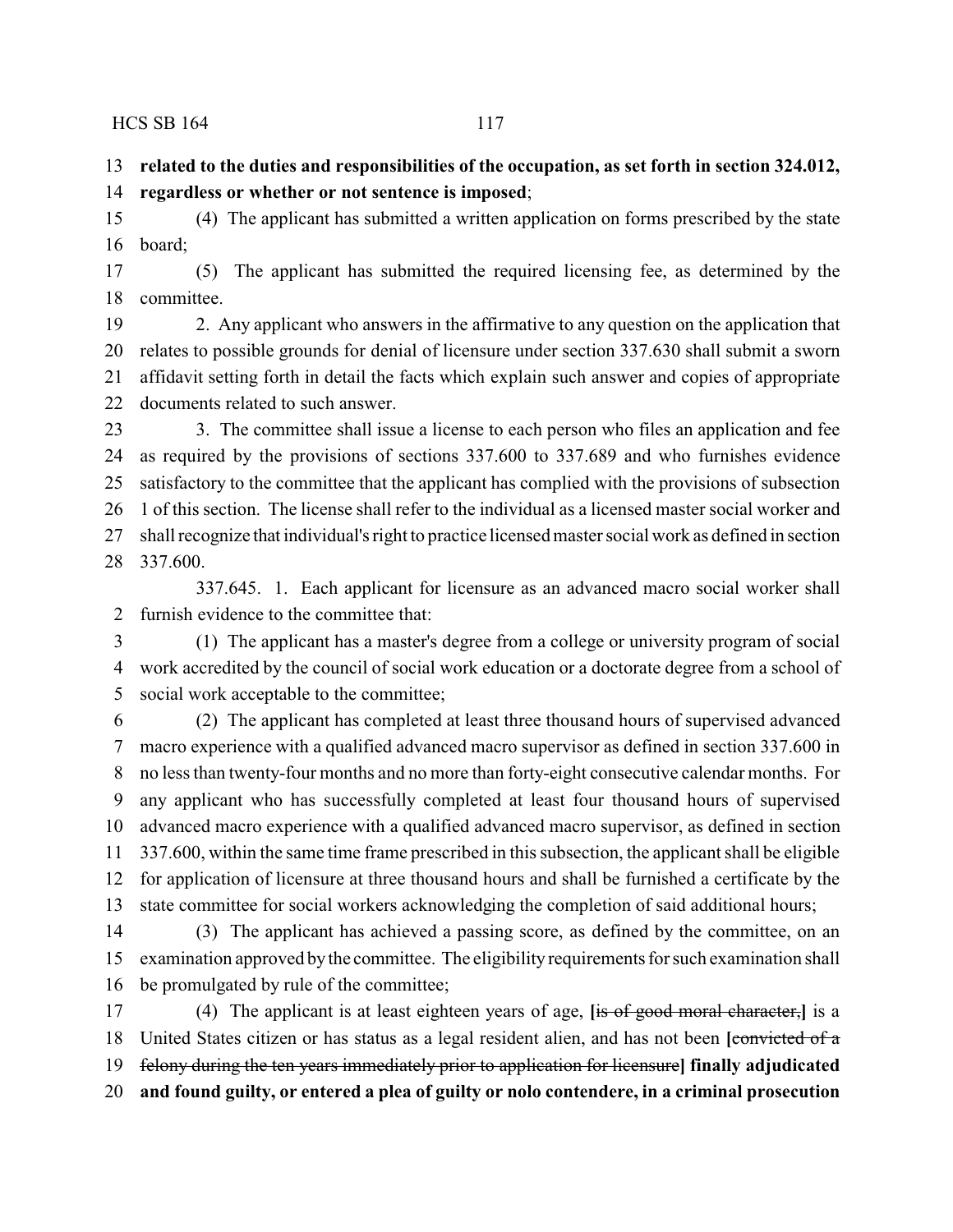**related to the duties and responsibilities of the occupation, as set forth in section 324.012, regardless or whether or not sentence is imposed**;

(4) The applicant has submitted a written application on forms prescribed by the state board;

(5) The applicant has submitted the required licensing fee, as determined by the committee.

2. Any applicant who answers in the affirmative to any question on the application that relates to possible grounds for denial of licensure under section 337.630 shall submit a sworn affidavit setting forth in detail the facts which explain such answer and copies of appropriate documents related to such answer.

3. The committee shall issue a license to each person who files an application and fee as required by the provisions of sections 337.600 to 337.689 and who furnishes evidence satisfactory to the committee that the applicant has complied with the provisions of subsection 1 of this section. The license shall refer to the individual as a licensed master social worker and shall recognize that individual's right to practice licensed master social work as defined in section 337.600.

337.645. 1. Each applicant for licensure as an advanced macro social worker shall furnish evidence to the committee that:

(1) The applicant has a master's degree from a college or university program of social work accredited by the council of social work education or a doctorate degree from a school of social work acceptable to the committee;

(2) The applicant has completed at least three thousand hours of supervised advanced macro experience with a qualified advanced macro supervisor as defined in section 337.600 in no less than twenty-four months and no more than forty-eight consecutive calendar months. For any applicant who has successfully completed at least four thousand hours of supervised advanced macro experience with a qualified advanced macro supervisor, as defined in section 337.600, within the same time frame prescribed in this subsection, the applicant shall be eligible for application of licensure at three thousand hours and shall be furnished a certificate by the state committee for social workers acknowledging the completion of said additional hours;

(3) The applicant has achieved a passing score, as defined by the committee, on an examination approved by the committee. The eligibility requirements for such examination shall be promulgated by rule of the committee;

(4) The applicant is at least eighteen years of age, [~~is of good moral character,~~] is a United States citizen or has status as a legal resident alien, and has not been [~~convicted of a felony during the ten years immediately prior to application for licensure~~] **finally adjudicated and found guilty, or entered a plea of guilty or nolo contendere, in a criminal prosecution**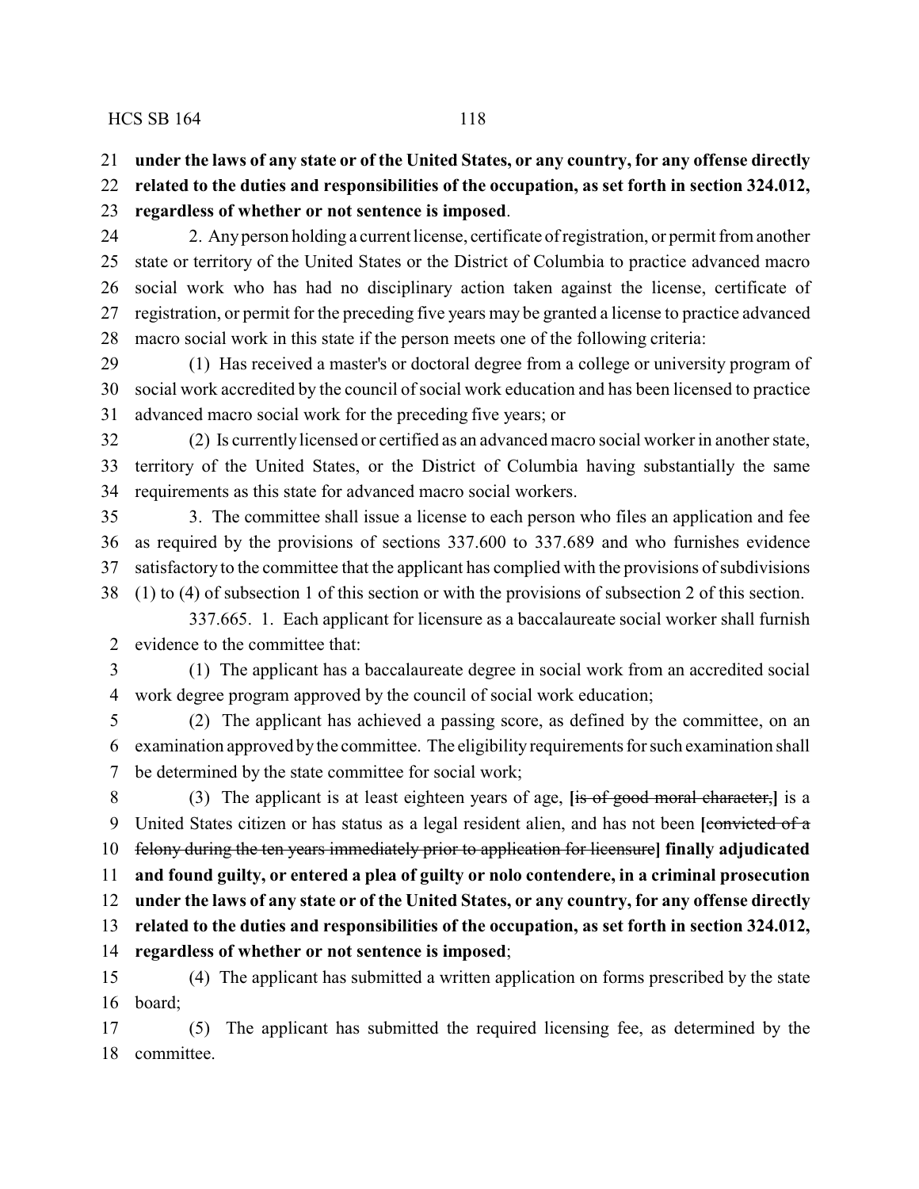**under the laws of any state or of the United States, or any country, for any offense directly related to the duties and responsibilities of the occupation, as set forth in section 324.012, regardless of whether or not sentence is imposed**.

2. Any person holding a current license, certificate of registration, or permit from another state or territory of the United States or the District of Columbia to practice advanced macro social work who has had no disciplinary action taken against the license, certificate of registration, or permit for the preceding five years may be granted a license to practice advanced macro social work in this state if the person meets one of the following criteria:

(1) Has received a master's or doctoral degree from a college or university program of social work accredited by the council of social work education and has been licensed to practice advanced macro social work for the preceding five years; or

(2) Is currently licensed or certified as an advanced macro social worker in another state, territory of the United States, or the District of Columbia having substantially the same requirements as this state for advanced macro social workers.

3. The committee shall issue a license to each person who files an application and fee as required by the provisions of sections 337.600 to 337.689 and who furnishes evidence satisfactory to the committee that the applicant has complied with the provisions of subdivisions (1) to (4) of subsection 1 of this section or with the provisions of subsection 2 of this section.

337.665. 1. Each applicant for licensure as a baccalaureate social worker shall furnish evidence to the committee that:

(1) The applicant has a baccalaureate degree in social work from an accredited social work degree program approved by the council of social work education;

(2) The applicant has achieved a passing score, as defined by the committee, on an examination approved by the committee. The eligibility requirements for such examination shall be determined by the state committee for social work;

(3) The applicant is at least eighteen years of age, **[**~~is of good moral character,~~**]** is a United States citizen or has status as a legal resident alien, and has not been **[**~~convicted of a felony during the ten years immediately prior to application for licensure~~**] finally adjudicated and found guilty, or entered a plea of guilty or nolo contendere, in a criminal prosecution under the laws of any state or of the United States, or any country, for any offense directly related to the duties and responsibilities of the occupation, as set forth in section 324.012, regardless of whether or not sentence is imposed**;

(4) The applicant has submitted a written application on forms prescribed by the state board;

(5) The applicant has submitted the required licensing fee, as determined by the committee.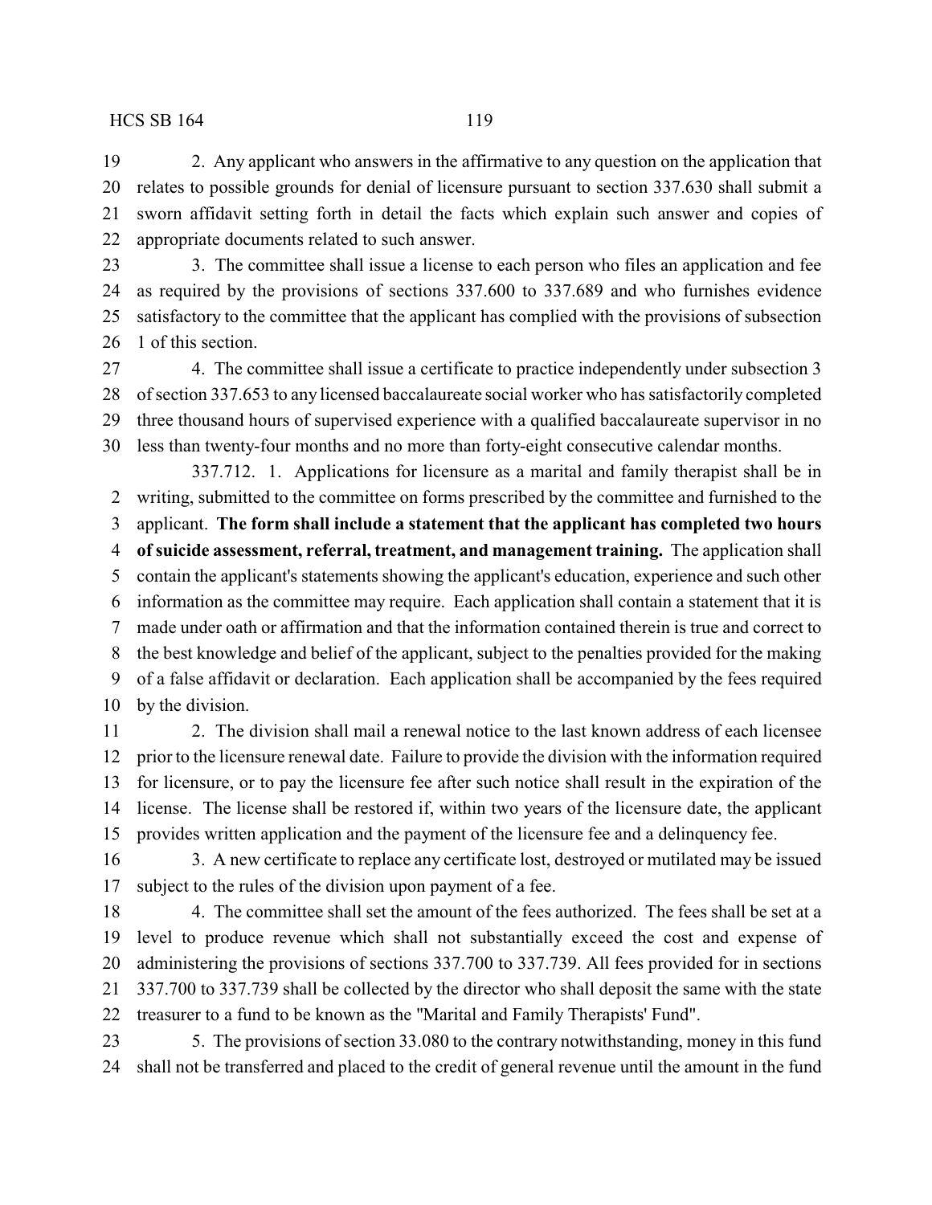2. Any applicant who answers in the affirmative to any question on the application that relates to possible grounds for denial of licensure pursuant to section 337.630 shall submit a sworn affidavit setting forth in detail the facts which explain such answer and copies of appropriate documents related to such answer.

3. The committee shall issue a license to each person who files an application and fee as required by the provisions of sections 337.600 to 337.689 and who furnishes evidence satisfactory to the committee that the applicant has complied with the provisions of subsection 1 of this section.

4. The committee shall issue a certificate to practice independently under subsection 3 of section 337.653 to any licensed baccalaureate social worker who has satisfactorily completed three thousand hours of supervised experience with a qualified baccalaureate supervisor in no less than twenty-four months and no more than forty-eight consecutive calendar months.

337.712. 1. Applications for licensure as a marital and family therapist shall be in writing, submitted to the committee on forms prescribed by the committee and furnished to the applicant. **The form shall include a statement that the applicant has completed two hours of suicide assessment, referral, treatment, and management training.** The application shall contain the applicant's statements showing the applicant's education, experience and such other information as the committee may require. Each application shall contain a statement that it is made under oath or affirmation and that the information contained therein is true and correct to the best knowledge and belief of the applicant, subject to the penalties provided for the making of a false affidavit or declaration. Each application shall be accompanied by the fees required by the division.

2. The division shall mail a renewal notice to the last known address of each licensee prior to the licensure renewal date. Failure to provide the division with the information required for licensure, or to pay the licensure fee after such notice shall result in the expiration of the license. The license shall be restored if, within two years of the licensure date, the applicant provides written application and the payment of the licensure fee and a delinquency fee.

3. A new certificate to replace any certificate lost, destroyed or mutilated may be issued subject to the rules of the division upon payment of a fee.

4. The committee shall set the amount of the fees authorized. The fees shall be set at a level to produce revenue which shall not substantially exceed the cost and expense of administering the provisions of sections 337.700 to 337.739. All fees provided for in sections 337.700 to 337.739 shall be collected by the director who shall deposit the same with the state treasurer to a fund to be known as the "Marital and Family Therapists' Fund".

5. The provisions of section 33.080 to the contrary notwithstanding, money in this fund shall not be transferred and placed to the credit of general revenue until the amount in the fund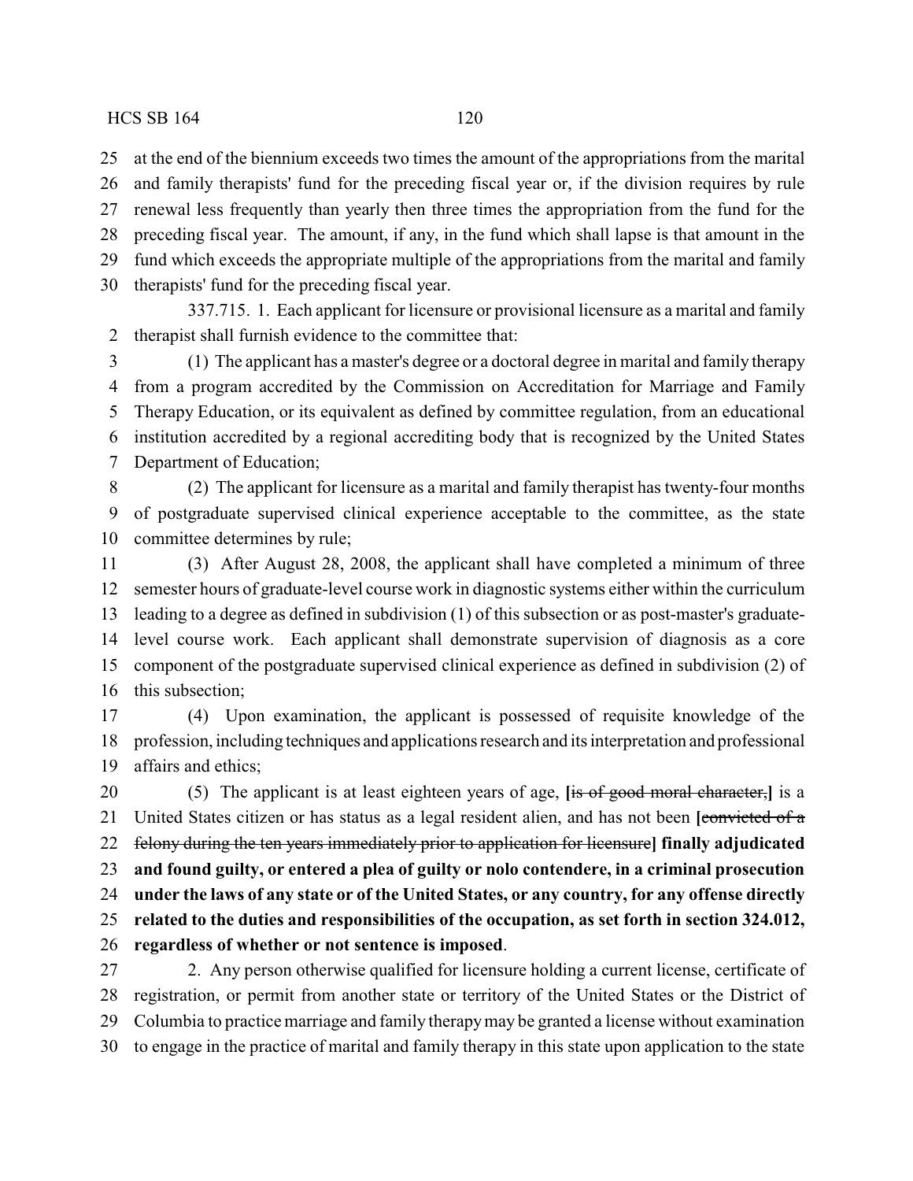at the end of the biennium exceeds two times the amount of the appropriations from the marital and family therapists' fund for the preceding fiscal year or, if the division requires by rule renewal less frequently than yearly then three times the appropriation from the fund for the preceding fiscal year. The amount, if any, in the fund which shall lapse is that amount in the fund which exceeds the appropriate multiple of the appropriations from the marital and family therapists' fund for the preceding fiscal year.

337.715. 1. Each applicant for licensure or provisional licensure as a marital and family therapist shall furnish evidence to the committee that:

(1) The applicant has a master's degree or a doctoral degree in marital and family therapy from a program accredited by the Commission on Accreditation for Marriage and Family Therapy Education, or its equivalent as defined by committee regulation, from an educational institution accredited by a regional accrediting body that is recognized by the United States Department of Education;

(2) The applicant for licensure as a marital and family therapist has twenty-four months of postgraduate supervised clinical experience acceptable to the committee, as the state committee determines by rule;

(3) After August 28, 2008, the applicant shall have completed a minimum of three semester hours of graduate-level course work in diagnostic systems either within the curriculum leading to a degree as defined in subdivision (1) of this subsection or as post-master's graduate-level course work. Each applicant shall demonstrate supervision of diagnosis as a core component of the postgraduate supervised clinical experience as defined in subdivision (2) of this subsection;

(4) Upon examination, the applicant is possessed of requisite knowledge of the profession, including techniques and applications research and its interpretation and professional affairs and ethics;

(5) The applicant is at least eighteen years of age, **[**~~is of good moral character,~~**]** is a United States citizen or has status as a legal resident alien, and has not been **[**~~convicted of a felony during the ten years immediately prior to application for licensure~~**] finally adjudicated and found guilty, or entered a plea of guilty or nolo contendere, in a criminal prosecution under the laws of any state or of the United States, or any country, for any offense directly related to the duties and responsibilities of the occupation, as set forth in section 324.012, regardless of whether or not sentence is imposed**.

2. Any person otherwise qualified for licensure holding a current license, certificate of registration, or permit from another state or territory of the United States or the District of Columbia to practice marriage and family therapy may be granted a license without examination to engage in the practice of marital and family therapy in this state upon application to the state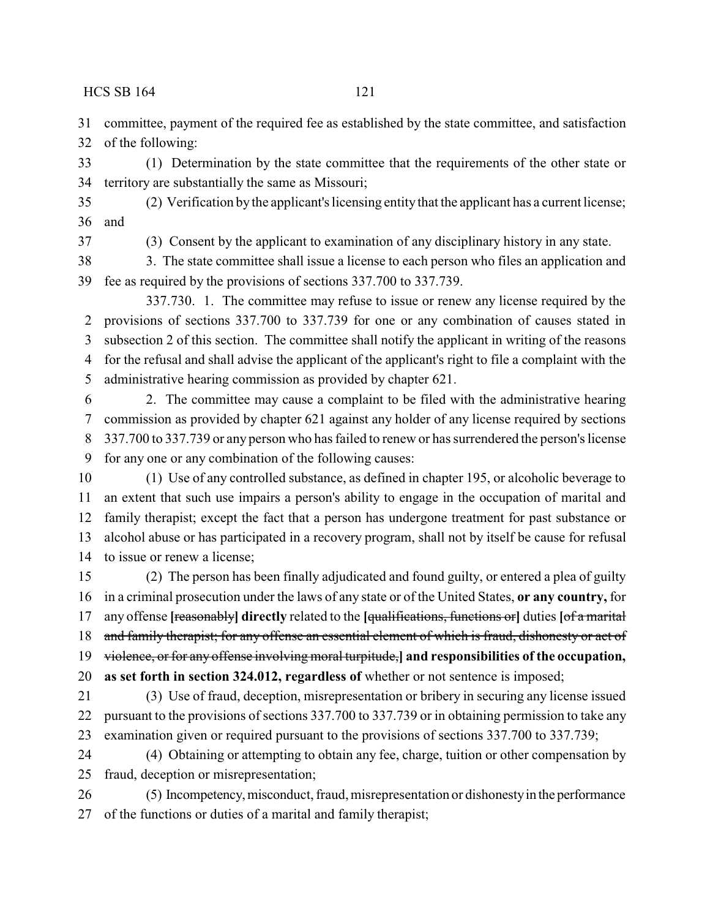committee, payment of the required fee as established by the state committee, and satisfaction of the following:

(1) Determination by the state committee that the requirements of the other state or territory are substantially the same as Missouri;

(2) Verification by the applicant's licensing entity that the applicant has a current license; and

(3) Consent by the applicant to examination of any disciplinary history in any state.

3. The state committee shall issue a license to each person who files an application and fee as required by the provisions of sections 337.700 to 337.739.

337.730. 1. The committee may refuse to issue or renew any license required by the provisions of sections 337.700 to 337.739 for one or any combination of causes stated in subsection 2 of this section. The committee shall notify the applicant in writing of the reasons for the refusal and shall advise the applicant of the applicant's right to file a complaint with the administrative hearing commission as provided by chapter 621.

2. The committee may cause a complaint to be filed with the administrative hearing commission as provided by chapter 621 against any holder of any license required by sections 337.700 to 337.739 or any person who has failed to renew or has surrendered the person's license for any one or any combination of the following causes:

(1) Use of any controlled substance, as defined in chapter 195, or alcoholic beverage to an extent that such use impairs a person's ability to engage in the occupation of marital and family therapist; except the fact that a person has undergone treatment for past substance or alcohol abuse or has participated in a recovery program, shall not by itself be cause for refusal to issue or renew a license;

(2) The person has been finally adjudicated and found guilty, or entered a plea of guilty in a criminal prosecution under the laws of any state or of the United States, **or any country,** for any offense **[**~~reasonably~~**] directly** related to the **[**~~qualifications, functions or~~**]** duties **[**~~of a marital and family therapist; for any offense an essential element of which is fraud, dishonesty or act of violence, or for any offense involving moral turpitude,~~**] and responsibilities of the occupation, as set forth in section 324.012, regardless of** whether or not sentence is imposed;

(3) Use of fraud, deception, misrepresentation or bribery in securing any license issued pursuant to the provisions of sections 337.700 to 337.739 or in obtaining permission to take any examination given or required pursuant to the provisions of sections 337.700 to 337.739;

(4) Obtaining or attempting to obtain any fee, charge, tuition or other compensation by fraud, deception or misrepresentation;

(5) Incompetency, misconduct, fraud, misrepresentation or dishonesty in the performance of the functions or duties of a marital and family therapist;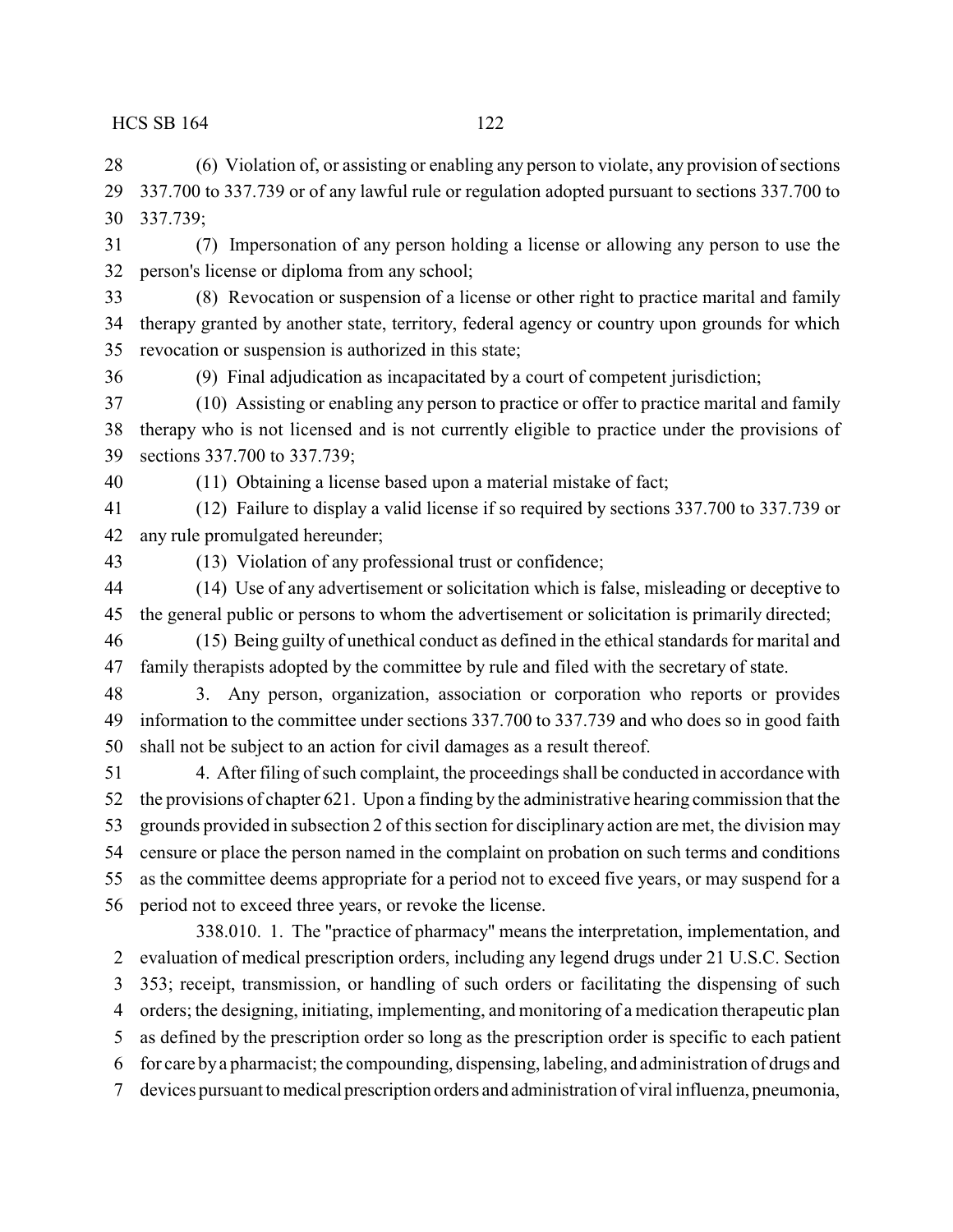(6) Violation of, or assisting or enabling any person to violate, any provision of sections 337.700 to 337.739 or of any lawful rule or regulation adopted pursuant to sections 337.700 to 337.739;

(7) Impersonation of any person holding a license or allowing any person to use the person's license or diploma from any school;

(8) Revocation or suspension of a license or other right to practice marital and family therapy granted by another state, territory, federal agency or country upon grounds for which revocation or suspension is authorized in this state;

(9) Final adjudication as incapacitated by a court of competent jurisdiction;

(10) Assisting or enabling any person to practice or offer to practice marital and family therapy who is not licensed and is not currently eligible to practice under the provisions of sections 337.700 to 337.739;

(11) Obtaining a license based upon a material mistake of fact;

(12) Failure to display a valid license if so required by sections 337.700 to 337.739 or any rule promulgated hereunder;

(13) Violation of any professional trust or confidence;

(14) Use of any advertisement or solicitation which is false, misleading or deceptive to the general public or persons to whom the advertisement or solicitation is primarily directed;

(15) Being guilty of unethical conduct as defined in the ethical standards for marital and family therapists adopted by the committee by rule and filed with the secretary of state.

3. Any person, organization, association or corporation who reports or provides information to the committee under sections 337.700 to 337.739 and who does so in good faith shall not be subject to an action for civil damages as a result thereof.

4. After filing of such complaint, the proceedings shall be conducted in accordance with the provisions of chapter 621. Upon a finding by the administrative hearing commission that the grounds provided in subsection 2 of this section for disciplinary action are met, the division may censure or place the person named in the complaint on probation on such terms and conditions as the committee deems appropriate for a period not to exceed five years, or may suspend for a period not to exceed three years, or revoke the license.

338.010. 1. The "practice of pharmacy" means the interpretation, implementation, and evaluation of medical prescription orders, including any legend drugs under 21 U.S.C. Section 353; receipt, transmission, or handling of such orders or facilitating the dispensing of such orders; the designing, initiating, implementing, and monitoring of a medication therapeutic plan as defined by the prescription order so long as the prescription order is specific to each patient for care by a pharmacist; the compounding, dispensing, labeling, and administration of drugs and devices pursuant to medical prescription orders and administration of viral influenza, pneumonia,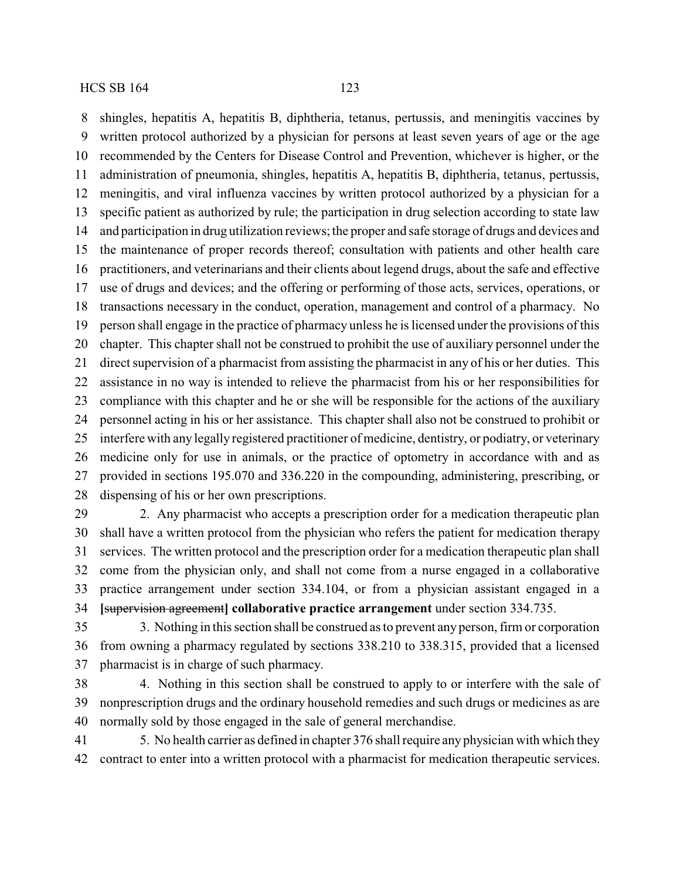shingles, hepatitis A, hepatitis B, diphtheria, tetanus, pertussis, and meningitis vaccines by written protocol authorized by a physician for persons at least seven years of age or the age recommended by the Centers for Disease Control and Prevention, whichever is higher, or the administration of pneumonia, shingles, hepatitis A, hepatitis B, diphtheria, tetanus, pertussis, meningitis, and viral influenza vaccines by written protocol authorized by a physician for a specific patient as authorized by rule; the participation in drug selection according to state law and participation in drug utilization reviews; the proper and safe storage of drugs and devices and the maintenance of proper records thereof; consultation with patients and other health care practitioners, and veterinarians and their clients about legend drugs, about the safe and effective use of drugs and devices; and the offering or performing of those acts, services, operations, or transactions necessary in the conduct, operation, management and control of a pharmacy. No person shall engage in the practice of pharmacy unless he is licensed under the provisions of this chapter. This chapter shall not be construed to prohibit the use of auxiliary personnel under the direct supervision of a pharmacist from assisting the pharmacist in any of his or her duties. This assistance in no way is intended to relieve the pharmacist from his or her responsibilities for compliance with this chapter and he or she will be responsible for the actions of the auxiliary personnel acting in his or her assistance. This chapter shall also not be construed to prohibit or interfere with any legally registered practitioner of medicine, dentistry, or podiatry, or veterinary medicine only for use in animals, or the practice of optometry in accordance with and as provided in sections 195.070 and 336.220 in the compounding, administering, prescribing, or dispensing of his or her own prescriptions.

2. Any pharmacist who accepts a prescription order for a medication therapeutic plan shall have a written protocol from the physician who refers the patient for medication therapy services. The written protocol and the prescription order for a medication therapeutic plan shall come from the physician only, and shall not come from a nurse engaged in a collaborative practice arrangement under section 334.104, or from a physician assistant engaged in a [~~supervision agreement~~] **collaborative practice arrangement** under section 334.735.

3. Nothing in this section shall be construed as to prevent any person, firm or corporation from owning a pharmacy regulated by sections 338.210 to 338.315, provided that a licensed pharmacist is in charge of such pharmacy.

4. Nothing in this section shall be construed to apply to or interfere with the sale of nonprescription drugs and the ordinary household remedies and such drugs or medicines as are normally sold by those engaged in the sale of general merchandise.

5. No health carrier as defined in chapter 376 shall require any physician with which they contract to enter into a written protocol with a pharmacist for medication therapeutic services.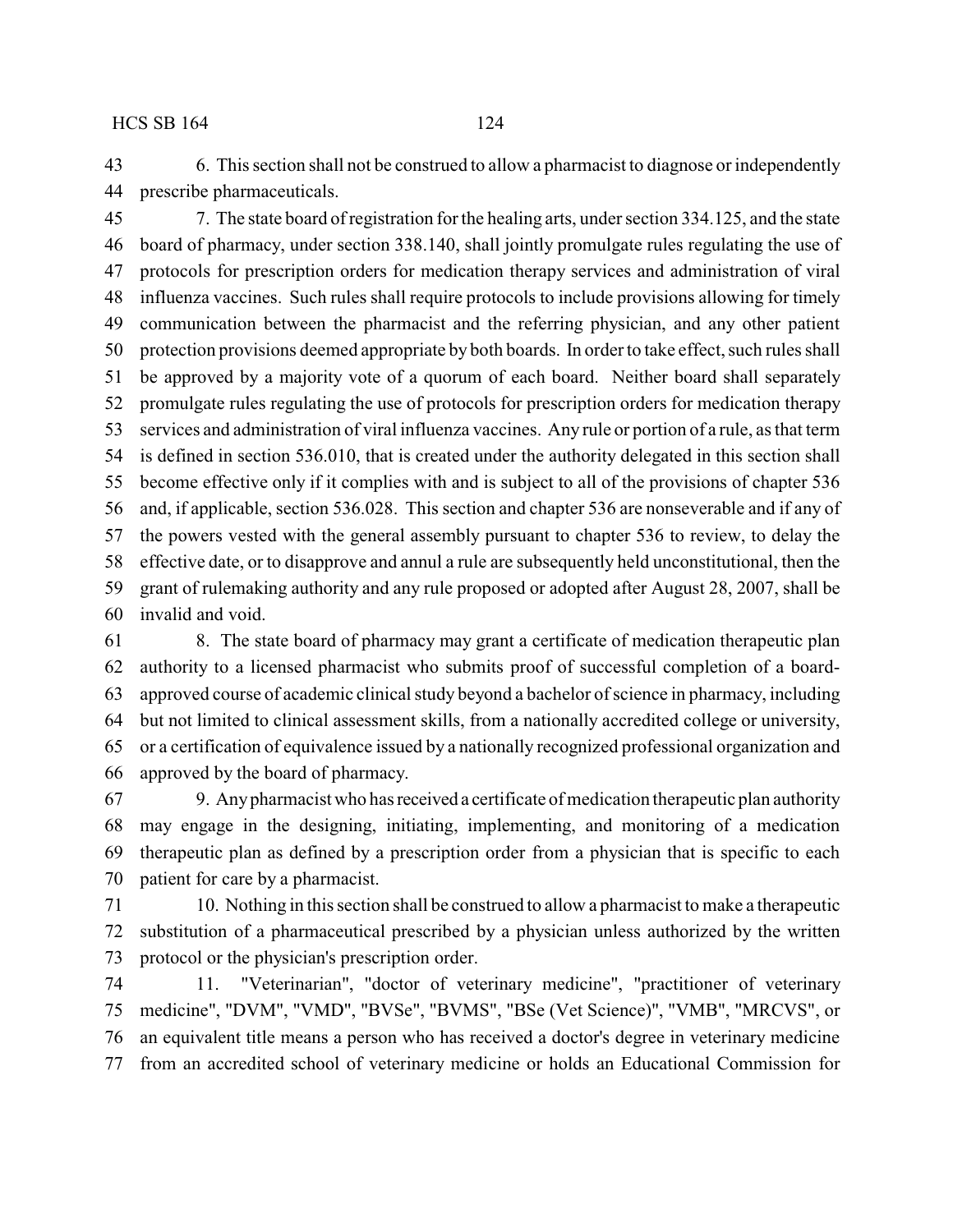6. This section shall not be construed to allow a pharmacist to diagnose or independently prescribe pharmaceuticals.

7. The state board of registration for the healing arts, under section 334.125, and the state board of pharmacy, under section 338.140, shall jointly promulgate rules regulating the use of protocols for prescription orders for medication therapy services and administration of viral influenza vaccines. Such rules shall require protocols to include provisions allowing for timely communication between the pharmacist and the referring physician, and any other patient protection provisions deemed appropriate by both boards. In order to take effect, such rules shall be approved by a majority vote of a quorum of each board. Neither board shall separately promulgate rules regulating the use of protocols for prescription orders for medication therapy services and administration of viral influenza vaccines. Any rule or portion of a rule, as that term is defined in section 536.010, that is created under the authority delegated in this section shall become effective only if it complies with and is subject to all of the provisions of chapter 536 and, if applicable, section 536.028. This section and chapter 536 are nonseverable and if any of the powers vested with the general assembly pursuant to chapter 536 to review, to delay the effective date, or to disapprove and annul a rule are subsequently held unconstitutional, then the grant of rulemaking authority and any rule proposed or adopted after August 28, 2007, shall be invalid and void.

8. The state board of pharmacy may grant a certificate of medication therapeutic plan authority to a licensed pharmacist who submits proof of successful completion of a board-approved course of academic clinical study beyond a bachelor of science in pharmacy, including but not limited to clinical assessment skills, from a nationally accredited college or university, or a certification of equivalence issued by a nationally recognized professional organization and approved by the board of pharmacy.

9. Any pharmacist who has received a certificate of medication therapeutic plan authority may engage in the designing, initiating, implementing, and monitoring of a medication therapeutic plan as defined by a prescription order from a physician that is specific to each patient for care by a pharmacist.

10. Nothing in this section shall be construed to allow a pharmacist to make a therapeutic substitution of a pharmaceutical prescribed by a physician unless authorized by the written protocol or the physician's prescription order.

11. "Veterinarian", "doctor of veterinary medicine", "practitioner of veterinary medicine", "DVM", "VMD", "BVSe", "BVMS", "BSe (Vet Science)", "VMB", "MRCVS", or an equivalent title means a person who has received a doctor's degree in veterinary medicine from an accredited school of veterinary medicine or holds an Educational Commission for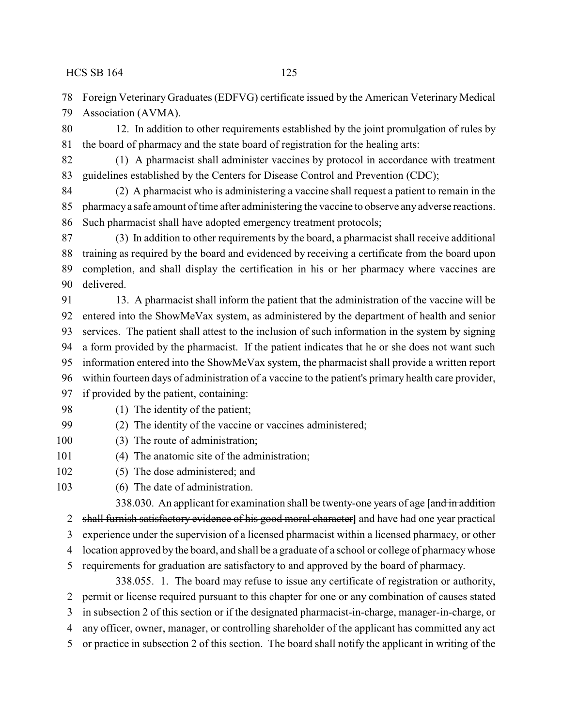Foreign Veterinary Graduates (EDFVG) certificate issued by the American Veterinary Medical Association (AVMA).

12. In addition to other requirements established by the joint promulgation of rules by the board of pharmacy and the state board of registration for the healing arts:

(1) A pharmacist shall administer vaccines by protocol in accordance with treatment guidelines established by the Centers for Disease Control and Prevention (CDC);

(2) A pharmacist who is administering a vaccine shall request a patient to remain in the pharmacy a safe amount of time after administering the vaccine to observe any adverse reactions. Such pharmacist shall have adopted emergency treatment protocols;

(3) In addition to other requirements by the board, a pharmacist shall receive additional training as required by the board and evidenced by receiving a certificate from the board upon completion, and shall display the certification in his or her pharmacy where vaccines are delivered.

13. A pharmacist shall inform the patient that the administration of the vaccine will be entered into the ShowMeVax system, as administered by the department of health and senior services. The patient shall attest to the inclusion of such information in the system by signing a form provided by the pharmacist. If the patient indicates that he or she does not want such information entered into the ShowMeVax system, the pharmacist shall provide a written report within fourteen days of administration of a vaccine to the patient's primary health care provider, if provided by the patient, containing:

(1) The identity of the patient;

(2) The identity of the vaccine or vaccines administered;

(3) The route of administration;

(4) The anatomic site of the administration;

(5) The dose administered; and

(6) The date of administration.

338.030. An applicant for examination shall be twenty-one years of age **[**~~and in addition shall furnish satisfactory evidence of his good moral character~~**]** and have had one year practical experience under the supervision of a licensed pharmacist within a licensed pharmacy, or other location approved by the board, and shall be a graduate of a school or college of pharmacy whose requirements for graduation are satisfactory to and approved by the board of pharmacy.

338.055. 1. The board may refuse to issue any certificate of registration or authority, permit or license required pursuant to this chapter for one or any combination of causes stated in subsection 2 of this section or if the designated pharmacist-in-charge, manager-in-charge, or any officer, owner, manager, or controlling shareholder of the applicant has committed any act or practice in subsection 2 of this section. The board shall notify the applicant in writing of the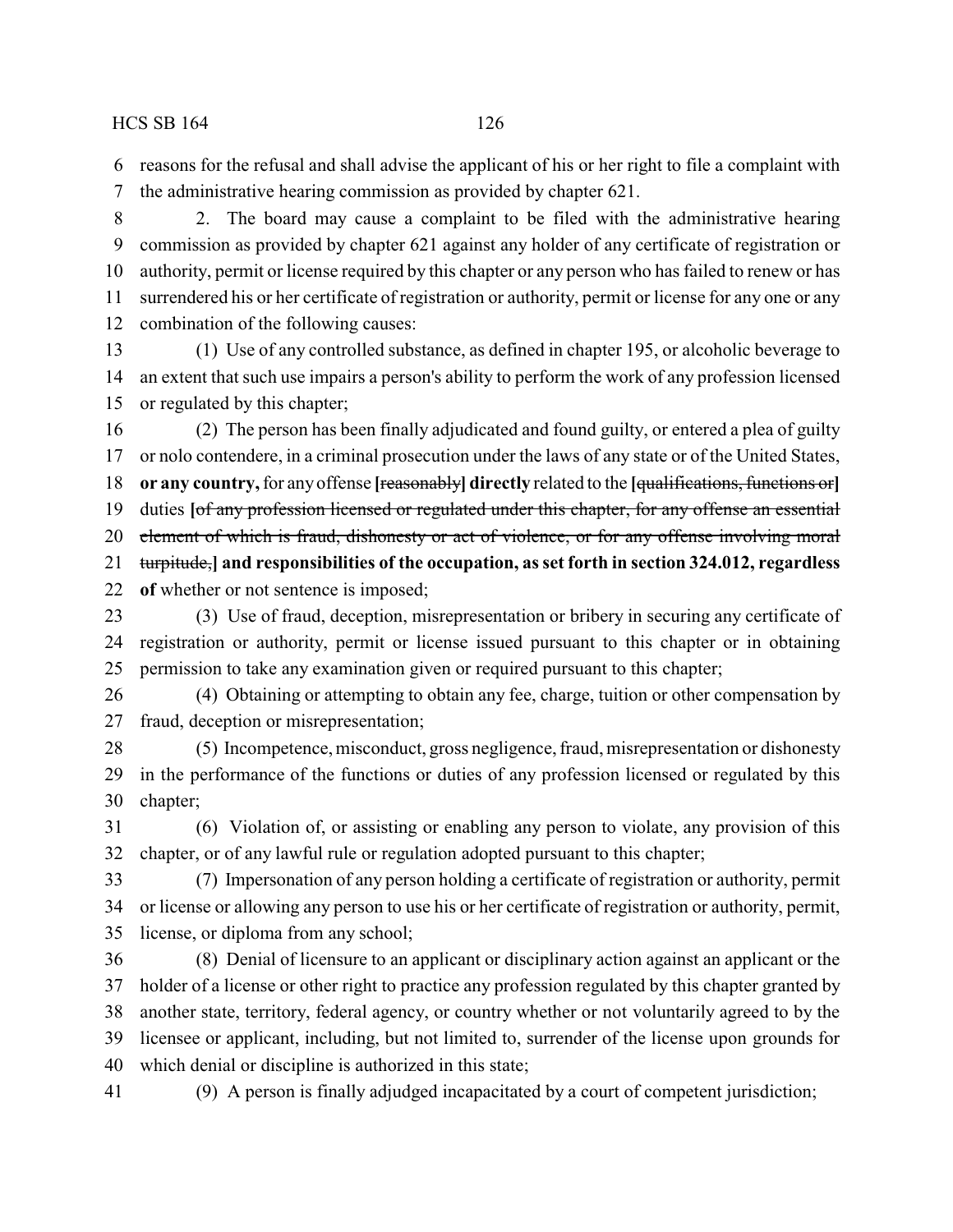reasons for the refusal and shall advise the applicant of his or her right to file a complaint with the administrative hearing commission as provided by chapter 621.

2. The board may cause a complaint to be filed with the administrative hearing commission as provided by chapter 621 against any holder of any certificate of registration or authority, permit or license required by this chapter or any person who has failed to renew or has surrendered his or her certificate of registration or authority, permit or license for any one or any combination of the following causes:

(1) Use of any controlled substance, as defined in chapter 195, or alcoholic beverage to an extent that such use impairs a person's ability to perform the work of any profession licensed or regulated by this chapter;

(2) The person has been finally adjudicated and found guilty, or entered a plea of guilty or nolo contendere, in a criminal prosecution under the laws of any state or of the United States, **or any country,** for any offense **[**~~reasonably~~**] directly** related to the **[**~~qualifications, functions or~~**]** duties **[**~~of any profession licensed or regulated under this chapter, for any offense an essential element of which is fraud, dishonesty or act of violence, or for any offense involving moral turpitude,~~**] and responsibilities of the occupation, as set forth in section 324.012, regardless of** whether or not sentence is imposed;

(3) Use of fraud, deception, misrepresentation or bribery in securing any certificate of registration or authority, permit or license issued pursuant to this chapter or in obtaining permission to take any examination given or required pursuant to this chapter;

(4) Obtaining or attempting to obtain any fee, charge, tuition or other compensation by fraud, deception or misrepresentation;

(5) Incompetence, misconduct, gross negligence, fraud, misrepresentation or dishonesty in the performance of the functions or duties of any profession licensed or regulated by this chapter;

(6) Violation of, or assisting or enabling any person to violate, any provision of this chapter, or of any lawful rule or regulation adopted pursuant to this chapter;

(7) Impersonation of any person holding a certificate of registration or authority, permit or license or allowing any person to use his or her certificate of registration or authority, permit, license, or diploma from any school;

(8) Denial of licensure to an applicant or disciplinary action against an applicant or the holder of a license or other right to practice any profession regulated by this chapter granted by another state, territory, federal agency, or country whether or not voluntarily agreed to by the licensee or applicant, including, but not limited to, surrender of the license upon grounds for which denial or discipline is authorized in this state;

(9) A person is finally adjudged incapacitated by a court of competent jurisdiction;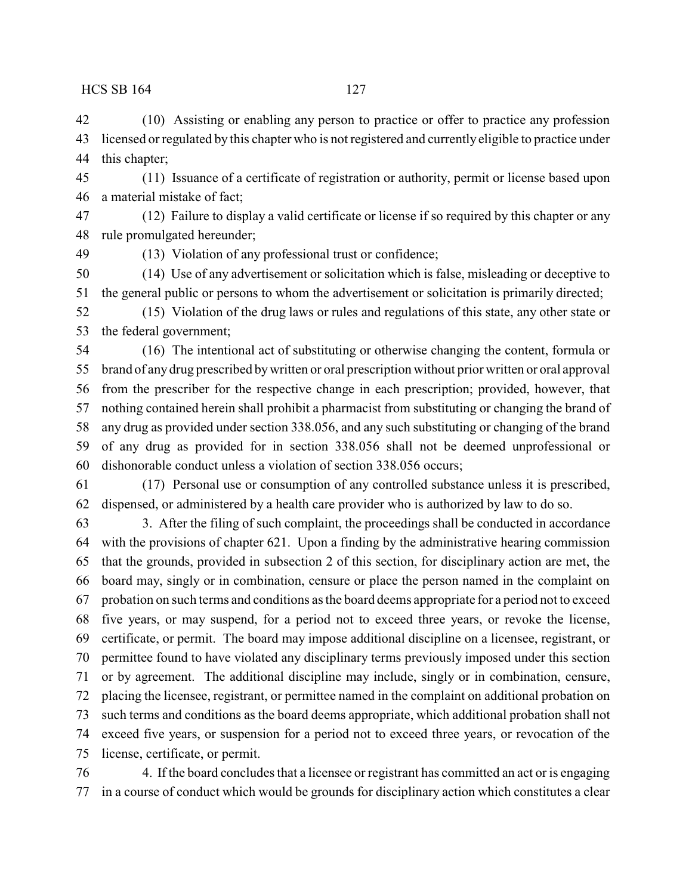(10) Assisting or enabling any person to practice or offer to practice any profession licensed or regulated by this chapter who is not registered and currently eligible to practice under this chapter;

(11) Issuance of a certificate of registration or authority, permit or license based upon a material mistake of fact;

(12) Failure to display a valid certificate or license if so required by this chapter or any rule promulgated hereunder;

(13) Violation of any professional trust or confidence;

(14) Use of any advertisement or solicitation which is false, misleading or deceptive to the general public or persons to whom the advertisement or solicitation is primarily directed;

(15) Violation of the drug laws or rules and regulations of this state, any other state or the federal government;

(16) The intentional act of substituting or otherwise changing the content, formula or brand of any drug prescribed by written or oral prescription without prior written or oral approval from the prescriber for the respective change in each prescription; provided, however, that nothing contained herein shall prohibit a pharmacist from substituting or changing the brand of any drug as provided under section 338.056, and any such substituting or changing of the brand of any drug as provided for in section 338.056 shall not be deemed unprofessional or dishonorable conduct unless a violation of section 338.056 occurs;

(17) Personal use or consumption of any controlled substance unless it is prescribed, dispensed, or administered by a health care provider who is authorized by law to do so.

3. After the filing of such complaint, the proceedings shall be conducted in accordance with the provisions of chapter 621. Upon a finding by the administrative hearing commission that the grounds, provided in subsection 2 of this section, for disciplinary action are met, the board may, singly or in combination, censure or place the person named in the complaint on probation on such terms and conditions as the board deems appropriate for a period not to exceed five years, or may suspend, for a period not to exceed three years, or revoke the license, certificate, or permit. The board may impose additional discipline on a licensee, registrant, or permittee found to have violated any disciplinary terms previously imposed under this section or by agreement. The additional discipline may include, singly or in combination, censure, placing the licensee, registrant, or permittee named in the complaint on additional probation on such terms and conditions as the board deems appropriate, which additional probation shall not exceed five years, or suspension for a period not to exceed three years, or revocation of the license, certificate, or permit.

4. If the board concludes that a licensee or registrant has committed an act or is engaging in a course of conduct which would be grounds for disciplinary action which constitutes a clear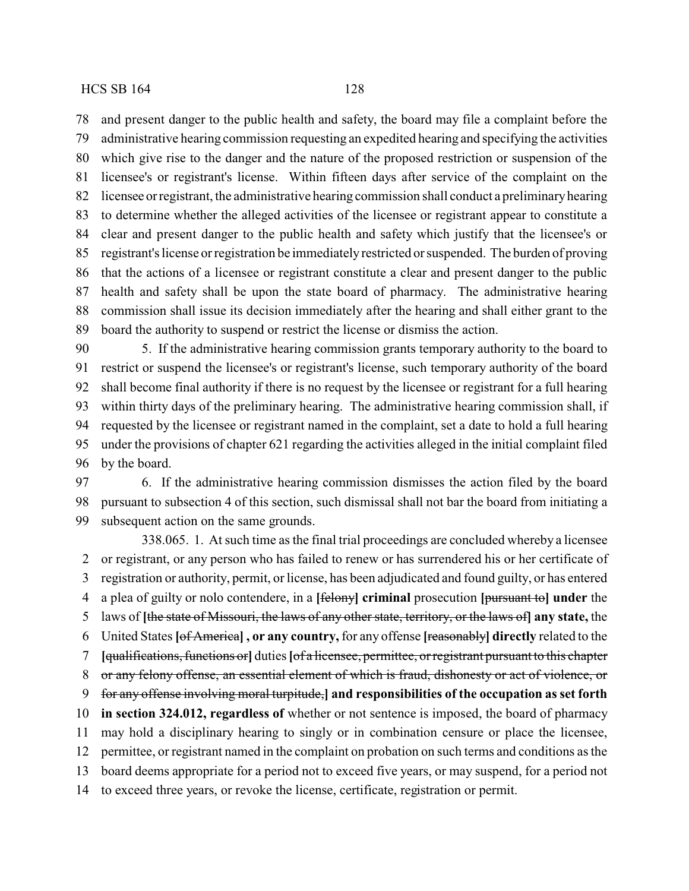and present danger to the public health and safety, the board may file a complaint before the administrative hearing commission requesting an expedited hearing and specifying the activities which give rise to the danger and the nature of the proposed restriction or suspension of the licensee's or registrant's license. Within fifteen days after service of the complaint on the licensee or registrant, the administrative hearing commission shall conduct a preliminary hearing to determine whether the alleged activities of the licensee or registrant appear to constitute a clear and present danger to the public health and safety which justify that the licensee's or registrant's license or registration be immediately restricted or suspended. The burden of proving that the actions of a licensee or registrant constitute a clear and present danger to the public health and safety shall be upon the state board of pharmacy. The administrative hearing commission shall issue its decision immediately after the hearing and shall either grant to the board the authority to suspend or restrict the license or dismiss the action.

5. If the administrative hearing commission grants temporary authority to the board to restrict or suspend the licensee's or registrant's license, such temporary authority of the board shall become final authority if there is no request by the licensee or registrant for a full hearing within thirty days of the preliminary hearing. The administrative hearing commission shall, if requested by the licensee or registrant named in the complaint, set a date to hold a full hearing under the provisions of chapter 621 regarding the activities alleged in the initial complaint filed by the board.

6. If the administrative hearing commission dismisses the action filed by the board pursuant to subsection 4 of this section, such dismissal shall not bar the board from initiating a subsequent action on the same grounds.

338.065. 1. At such time as the final trial proceedings are concluded whereby a licensee or registrant, or any person who has failed to renew or has surrendered his or her certificate of registration or authority, permit, or license, has been adjudicated and found guilty, or has entered a plea of guilty or nolo contendere, in a [~~felony~~] **criminal** prosecution [~~pursuant to~~] **under** the laws of [~~the state of Missouri, the laws of any other state, territory, or the laws of~~] **any state,** the United States [~~of America~~] **, or any country,** for any offense [~~reasonably~~] **directly** related to the [~~qualifications, functions or~~] duties [~~of a licensee, permittee, or registrant pursuant to this chapter or any felony offense, an essential element of which is fraud, dishonesty or act of violence, or for any offense involving moral turpitude,~~] **and responsibilities of the occupation as set forth in section 324.012, regardless of** whether or not sentence is imposed, the board of pharmacy may hold a disciplinary hearing to singly or in combination censure or place the licensee, permittee, or registrant named in the complaint on probation on such terms and conditions as the board deems appropriate for a period not to exceed five years, or may suspend, for a period not to exceed three years, or revoke the license, certificate, registration or permit.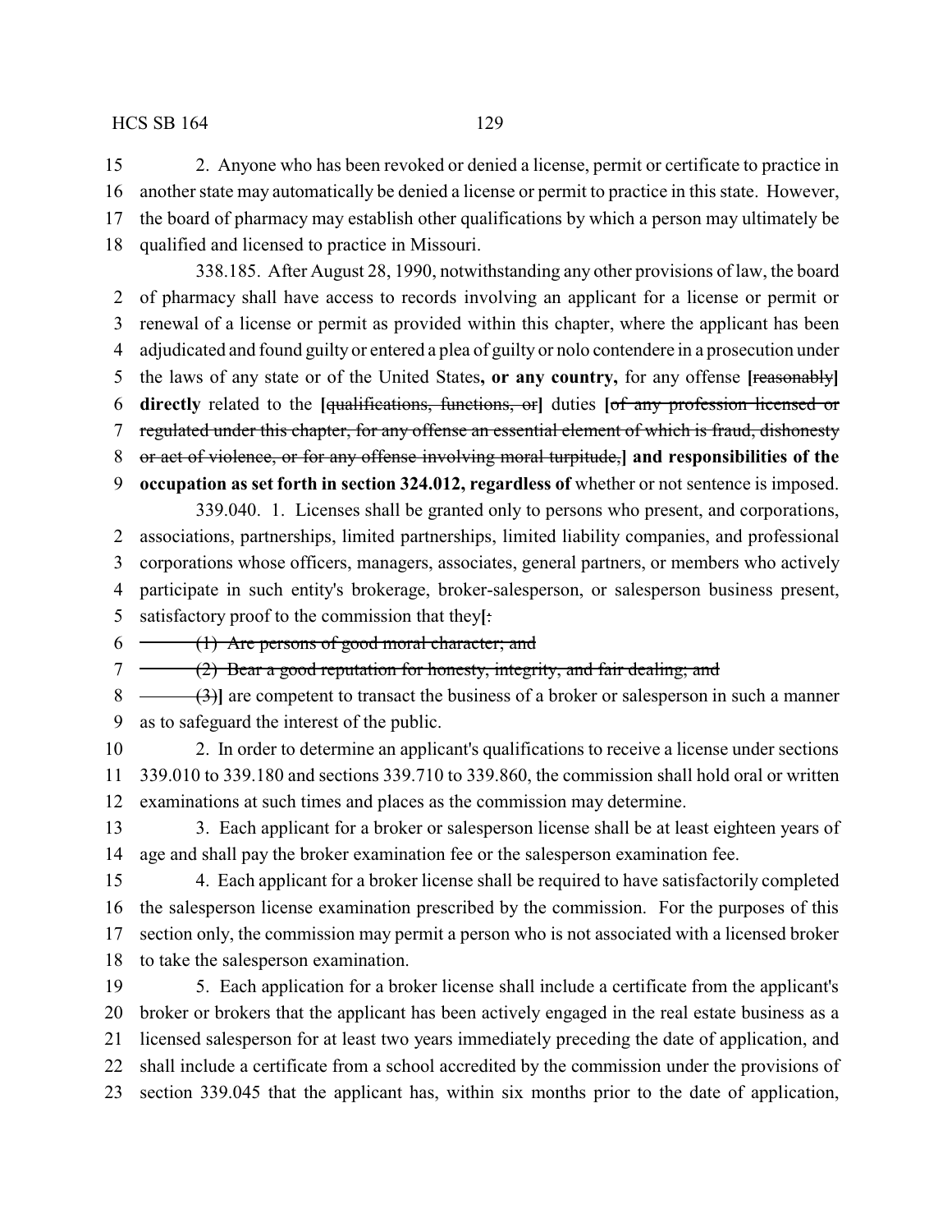2. Anyone who has been revoked or denied a license, permit or certificate to practice in another state may automatically be denied a license or permit to practice in this state. However, the board of pharmacy may establish other qualifications by which a person may ultimately be qualified and licensed to practice in Missouri.

338.185. After August 28, 1990, notwithstanding any other provisions of law, the board of pharmacy shall have access to records involving an applicant for a license or permit or renewal of a license or permit as provided within this chapter, where the applicant has been adjudicated and found guilty or entered a plea of guilty or nolo contendere in a prosecution under the laws of any state or of the United States**, or any country,** for any offense **[**~~reasonably~~**] directly** related to the **[**~~qualifications, functions, or~~**]** duties **[**~~of any profession licensed or regulated under this chapter, for any offense an essential element of which is fraud, dishonesty or act of violence, or for any offense involving moral turpitude,~~**] and responsibilities of the occupation as set forth in section 324.012, regardless of** whether or not sentence is imposed.

339.040. 1. Licenses shall be granted only to persons who present, and corporations, associations, partnerships, limited partnerships, limited liability companies, and professional corporations whose officers, managers, associates, general partners, or members who actively participate in such entity's brokerage, broker-salesperson, or salesperson business present, satisfactory proof to the commission that they**[**~~:~~

~~(1) Are persons of good moral character; and~~

~~(2) Bear a good reputation for honesty, integrity, and fair dealing; and~~

~~(3)~~**]** are competent to transact the business of a broker or salesperson in such a manner as to safeguard the interest of the public.

2. In order to determine an applicant's qualifications to receive a license under sections 339.010 to 339.180 and sections 339.710 to 339.860, the commission shall hold oral or written examinations at such times and places as the commission may determine.

3. Each applicant for a broker or salesperson license shall be at least eighteen years of age and shall pay the broker examination fee or the salesperson examination fee.

4. Each applicant for a broker license shall be required to have satisfactorily completed the salesperson license examination prescribed by the commission. For the purposes of this section only, the commission may permit a person who is not associated with a licensed broker to take the salesperson examination.

5. Each application for a broker license shall include a certificate from the applicant's broker or brokers that the applicant has been actively engaged in the real estate business as a licensed salesperson for at least two years immediately preceding the date of application, and shall include a certificate from a school accredited by the commission under the provisions of section 339.045 that the applicant has, within six months prior to the date of application,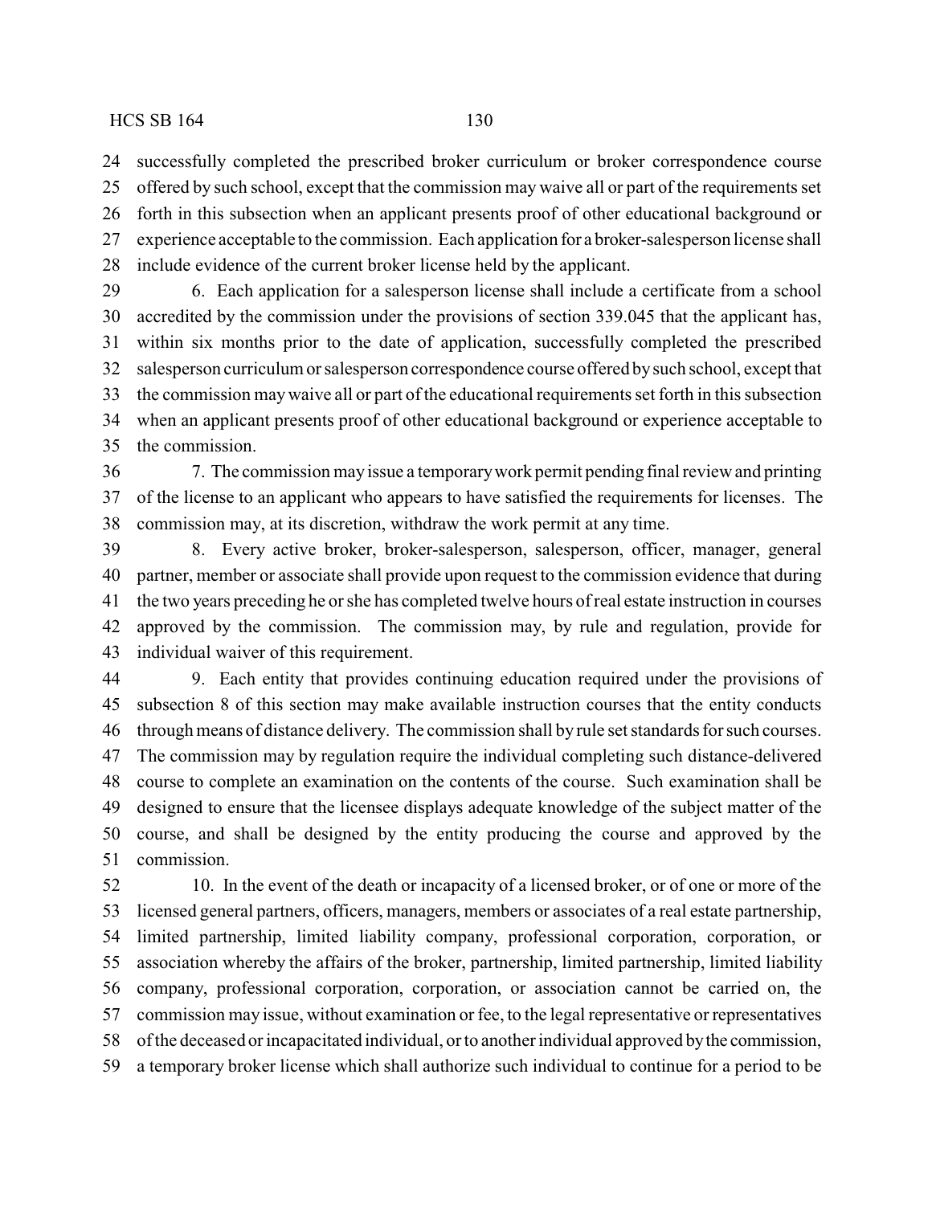successfully completed the prescribed broker curriculum or broker correspondence course offered by such school, except that the commission may waive all or part of the requirements set forth in this subsection when an applicant presents proof of other educational background or experience acceptable to the commission. Each application for a broker-salesperson license shall include evidence of the current broker license held by the applicant.

6. Each application for a salesperson license shall include a certificate from a school accredited by the commission under the provisions of section 339.045 that the applicant has, within six months prior to the date of application, successfully completed the prescribed salesperson curriculum or salesperson correspondence course offered by such school, except that the commission may waive all or part of the educational requirements set forth in this subsection when an applicant presents proof of other educational background or experience acceptable to the commission.

7. The commission may issue a temporary work permit pending final review and printing of the license to an applicant who appears to have satisfied the requirements for licenses. The commission may, at its discretion, withdraw the work permit at any time.

8. Every active broker, broker-salesperson, salesperson, officer, manager, general partner, member or associate shall provide upon request to the commission evidence that during the two years preceding he or she has completed twelve hours of real estate instruction in courses approved by the commission. The commission may, by rule and regulation, provide for individual waiver of this requirement.

9. Each entity that provides continuing education required under the provisions of subsection 8 of this section may make available instruction courses that the entity conducts through means of distance delivery. The commission shall by rule set standards for such courses. The commission may by regulation require the individual completing such distance-delivered course to complete an examination on the contents of the course. Such examination shall be designed to ensure that the licensee displays adequate knowledge of the subject matter of the course, and shall be designed by the entity producing the course and approved by the commission.

10. In the event of the death or incapacity of a licensed broker, or of one or more of the licensed general partners, officers, managers, members or associates of a real estate partnership, limited partnership, limited liability company, professional corporation, corporation, or association whereby the affairs of the broker, partnership, limited partnership, limited liability company, professional corporation, corporation, or association cannot be carried on, the commission may issue, without examination or fee, to the legal representative or representatives of the deceased or incapacitated individual, or to another individual approved by the commission, a temporary broker license which shall authorize such individual to continue for a period to be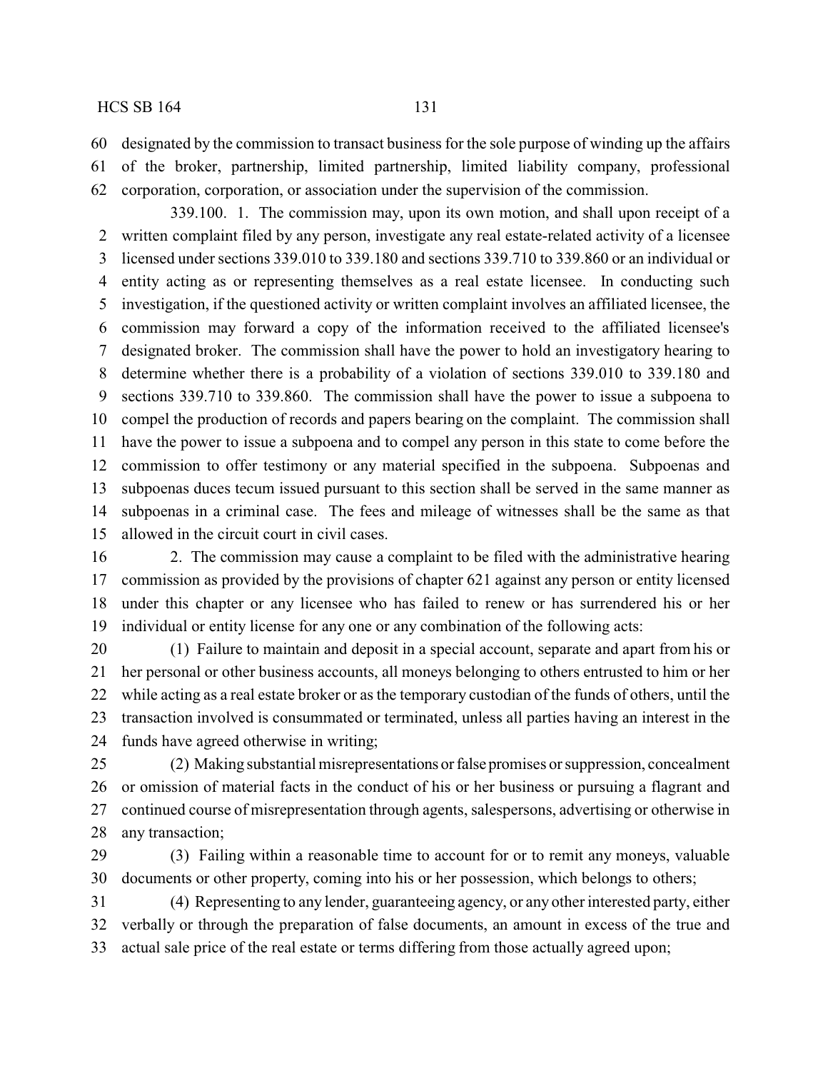designated by the commission to transact business for the sole purpose of winding up the affairs of the broker, partnership, limited partnership, limited liability company, professional corporation, corporation, or association under the supervision of the commission.

339.100. 1. The commission may, upon its own motion, and shall upon receipt of a written complaint filed by any person, investigate any real estate-related activity of a licensee licensed under sections 339.010 to 339.180 and sections 339.710 to 339.860 or an individual or entity acting as or representing themselves as a real estate licensee. In conducting such investigation, if the questioned activity or written complaint involves an affiliated licensee, the commission may forward a copy of the information received to the affiliated licensee's designated broker. The commission shall have the power to hold an investigatory hearing to determine whether there is a probability of a violation of sections 339.010 to 339.180 and sections 339.710 to 339.860. The commission shall have the power to issue a subpoena to compel the production of records and papers bearing on the complaint. The commission shall have the power to issue a subpoena and to compel any person in this state to come before the commission to offer testimony or any material specified in the subpoena. Subpoenas and subpoenas duces tecum issued pursuant to this section shall be served in the same manner as subpoenas in a criminal case. The fees and mileage of witnesses shall be the same as that allowed in the circuit court in civil cases.

2. The commission may cause a complaint to be filed with the administrative hearing commission as provided by the provisions of chapter 621 against any person or entity licensed under this chapter or any licensee who has failed to renew or has surrendered his or her individual or entity license for any one or any combination of the following acts:

(1) Failure to maintain and deposit in a special account, separate and apart from his or her personal or other business accounts, all moneys belonging to others entrusted to him or her while acting as a real estate broker or as the temporary custodian of the funds of others, until the transaction involved is consummated or terminated, unless all parties having an interest in the funds have agreed otherwise in writing;

(2) Making substantial misrepresentations or false promises or suppression, concealment or omission of material facts in the conduct of his or her business or pursuing a flagrant and continued course of misrepresentation through agents, salespersons, advertising or otherwise in any transaction;

(3) Failing within a reasonable time to account for or to remit any moneys, valuable documents or other property, coming into his or her possession, which belongs to others;

(4) Representing to any lender, guaranteeing agency, or any other interested party, either verbally or through the preparation of false documents, an amount in excess of the true and actual sale price of the real estate or terms differing from those actually agreed upon;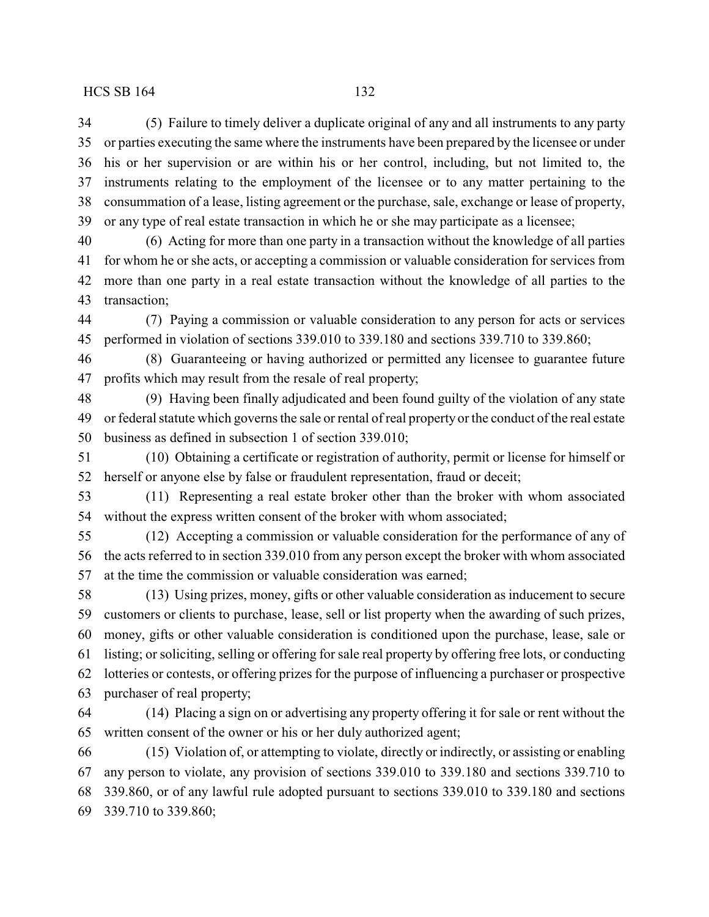(5) Failure to timely deliver a duplicate original of any and all instruments to any party or parties executing the same where the instruments have been prepared by the licensee or under his or her supervision or are within his or her control, including, but not limited to, the instruments relating to the employment of the licensee or to any matter pertaining to the consummation of a lease, listing agreement or the purchase, sale, exchange or lease of property, or any type of real estate transaction in which he or she may participate as a licensee;

(6) Acting for more than one party in a transaction without the knowledge of all parties for whom he or she acts, or accepting a commission or valuable consideration for services from more than one party in a real estate transaction without the knowledge of all parties to the transaction;

(7) Paying a commission or valuable consideration to any person for acts or services performed in violation of sections 339.010 to 339.180 and sections 339.710 to 339.860;

(8) Guaranteeing or having authorized or permitted any licensee to guarantee future profits which may result from the resale of real property;

(9) Having been finally adjudicated and been found guilty of the violation of any state or federal statute which governs the sale or rental of real property or the conduct of the real estate business as defined in subsection 1 of section 339.010;

(10) Obtaining a certificate or registration of authority, permit or license for himself or herself or anyone else by false or fraudulent representation, fraud or deceit;

(11) Representing a real estate broker other than the broker with whom associated without the express written consent of the broker with whom associated;

(12) Accepting a commission or valuable consideration for the performance of any of the acts referred to in section 339.010 from any person except the broker with whom associated at the time the commission or valuable consideration was earned;

(13) Using prizes, money, gifts or other valuable consideration as inducement to secure customers or clients to purchase, lease, sell or list property when the awarding of such prizes, money, gifts or other valuable consideration is conditioned upon the purchase, lease, sale or listing; or soliciting, selling or offering for sale real property by offering free lots, or conducting lotteries or contests, or offering prizes for the purpose of influencing a purchaser or prospective purchaser of real property;

(14) Placing a sign on or advertising any property offering it for sale or rent without the written consent of the owner or his or her duly authorized agent;

(15) Violation of, or attempting to violate, directly or indirectly, or assisting or enabling any person to violate, any provision of sections 339.010 to 339.180 and sections 339.710 to 339.860, or of any lawful rule adopted pursuant to sections 339.010 to 339.180 and sections 339.710 to 339.860;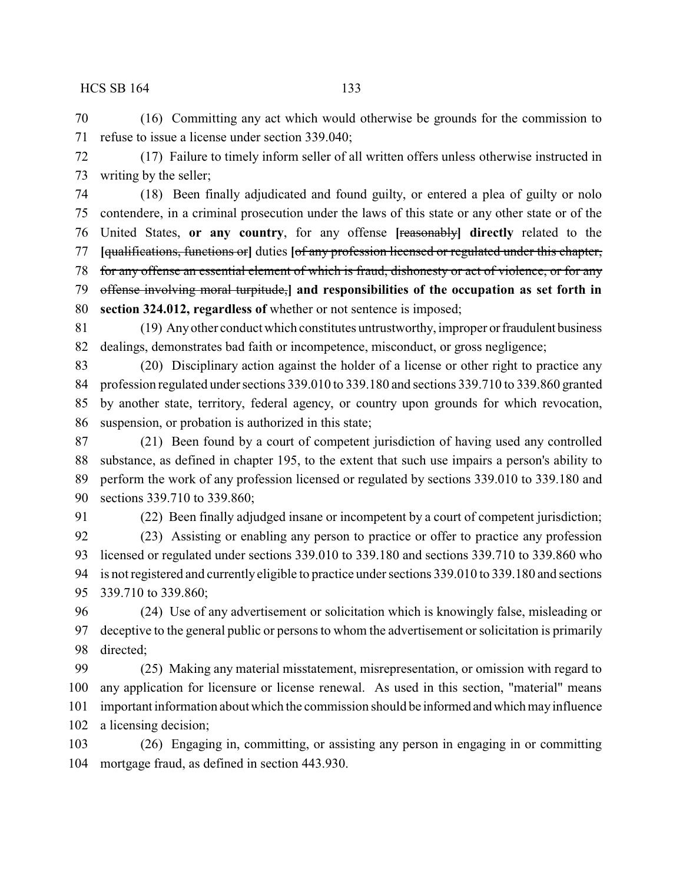(16) Committing any act which would otherwise be grounds for the commission to refuse to issue a license under section 339.040;

(17) Failure to timely inform seller of all written offers unless otherwise instructed in writing by the seller;

(18) Been finally adjudicated and found guilty, or entered a plea of guilty or nolo contendere, in a criminal prosecution under the laws of this state or any other state or of the United States, **or any country**, for any offense **[**~~reasonably~~**] directly** related to the **[**~~qualifications, functions or~~**]** duties **[**~~of any profession licensed or regulated under this chapter, for any offense an essential element of which is fraud, dishonesty or act of violence, or for any offense involving moral turpitude,~~**] and responsibilities of the occupation as set forth in section 324.012, regardless of** whether or not sentence is imposed;

(19) Any other conduct which constitutes untrustworthy, improper or fraudulent business dealings, demonstrates bad faith or incompetence, misconduct, or gross negligence;

(20) Disciplinary action against the holder of a license or other right to practice any profession regulated under sections 339.010 to 339.180 and sections 339.710 to 339.860 granted by another state, territory, federal agency, or country upon grounds for which revocation, suspension, or probation is authorized in this state;

(21) Been found by a court of competent jurisdiction of having used any controlled substance, as defined in chapter 195, to the extent that such use impairs a person's ability to perform the work of any profession licensed or regulated by sections 339.010 to 339.180 and sections 339.710 to 339.860;

(22) Been finally adjudged insane or incompetent by a court of competent jurisdiction;

(23) Assisting or enabling any person to practice or offer to practice any profession licensed or regulated under sections 339.010 to 339.180 and sections 339.710 to 339.860 who is not registered and currently eligible to practice under sections 339.010 to 339.180 and sections 339.710 to 339.860;

(24) Use of any advertisement or solicitation which is knowingly false, misleading or deceptive to the general public or persons to whom the advertisement or solicitation is primarily directed;

(25) Making any material misstatement, misrepresentation, or omission with regard to any application for licensure or license renewal. As used in this section, "material" means important information about which the commission should be informed and which may influence a licensing decision;

(26) Engaging in, committing, or assisting any person in engaging in or committing mortgage fraud, as defined in section 443.930.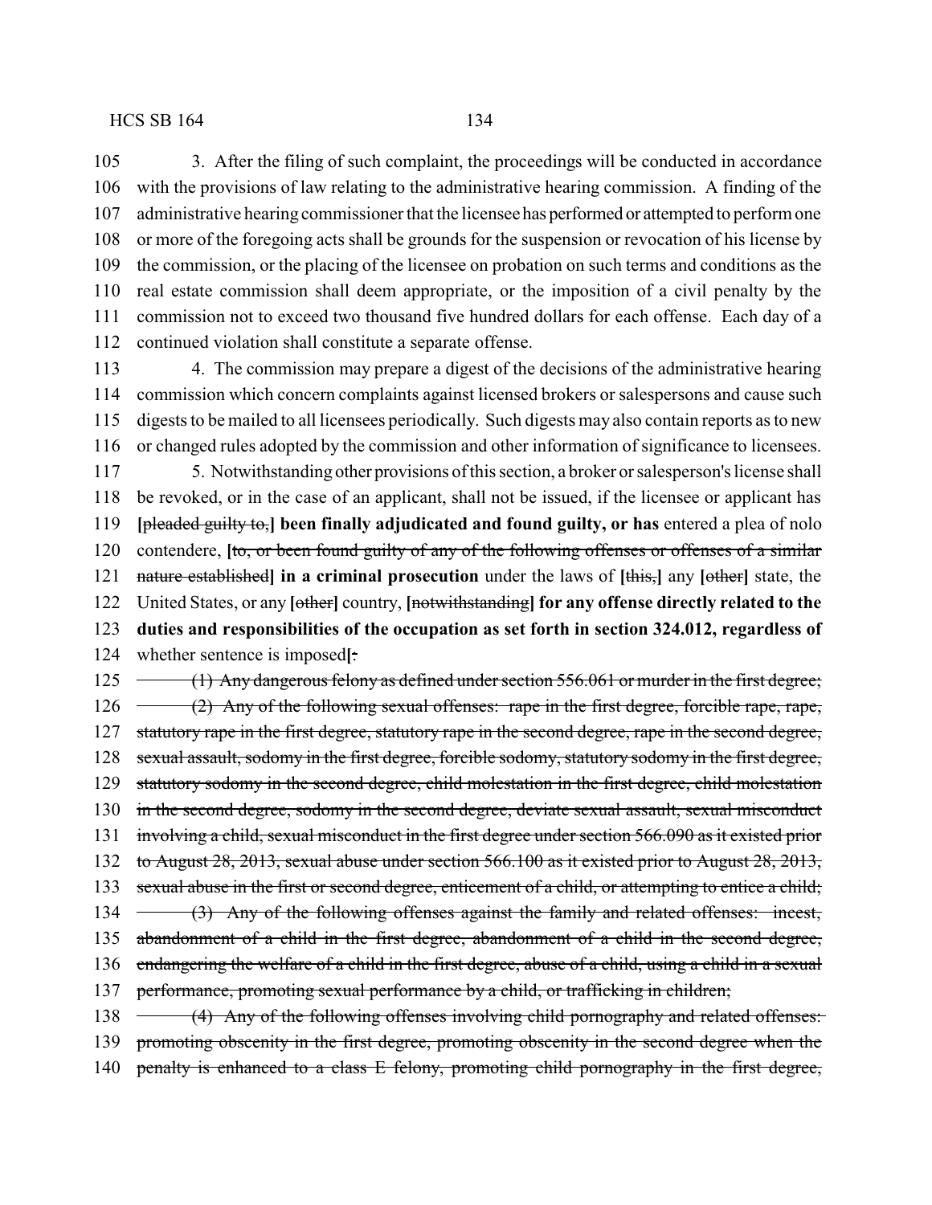3. After the filing of such complaint, the proceedings will be conducted in accordance with the provisions of law relating to the administrative hearing commission. A finding of the administrative hearing commissioner that the licensee has performed or attempted to perform one or more of the foregoing acts shall be grounds for the suspension or revocation of his license by the commission, or the placing of the licensee on probation on such terms and conditions as the real estate commission shall deem appropriate, or the imposition of a civil penalty by the commission not to exceed two thousand five hundred dollars for each offense. Each day of a continued violation shall constitute a separate offense.

4. The commission may prepare a digest of the decisions of the administrative hearing commission which concern complaints against licensed brokers or salespersons and cause such digests to be mailed to all licensees periodically. Such digests may also contain reports as to new or changed rules adopted by the commission and other information of significance to licensees.

5. Notwithstanding other provisions of this section, a broker or salesperson's license shall be revoked, or in the case of an applicant, shall not be issued, if the licensee or applicant has **[**~~pleaded guilty to,~~**] been finally adjudicated and found guilty, or has** entered a plea of nolo contendere, **[**~~to, or been found guilty of any of the following offenses or offenses of a similar nature established~~**] in a criminal prosecution** under the laws of **[**~~this,~~**]** any **[**~~other~~**]** state, the United States, or any **[**~~other~~**]** country, **[**~~notwithstanding~~**] for any offense directly related to the duties and responsibilities of the occupation as set forth in section 324.012, regardless of** whether sentence is imposed**[**~~:~~

~~(1) Any dangerous felony as defined under section 556.061 or murder in the first degree;~~

~~(2) Any of the following sexual offenses: rape in the first degree, forcible rape, rape, statutory rape in the first degree, statutory rape in the second degree, rape in the second degree, sexual assault, sodomy in the first degree, forcible sodomy, statutory sodomy in the first degree, statutory sodomy in the second degree, child molestation in the first degree, child molestation in the second degree, sodomy in the second degree, deviate sexual assault, sexual misconduct involving a child, sexual misconduct in the first degree under section 566.090 as it existed prior to August 28, 2013, sexual abuse under section 566.100 as it existed prior to August 28, 2013, sexual abuse in the first or second degree, enticement of a child, or attempting to entice a child;~~

~~(3) Any of the following offenses against the family and related offenses: incest, abandonment of a child in the first degree, abandonment of a child in the second degree, endangering the welfare of a child in the first degree, abuse of a child, using a child in a sexual performance, promoting sexual performance by a child, or trafficking in children;~~

~~(4) Any of the following offenses involving child pornography and related offenses: promoting obscenity in the first degree, promoting obscenity in the second degree when the penalty is enhanced to a class E felony, promoting child pornography in the first degree,~~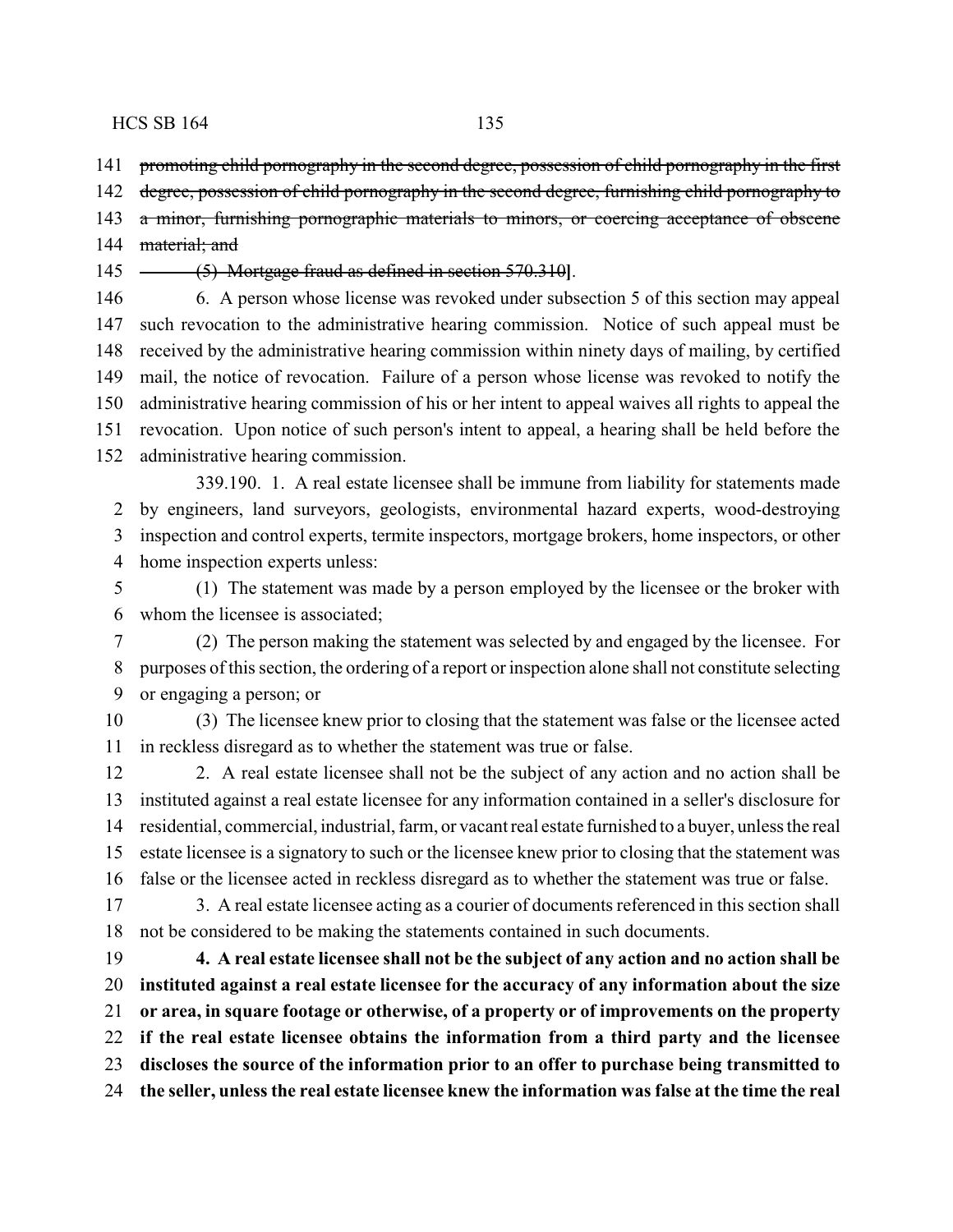141 ~~promoting child pornography in the second degree, possession of child pornography in the first~~
142 ~~degree, possession of child pornography in the second degree, furnishing child pornography to~~
143 ~~a minor, furnishing pornographic materials to minors, or coercing acceptance of obscene~~
144 ~~material; and~~
145 ~~(5) Mortgage fraud as defined in section 570.310~~**]**.

146 6. A person whose license was revoked under subsection 5 of this section may appeal
147 such revocation to the administrative hearing commission. Notice of such appeal must be
148 received by the administrative hearing commission within ninety days of mailing, by certified
149 mail, the notice of revocation. Failure of a person whose license was revoked to notify the
150 administrative hearing commission of his or her intent to appeal waives all rights to appeal the
151 revocation. Upon notice of such person's intent to appeal, a hearing shall be held before the
152 administrative hearing commission.

339.190. 1. A real estate licensee shall be immune from liability for statements made
2 by engineers, land surveyors, geologists, environmental hazard experts, wood-destroying
3 inspection and control experts, termite inspectors, mortgage brokers, home inspectors, or other
4 home inspection experts unless:

5 (1) The statement was made by a person employed by the licensee or the broker with
6 whom the licensee is associated;

7 (2) The person making the statement was selected by and engaged by the licensee. For
8 purposes of this section, the ordering of a report or inspection alone shall not constitute selecting
9 or engaging a person; or

10 (3) The licensee knew prior to closing that the statement was false or the licensee acted
11 in reckless disregard as to whether the statement was true or false.

12 2. A real estate licensee shall not be the subject of any action and no action shall be
13 instituted against a real estate licensee for any information contained in a seller's disclosure for
14 residential, commercial, industrial, farm, or vacant real estate furnished to a buyer, unless the real
15 estate licensee is a signatory to such or the licensee knew prior to closing that the statement was
16 false or the licensee acted in reckless disregard as to whether the statement was true or false.

17 3. A real estate licensee acting as a courier of documents referenced in this section shall
18 not be considered to be making the statements contained in such documents.

19 **4. A real estate licensee shall not be the subject of any action and no action shall be**
20 **instituted against a real estate licensee for the accuracy of any information about the size**
21 **or area, in square footage or otherwise, of a property or of improvements on the property**
22 **if the real estate licensee obtains the information from a third party and the licensee**
23 **discloses the source of the information prior to an offer to purchase being transmitted to**
24 **the seller, unless the real estate licensee knew the information was false at the time the real**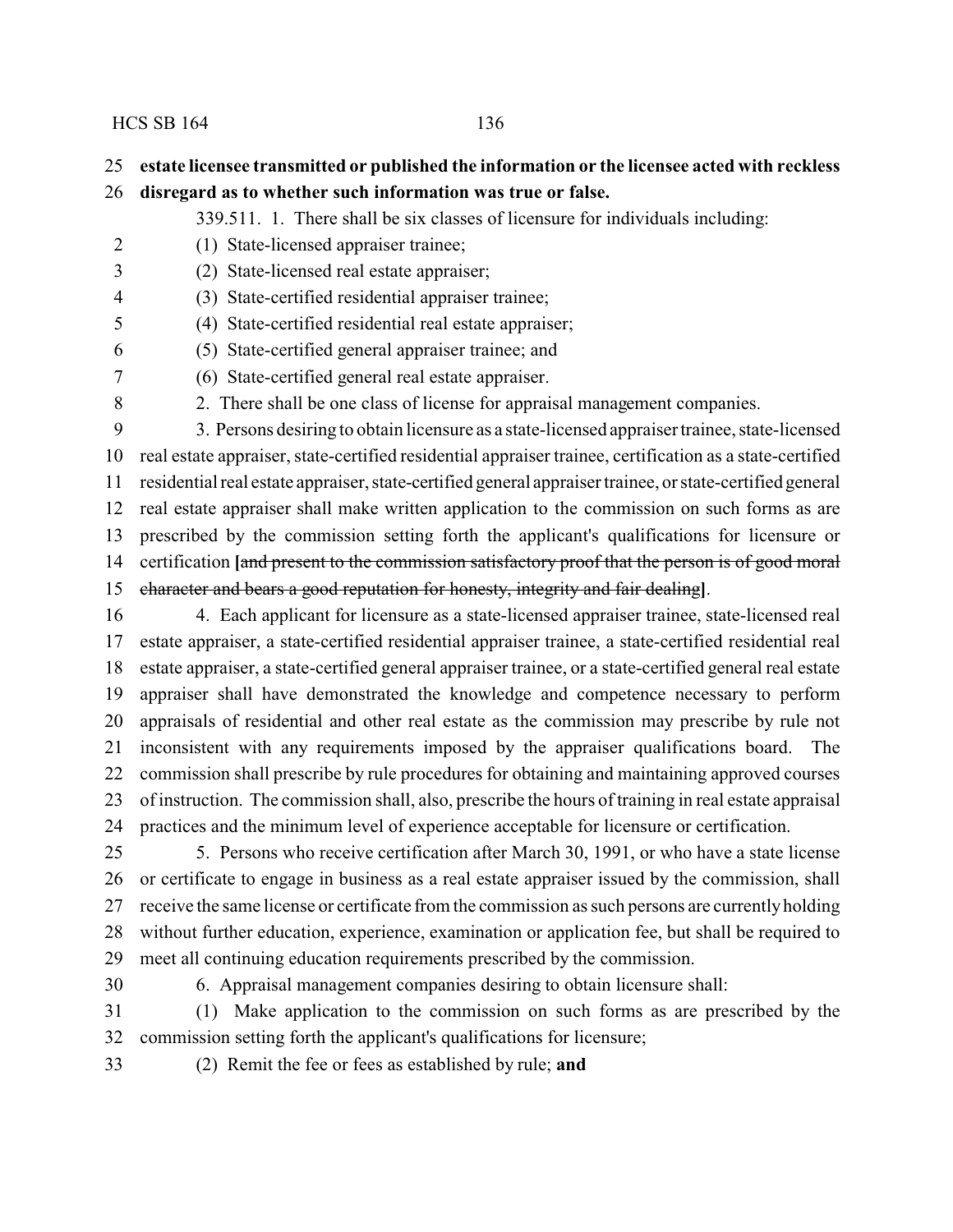**estate licensee transmitted or published the information or the licensee acted with reckless disregard as to whether such information was true or false.**

339.511. 1. There shall be six classes of licensure for individuals including:

(1) State-licensed appraiser trainee;

(2) State-licensed real estate appraiser;

(3) State-certified residential appraiser trainee;

(4) State-certified residential real estate appraiser;

(5) State-certified general appraiser trainee; and

(6) State-certified general real estate appraiser.

2. There shall be one class of license for appraisal management companies.

3. Persons desiring to obtain licensure as a state-licensed appraiser trainee, state-licensed real estate appraiser, state-certified residential appraiser trainee, certification as a state-certified residential real estate appraiser, state-certified general appraiser trainee, or state-certified general real estate appraiser shall make written application to the commission on such forms as are prescribed by the commission setting forth the applicant's qualifications for licensure or certification **[**~~and present to the commission satisfactory proof that the person is of good moral character and bears a good reputation for honesty, integrity and fair dealing~~**]**.

4. Each applicant for licensure as a state-licensed appraiser trainee, state-licensed real estate appraiser, a state-certified residential appraiser trainee, a state-certified residential real estate appraiser, a state-certified general appraiser trainee, or a state-certified general real estate appraiser shall have demonstrated the knowledge and competence necessary to perform appraisals of residential and other real estate as the commission may prescribe by rule not inconsistent with any requirements imposed by the appraiser qualifications board. The commission shall prescribe by rule procedures for obtaining and maintaining approved courses of instruction. The commission shall, also, prescribe the hours of training in real estate appraisal practices and the minimum level of experience acceptable for licensure or certification.

5. Persons who receive certification after March 30, 1991, or who have a state license or certificate to engage in business as a real estate appraiser issued by the commission, shall receive the same license or certificate from the commission as such persons are currently holding without further education, experience, examination or application fee, but shall be required to meet all continuing education requirements prescribed by the commission.

6. Appraisal management companies desiring to obtain licensure shall:

(1) Make application to the commission on such forms as are prescribed by the commission setting forth the applicant's qualifications for licensure;

(2) Remit the fee or fees as established by rule; **and**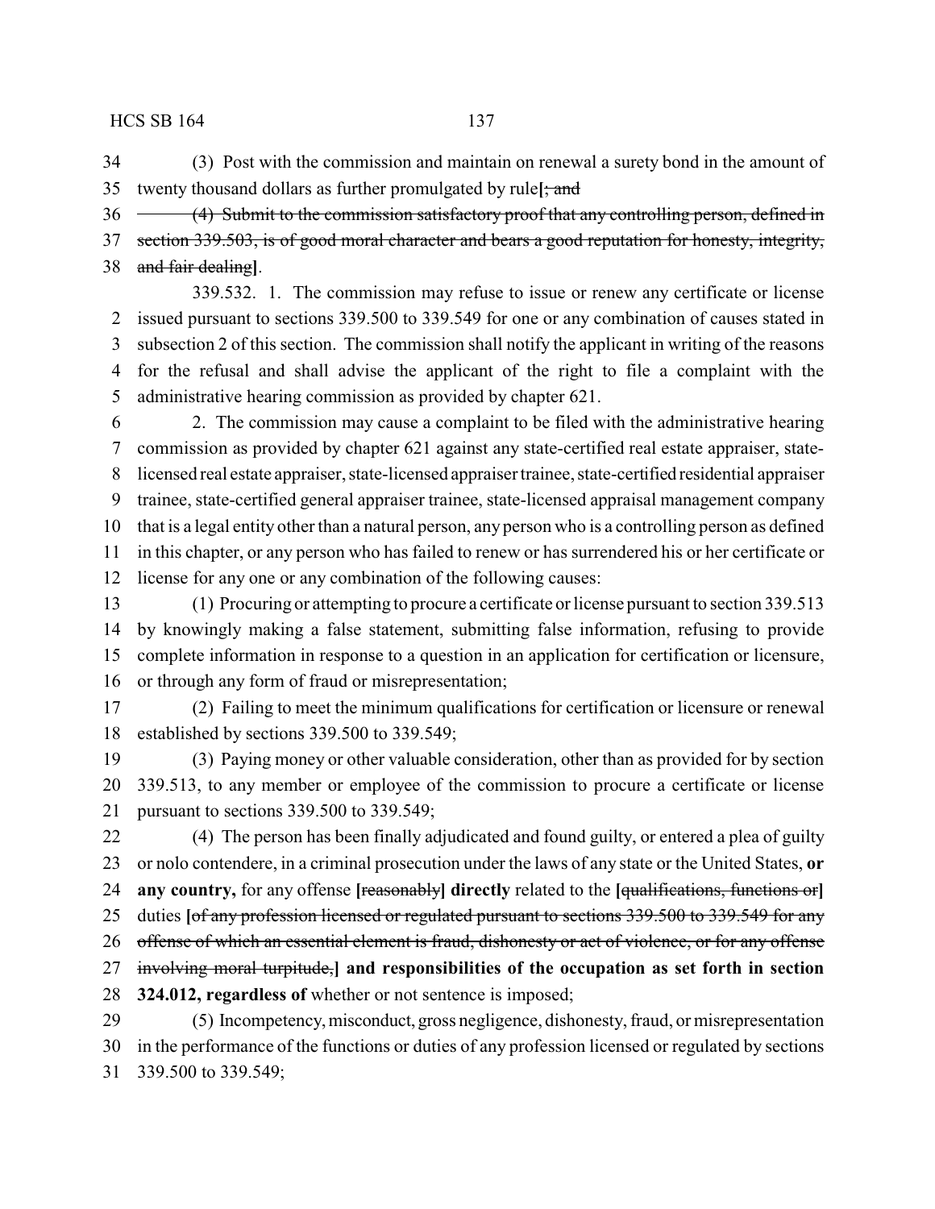(3) Post with the commission and maintain on renewal a surety bond in the amount of twenty thousand dollars as further promulgated by rule**[**~~; and~~

~~(4) Submit to the commission satisfactory proof that any controlling person, defined in section 339.503, is of good moral character and bears a good reputation for honesty, integrity, and fair dealing~~**]**.

339.532. 1. The commission may refuse to issue or renew any certificate or license issued pursuant to sections 339.500 to 339.549 for one or any combination of causes stated in subsection 2 of this section. The commission shall notify the applicant in writing of the reasons for the refusal and shall advise the applicant of the right to file a complaint with the administrative hearing commission as provided by chapter 621.

2. The commission may cause a complaint to be filed with the administrative hearing commission as provided by chapter 621 against any state-certified real estate appraiser, state-licensed real estate appraiser, state-licensed appraiser trainee, state-certified residential appraiser trainee, state-certified general appraiser trainee, state-licensed appraisal management company that is a legal entity other than a natural person, any person who is a controlling person as defined in this chapter, or any person who has failed to renew or has surrendered his or her certificate or license for any one or any combination of the following causes:

(1) Procuring or attempting to procure a certificate or license pursuant to section 339.513 by knowingly making a false statement, submitting false information, refusing to provide complete information in response to a question in an application for certification or licensure, or through any form of fraud or misrepresentation;

(2) Failing to meet the minimum qualifications for certification or licensure or renewal established by sections 339.500 to 339.549;

(3) Paying money or other valuable consideration, other than as provided for by section 339.513, to any member or employee of the commission to procure a certificate or license pursuant to sections 339.500 to 339.549;

(4) The person has been finally adjudicated and found guilty, or entered a plea of guilty or nolo contendere, in a criminal prosecution under the laws of any state or the United States, **or any country,** for any offense **[**~~reasonably~~**] directly** related to the **[**~~qualifications, functions or~~**]** duties **[**~~of any profession licensed or regulated pursuant to sections 339.500 to 339.549 for any offense of which an essential element is fraud, dishonesty or act of violence, or for any offense involving moral turpitude,~~**] and responsibilities of the occupation as set forth in section 324.012, regardless of** whether or not sentence is imposed;

(5) Incompetency, misconduct, gross negligence, dishonesty, fraud, or misrepresentation in the performance of the functions or duties of any profession licensed or regulated by sections 339.500 to 339.549;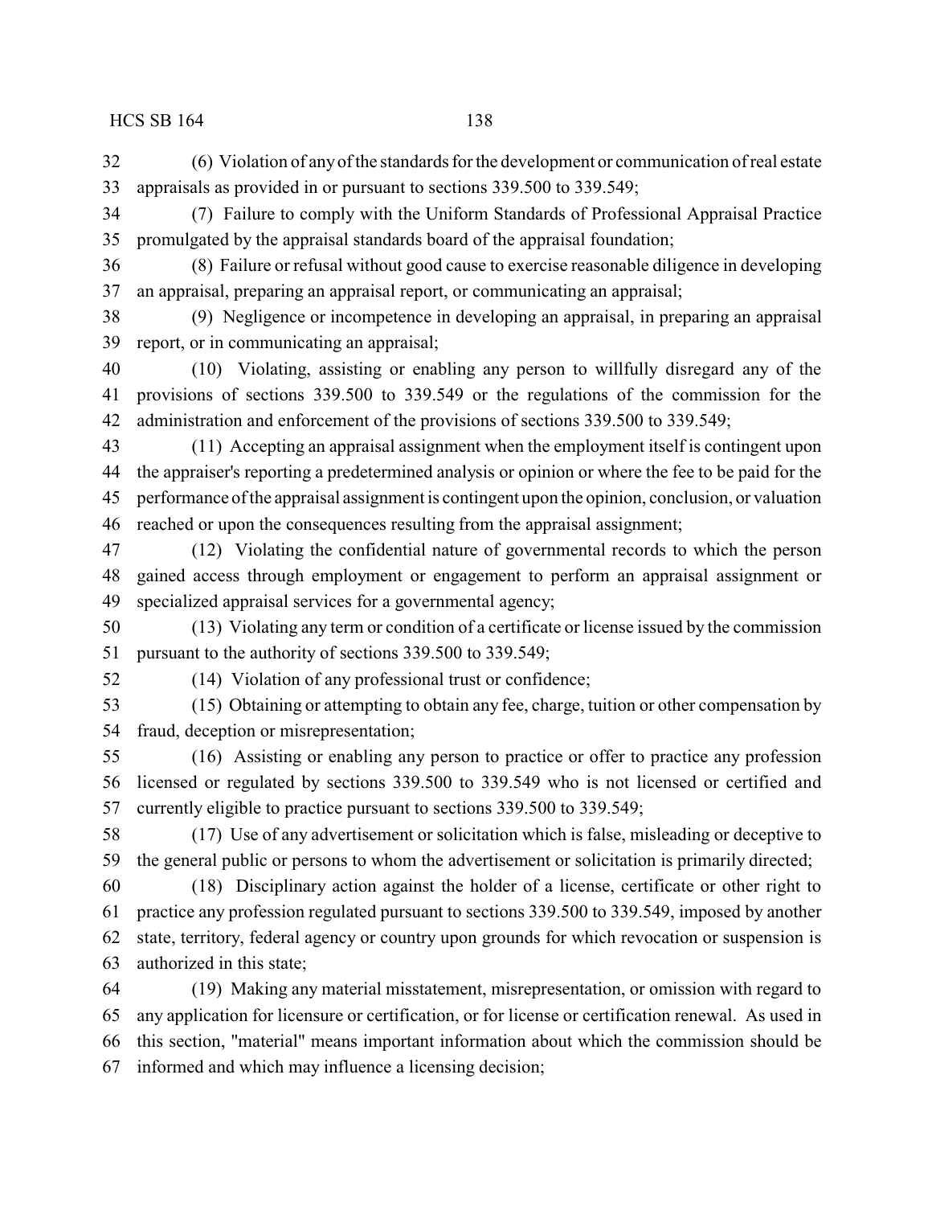(6) Violation of any of the standards for the development or communication of real estate appraisals as provided in or pursuant to sections 339.500 to 339.549;

(7) Failure to comply with the Uniform Standards of Professional Appraisal Practice promulgated by the appraisal standards board of the appraisal foundation;

(8) Failure or refusal without good cause to exercise reasonable diligence in developing an appraisal, preparing an appraisal report, or communicating an appraisal;

(9) Negligence or incompetence in developing an appraisal, in preparing an appraisal report, or in communicating an appraisal;

(10) Violating, assisting or enabling any person to willfully disregard any of the provisions of sections 339.500 to 339.549 or the regulations of the commission for the administration and enforcement of the provisions of sections 339.500 to 339.549;

(11) Accepting an appraisal assignment when the employment itself is contingent upon the appraiser's reporting a predetermined analysis or opinion or where the fee to be paid for the performance of the appraisal assignment is contingent upon the opinion, conclusion, or valuation reached or upon the consequences resulting from the appraisal assignment;

(12) Violating the confidential nature of governmental records to which the person gained access through employment or engagement to perform an appraisal assignment or specialized appraisal services for a governmental agency;

(13) Violating any term or condition of a certificate or license issued by the commission pursuant to the authority of sections 339.500 to 339.549;

(14) Violation of any professional trust or confidence;

(15) Obtaining or attempting to obtain any fee, charge, tuition or other compensation by fraud, deception or misrepresentation;

(16) Assisting or enabling any person to practice or offer to practice any profession licensed or regulated by sections 339.500 to 339.549 who is not licensed or certified and currently eligible to practice pursuant to sections 339.500 to 339.549;

(17) Use of any advertisement or solicitation which is false, misleading or deceptive to the general public or persons to whom the advertisement or solicitation is primarily directed;

(18) Disciplinary action against the holder of a license, certificate or other right to practice any profession regulated pursuant to sections 339.500 to 339.549, imposed by another state, territory, federal agency or country upon grounds for which revocation or suspension is authorized in this state;

(19) Making any material misstatement, misrepresentation, or omission with regard to any application for licensure or certification, or for license or certification renewal. As used in this section, "material" means important information about which the commission should be informed and which may influence a licensing decision;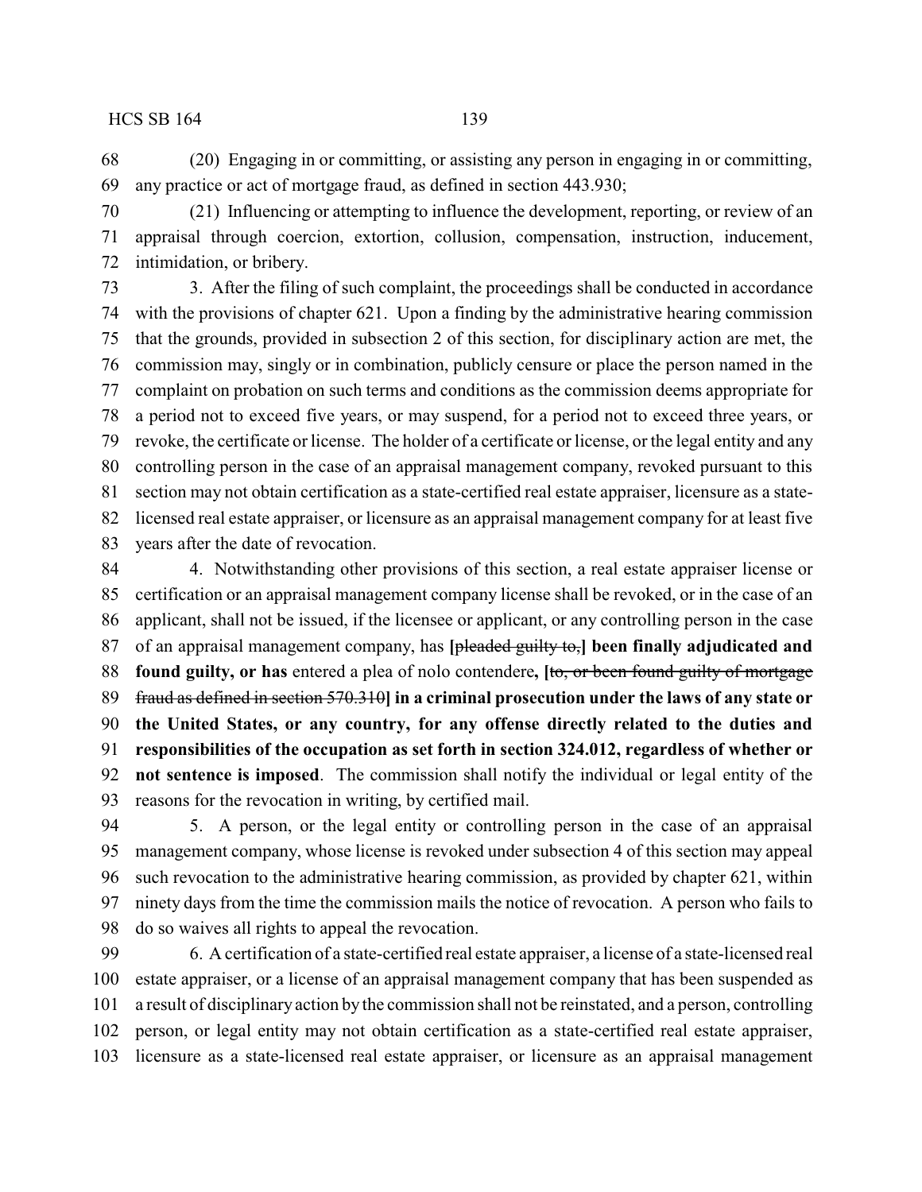(20) Engaging in or committing, or assisting any person in engaging in or committing, any practice or act of mortgage fraud, as defined in section 443.930;

(21) Influencing or attempting to influence the development, reporting, or review of an appraisal through coercion, extortion, collusion, compensation, instruction, inducement, intimidation, or bribery.

3. After the filing of such complaint, the proceedings shall be conducted in accordance with the provisions of chapter 621. Upon a finding by the administrative hearing commission that the grounds, provided in subsection 2 of this section, for disciplinary action are met, the commission may, singly or in combination, publicly censure or place the person named in the complaint on probation on such terms and conditions as the commission deems appropriate for a period not to exceed five years, or may suspend, for a period not to exceed three years, or revoke, the certificate or license. The holder of a certificate or license, or the legal entity and any controlling person in the case of an appraisal management company, revoked pursuant to this section may not obtain certification as a state-certified real estate appraiser, licensure as a state-licensed real estate appraiser, or licensure as an appraisal management company for at least five years after the date of revocation.

4. Notwithstanding other provisions of this section, a real estate appraiser license or certification or an appraisal management company license shall be revoked, or in the case of an applicant, shall not be issued, if the licensee or applicant, or any controlling person in the case of an appraisal management company, has **[**~~pleaded guilty to,~~**] been finally adjudicated and found guilty, or has** entered a plea of nolo contendere**, [**~~to, or been found guilty of mortgage fraud as defined in section 570.310~~**] in a criminal prosecution under the laws of any state or the United States, or any country, for any offense directly related to the duties and responsibilities of the occupation as set forth in section 324.012, regardless of whether or not sentence is imposed**. The commission shall notify the individual or legal entity of the reasons for the revocation in writing, by certified mail.

5. A person, or the legal entity or controlling person in the case of an appraisal management company, whose license is revoked under subsection 4 of this section may appeal such revocation to the administrative hearing commission, as provided by chapter 621, within ninety days from the time the commission mails the notice of revocation. A person who fails to do so waives all rights to appeal the revocation.

6. A certification of a state-certified real estate appraiser, a license of a state-licensed real estate appraiser, or a license of an appraisal management company that has been suspended as a result of disciplinary action by the commission shall not be reinstated, and a person, controlling person, or legal entity may not obtain certification as a state-certified real estate appraiser, licensure as a state-licensed real estate appraiser, or licensure as an appraisal management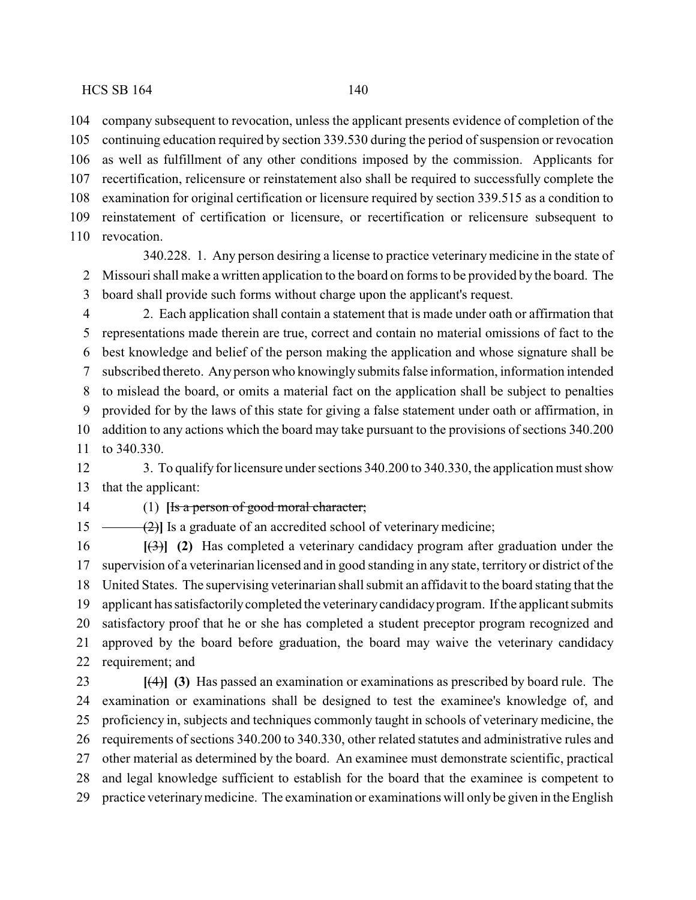company subsequent to revocation, unless the applicant presents evidence of completion of the continuing education required by section 339.530 during the period of suspension or revocation as well as fulfillment of any other conditions imposed by the commission. Applicants for recertification, relicensure or reinstatement also shall be required to successfully complete the examination for original certification or licensure required by section 339.515 as a condition to reinstatement of certification or licensure, or recertification or relicensure subsequent to revocation.

340.228. 1. Any person desiring a license to practice veterinary medicine in the state of Missouri shall make a written application to the board on forms to be provided by the board. The board shall provide such forms without charge upon the applicant's request.

2. Each application shall contain a statement that is made under oath or affirmation that representations made therein are true, correct and contain no material omissions of fact to the best knowledge and belief of the person making the application and whose signature shall be subscribed thereto. Any person who knowingly submits false information, information intended to mislead the board, or omits a material fact on the application shall be subject to penalties provided for by the laws of this state for giving a false statement under oath or affirmation, in addition to any actions which the board may take pursuant to the provisions of sections 340.200 to 340.330.

3. To qualify for licensure under sections 340.200 to 340.330, the application must show that the applicant:

(1) **[**~~Is a person of good moral character;~~

~~(2)~~**]** Is a graduate of an accredited school of veterinary medicine;

**[**~~(3)~~**] (2)** Has completed a veterinary candidacy program after graduation under the supervision of a veterinarian licensed and in good standing in any state, territory or district of the United States. The supervising veterinarian shall submit an affidavit to the board stating that the applicant has satisfactorily completed the veterinary candidacy program. If the applicant submits satisfactory proof that he or she has completed a student preceptor program recognized and approved by the board before graduation, the board may waive the veterinary candidacy requirement; and

**[**~~(4)~~**] (3)** Has passed an examination or examinations as prescribed by board rule. The examination or examinations shall be designed to test the examinee's knowledge of, and proficiency in, subjects and techniques commonly taught in schools of veterinary medicine, the requirements of sections 340.200 to 340.330, other related statutes and administrative rules and other material as determined by the board. An examinee must demonstrate scientific, practical and legal knowledge sufficient to establish for the board that the examinee is competent to practice veterinary medicine. The examination or examinations will only be given in the English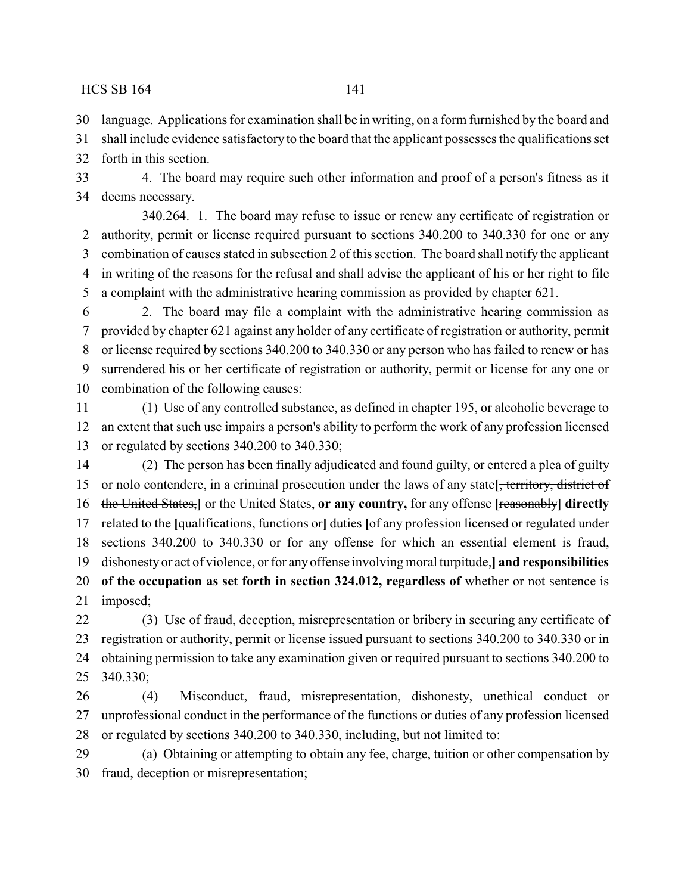language. Applications for examination shall be in writing, on a form furnished by the board and shall include evidence satisfactory to the board that the applicant possesses the qualifications set forth in this section.

4. The board may require such other information and proof of a person's fitness as it deems necessary.

340.264. 1. The board may refuse to issue or renew any certificate of registration or authority, permit or license required pursuant to sections 340.200 to 340.330 for one or any combination of causes stated in subsection 2 of this section. The board shall notify the applicant in writing of the reasons for the refusal and shall advise the applicant of his or her right to file a complaint with the administrative hearing commission as provided by chapter 621.

2. The board may file a complaint with the administrative hearing commission as provided by chapter 621 against any holder of any certificate of registration or authority, permit or license required by sections 340.200 to 340.330 or any person who has failed to renew or has surrendered his or her certificate of registration or authority, permit or license for any one or combination of the following causes:

(1) Use of any controlled substance, as defined in chapter 195, or alcoholic beverage to an extent that such use impairs a person's ability to perform the work of any profession licensed or regulated by sections 340.200 to 340.330;

(2) The person has been finally adjudicated and found guilty, or entered a plea of guilty or nolo contendere, in a criminal prosecution under the laws of any state**[**~~, territory, district of the United States,~~**]** or the United States, **or any country,** for any offense **[**~~reasonably~~**] directly** related to the **[**~~qualifications, functions or~~**]** duties **[**~~of any profession licensed or regulated under sections 340.200 to 340.330 or for any offense for which an essential element is fraud, dishonesty or act of violence, or for any offense involving moral turpitude,~~**] and responsibilities of the occupation as set forth in section 324.012, regardless of** whether or not sentence is imposed;

(3) Use of fraud, deception, misrepresentation or bribery in securing any certificate of registration or authority, permit or license issued pursuant to sections 340.200 to 340.330 or in obtaining permission to take any examination given or required pursuant to sections 340.200 to 340.330;

(4) Misconduct, fraud, misrepresentation, dishonesty, unethical conduct or unprofessional conduct in the performance of the functions or duties of any profession licensed or regulated by sections 340.200 to 340.330, including, but not limited to:

(a) Obtaining or attempting to obtain any fee, charge, tuition or other compensation by fraud, deception or misrepresentation;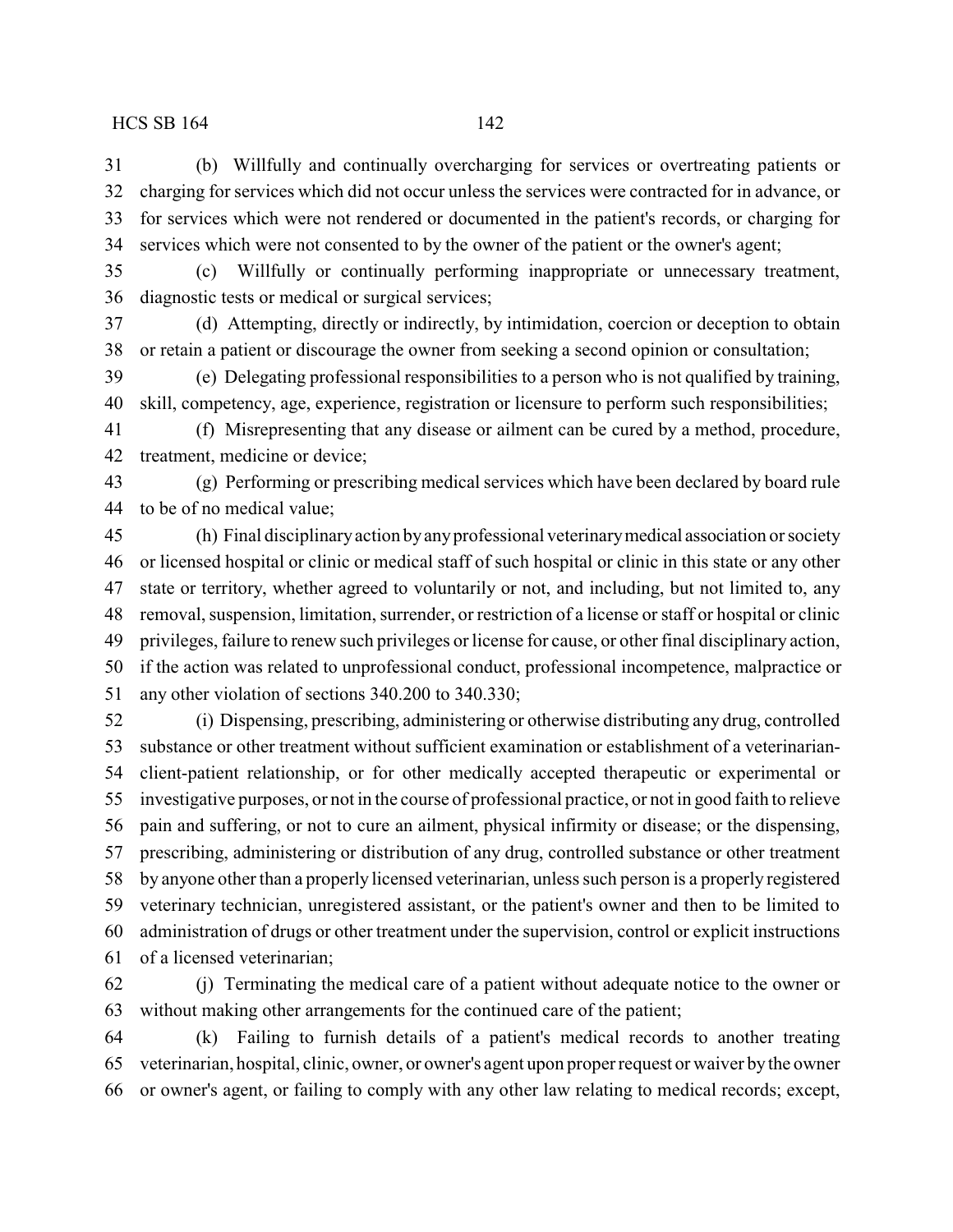(b) Willfully and continually overcharging for services or overtreating patients or charging for services which did not occur unless the services were contracted for in advance, or for services which were not rendered or documented in the patient's records, or charging for services which were not consented to by the owner of the patient or the owner's agent;

(c) Willfully or continually performing inappropriate or unnecessary treatment, diagnostic tests or medical or surgical services;

(d) Attempting, directly or indirectly, by intimidation, coercion or deception to obtain or retain a patient or discourage the owner from seeking a second opinion or consultation;

(e) Delegating professional responsibilities to a person who is not qualified by training, skill, competency, age, experience, registration or licensure to perform such responsibilities;

(f) Misrepresenting that any disease or ailment can be cured by a method, procedure, treatment, medicine or device;

(g) Performing or prescribing medical services which have been declared by board rule to be of no medical value;

(h) Final disciplinary action by any professional veterinary medical association or society or licensed hospital or clinic or medical staff of such hospital or clinic in this state or any other state or territory, whether agreed to voluntarily or not, and including, but not limited to, any removal, suspension, limitation, surrender, or restriction of a license or staff or hospital or clinic privileges, failure to renew such privileges or license for cause, or other final disciplinary action, if the action was related to unprofessional conduct, professional incompetence, malpractice or any other violation of sections 340.200 to 340.330;

(i) Dispensing, prescribing, administering or otherwise distributing any drug, controlled substance or other treatment without sufficient examination or establishment of a veterinarian-client-patient relationship, or for other medically accepted therapeutic or experimental or investigative purposes, or not in the course of professional practice, or not in good faith to relieve pain and suffering, or not to cure an ailment, physical infirmity or disease; or the dispensing, prescribing, administering or distribution of any drug, controlled substance or other treatment by anyone other than a properly licensed veterinarian, unless such person is a properly registered veterinary technician, unregistered assistant, or the patient's owner and then to be limited to administration of drugs or other treatment under the supervision, control or explicit instructions of a licensed veterinarian;

(j) Terminating the medical care of a patient without adequate notice to the owner or without making other arrangements for the continued care of the patient;

(k) Failing to furnish details of a patient's medical records to another treating veterinarian, hospital, clinic, owner, or owner's agent upon proper request or waiver by the owner or owner's agent, or failing to comply with any other law relating to medical records; except,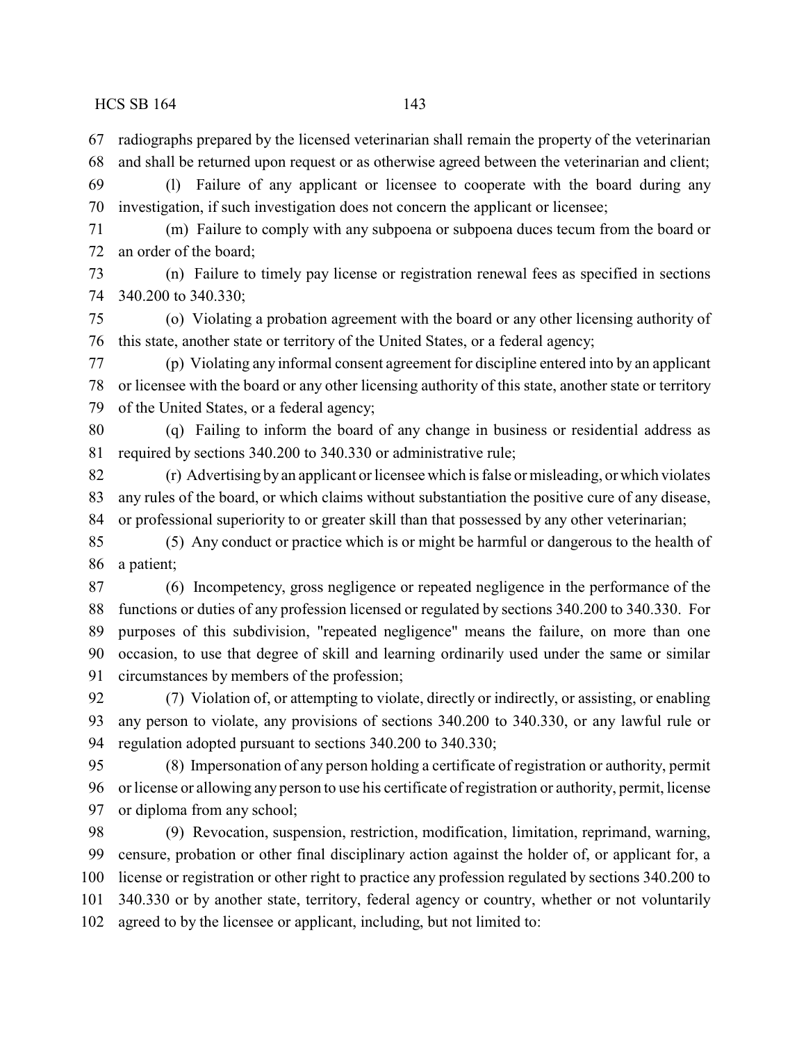radiographs prepared by the licensed veterinarian shall remain the property of the veterinarian and shall be returned upon request or as otherwise agreed between the veterinarian and client;

(l) Failure of any applicant or licensee to cooperate with the board during any investigation, if such investigation does not concern the applicant or licensee;

(m) Failure to comply with any subpoena or subpoena duces tecum from the board or an order of the board;

(n) Failure to timely pay license or registration renewal fees as specified in sections 340.200 to 340.330;

(o) Violating a probation agreement with the board or any other licensing authority of this state, another state or territory of the United States, or a federal agency;

(p) Violating any informal consent agreement for discipline entered into by an applicant or licensee with the board or any other licensing authority of this state, another state or territory of the United States, or a federal agency;

(q) Failing to inform the board of any change in business or residential address as required by sections 340.200 to 340.330 or administrative rule;

(r) Advertising by an applicant or licensee which is false or misleading, or which violates any rules of the board, or which claims without substantiation the positive cure of any disease, or professional superiority to or greater skill than that possessed by any other veterinarian;

(5) Any conduct or practice which is or might be harmful or dangerous to the health of a patient;

(6) Incompetency, gross negligence or repeated negligence in the performance of the functions or duties of any profession licensed or regulated by sections 340.200 to 340.330. For purposes of this subdivision, "repeated negligence" means the failure, on more than one occasion, to use that degree of skill and learning ordinarily used under the same or similar circumstances by members of the profession;

(7) Violation of, or attempting to violate, directly or indirectly, or assisting, or enabling any person to violate, any provisions of sections 340.200 to 340.330, or any lawful rule or regulation adopted pursuant to sections 340.200 to 340.330;

(8) Impersonation of any person holding a certificate of registration or authority, permit or license or allowing any person to use his certificate of registration or authority, permit, license or diploma from any school;

(9) Revocation, suspension, restriction, modification, limitation, reprimand, warning, censure, probation or other final disciplinary action against the holder of, or applicant for, a license or registration or other right to practice any profession regulated by sections 340.200 to 340.330 or by another state, territory, federal agency or country, whether or not voluntarily agreed to by the licensee or applicant, including, but not limited to: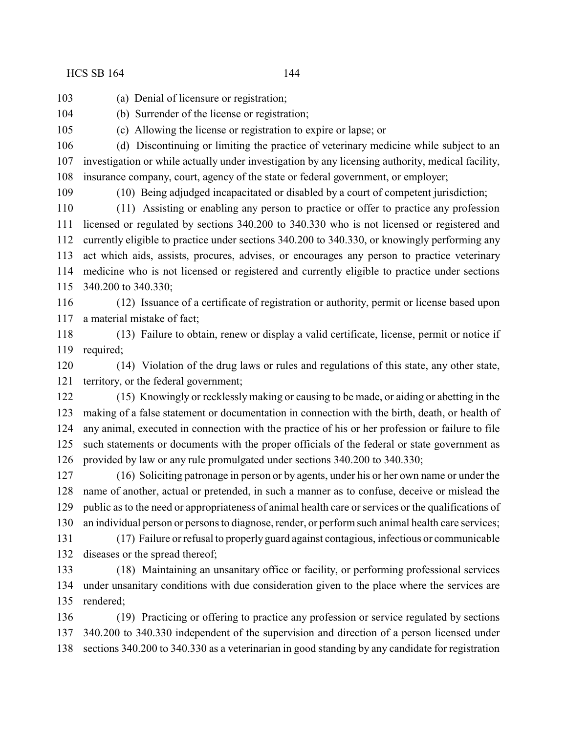(a) Denial of licensure or registration;

(b) Surrender of the license or registration;

(c) Allowing the license or registration to expire or lapse; or

(d) Discontinuing or limiting the practice of veterinary medicine while subject to an investigation or while actually under investigation by any licensing authority, medical facility, insurance company, court, agency of the state or federal government, or employer;

(10) Being adjudged incapacitated or disabled by a court of competent jurisdiction;

(11) Assisting or enabling any person to practice or offer to practice any profession licensed or regulated by sections 340.200 to 340.330 who is not licensed or registered and currently eligible to practice under sections 340.200 to 340.330, or knowingly performing any act which aids, assists, procures, advises, or encourages any person to practice veterinary medicine who is not licensed or registered and currently eligible to practice under sections 340.200 to 340.330;

(12) Issuance of a certificate of registration or authority, permit or license based upon a material mistake of fact;

(13) Failure to obtain, renew or display a valid certificate, license, permit or notice if required;

(14) Violation of the drug laws or rules and regulations of this state, any other state, territory, or the federal government;

(15) Knowingly or recklessly making or causing to be made, or aiding or abetting in the making of a false statement or documentation in connection with the birth, death, or health of any animal, executed in connection with the practice of his or her profession or failure to file such statements or documents with the proper officials of the federal or state government as provided by law or any rule promulgated under sections 340.200 to 340.330;

(16) Soliciting patronage in person or by agents, under his or her own name or under the name of another, actual or pretended, in such a manner as to confuse, deceive or mislead the public as to the need or appropriateness of animal health care or services or the qualifications of an individual person or persons to diagnose, render, or perform such animal health care services;

(17) Failure or refusal to properly guard against contagious, infectious or communicable diseases or the spread thereof;

(18) Maintaining an unsanitary office or facility, or performing professional services under unsanitary conditions with due consideration given to the place where the services are rendered;

(19) Practicing or offering to practice any profession or service regulated by sections 340.200 to 340.330 independent of the supervision and direction of a person licensed under sections 340.200 to 340.330 as a veterinarian in good standing by any candidate for registration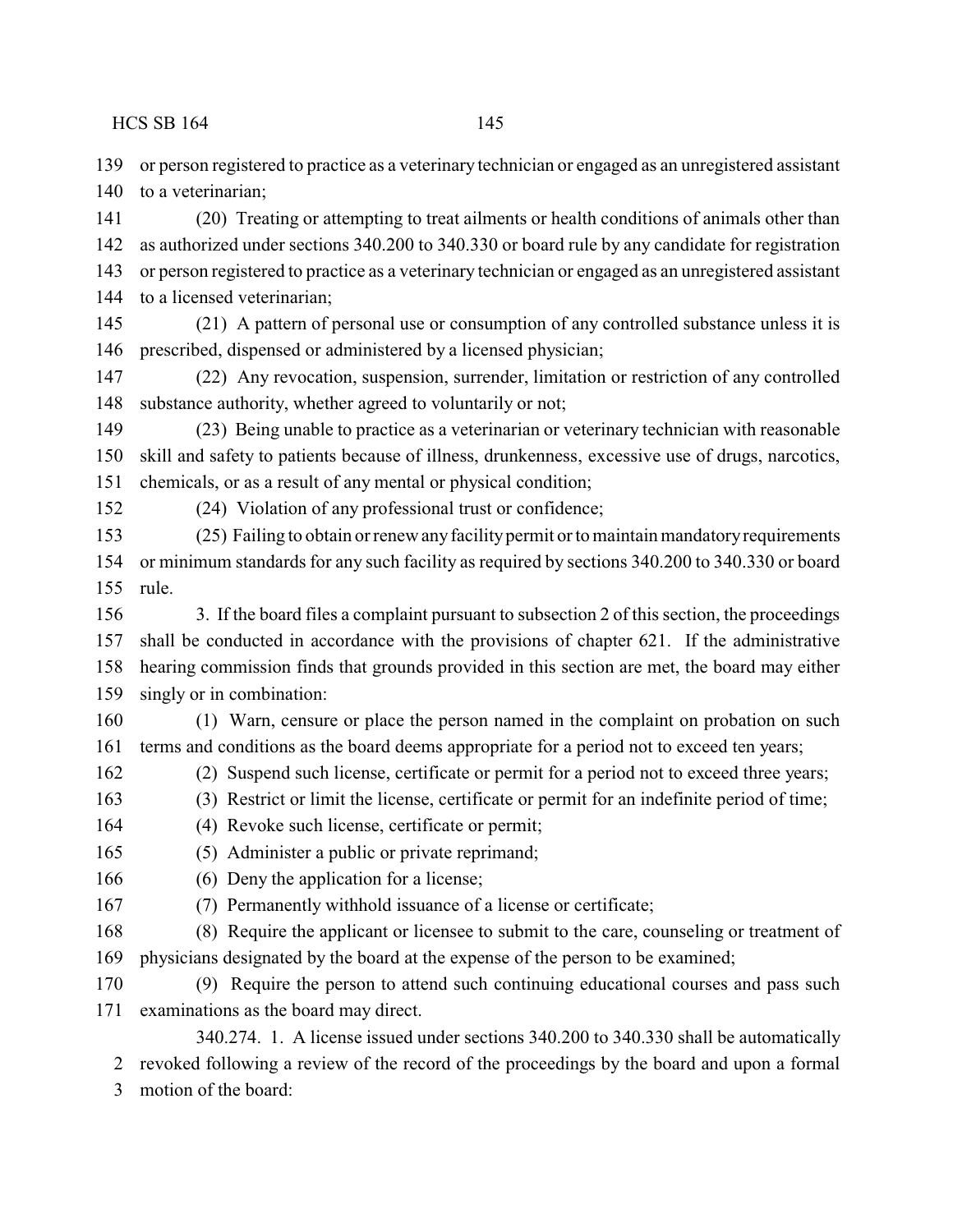or person registered to practice as a veterinary technician or engaged as an unregistered assistant to a veterinarian;

(20) Treating or attempting to treat ailments or health conditions of animals other than as authorized under sections 340.200 to 340.330 or board rule by any candidate for registration or person registered to practice as a veterinary technician or engaged as an unregistered assistant to a licensed veterinarian;

(21) A pattern of personal use or consumption of any controlled substance unless it is prescribed, dispensed or administered by a licensed physician;

(22) Any revocation, suspension, surrender, limitation or restriction of any controlled substance authority, whether agreed to voluntarily or not;

(23) Being unable to practice as a veterinarian or veterinary technician with reasonable skill and safety to patients because of illness, drunkenness, excessive use of drugs, narcotics, chemicals, or as a result of any mental or physical condition;

(24) Violation of any professional trust or confidence;

(25) Failing to obtain or renew any facility permit or to maintain mandatory requirements or minimum standards for any such facility as required by sections 340.200 to 340.330 or board rule.

3. If the board files a complaint pursuant to subsection 2 of this section, the proceedings shall be conducted in accordance with the provisions of chapter 621. If the administrative hearing commission finds that grounds provided in this section are met, the board may either singly or in combination:

(1) Warn, censure or place the person named in the complaint on probation on such terms and conditions as the board deems appropriate for a period not to exceed ten years;

(2) Suspend such license, certificate or permit for a period not to exceed three years;

(3) Restrict or limit the license, certificate or permit for an indefinite period of time;

(4) Revoke such license, certificate or permit;

(5) Administer a public or private reprimand;

(6) Deny the application for a license;

(7) Permanently withhold issuance of a license or certificate;

(8) Require the applicant or licensee to submit to the care, counseling or treatment of physicians designated by the board at the expense of the person to be examined;

(9) Require the person to attend such continuing educational courses and pass such examinations as the board may direct.

340.274. 1. A license issued under sections 340.200 to 340.330 shall be automatically revoked following a review of the record of the proceedings by the board and upon a formal motion of the board: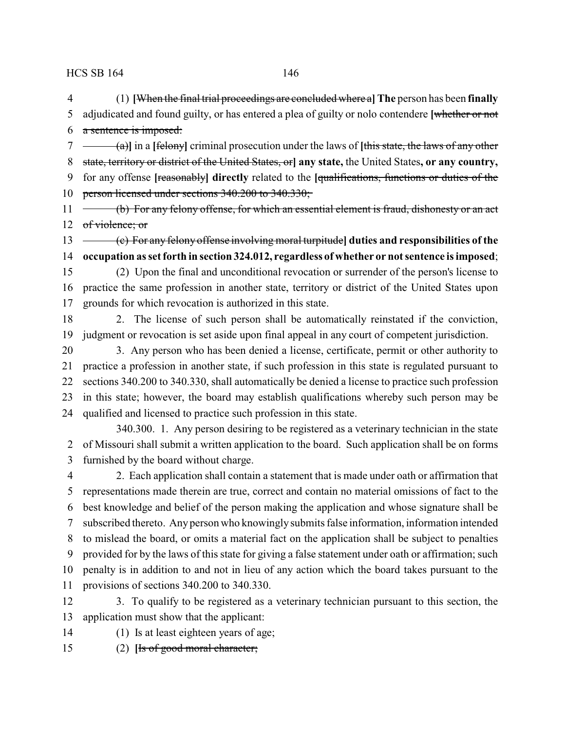(1) **[**~~When the final trial proceedings are concluded where a~~**] The** person has been **finally** adjudicated and found guilty, or has entered a plea of guilty or nolo contendere **[**~~whether or not a sentence is imposed:~~

~~(a)~~**]** in a **[**~~felony~~**]** criminal prosecution under the laws of **[**~~this state, the laws of any other state, territory or district of the United States, or~~**] any state,** the United States**, or any country,** for any offense **[**~~reasonably~~**] directly** related to the **[**~~qualifications, functions or duties of the person licensed under sections 340.200 to 340.330;~~

~~(b) For any felony offense, for which an essential element is fraud, dishonesty or an act of violence; or~~

~~(c) For any felony offense involving moral turpitude~~**] duties and responsibilities of the occupation as set forth in section 324.012, regardless of whether or not sentence is imposed**;

(2) Upon the final and unconditional revocation or surrender of the person's license to practice the same profession in another state, territory or district of the United States upon grounds for which revocation is authorized in this state.

2. The license of such person shall be automatically reinstated if the conviction, judgment or revocation is set aside upon final appeal in any court of competent jurisdiction.

3. Any person who has been denied a license, certificate, permit or other authority to practice a profession in another state, if such profession in this state is regulated pursuant to sections 340.200 to 340.330, shall automatically be denied a license to practice such profession in this state; however, the board may establish qualifications whereby such person may be qualified and licensed to practice such profession in this state.

340.300. 1. Any person desiring to be registered as a veterinary technician in the state of Missouri shall submit a written application to the board. Such application shall be on forms furnished by the board without charge.

2. Each application shall contain a statement that is made under oath or affirmation that representations made therein are true, correct and contain no material omissions of fact to the best knowledge and belief of the person making the application and whose signature shall be subscribed thereto. Any person who knowingly submits false information, information intended to mislead the board, or omits a material fact on the application shall be subject to penalties provided for by the laws of this state for giving a false statement under oath or affirmation; such penalty is in addition to and not in lieu of any action which the board takes pursuant to the provisions of sections 340.200 to 340.330.

3. To qualify to be registered as a veterinary technician pursuant to this section, the application must show that the applicant:

(1) Is at least eighteen years of age;

(2) **[**~~Is of good moral character;~~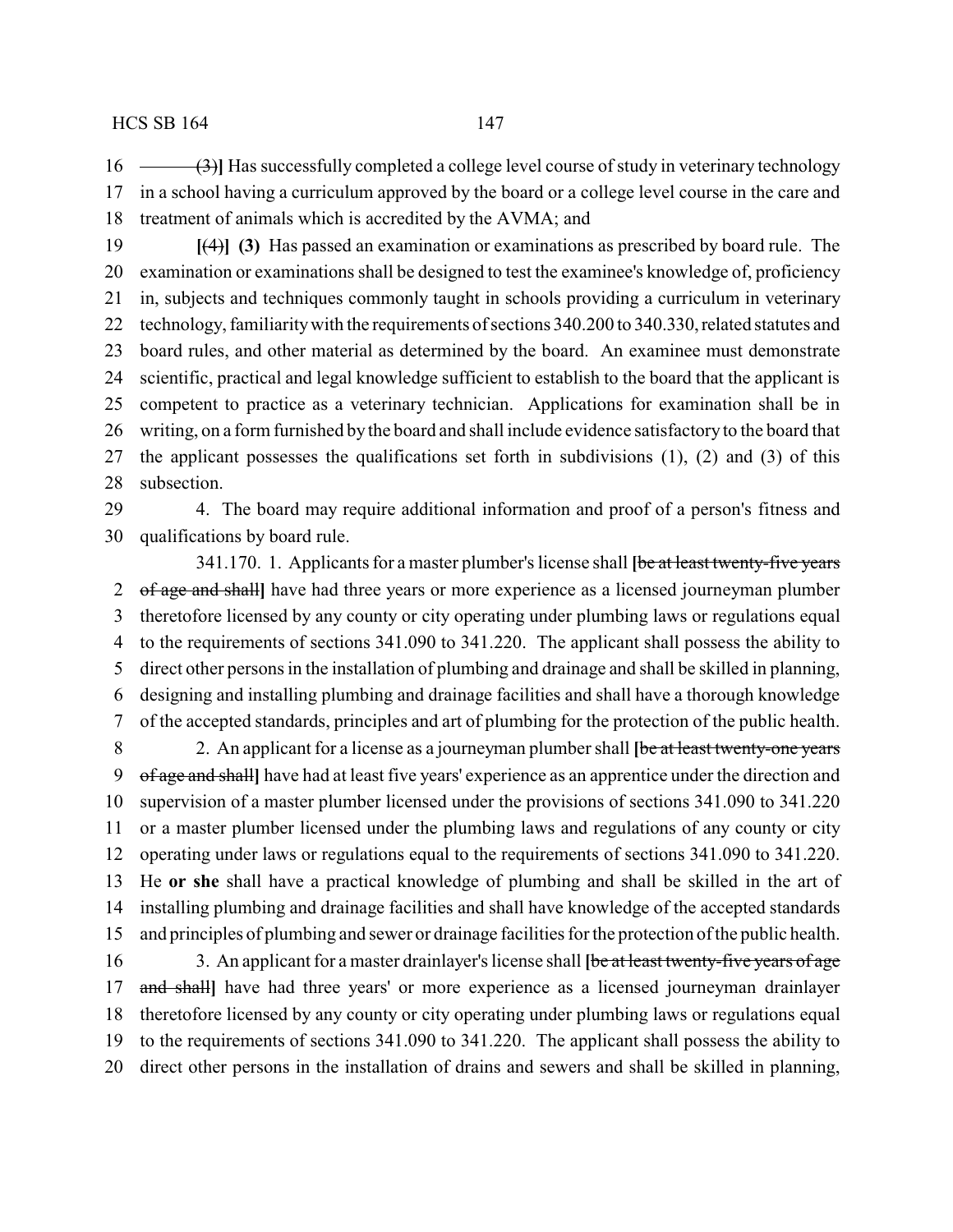~~(3)~~] Has successfully completed a college level course of study in veterinary technology in a school having a curriculum approved by the board or a college level course in the care and treatment of animals which is accredited by the AVMA; and

[~~(4)~~] **(3)** Has passed an examination or examinations as prescribed by board rule. The examination or examinations shall be designed to test the examinee's knowledge of, proficiency in, subjects and techniques commonly taught in schools providing a curriculum in veterinary technology, familiarity with the requirements of sections 340.200 to 340.330, related statutes and board rules, and other material as determined by the board. An examinee must demonstrate scientific, practical and legal knowledge sufficient to establish to the board that the applicant is competent to practice as a veterinary technician. Applications for examination shall be in writing, on a form furnished by the board and shall include evidence satisfactory to the board that the applicant possesses the qualifications set forth in subdivisions (1), (2) and (3) of this subsection.

4. The board may require additional information and proof of a person's fitness and qualifications by board rule.

341.170. 1. Applicants for a master plumber's license shall [~~be at least twenty-five years of age and shall~~] have had three years or more experience as a licensed journeyman plumber theretofore licensed by any county or city operating under plumbing laws or regulations equal to the requirements of sections 341.090 to 341.220. The applicant shall possess the ability to direct other persons in the installation of plumbing and drainage and shall be skilled in planning, designing and installing plumbing and drainage facilities and shall have a thorough knowledge of the accepted standards, principles and art of plumbing for the protection of the public health.

2. An applicant for a license as a journeyman plumber shall [~~be at least twenty-one years of age and shall~~] have had at least five years' experience as an apprentice under the direction and supervision of a master plumber licensed under the provisions of sections 341.090 to 341.220 or a master plumber licensed under the plumbing laws and regulations of any county or city operating under laws or regulations equal to the requirements of sections 341.090 to 341.220. He **or she** shall have a practical knowledge of plumbing and shall be skilled in the art of installing plumbing and drainage facilities and shall have knowledge of the accepted standards and principles of plumbing and sewer or drainage facilities for the protection of the public health.

3. An applicant for a master drainlayer's license shall [~~be at least twenty-five years of age and shall~~] have had three years' or more experience as a licensed journeyman drainlayer theretofore licensed by any county or city operating under plumbing laws or regulations equal to the requirements of sections 341.090 to 341.220. The applicant shall possess the ability to direct other persons in the installation of drains and sewers and shall be skilled in planning,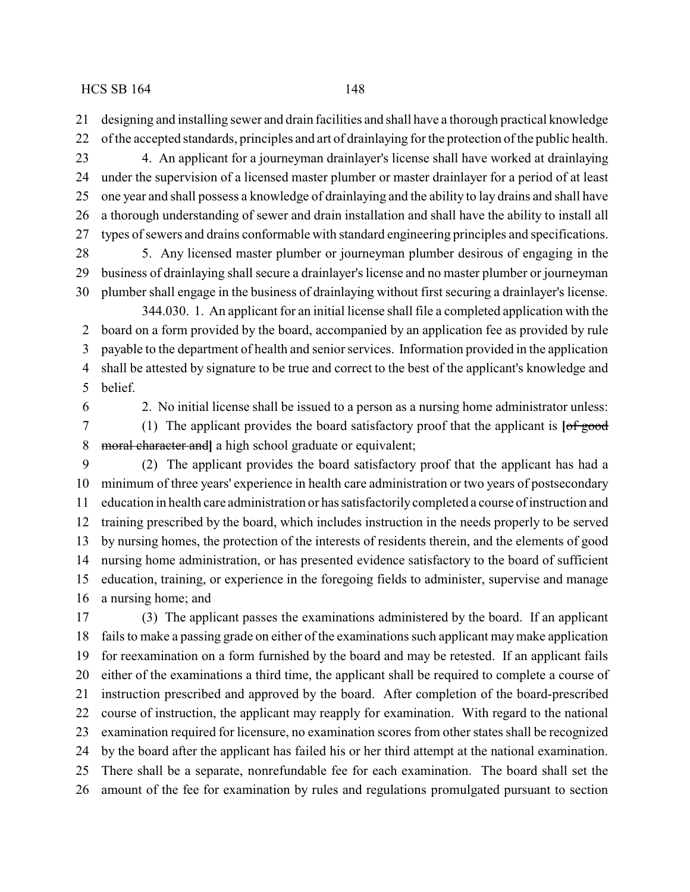designing and installing sewer and drain facilities and shall have a thorough practical knowledge of the accepted standards, principles and art of drainlaying for the protection of the public health.

4. An applicant for a journeyman drainlayer's license shall have worked at drainlaying under the supervision of a licensed master plumber or master drainlayer for a period of at least one year and shall possess a knowledge of drainlaying and the ability to lay drains and shall have a thorough understanding of sewer and drain installation and shall have the ability to install all types of sewers and drains conformable with standard engineering principles and specifications.

5. Any licensed master plumber or journeyman plumber desirous of engaging in the business of drainlaying shall secure a drainlayer's license and no master plumber or journeyman plumber shall engage in the business of drainlaying without first securing a drainlayer's license.

344.030. 1. An applicant for an initial license shall file a completed application with the board on a form provided by the board, accompanied by an application fee as provided by rule payable to the department of health and senior services. Information provided in the application shall be attested by signature to be true and correct to the best of the applicant's knowledge and belief.

2. No initial license shall be issued to a person as a nursing home administrator unless:

(1) The applicant provides the board satisfactory proof that the applicant is **[**~~of good moral character and~~**]** a high school graduate or equivalent;

(2) The applicant provides the board satisfactory proof that the applicant has had a minimum of three years' experience in health care administration or two years of postsecondary education in health care administration or has satisfactorily completed a course of instruction and training prescribed by the board, which includes instruction in the needs properly to be served by nursing homes, the protection of the interests of residents therein, and the elements of good nursing home administration, or has presented evidence satisfactory to the board of sufficient education, training, or experience in the foregoing fields to administer, supervise and manage a nursing home; and

(3) The applicant passes the examinations administered by the board. If an applicant fails to make a passing grade on either of the examinations such applicant may make application for reexamination on a form furnished by the board and may be retested. If an applicant fails either of the examinations a third time, the applicant shall be required to complete a course of instruction prescribed and approved by the board. After completion of the board-prescribed course of instruction, the applicant may reapply for examination. With regard to the national examination required for licensure, no examination scores from other states shall be recognized by the board after the applicant has failed his or her third attempt at the national examination. There shall be a separate, nonrefundable fee for each examination. The board shall set the amount of the fee for examination by rules and regulations promulgated pursuant to section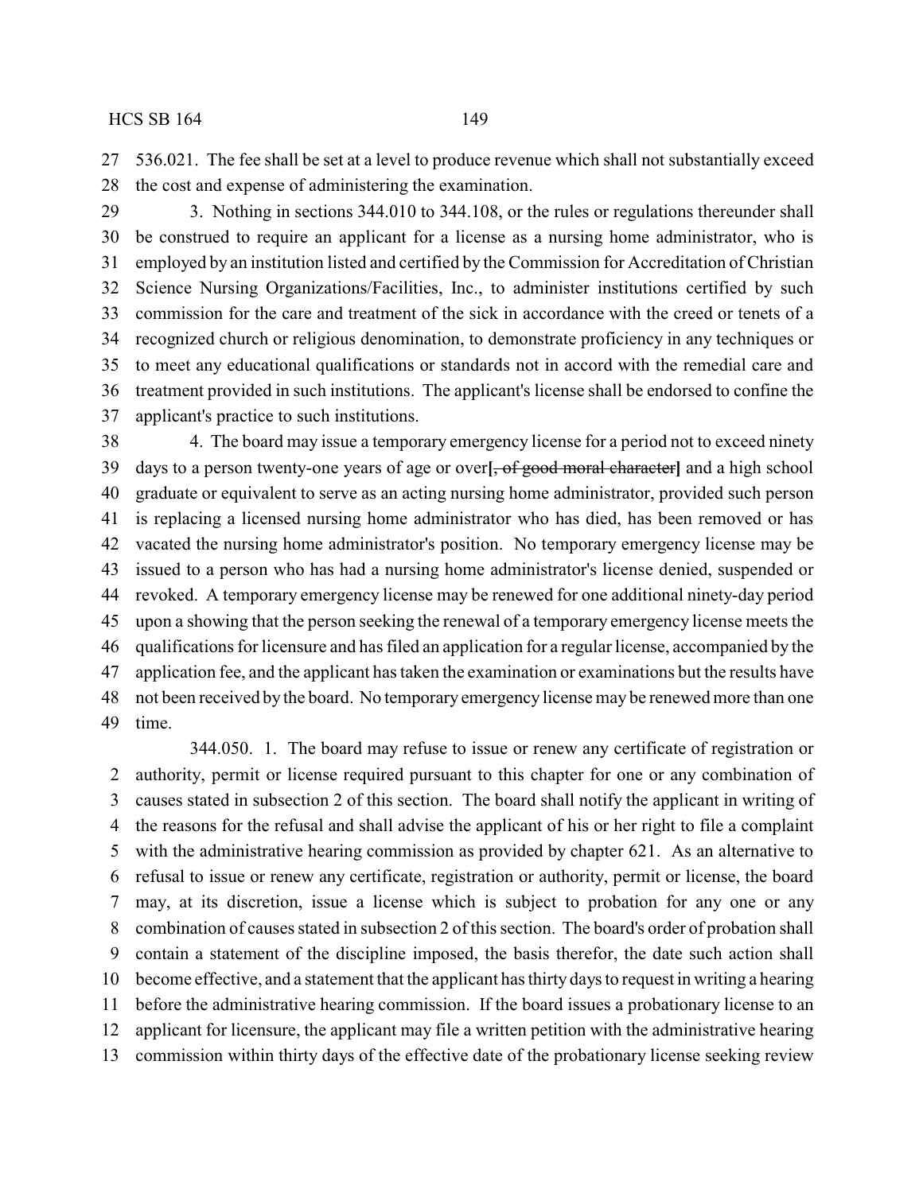536.021. The fee shall be set at a level to produce revenue which shall not substantially exceed the cost and expense of administering the examination.

3. Nothing in sections 344.010 to 344.108, or the rules or regulations thereunder shall be construed to require an applicant for a license as a nursing home administrator, who is employed by an institution listed and certified by the Commission for Accreditation of Christian Science Nursing Organizations/Facilities, Inc., to administer institutions certified by such commission for the care and treatment of the sick in accordance with the creed or tenets of a recognized church or religious denomination, to demonstrate proficiency in any techniques or to meet any educational qualifications or standards not in accord with the remedial care and treatment provided in such institutions. The applicant's license shall be endorsed to confine the applicant's practice to such institutions.

4. The board may issue a temporary emergency license for a period not to exceed ninety days to a person twenty-one years of age or over**[**~~, of good moral character~~**]** and a high school graduate or equivalent to serve as an acting nursing home administrator, provided such person is replacing a licensed nursing home administrator who has died, has been removed or has vacated the nursing home administrator's position. No temporary emergency license may be issued to a person who has had a nursing home administrator's license denied, suspended or revoked. A temporary emergency license may be renewed for one additional ninety-day period upon a showing that the person seeking the renewal of a temporary emergency license meets the qualifications for licensure and has filed an application for a regular license, accompanied by the application fee, and the applicant has taken the examination or examinations but the results have not been received by the board. No temporary emergency license may be renewed more than one time.

344.050. 1. The board may refuse to issue or renew any certificate of registration or authority, permit or license required pursuant to this chapter for one or any combination of causes stated in subsection 2 of this section. The board shall notify the applicant in writing of the reasons for the refusal and shall advise the applicant of his or her right to file a complaint with the administrative hearing commission as provided by chapter 621. As an alternative to refusal to issue or renew any certificate, registration or authority, permit or license, the board may, at its discretion, issue a license which is subject to probation for any one or any combination of causes stated in subsection 2 of this section. The board's order of probation shall contain a statement of the discipline imposed, the basis therefor, the date such action shall become effective, and a statement that the applicant has thirty days to request in writing a hearing before the administrative hearing commission. If the board issues a probationary license to an applicant for licensure, the applicant may file a written petition with the administrative hearing commission within thirty days of the effective date of the probationary license seeking review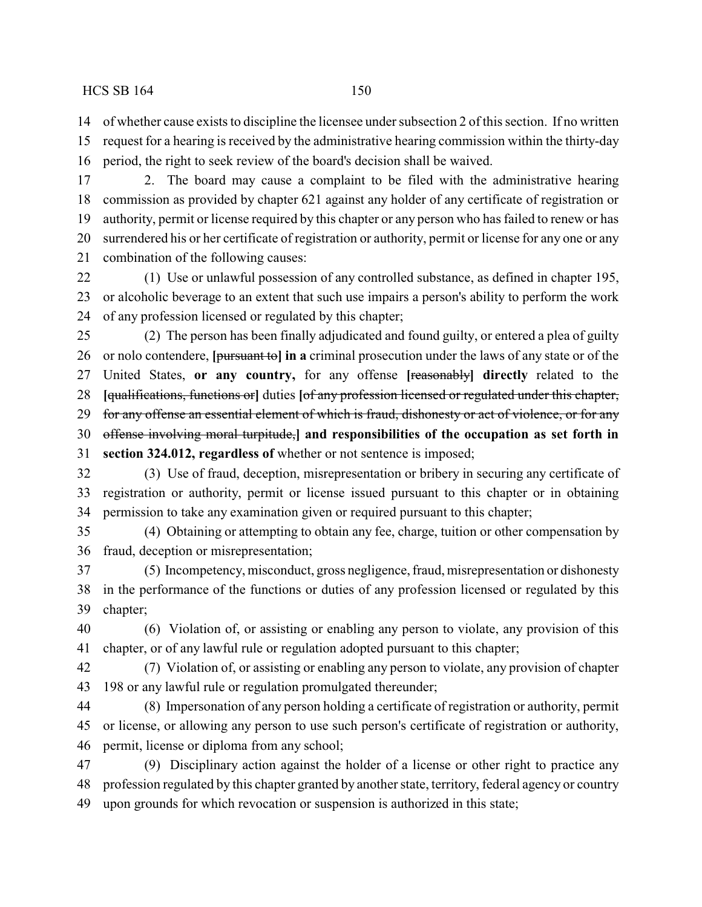of whether cause exists to discipline the licensee under subsection 2 of this section. If no written request for a hearing is received by the administrative hearing commission within the thirty-day period, the right to seek review of the board's decision shall be waived.

2. The board may cause a complaint to be filed with the administrative hearing commission as provided by chapter 621 against any holder of any certificate of registration or authority, permit or license required by this chapter or any person who has failed to renew or has surrendered his or her certificate of registration or authority, permit or license for any one or any combination of the following causes:

(1) Use or unlawful possession of any controlled substance, as defined in chapter 195, or alcoholic beverage to an extent that such use impairs a person's ability to perform the work of any profession licensed or regulated by this chapter;

(2) The person has been finally adjudicated and found guilty, or entered a plea of guilty or nolo contendere, [~~pursuant to~~] **in a** criminal prosecution under the laws of any state or of the United States, **or any country,** for any offense [~~reasonably~~] **directly** related to the [~~qualifications, functions or~~] duties [~~of any profession licensed or regulated under this chapter, for any offense an essential element of which is fraud, dishonesty or act of violence, or for any offense involving moral turpitude,~~] **and responsibilities of the occupation as set forth in section 324.012, regardless of** whether or not sentence is imposed;

(3) Use of fraud, deception, misrepresentation or bribery in securing any certificate of registration or authority, permit or license issued pursuant to this chapter or in obtaining permission to take any examination given or required pursuant to this chapter;

(4) Obtaining or attempting to obtain any fee, charge, tuition or other compensation by fraud, deception or misrepresentation;

(5) Incompetency, misconduct, gross negligence, fraud, misrepresentation or dishonesty in the performance of the functions or duties of any profession licensed or regulated by this chapter;

(6) Violation of, or assisting or enabling any person to violate, any provision of this chapter, or of any lawful rule or regulation adopted pursuant to this chapter;

(7) Violation of, or assisting or enabling any person to violate, any provision of chapter 198 or any lawful rule or regulation promulgated thereunder;

(8) Impersonation of any person holding a certificate of registration or authority, permit or license, or allowing any person to use such person's certificate of registration or authority, permit, license or diploma from any school;

(9) Disciplinary action against the holder of a license or other right to practice any profession regulated by this chapter granted by another state, territory, federal agency or country upon grounds for which revocation or suspension is authorized in this state;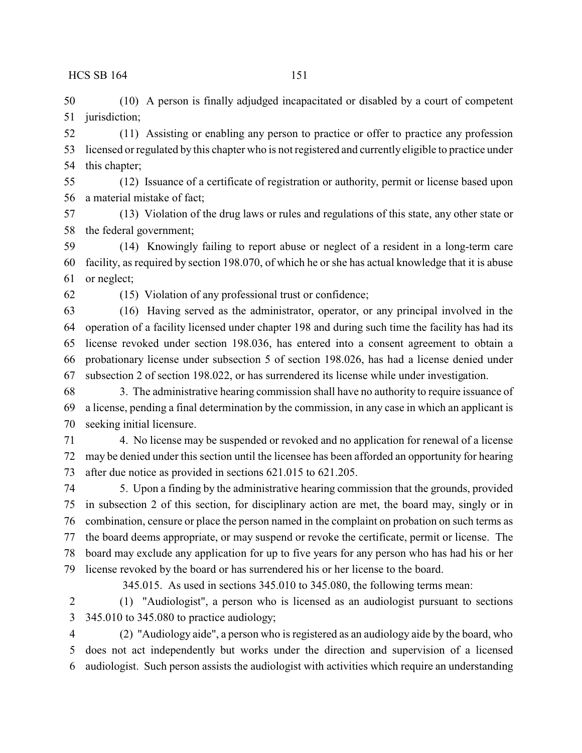(10) A person is finally adjudged incapacitated or disabled by a court of competent jurisdiction;

(11) Assisting or enabling any person to practice or offer to practice any profession licensed or regulated by this chapter who is not registered and currently eligible to practice under this chapter;

(12) Issuance of a certificate of registration or authority, permit or license based upon a material mistake of fact;

(13) Violation of the drug laws or rules and regulations of this state, any other state or the federal government;

(14) Knowingly failing to report abuse or neglect of a resident in a long-term care facility, as required by section 198.070, of which he or she has actual knowledge that it is abuse or neglect;

(15) Violation of any professional trust or confidence;

(16) Having served as the administrator, operator, or any principal involved in the operation of a facility licensed under chapter 198 and during such time the facility has had its license revoked under section 198.036, has entered into a consent agreement to obtain a probationary license under subsection 5 of section 198.026, has had a license denied under subsection 2 of section 198.022, or has surrendered its license while under investigation.

3. The administrative hearing commission shall have no authority to require issuance of a license, pending a final determination by the commission, in any case in which an applicant is seeking initial licensure.

4. No license may be suspended or revoked and no application for renewal of a license may be denied under this section until the licensee has been afforded an opportunity for hearing after due notice as provided in sections 621.015 to 621.205.

5. Upon a finding by the administrative hearing commission that the grounds, provided in subsection 2 of this section, for disciplinary action are met, the board may, singly or in combination, censure or place the person named in the complaint on probation on such terms as the board deems appropriate, or may suspend or revoke the certificate, permit or license. The board may exclude any application for up to five years for any person who has had his or her license revoked by the board or has surrendered his or her license to the board.

345.015. As used in sections 345.010 to 345.080, the following terms mean:

(1) "Audiologist", a person who is licensed as an audiologist pursuant to sections 345.010 to 345.080 to practice audiology;

(2) "Audiology aide", a person who is registered as an audiology aide by the board, who does not act independently but works under the direction and supervision of a licensed audiologist. Such person assists the audiologist with activities which require an understanding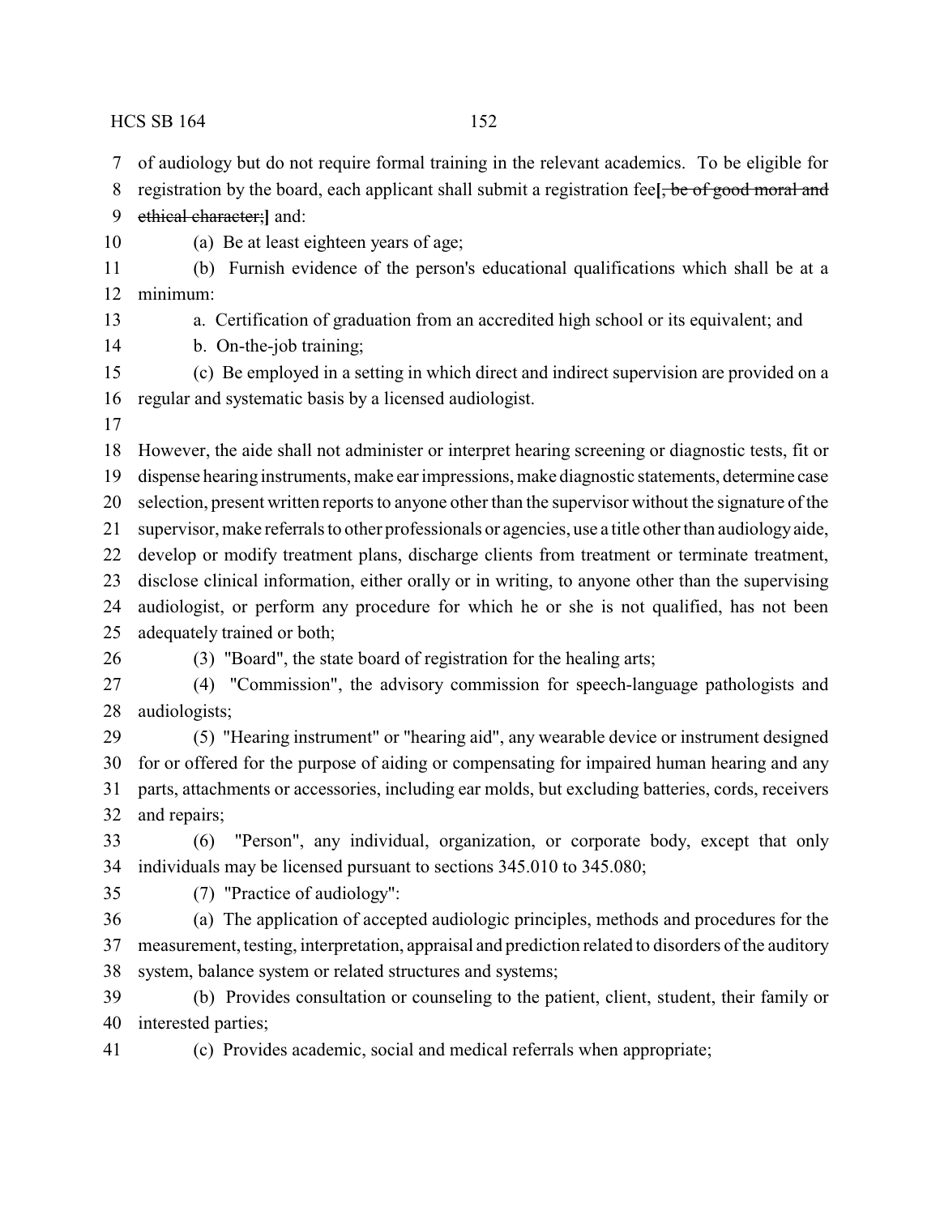of audiology but do not require formal training in the relevant academics. To be eligible for registration by the board, each applicant shall submit a registration fee**[**~~, be of good moral and ethical character;~~**]** and:

(a) Be at least eighteen years of age;

(b) Furnish evidence of the person's educational qualifications which shall be at a minimum:

a. Certification of graduation from an accredited high school or its equivalent; and

b. On-the-job training;

(c) Be employed in a setting in which direct and indirect supervision are provided on a regular and systematic basis by a licensed audiologist.

However, the aide shall not administer or interpret hearing screening or diagnostic tests, fit or dispense hearing instruments, make ear impressions, make diagnostic statements, determine case selection, present written reports to anyone other than the supervisor without the signature of the supervisor, make referrals to other professionals or agencies, use a title other than audiology aide, develop or modify treatment plans, discharge clients from treatment or terminate treatment, disclose clinical information, either orally or in writing, to anyone other than the supervising audiologist, or perform any procedure for which he or she is not qualified, has not been adequately trained or both;

(3) "Board", the state board of registration for the healing arts;

(4) "Commission", the advisory commission for speech-language pathologists and audiologists;

(5) "Hearing instrument" or "hearing aid", any wearable device or instrument designed for or offered for the purpose of aiding or compensating for impaired human hearing and any parts, attachments or accessories, including ear molds, but excluding batteries, cords, receivers and repairs;

(6) "Person", any individual, organization, or corporate body, except that only individuals may be licensed pursuant to sections 345.010 to 345.080;

(7) "Practice of audiology":

(a) The application of accepted audiologic principles, methods and procedures for the measurement, testing, interpretation, appraisal and prediction related to disorders of the auditory system, balance system or related structures and systems;

(b) Provides consultation or counseling to the patient, client, student, their family or interested parties;

(c) Provides academic, social and medical referrals when appropriate;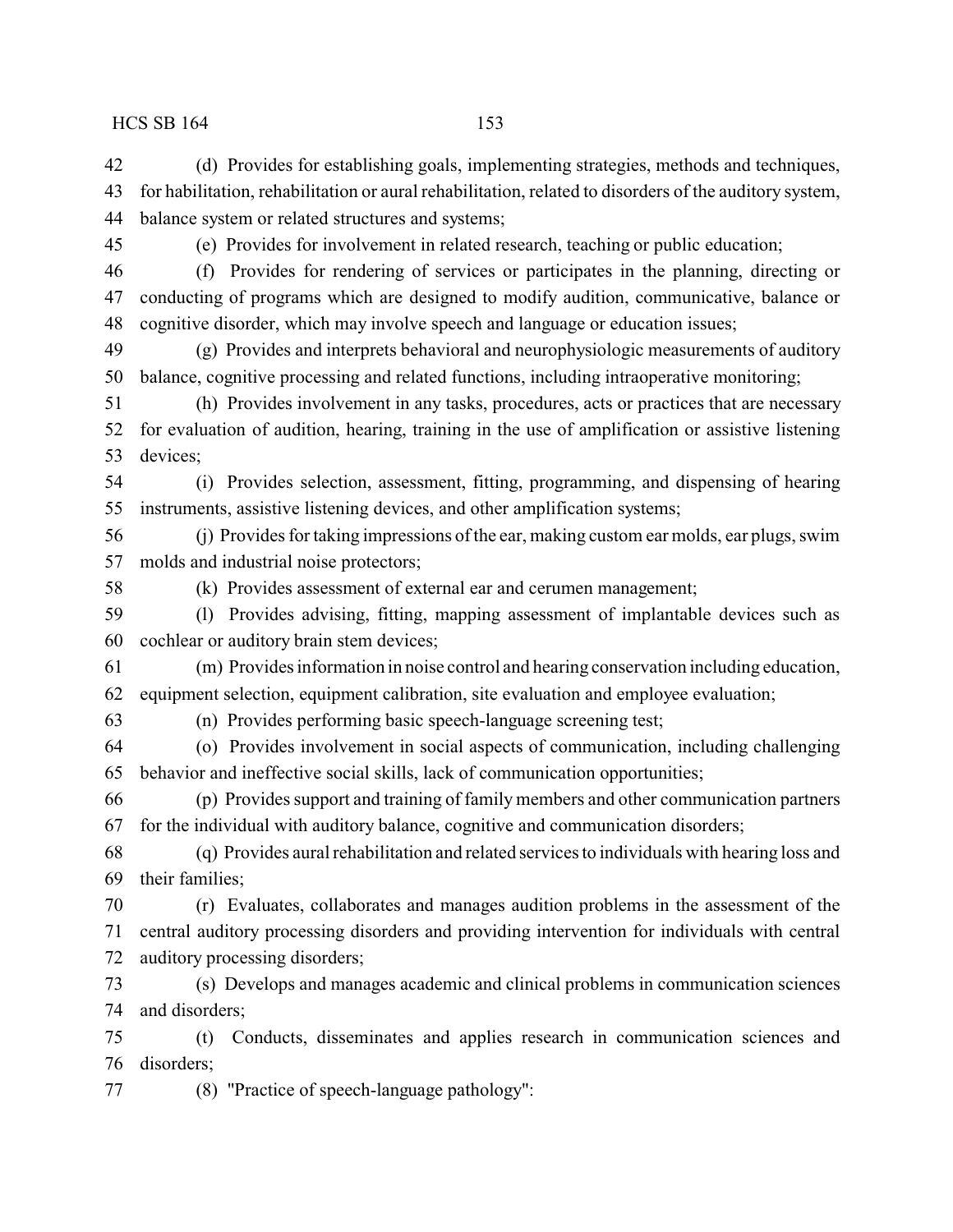(d) Provides for establishing goals, implementing strategies, methods and techniques, for habilitation, rehabilitation or aural rehabilitation, related to disorders of the auditory system, balance system or related structures and systems;

(e) Provides for involvement in related research, teaching or public education;

(f) Provides for rendering of services or participates in the planning, directing or conducting of programs which are designed to modify audition, communicative, balance or cognitive disorder, which may involve speech and language or education issues;

(g) Provides and interprets behavioral and neurophysiologic measurements of auditory balance, cognitive processing and related functions, including intraoperative monitoring;

(h) Provides involvement in any tasks, procedures, acts or practices that are necessary for evaluation of audition, hearing, training in the use of amplification or assistive listening devices;

(i) Provides selection, assessment, fitting, programming, and dispensing of hearing instruments, assistive listening devices, and other amplification systems;

(j) Provides for taking impressions of the ear, making custom ear molds, ear plugs, swim molds and industrial noise protectors;

(k) Provides assessment of external ear and cerumen management;

(l) Provides advising, fitting, mapping assessment of implantable devices such as cochlear or auditory brain stem devices;

(m) Provides information in noise control and hearing conservation including education, equipment selection, equipment calibration, site evaluation and employee evaluation;

(n) Provides performing basic speech-language screening test;

(o) Provides involvement in social aspects of communication, including challenging behavior and ineffective social skills, lack of communication opportunities;

(p) Provides support and training of family members and other communication partners for the individual with auditory balance, cognitive and communication disorders;

(q) Provides aural rehabilitation and related services to individuals with hearing loss and their families;

(r) Evaluates, collaborates and manages audition problems in the assessment of the central auditory processing disorders and providing intervention for individuals with central auditory processing disorders;

(s) Develops and manages academic and clinical problems in communication sciences and disorders;

(t) Conducts, disseminates and applies research in communication sciences and disorders;

(8) "Practice of speech-language pathology":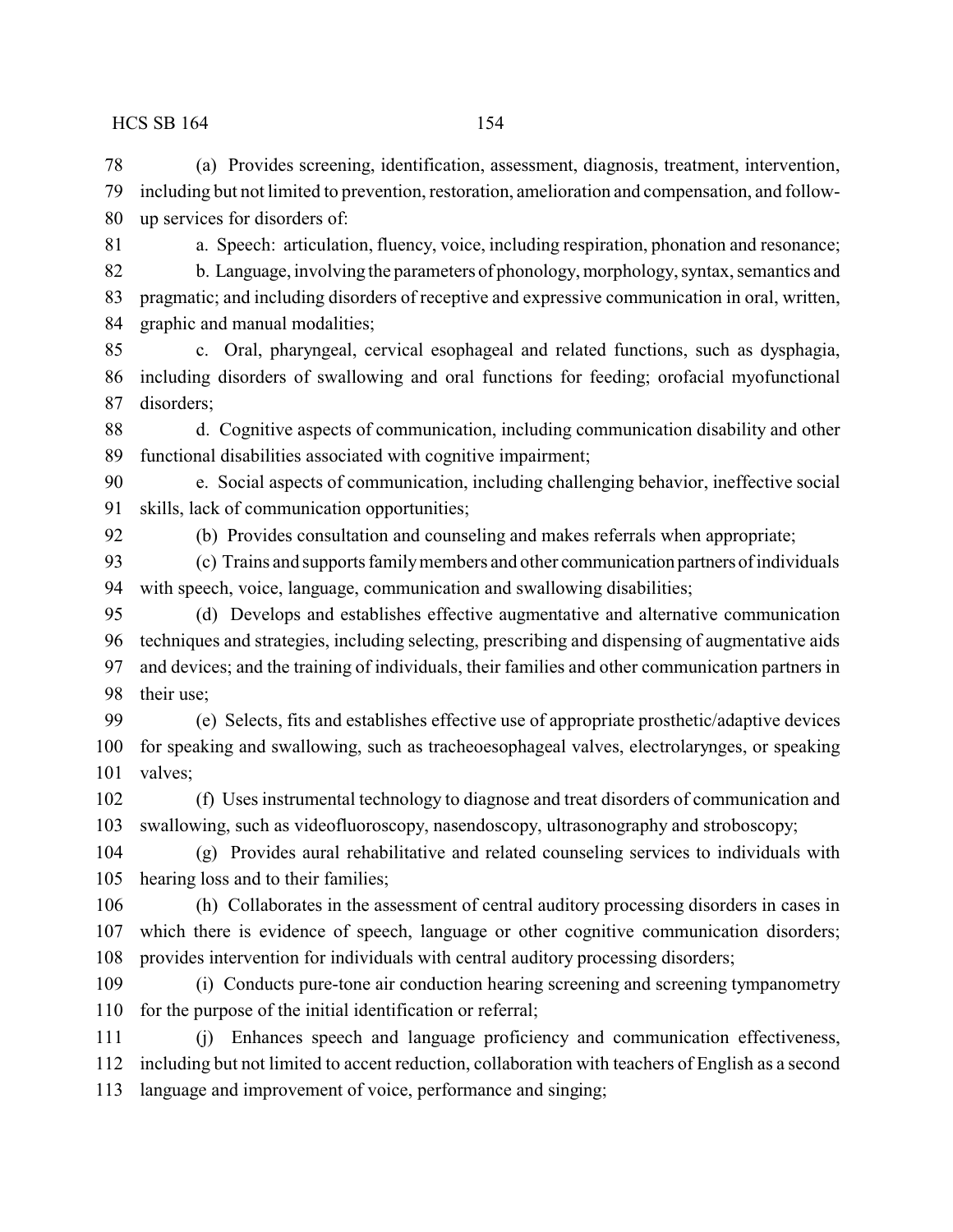(a) Provides screening, identification, assessment, diagnosis, treatment, intervention, including but not limited to prevention, restoration, amelioration and compensation, and follow-up services for disorders of:

a. Speech: articulation, fluency, voice, including respiration, phonation and resonance;

b. Language, involving the parameters of phonology, morphology, syntax, semantics and pragmatic; and including disorders of receptive and expressive communication in oral, written, graphic and manual modalities;

c. Oral, pharyngeal, cervical esophageal and related functions, such as dysphagia, including disorders of swallowing and oral functions for feeding; orofacial myofunctional disorders;

d. Cognitive aspects of communication, including communication disability and other functional disabilities associated with cognitive impairment;

e. Social aspects of communication, including challenging behavior, ineffective social skills, lack of communication opportunities;

(b) Provides consultation and counseling and makes referrals when appropriate;

(c) Trains and supports family members and other communication partners of individuals with speech, voice, language, communication and swallowing disabilities;

(d) Develops and establishes effective augmentative and alternative communication techniques and strategies, including selecting, prescribing and dispensing of augmentative aids and devices; and the training of individuals, their families and other communication partners in their use;

(e) Selects, fits and establishes effective use of appropriate prosthetic/adaptive devices for speaking and swallowing, such as tracheoesophageal valves, electrolarynges, or speaking valves;

(f) Uses instrumental technology to diagnose and treat disorders of communication and swallowing, such as videofluoroscopy, nasendoscopy, ultrasonography and stroboscopy;

(g) Provides aural rehabilitative and related counseling services to individuals with hearing loss and to their families;

(h) Collaborates in the assessment of central auditory processing disorders in cases in which there is evidence of speech, language or other cognitive communication disorders; provides intervention for individuals with central auditory processing disorders;

(i) Conducts pure-tone air conduction hearing screening and screening tympanometry for the purpose of the initial identification or referral;

(j) Enhances speech and language proficiency and communication effectiveness, including but not limited to accent reduction, collaboration with teachers of English as a second language and improvement of voice, performance and singing;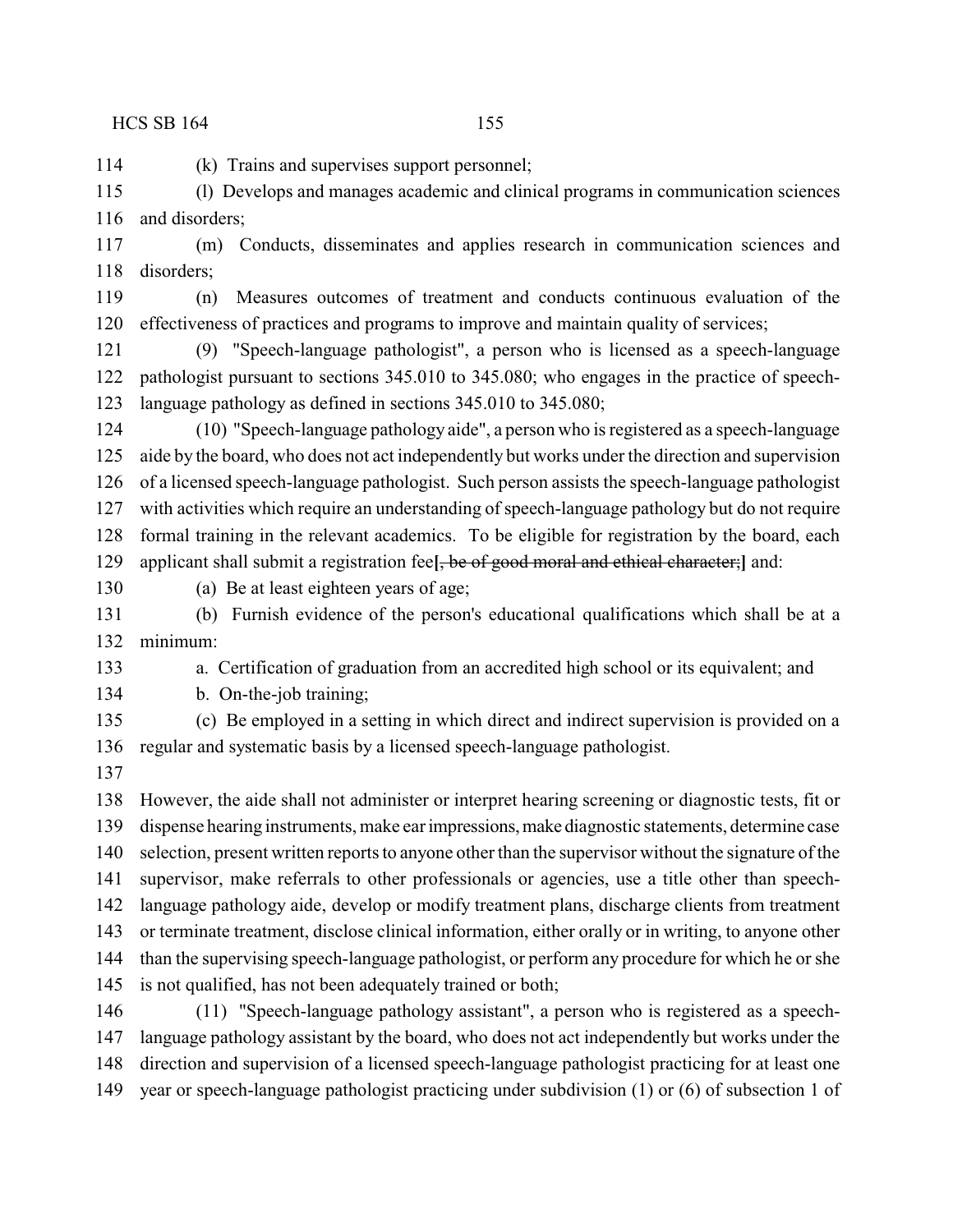(k) Trains and supervises support personnel;

(l) Develops and manages academic and clinical programs in communication sciences and disorders;

(m) Conducts, disseminates and applies research in communication sciences and disorders;

(n) Measures outcomes of treatment and conducts continuous evaluation of the effectiveness of practices and programs to improve and maintain quality of services;

(9) "Speech-language pathologist", a person who is licensed as a speech-language pathologist pursuant to sections 345.010 to 345.080; who engages in the practice of speech-language pathology as defined in sections 345.010 to 345.080;

(10) "Speech-language pathology aide", a person who is registered as a speech-language aide by the board, who does not act independently but works under the direction and supervision of a licensed speech-language pathologist. Such person assists the speech-language pathologist with activities which require an understanding of speech-language pathology but do not require formal training in the relevant academics. To be eligible for registration by the board, each applicant shall submit a registration fee**[**~~, be of good moral and ethical character;~~**]** and:

(a) Be at least eighteen years of age;

(b) Furnish evidence of the person's educational qualifications which shall be at a minimum:

a. Certification of graduation from an accredited high school or its equivalent; and

b. On-the-job training;

(c) Be employed in a setting in which direct and indirect supervision is provided on a regular and systematic basis by a licensed speech-language pathologist.

However, the aide shall not administer or interpret hearing screening or diagnostic tests, fit or dispense hearing instruments, make ear impressions, make diagnostic statements, determine case selection, present written reports to anyone other than the supervisor without the signature of the supervisor, make referrals to other professionals or agencies, use a title other than speech-language pathology aide, develop or modify treatment plans, discharge clients from treatment or terminate treatment, disclose clinical information, either orally or in writing, to anyone other than the supervising speech-language pathologist, or perform any procedure for which he or she is not qualified, has not been adequately trained or both;

(11) "Speech-language pathology assistant", a person who is registered as a speech-language pathology assistant by the board, who does not act independently but works under the direction and supervision of a licensed speech-language pathologist practicing for at least one year or speech-language pathologist practicing under subdivision (1) or (6) of subsection 1 of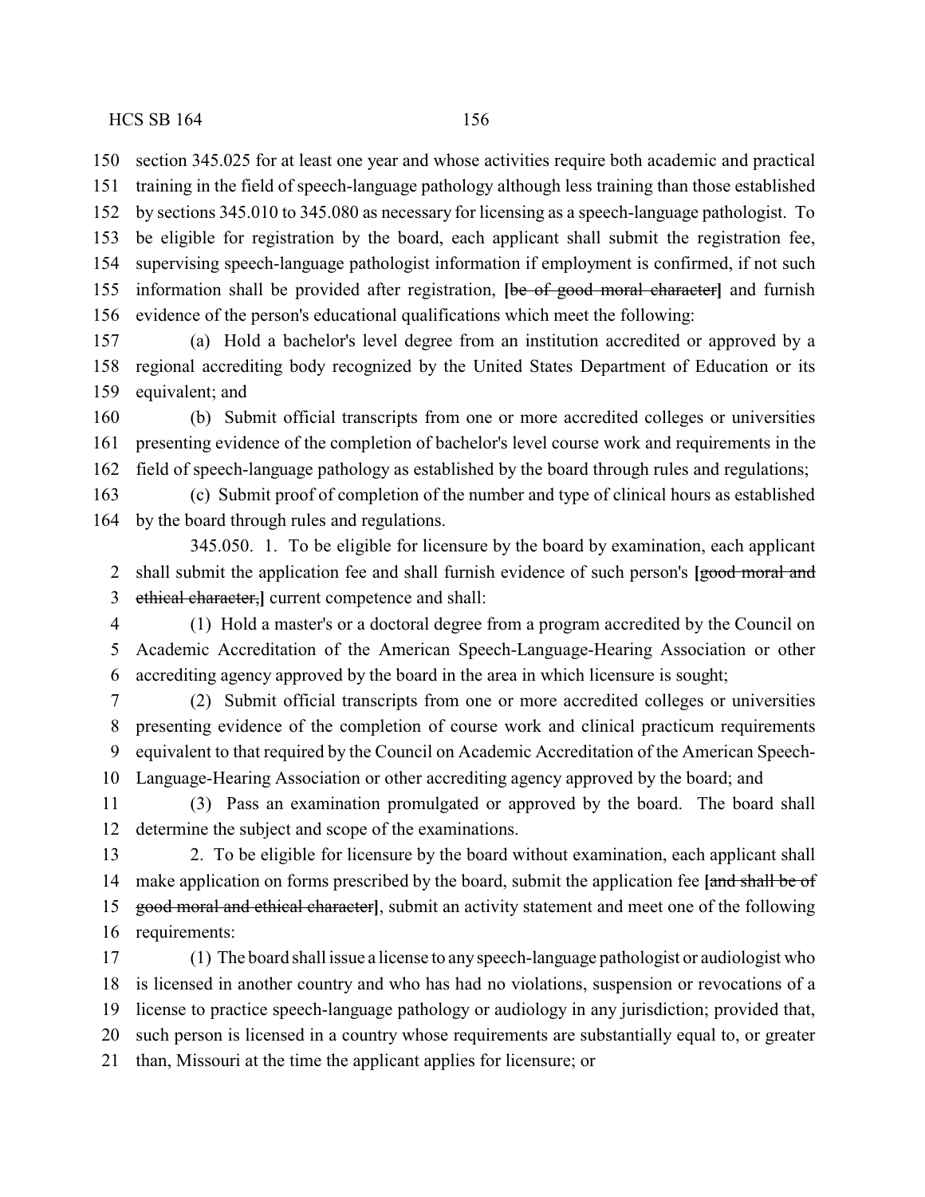section 345.025 for at least one year and whose activities require both academic and practical training in the field of speech-language pathology although less training than those established by sections 345.010 to 345.080 as necessary for licensing as a speech-language pathologist. To be eligible for registration by the board, each applicant shall submit the registration fee, supervising speech-language pathologist information if employment is confirmed, if not such information shall be provided after registration, **[**~~be of good moral character~~**]** and furnish evidence of the person's educational qualifications which meet the following:

(a) Hold a bachelor's level degree from an institution accredited or approved by a regional accrediting body recognized by the United States Department of Education or its equivalent; and

(b) Submit official transcripts from one or more accredited colleges or universities presenting evidence of the completion of bachelor's level course work and requirements in the field of speech-language pathology as established by the board through rules and regulations;

(c) Submit proof of completion of the number and type of clinical hours as established by the board through rules and regulations.

345.050. 1. To be eligible for licensure by the board by examination, each applicant shall submit the application fee and shall furnish evidence of such person's **[**~~good moral and ethical character,~~**]** current competence and shall:

(1) Hold a master's or a doctoral degree from a program accredited by the Council on Academic Accreditation of the American Speech-Language-Hearing Association or other accrediting agency approved by the board in the area in which licensure is sought;

(2) Submit official transcripts from one or more accredited colleges or universities presenting evidence of the completion of course work and clinical practicum requirements equivalent to that required by the Council on Academic Accreditation of the American Speech-Language-Hearing Association or other accrediting agency approved by the board; and

(3) Pass an examination promulgated or approved by the board. The board shall determine the subject and scope of the examinations.

2. To be eligible for licensure by the board without examination, each applicant shall make application on forms prescribed by the board, submit the application fee **[**~~and shall be of good moral and ethical character~~**]**, submit an activity statement and meet one of the following requirements:

(1) The board shall issue a license to any speech-language pathologist or audiologist who is licensed in another country and who has had no violations, suspension or revocations of a license to practice speech-language pathology or audiology in any jurisdiction; provided that, such person is licensed in a country whose requirements are substantially equal to, or greater than, Missouri at the time the applicant applies for licensure; or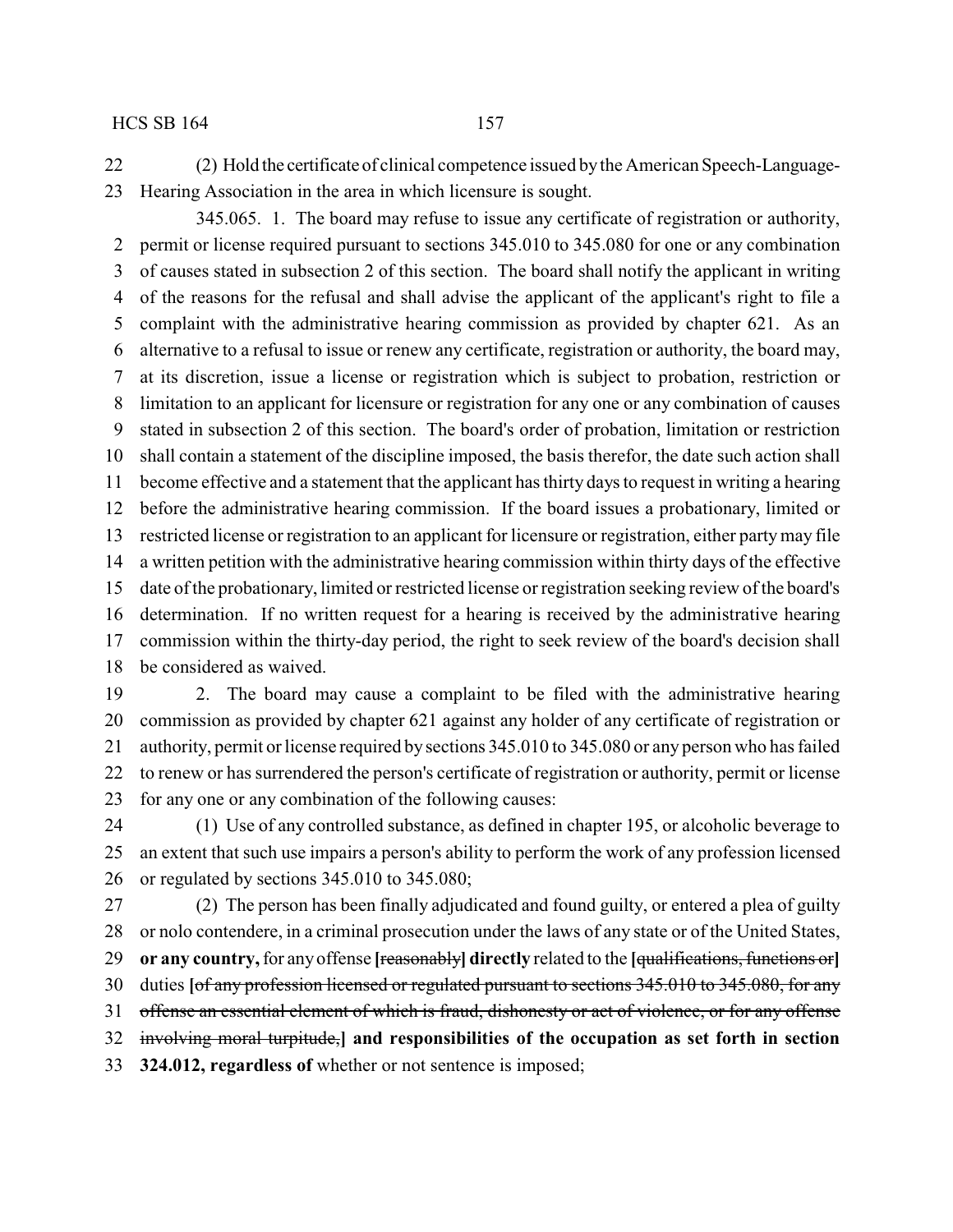(2) Hold the certificate of clinical competence issued by the American Speech-Language-Hearing Association in the area in which licensure is sought.

345.065. 1. The board may refuse to issue any certificate of registration or authority, permit or license required pursuant to sections 345.010 to 345.080 for one or any combination of causes stated in subsection 2 of this section. The board shall notify the applicant in writing of the reasons for the refusal and shall advise the applicant of the applicant's right to file a complaint with the administrative hearing commission as provided by chapter 621. As an alternative to a refusal to issue or renew any certificate, registration or authority, the board may, at its discretion, issue a license or registration which is subject to probation, restriction or limitation to an applicant for licensure or registration for any one or any combination of causes stated in subsection 2 of this section. The board's order of probation, limitation or restriction shall contain a statement of the discipline imposed, the basis therefor, the date such action shall become effective and a statement that the applicant has thirty days to request in writing a hearing before the administrative hearing commission. If the board issues a probationary, limited or restricted license or registration to an applicant for licensure or registration, either party may file a written petition with the administrative hearing commission within thirty days of the effective date of the probationary, limited or restricted license or registration seeking review of the board's determination. If no written request for a hearing is received by the administrative hearing commission within the thirty-day period, the right to seek review of the board's decision shall be considered as waived.

2. The board may cause a complaint to be filed with the administrative hearing commission as provided by chapter 621 against any holder of any certificate of registration or authority, permit or license required by sections 345.010 to 345.080 or any person who has failed to renew or has surrendered the person's certificate of registration or authority, permit or license for any one or any combination of the following causes:

(1) Use of any controlled substance, as defined in chapter 195, or alcoholic beverage to an extent that such use impairs a person's ability to perform the work of any profession licensed or regulated by sections 345.010 to 345.080;

(2) The person has been finally adjudicated and found guilty, or entered a plea of guilty or nolo contendere, in a criminal prosecution under the laws of any state or of the United States, **or any country,** for any offense **[**~~reasonably~~**] directly** related to the **[**~~qualifications, functions or~~**]** duties **[**~~of any profession licensed or regulated pursuant to sections 345.010 to 345.080, for any offense an essential element of which is fraud, dishonesty or act of violence, or for any offense involving moral turpitude,~~**] and responsibilities of the occupation as set forth in section 324.012, regardless of** whether or not sentence is imposed;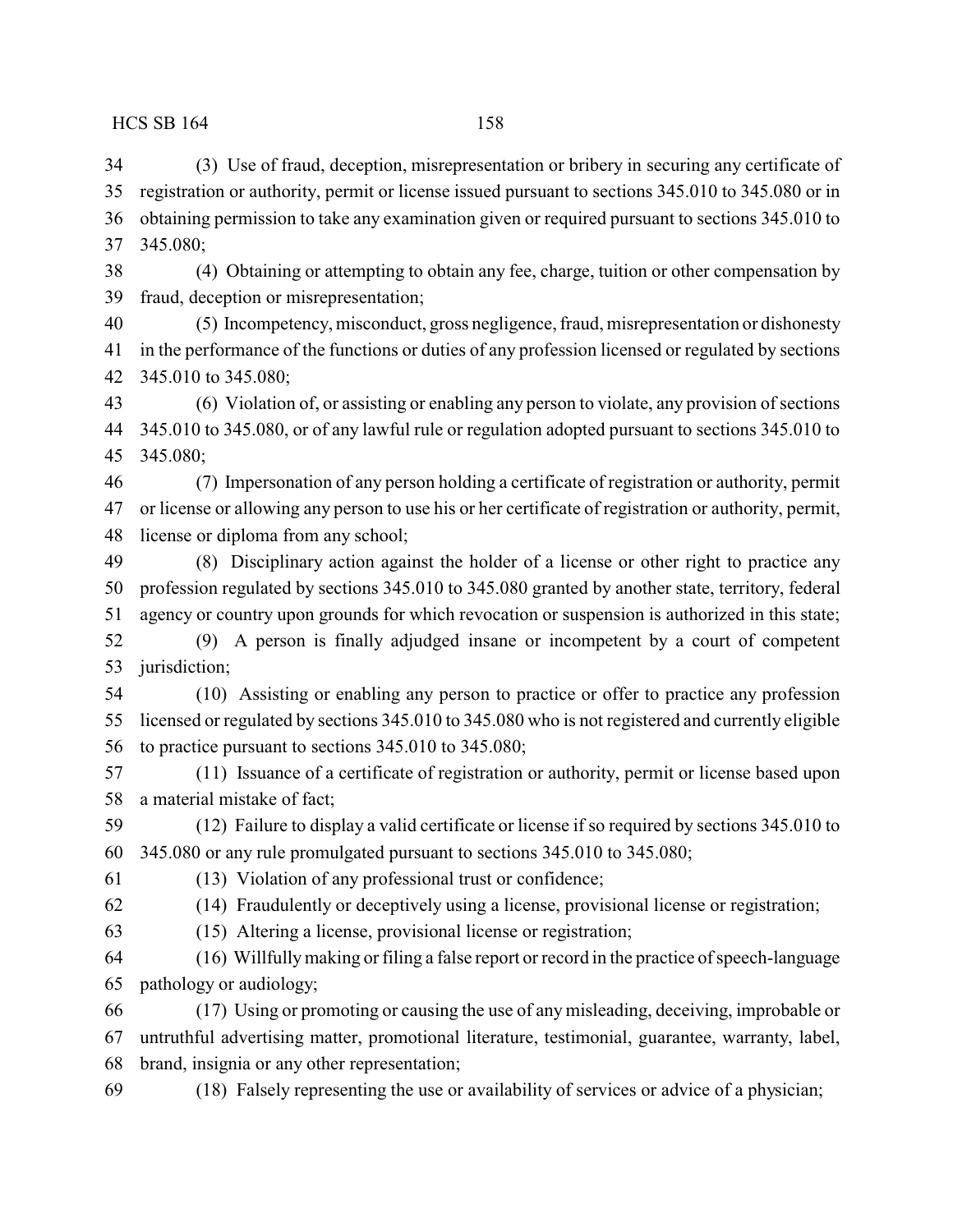(3) Use of fraud, deception, misrepresentation or bribery in securing any certificate of registration or authority, permit or license issued pursuant to sections 345.010 to 345.080 or in obtaining permission to take any examination given or required pursuant to sections 345.010 to 345.080;

(4) Obtaining or attempting to obtain any fee, charge, tuition or other compensation by fraud, deception or misrepresentation;

(5) Incompetency, misconduct, gross negligence, fraud, misrepresentation or dishonesty in the performance of the functions or duties of any profession licensed or regulated by sections 345.010 to 345.080;

(6) Violation of, or assisting or enabling any person to violate, any provision of sections 345.010 to 345.080, or of any lawful rule or regulation adopted pursuant to sections 345.010 to 345.080;

(7) Impersonation of any person holding a certificate of registration or authority, permit or license or allowing any person to use his or her certificate of registration or authority, permit, license or diploma from any school;

(8) Disciplinary action against the holder of a license or other right to practice any profession regulated by sections 345.010 to 345.080 granted by another state, territory, federal agency or country upon grounds for which revocation or suspension is authorized in this state;

(9) A person is finally adjudged insane or incompetent by a court of competent jurisdiction;

(10) Assisting or enabling any person to practice or offer to practice any profession licensed or regulated by sections 345.010 to 345.080 who is not registered and currently eligible to practice pursuant to sections 345.010 to 345.080;

(11) Issuance of a certificate of registration or authority, permit or license based upon a material mistake of fact;

(12) Failure to display a valid certificate or license if so required by sections 345.010 to 345.080 or any rule promulgated pursuant to sections 345.010 to 345.080;

(13) Violation of any professional trust or confidence;

(14) Fraudulently or deceptively using a license, provisional license or registration;

(15) Altering a license, provisional license or registration;

(16) Willfully making or filing a false report or record in the practice of speech-language pathology or audiology;

(17) Using or promoting or causing the use of any misleading, deceiving, improbable or untruthful advertising matter, promotional literature, testimonial, guarantee, warranty, label, brand, insignia or any other representation;

(18) Falsely representing the use or availability of services or advice of a physician;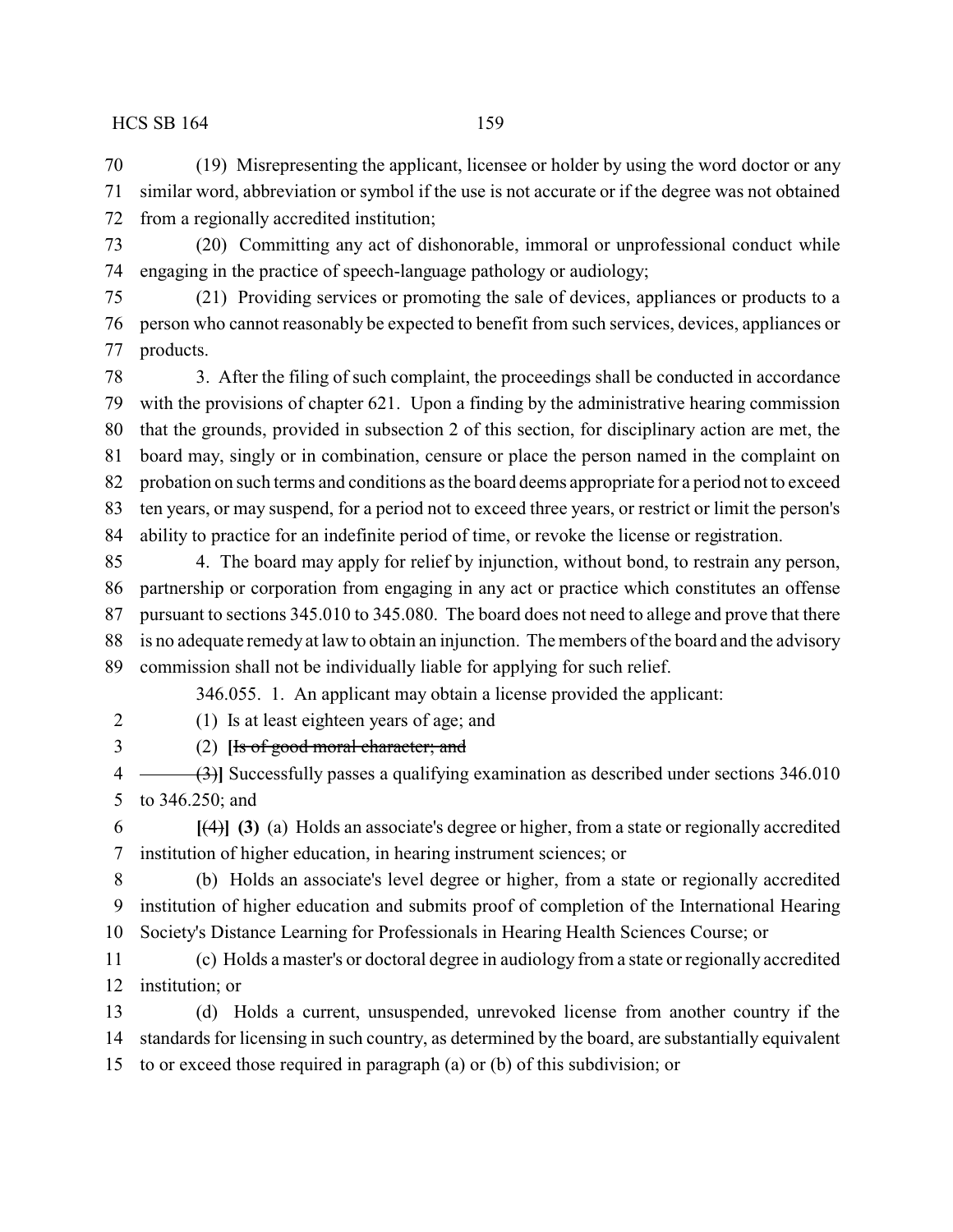(19) Misrepresenting the applicant, licensee or holder by using the word doctor or any similar word, abbreviation or symbol if the use is not accurate or if the degree was not obtained from a regionally accredited institution;

(20) Committing any act of dishonorable, immoral or unprofessional conduct while engaging in the practice of speech-language pathology or audiology;

(21) Providing services or promoting the sale of devices, appliances or products to a person who cannot reasonably be expected to benefit from such services, devices, appliances or products.

3. After the filing of such complaint, the proceedings shall be conducted in accordance with the provisions of chapter 621. Upon a finding by the administrative hearing commission that the grounds, provided in subsection 2 of this section, for disciplinary action are met, the board may, singly or in combination, censure or place the person named in the complaint on probation on such terms and conditions as the board deems appropriate for a period not to exceed ten years, or may suspend, for a period not to exceed three years, or restrict or limit the person's ability to practice for an indefinite period of time, or revoke the license or registration.

4. The board may apply for relief by injunction, without bond, to restrain any person, partnership or corporation from engaging in any act or practice which constitutes an offense pursuant to sections 345.010 to 345.080. The board does not need to allege and prove that there is no adequate remedy at law to obtain an injunction. The members of the board and the advisory commission shall not be individually liable for applying for such relief.

346.055. 1. An applicant may obtain a license provided the applicant:

(1) Is at least eighteen years of age; and

(2) **[**~~Is of good moral character; and~~

~~(3)~~**]** Successfully passes a qualifying examination as described under sections 346.010 to 346.250; and

**[**~~(4)~~**] (3)** (a) Holds an associate's degree or higher, from a state or regionally accredited institution of higher education, in hearing instrument sciences; or

(b) Holds an associate's level degree or higher, from a state or regionally accredited institution of higher education and submits proof of completion of the International Hearing Society's Distance Learning for Professionals in Hearing Health Sciences Course; or

(c) Holds a master's or doctoral degree in audiology from a state or regionally accredited institution; or

(d) Holds a current, unsuspended, unrevoked license from another country if the standards for licensing in such country, as determined by the board, are substantially equivalent to or exceed those required in paragraph (a) or (b) of this subdivision; or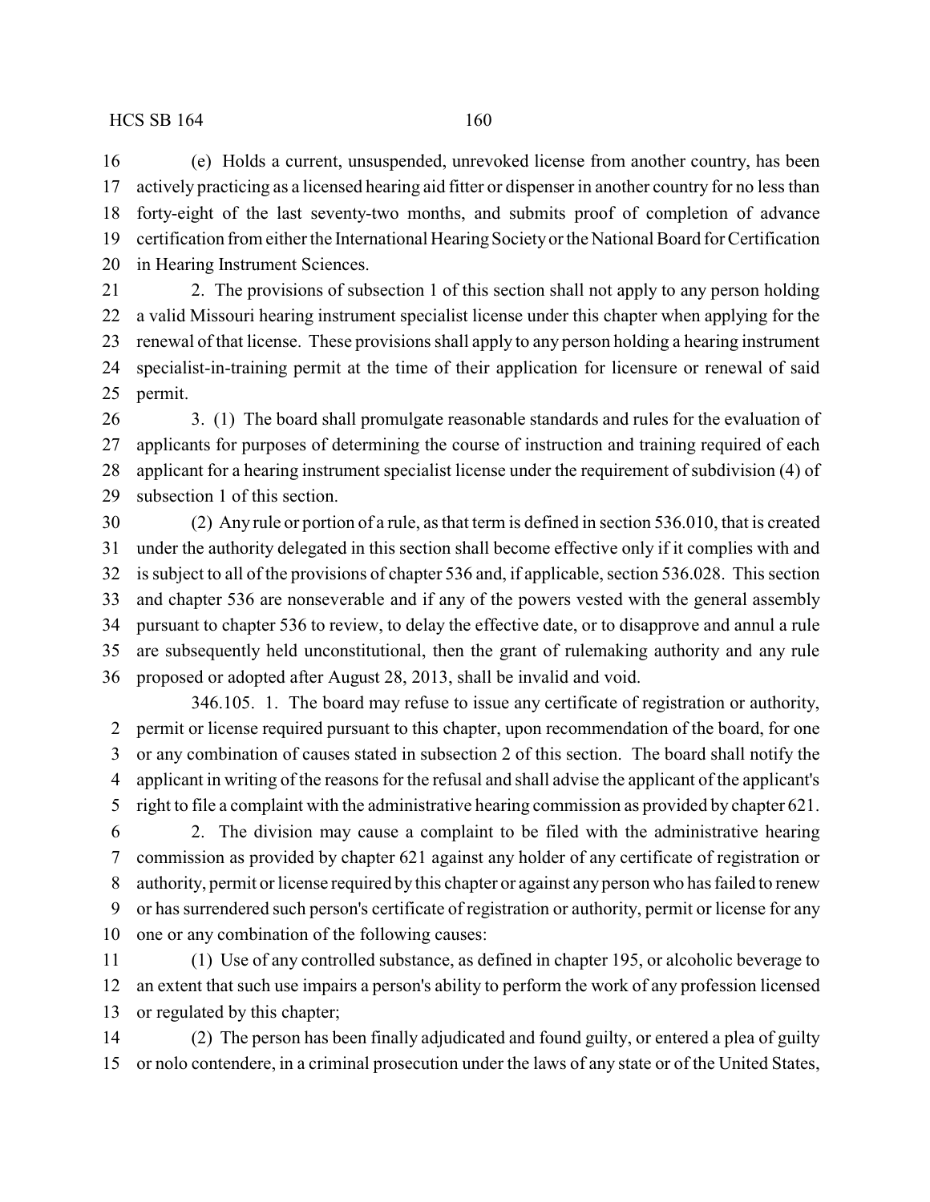(e) Holds a current, unsuspended, unrevoked license from another country, has been actively practicing as a licensed hearing aid fitter or dispenser in another country for no less than forty-eight of the last seventy-two months, and submits proof of completion of advance certification from either the International Hearing Society or the National Board for Certification in Hearing Instrument Sciences.

2. The provisions of subsection 1 of this section shall not apply to any person holding a valid Missouri hearing instrument specialist license under this chapter when applying for the renewal of that license. These provisions shall apply to any person holding a hearing instrument specialist-in-training permit at the time of their application for licensure or renewal of said permit.

3. (1) The board shall promulgate reasonable standards and rules for the evaluation of applicants for purposes of determining the course of instruction and training required of each applicant for a hearing instrument specialist license under the requirement of subdivision (4) of subsection 1 of this section.

(2) Any rule or portion of a rule, as that term is defined in section 536.010, that is created under the authority delegated in this section shall become effective only if it complies with and is subject to all of the provisions of chapter 536 and, if applicable, section 536.028. This section and chapter 536 are nonseverable and if any of the powers vested with the general assembly pursuant to chapter 536 to review, to delay the effective date, or to disapprove and annul a rule are subsequently held unconstitutional, then the grant of rulemaking authority and any rule proposed or adopted after August 28, 2013, shall be invalid and void.

346.105. 1. The board may refuse to issue any certificate of registration or authority, permit or license required pursuant to this chapter, upon recommendation of the board, for one or any combination of causes stated in subsection 2 of this section. The board shall notify the applicant in writing of the reasons for the refusal and shall advise the applicant of the applicant's right to file a complaint with the administrative hearing commission as provided by chapter 621.

2. The division may cause a complaint to be filed with the administrative hearing commission as provided by chapter 621 against any holder of any certificate of registration or authority, permit or license required by this chapter or against any person who has failed to renew or has surrendered such person's certificate of registration or authority, permit or license for any one or any combination of the following causes:

(1) Use of any controlled substance, as defined in chapter 195, or alcoholic beverage to an extent that such use impairs a person's ability to perform the work of any profession licensed or regulated by this chapter;

(2) The person has been finally adjudicated and found guilty, or entered a plea of guilty or nolo contendere, in a criminal prosecution under the laws of any state or of the United States,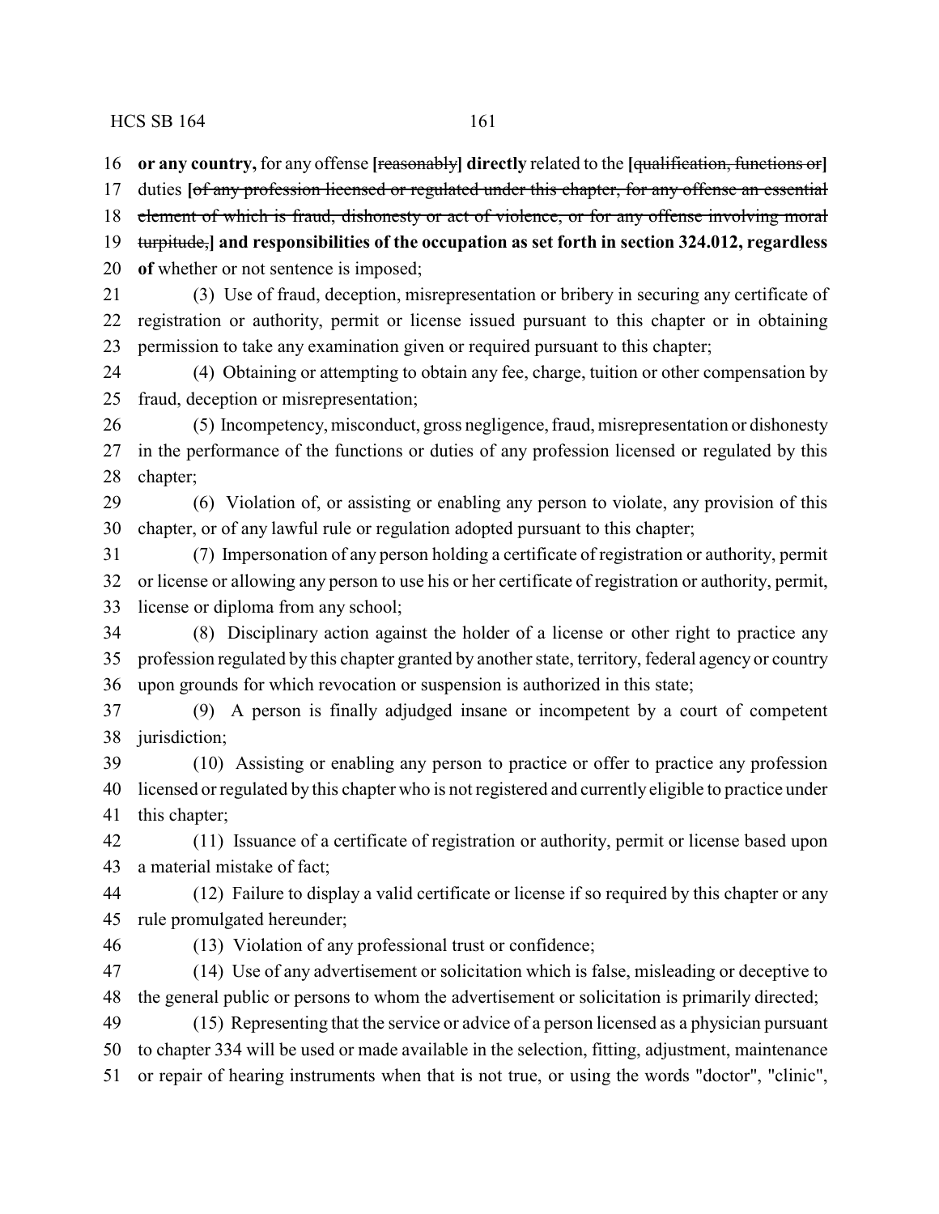**or any country,** for any offense **[**~~reasonably~~**] directly** related to the **[**~~qualification, functions or~~**]** duties **[**~~of any profession licensed or regulated under this chapter, for any offense an essential element of which is fraud, dishonesty or act of violence, or for any offense involving moral turpitude,~~**] and responsibilities of the occupation as set forth in section 324.012, regardless of** whether or not sentence is imposed;

(3) Use of fraud, deception, misrepresentation or bribery in securing any certificate of registration or authority, permit or license issued pursuant to this chapter or in obtaining permission to take any examination given or required pursuant to this chapter;

(4) Obtaining or attempting to obtain any fee, charge, tuition or other compensation by fraud, deception or misrepresentation;

(5) Incompetency, misconduct, gross negligence, fraud, misrepresentation or dishonesty in the performance of the functions or duties of any profession licensed or regulated by this chapter;

(6) Violation of, or assisting or enabling any person to violate, any provision of this chapter, or of any lawful rule or regulation adopted pursuant to this chapter;

(7) Impersonation of any person holding a certificate of registration or authority, permit or license or allowing any person to use his or her certificate of registration or authority, permit, license or diploma from any school;

(8) Disciplinary action against the holder of a license or other right to practice any profession regulated by this chapter granted by another state, territory, federal agency or country upon grounds for which revocation or suspension is authorized in this state;

(9) A person is finally adjudged insane or incompetent by a court of competent jurisdiction;

(10) Assisting or enabling any person to practice or offer to practice any profession licensed or regulated by this chapter who is not registered and currently eligible to practice under this chapter;

(11) Issuance of a certificate of registration or authority, permit or license based upon a material mistake of fact;

(12) Failure to display a valid certificate or license if so required by this chapter or any rule promulgated hereunder;

(13) Violation of any professional trust or confidence;

(14) Use of any advertisement or solicitation which is false, misleading or deceptive to the general public or persons to whom the advertisement or solicitation is primarily directed;

(15) Representing that the service or advice of a person licensed as a physician pursuant to chapter 334 will be used or made available in the selection, fitting, adjustment, maintenance or repair of hearing instruments when that is not true, or using the words "doctor", "clinic",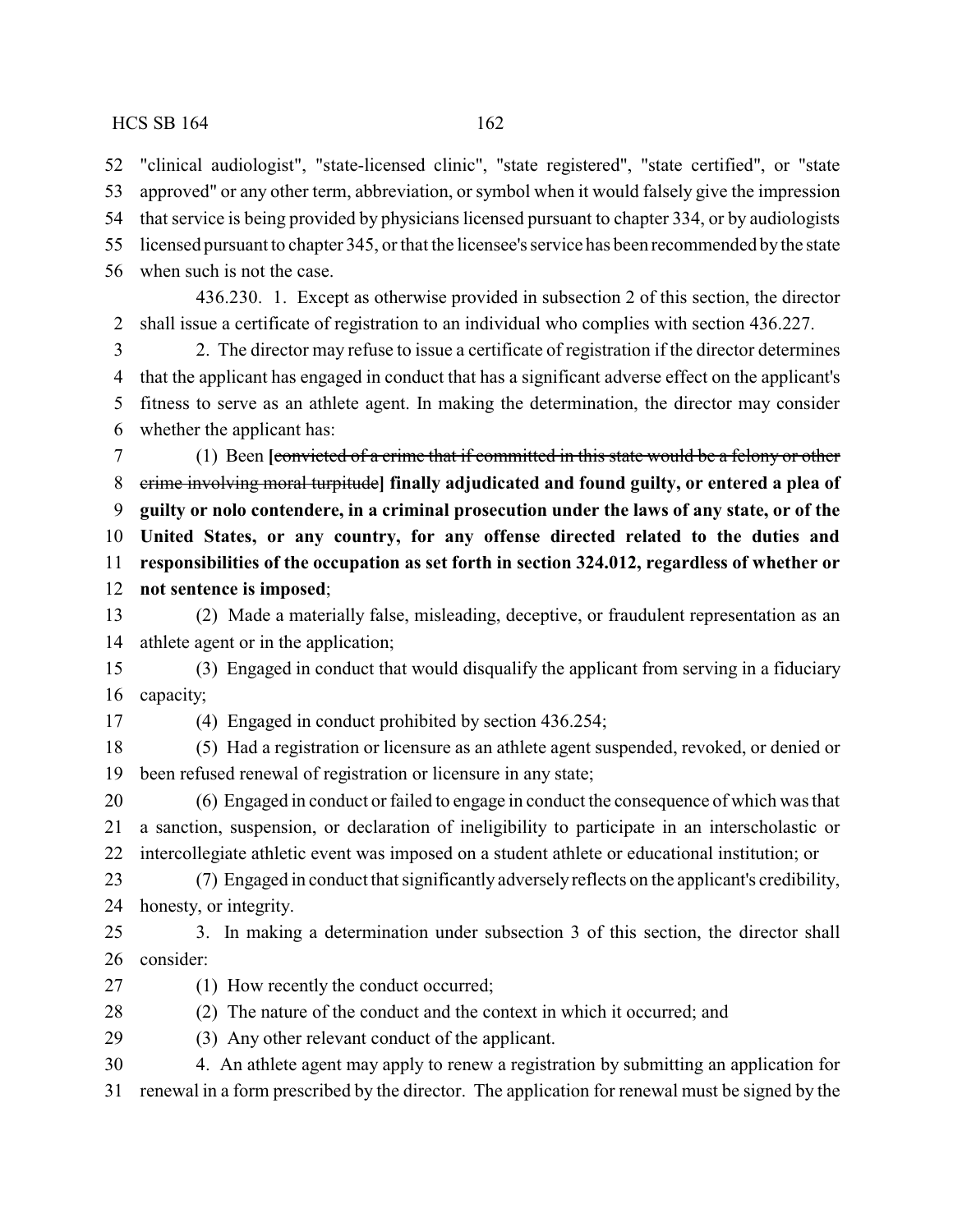"clinical audiologist", "state-licensed clinic", "state registered", "state certified", or "state approved" or any other term, abbreviation, or symbol when it would falsely give the impression that service is being provided by physicians licensed pursuant to chapter 334, or by audiologists licensed pursuant to chapter 345, or that the licensee's service has been recommended by the state when such is not the case.

436.230. 1. Except as otherwise provided in subsection 2 of this section, the director shall issue a certificate of registration to an individual who complies with section 436.227.

2. The director may refuse to issue a certificate of registration if the director determines that the applicant has engaged in conduct that has a significant adverse effect on the applicant's fitness to serve as an athlete agent. In making the determination, the director may consider whether the applicant has:

(1) Been **[**~~convicted of a crime that if committed in this state would be a felony or other crime involving moral turpitude~~**] finally adjudicated and found guilty, or entered a plea of guilty or nolo contendere, in a criminal prosecution under the laws of any state, or of the United States, or any country, for any offense directed related to the duties and responsibilities of the occupation as set forth in section 324.012, regardless of whether or not sentence is imposed**;

(2) Made a materially false, misleading, deceptive, or fraudulent representation as an athlete agent or in the application;

(3) Engaged in conduct that would disqualify the applicant from serving in a fiduciary capacity;

(4) Engaged in conduct prohibited by section 436.254;

(5) Had a registration or licensure as an athlete agent suspended, revoked, or denied or been refused renewal of registration or licensure in any state;

(6) Engaged in conduct or failed to engage in conduct the consequence of which was that a sanction, suspension, or declaration of ineligibility to participate in an interscholastic or intercollegiate athletic event was imposed on a student athlete or educational institution; or

(7) Engaged in conduct that significantly adversely reflects on the applicant's credibility, honesty, or integrity.

3. In making a determination under subsection 3 of this section, the director shall consider:

(1) How recently the conduct occurred;

(2) The nature of the conduct and the context in which it occurred; and

(3) Any other relevant conduct of the applicant.

4. An athlete agent may apply to renew a registration by submitting an application for renewal in a form prescribed by the director. The application for renewal must be signed by the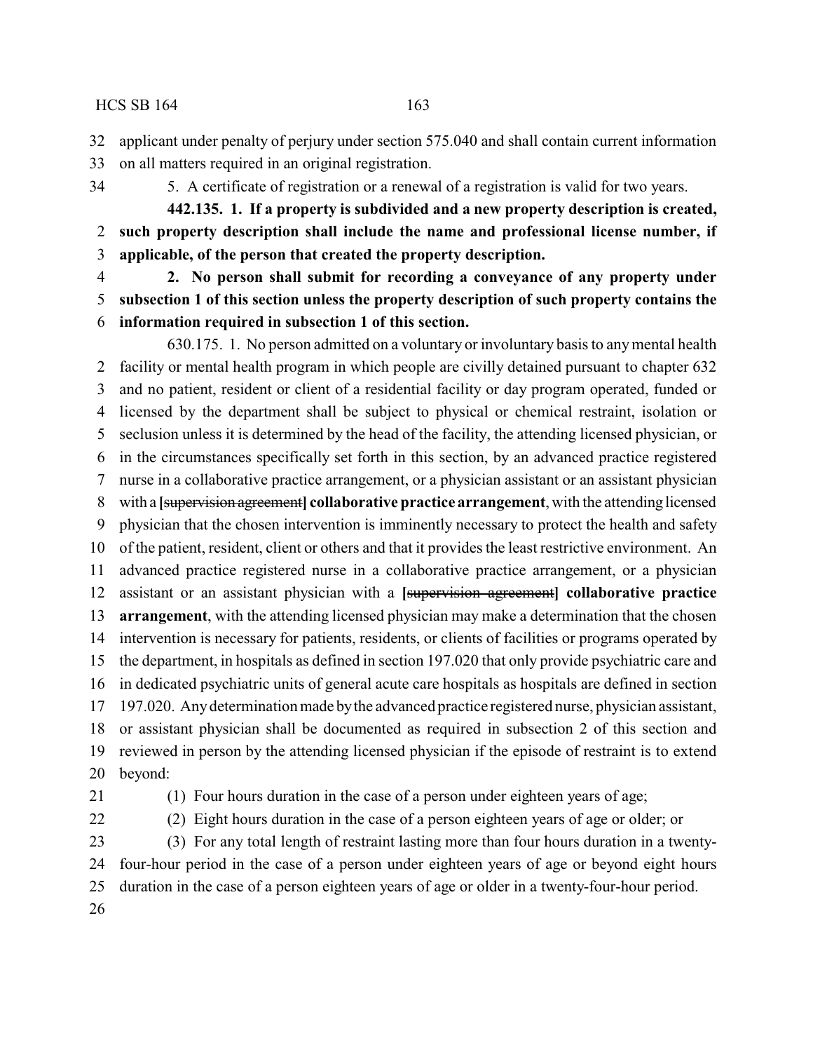applicant under penalty of perjury under section 575.040 and shall contain current information on all matters required in an original registration.

5. A certificate of registration or a renewal of a registration is valid for two years.

**442.135. 1. If a property is subdivided and a new property description is created, such property description shall include the name and professional license number, if applicable, of the person that created the property description.**

**2. No person shall submit for recording a conveyance of any property under subsection 1 of this section unless the property description of such property contains the information required in subsection 1 of this section.**

630.175. 1. No person admitted on a voluntary or involuntary basis to any mental health facility or mental health program in which people are civilly detained pursuant to chapter 632 and no patient, resident or client of a residential facility or day program operated, funded or licensed by the department shall be subject to physical or chemical restraint, isolation or seclusion unless it is determined by the head of the facility, the attending licensed physician, or in the circumstances specifically set forth in this section, by an advanced practice registered nurse in a collaborative practice arrangement, or a physician assistant or an assistant physician with a **[**~~supervision agreement~~**] collaborative practice arrangement**, with the attending licensed physician that the chosen intervention is imminently necessary to protect the health and safety of the patient, resident, client or others and that it provides the least restrictive environment. An advanced practice registered nurse in a collaborative practice arrangement, or a physician assistant or an assistant physician with a **[**~~supervision agreement~~**] collaborative practice arrangement**, with the attending licensed physician may make a determination that the chosen intervention is necessary for patients, residents, or clients of facilities or programs operated by the department, in hospitals as defined in section 197.020 that only provide psychiatric care and in dedicated psychiatric units of general acute care hospitals as hospitals are defined in section 197.020. Any determination made by the advanced practice registered nurse, physician assistant, or assistant physician shall be documented as required in subsection 2 of this section and reviewed in person by the attending licensed physician if the episode of restraint is to extend beyond:

(1) Four hours duration in the case of a person under eighteen years of age;

(2) Eight hours duration in the case of a person eighteen years of age or older; or

(3) For any total length of restraint lasting more than four hours duration in a twenty-four-hour period in the case of a person under eighteen years of age or beyond eight hours duration in the case of a person eighteen years of age or older in a twenty-four-hour period.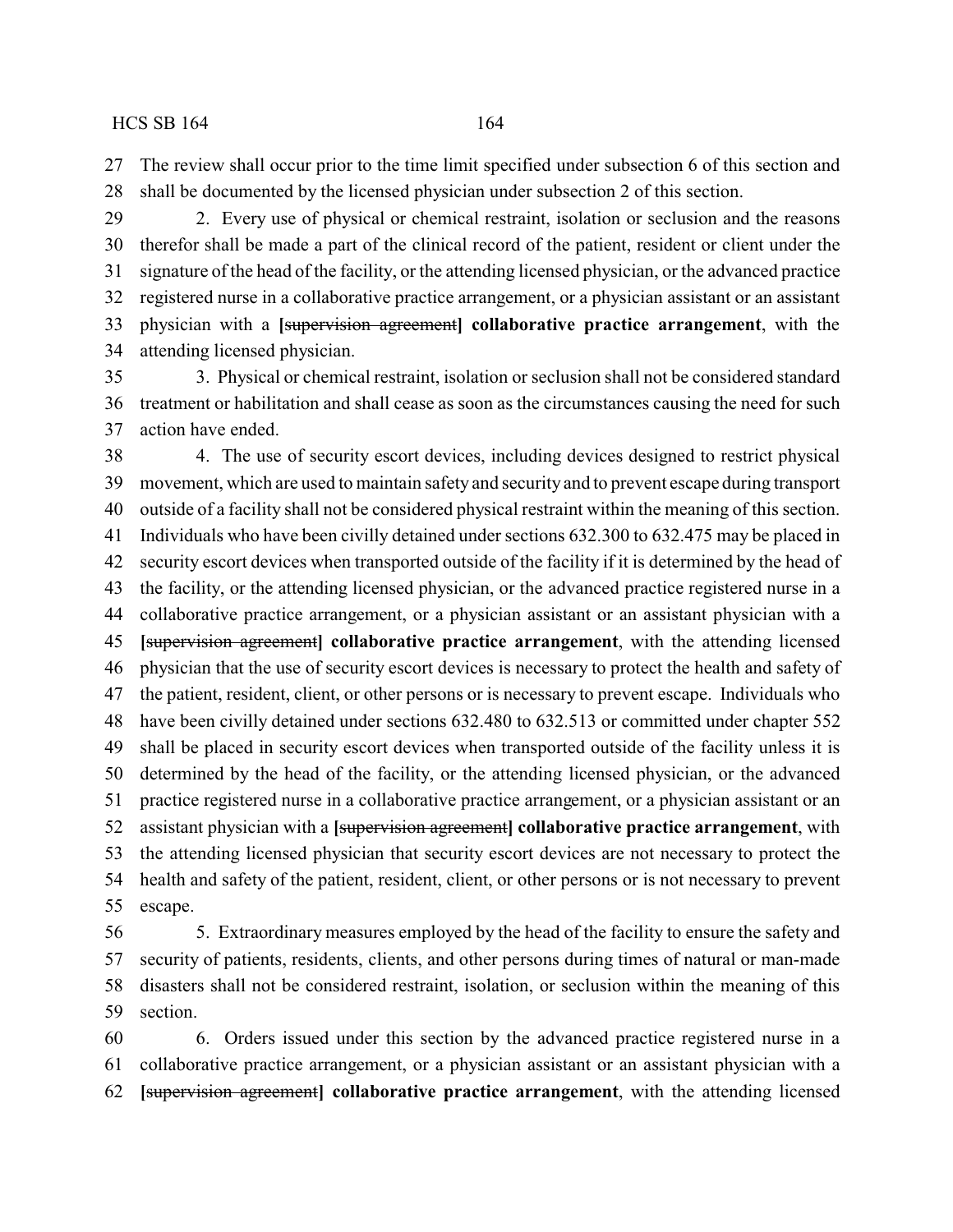The review shall occur prior to the time limit specified under subsection 6 of this section and shall be documented by the licensed physician under subsection 2 of this section.

2. Every use of physical or chemical restraint, isolation or seclusion and the reasons therefor shall be made a part of the clinical record of the patient, resident or client under the signature of the head of the facility, or the attending licensed physician, or the advanced practice registered nurse in a collaborative practice arrangement, or a physician assistant or an assistant physician with a [~~supervision agreement~~] **collaborative practice arrangement**, with the attending licensed physician.

3. Physical or chemical restraint, isolation or seclusion shall not be considered standard treatment or habilitation and shall cease as soon as the circumstances causing the need for such action have ended.

4. The use of security escort devices, including devices designed to restrict physical movement, which are used to maintain safety and security and to prevent escape during transport outside of a facility shall not be considered physical restraint within the meaning of this section. Individuals who have been civilly detained under sections 632.300 to 632.475 may be placed in security escort devices when transported outside of the facility if it is determined by the head of the facility, or the attending licensed physician, or the advanced practice registered nurse in a collaborative practice arrangement, or a physician assistant or an assistant physician with a [~~supervision agreement~~] **collaborative practice arrangement**, with the attending licensed physician that the use of security escort devices is necessary to protect the health and safety of the patient, resident, client, or other persons or is necessary to prevent escape. Individuals who have been civilly detained under sections 632.480 to 632.513 or committed under chapter 552 shall be placed in security escort devices when transported outside of the facility unless it is determined by the head of the facility, or the attending licensed physician, or the advanced practice registered nurse in a collaborative practice arrangement, or a physician assistant or an assistant physician with a [~~supervision agreement~~] **collaborative practice arrangement**, with the attending licensed physician that security escort devices are not necessary to protect the health and safety of the patient, resident, client, or other persons or is not necessary to prevent escape.

5. Extraordinary measures employed by the head of the facility to ensure the safety and security of patients, residents, clients, and other persons during times of natural or man-made disasters shall not be considered restraint, isolation, or seclusion within the meaning of this section.

6. Orders issued under this section by the advanced practice registered nurse in a collaborative practice arrangement, or a physician assistant or an assistant physician with a [~~supervision agreement~~] **collaborative practice arrangement**, with the attending licensed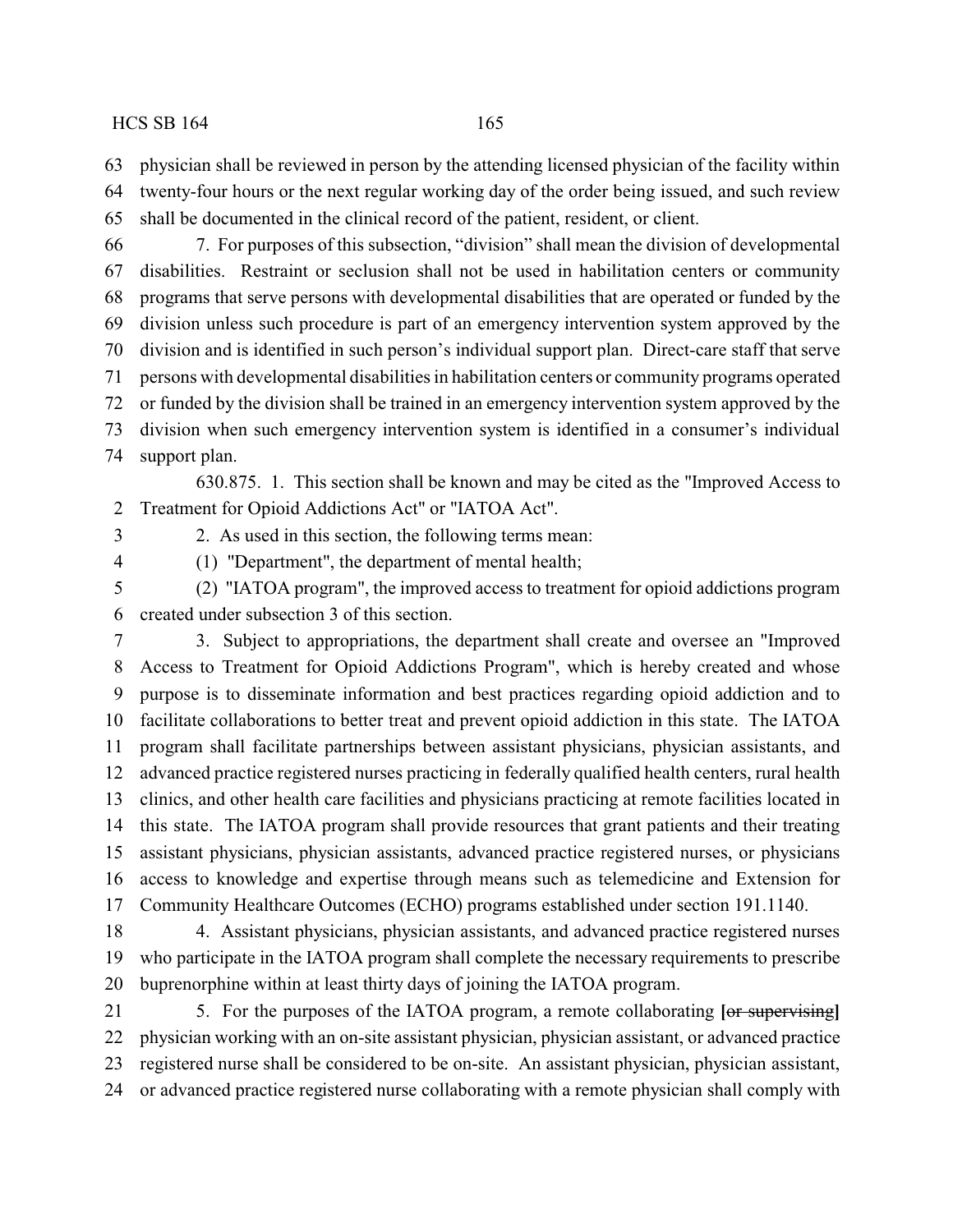physician shall be reviewed in person by the attending licensed physician of the facility within twenty-four hours or the next regular working day of the order being issued, and such review shall be documented in the clinical record of the patient, resident, or client.

7. For purposes of this subsection, "division" shall mean the division of developmental disabilities. Restraint or seclusion shall not be used in habilitation centers or community programs that serve persons with developmental disabilities that are operated or funded by the division unless such procedure is part of an emergency intervention system approved by the division and is identified in such person's individual support plan. Direct-care staff that serve persons with developmental disabilities in habilitation centers or community programs operated or funded by the division shall be trained in an emergency intervention system approved by the division when such emergency intervention system is identified in a consumer's individual support plan.

630.875. 1. This section shall be known and may be cited as the "Improved Access to Treatment for Opioid Addictions Act" or "IATOA Act".

2. As used in this section, the following terms mean:

(1) "Department", the department of mental health;

(2) "IATOA program", the improved access to treatment for opioid addictions program created under subsection 3 of this section.

3. Subject to appropriations, the department shall create and oversee an "Improved Access to Treatment for Opioid Addictions Program", which is hereby created and whose purpose is to disseminate information and best practices regarding opioid addiction and to facilitate collaborations to better treat and prevent opioid addiction in this state. The IATOA program shall facilitate partnerships between assistant physicians, physician assistants, and advanced practice registered nurses practicing in federally qualified health centers, rural health clinics, and other health care facilities and physicians practicing at remote facilities located in this state. The IATOA program shall provide resources that grant patients and their treating assistant physicians, physician assistants, advanced practice registered nurses, or physicians access to knowledge and expertise through means such as telemedicine and Extension for Community Healthcare Outcomes (ECHO) programs established under section 191.1140.

4. Assistant physicians, physician assistants, and advanced practice registered nurses who participate in the IATOA program shall complete the necessary requirements to prescribe buprenorphine within at least thirty days of joining the IATOA program.

5. For the purposes of the IATOA program, a remote collaborating **[~~or supervising~~]** physician working with an on-site assistant physician, physician assistant, or advanced practice registered nurse shall be considered to be on-site. An assistant physician, physician assistant, or advanced practice registered nurse collaborating with a remote physician shall comply with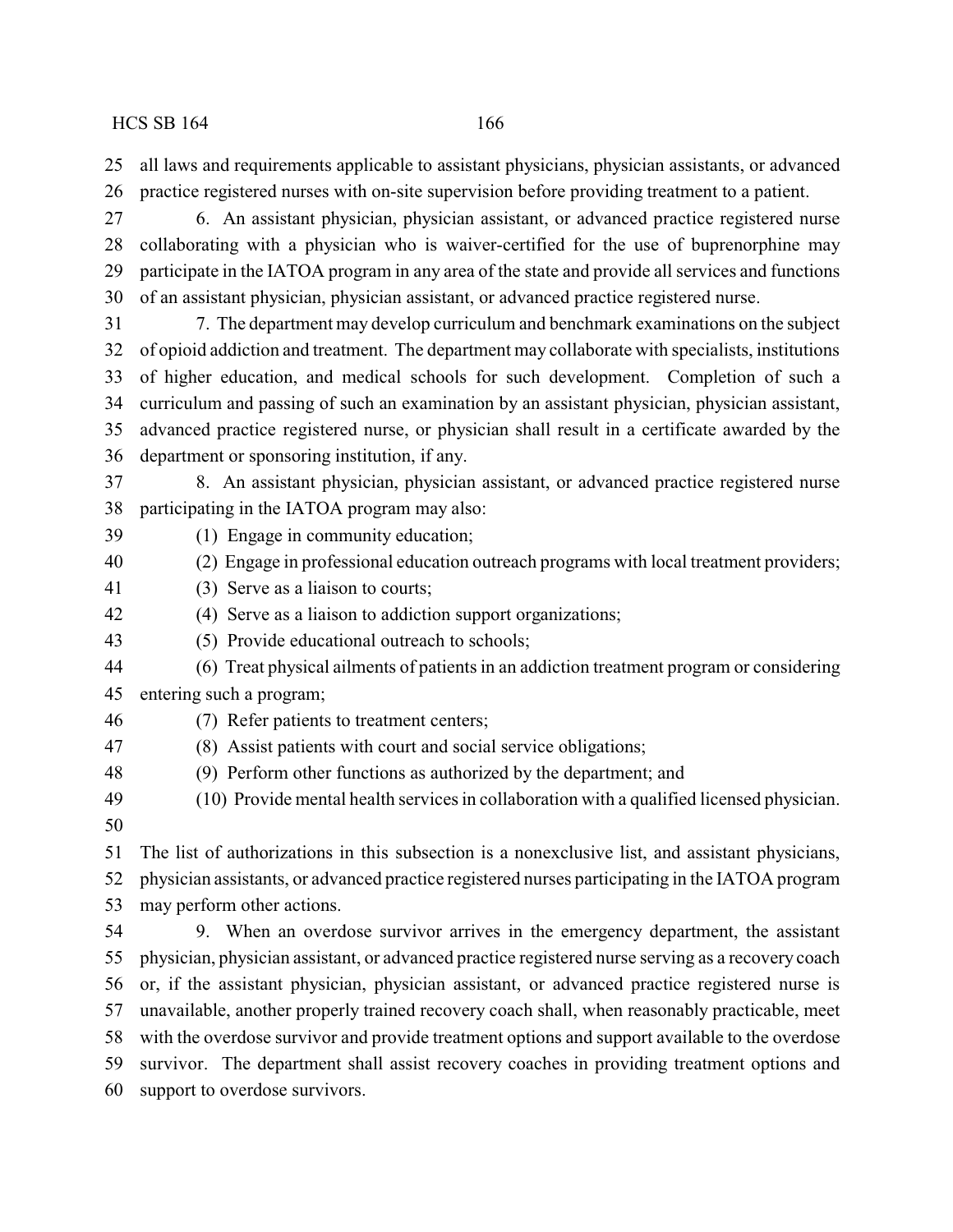all laws and requirements applicable to assistant physicians, physician assistants, or advanced practice registered nurses with on-site supervision before providing treatment to a patient.

6. An assistant physician, physician assistant, or advanced practice registered nurse collaborating with a physician who is waiver-certified for the use of buprenorphine may participate in the IATOA program in any area of the state and provide all services and functions of an assistant physician, physician assistant, or advanced practice registered nurse.

7. The department may develop curriculum and benchmark examinations on the subject of opioid addiction and treatment. The department may collaborate with specialists, institutions of higher education, and medical schools for such development. Completion of such a curriculum and passing of such an examination by an assistant physician, physician assistant, advanced practice registered nurse, or physician shall result in a certificate awarded by the department or sponsoring institution, if any.

8. An assistant physician, physician assistant, or advanced practice registered nurse participating in the IATOA program may also:

(1) Engage in community education;

(2) Engage in professional education outreach programs with local treatment providers;

(3) Serve as a liaison to courts;

(4) Serve as a liaison to addiction support organizations;

(5) Provide educational outreach to schools;

(6) Treat physical ailments of patients in an addiction treatment program or considering entering such a program;

(7) Refer patients to treatment centers;

(8) Assist patients with court and social service obligations;

(9) Perform other functions as authorized by the department; and

(10) Provide mental health services in collaboration with a qualified licensed physician.

The list of authorizations in this subsection is a nonexclusive list, and assistant physicians, physician assistants, or advanced practice registered nurses participating in the IATOA program may perform other actions.

9. When an overdose survivor arrives in the emergency department, the assistant physician, physician assistant, or advanced practice registered nurse serving as a recovery coach or, if the assistant physician, physician assistant, or advanced practice registered nurse is unavailable, another properly trained recovery coach shall, when reasonably practicable, meet with the overdose survivor and provide treatment options and support available to the overdose survivor. The department shall assist recovery coaches in providing treatment options and support to overdose survivors.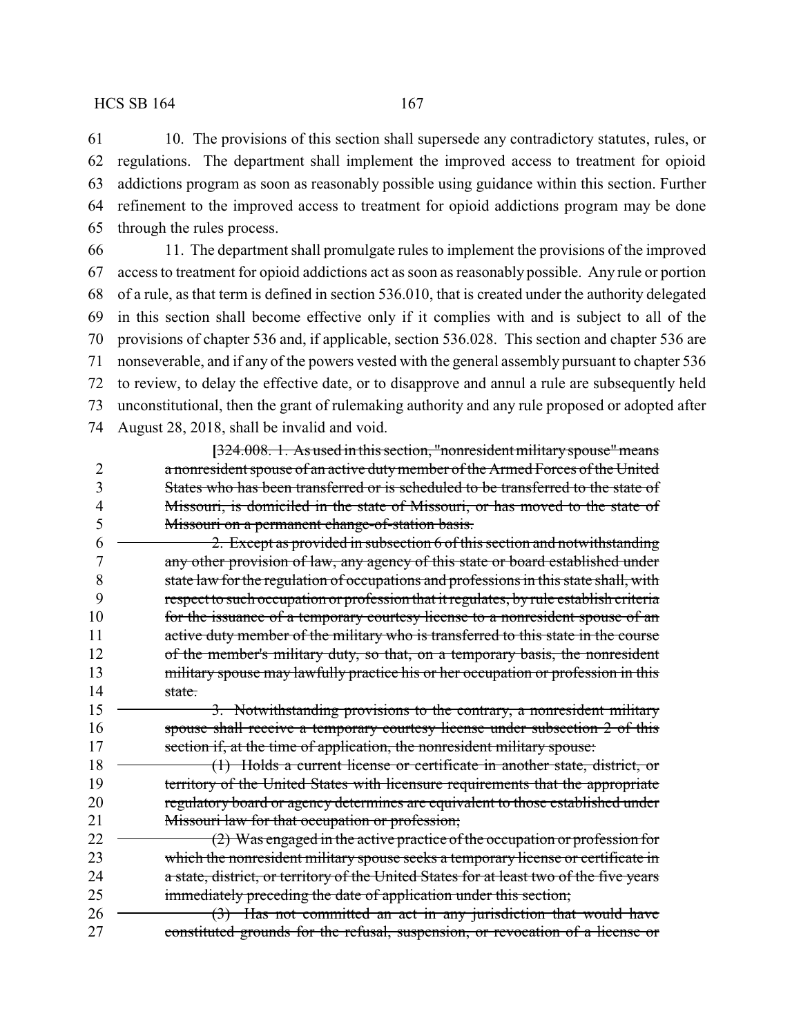10. The provisions of this section shall supersede any contradictory statutes, rules, or regulations. The department shall implement the improved access to treatment for opioid addictions program as soon as reasonably possible using guidance within this section. Further refinement to the improved access to treatment for opioid addictions program may be done through the rules process.

11. The department shall promulgate rules to implement the provisions of the improved access to treatment for opioid addictions act as soon as reasonably possible. Any rule or portion of a rule, as that term is defined in section 536.010, that is created under the authority delegated in this section shall become effective only if it complies with and is subject to all of the provisions of chapter 536 and, if applicable, section 536.028. This section and chapter 536 are nonseverable, and if any of the powers vested with the general assembly pursuant to chapter 536 to review, to delay the effective date, or to disapprove and annul a rule are subsequently held unconstitutional, then the grant of rulemaking authority and any rule proposed or adopted after August 28, 2018, shall be invalid and void.

[~~324.008. 1. As used in this section, "nonresident military spouse" means a nonresident spouse of an active duty member of the Armed Forces of the United States who has been transferred or is scheduled to be transferred to the state of Missouri, is domiciled in the state of Missouri, or has moved to the state of Missouri on a permanent change-of-station basis.~~

~~2. Except as provided in subsection 6 of this section and notwithstanding any other provision of law, any agency of this state or board established under state law for the regulation of occupations and professions in this state shall, with respect to such occupation or profession that it regulates, by rule establish criteria for the issuance of a temporary courtesy license to a nonresident spouse of an active duty member of the military who is transferred to this state in the course of the member's military duty, so that, on a temporary basis, the nonresident military spouse may lawfully practice his or her occupation or profession in this state.~~

~~3. Notwithstanding provisions to the contrary, a nonresident military spouse shall receive a temporary courtesy license under subsection 2 of this section if, at the time of application, the nonresident military spouse:~~

~~(1) Holds a current license or certificate in another state, district, or territory of the United States with licensure requirements that the appropriate regulatory board or agency determines are equivalent to those established under Missouri law for that occupation or profession;~~

~~(2) Was engaged in the active practice of the occupation or profession for which the nonresident military spouse seeks a temporary license or certificate in a state, district, or territory of the United States for at least two of the five years immediately preceding the date of application under this section;~~

~~(3) Has not committed an act in any jurisdiction that would have constituted grounds for the refusal, suspension, or revocation of a license or~~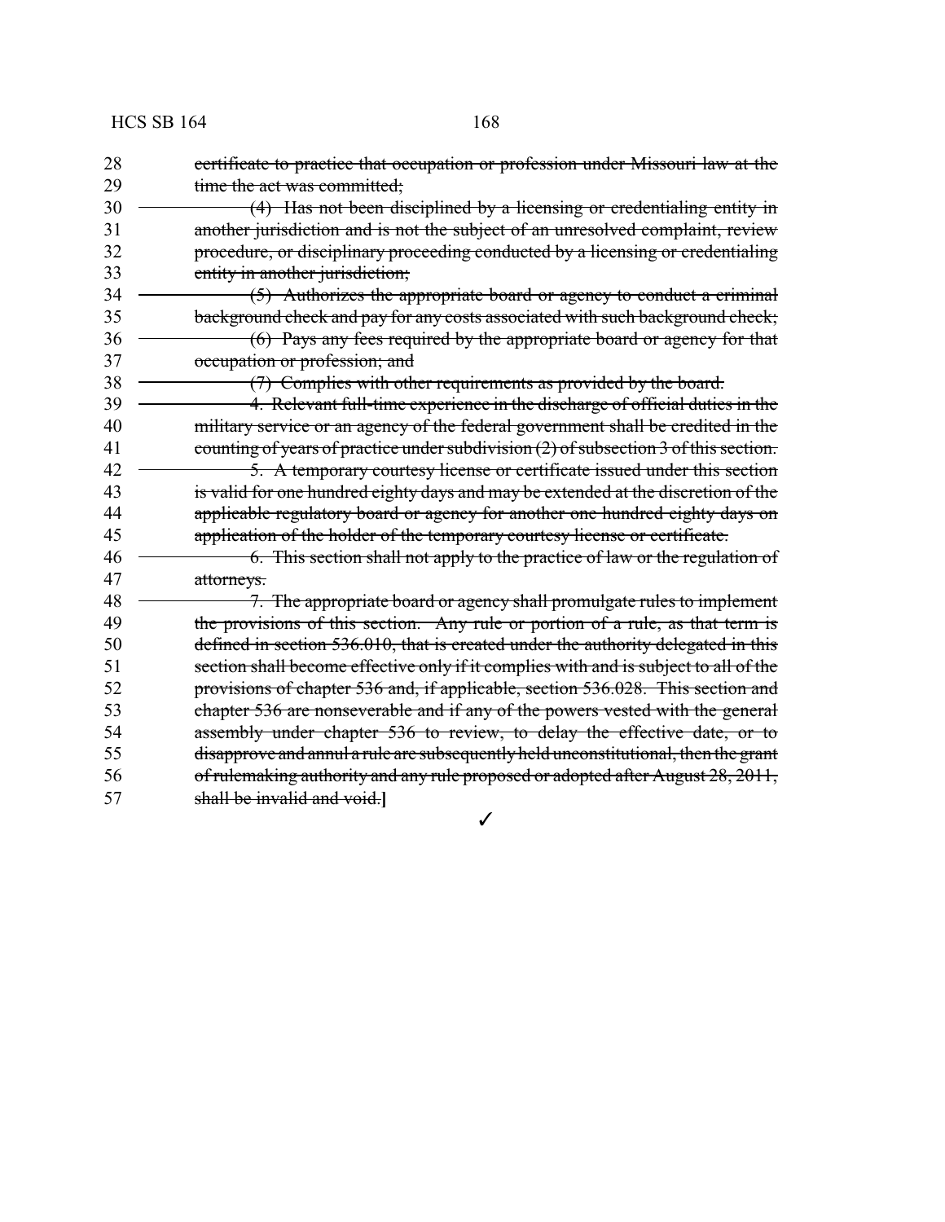28 certificate to practice that occupation or profession under Missouri law at the
29 time the act was committed;
30 (4) Has not been disciplined by a licensing or credentialing entity in
31 another jurisdiction and is not the subject of an unresolved complaint, review
32 procedure, or disciplinary proceeding conducted by a licensing or credentialing
33 entity in another jurisdiction;
34 (5) Authorizes the appropriate board or agency to conduct a criminal
35 background check and pay for any costs associated with such background check;
36 (6) Pays any fees required by the appropriate board or agency for that
37 occupation or profession; and
38 (7) Complies with other requirements as provided by the board.
39 4. Relevant full-time experience in the discharge of official duties in the
40 military service or an agency of the federal government shall be credited in the
41 counting of years of practice under subdivision (2) of subsection 3 of this section.
42 5. A temporary courtesy license or certificate issued under this section
43 is valid for one hundred eighty days and may be extended at the discretion of the
44 applicable regulatory board or agency for another one hundred eighty days on
45 application of the holder of the temporary courtesy license or certificate.
46 6. This section shall not apply to the practice of law or the regulation of
47 attorneys.
48 7. The appropriate board or agency shall promulgate rules to implement
49 the provisions of this section. Any rule or portion of a rule, as that term is
50 defined in section 536.010, that is created under the authority delegated in this
51 section shall become effective only if it complies with and is subject to all of the
52 provisions of chapter 536 and, if applicable, section 536.028. This section and
53 chapter 536 are nonseverable and if any of the powers vested with the general
54 assembly under chapter 536 to review, to delay the effective date, or to
55 disapprove and annul a rule are subsequently held unconstitutional, then the grant
56 of rulemaking authority and any rule proposed or adopted after August 28, 2011,
57 shall be invalid and void.]

✓